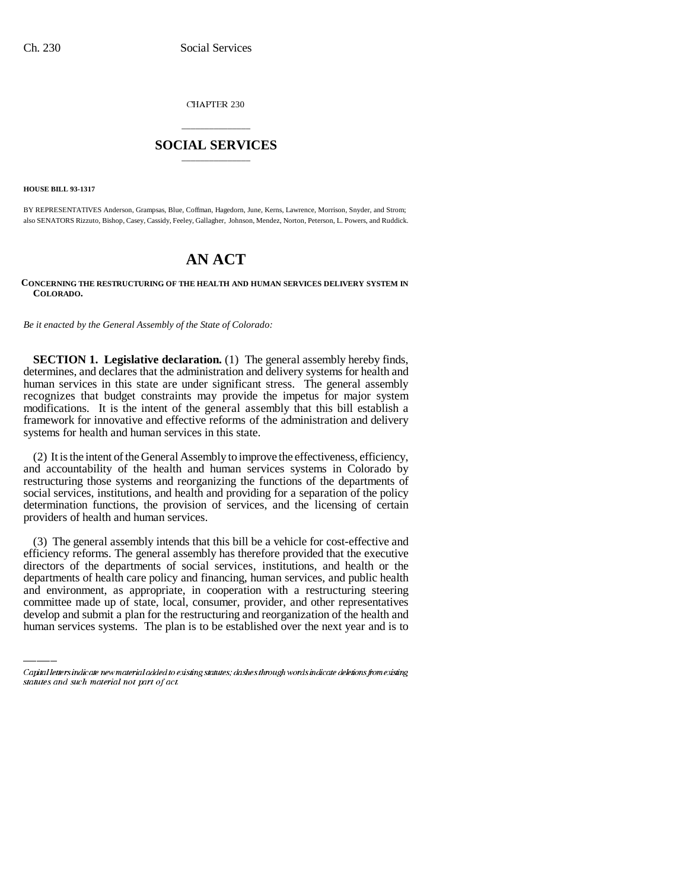CHAPTER 230

# SOCIAL SERVICES

**HOUSE BILL 93-1317**

BY REPRESENTATIVES Anderson, Grampsas, Blue, Coffman, Hagedorn, June, Kerns, Lawrence, Morrison, Snyder, and Strom; also SENATORS Rizzuto, Bishop, Casey, Cassidy, Feeley, Gallagher, Johnson, Mendez, Norton, Peterson, L. Powers, and Ruddick.

# AN ACT

**CONCERNING THE RESTRUCTURING OF THE HEALTH AND HUMAN SERVICES DELIVERY SYSTEM IN COLORADO.**

*Be it enacted by the General Assembly of the State of Colorado:*

**SECTION 1. Legislative declaration.** (1) The general assembly hereby finds, determines, and declares that the administration and delivery systems for health and human services in this state are under significant stress. The general assembly recognizes that budget constraints may provide the impetus for major system modifications. It is the intent of the general assembly that this bill establish a framework for innovative and effective reforms of the administration and delivery systems for health and human services in this state.

(2) It is the intent of the General Assembly to improve the effectiveness, efficiency, and accountability of the health and human services systems in Colorado by restructuring those systems and reorganizing the functions of the departments of social services, institutions, and health and providing for a separation of the policy determination functions, the provision of services, and the licensing of certain providers of health and human services.

(3) The general assembly intends that this bill be a vehicle for cost-effective and efficiency reforms. The general assembly has therefore provided that the executive directors of the departments of social services, institutions, and health or the departments of health care policy and financing, human services, and public health and environment, as appropriate, in cooperation with a restructuring steering committee made up of state, local, consumer, provider, and other representatives develop and submit a plan for the restructuring and reorganization of the health and human services systems. The plan is to be established over the next year and is to

Capital letters indicate new material added to existing statutes; dashes through words indicate deletions from existing statutes and such material not part of act.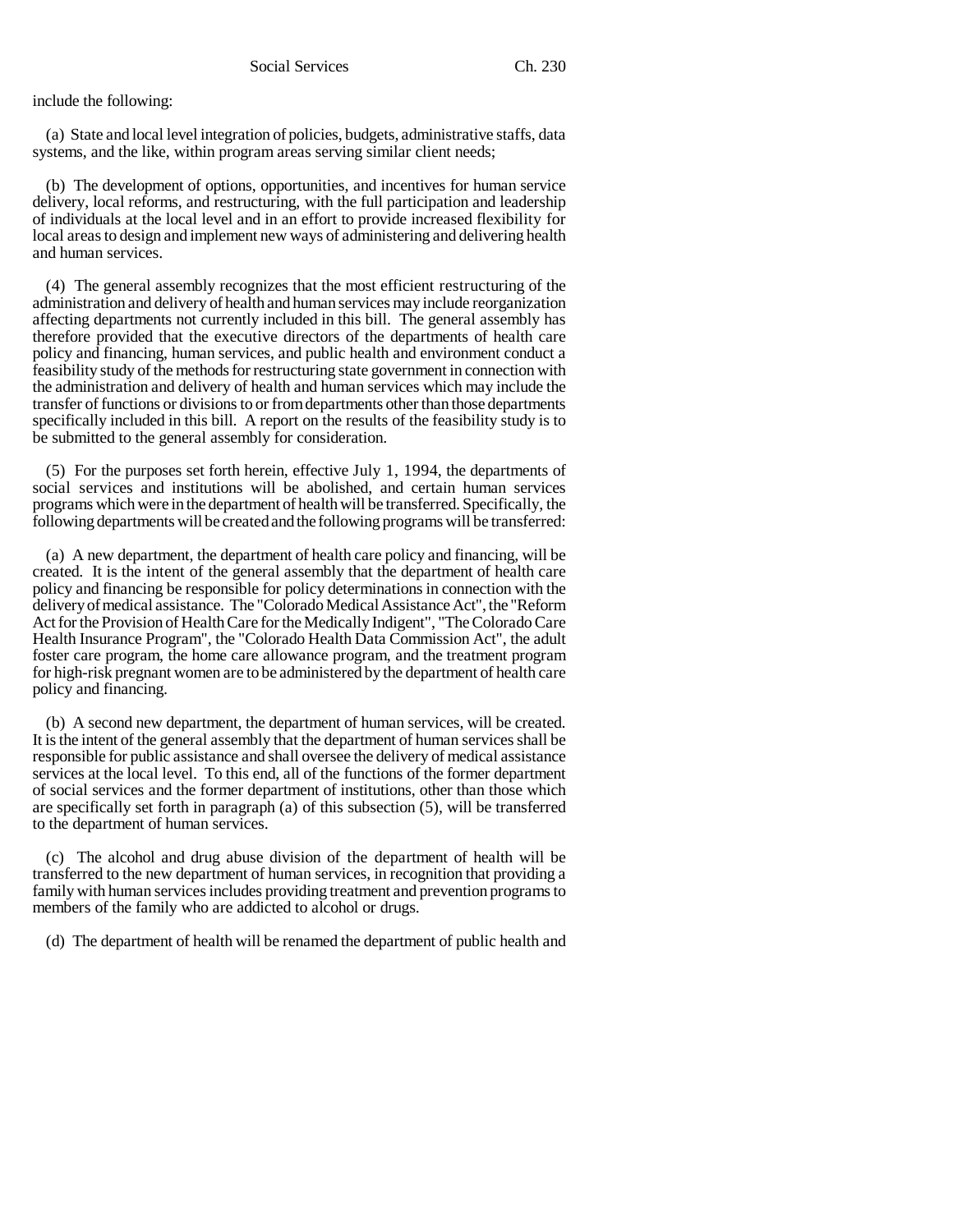include the following:

(a) State and local level integration of policies, budgets, administrative staffs, data systems, and the like, within program areas serving similar client needs;

(b) The development of options, opportunities, and incentives for human service delivery, local reforms, and restructuring, with the full participation and leadership of individuals at the local level and in an effort to provide increased flexibility for local areas to design and implement new ways of administering and delivering health and human services.

(4) The general assembly recognizes that the most efficient restructuring of the administration and delivery of health and human services may include reorganization affecting departments not currently included in this bill. The general assembly has therefore provided that the executive directors of the departments of health care policy and financing, human services, and public health and environment conduct a feasibility study of the methods for restructuring state government in connection with the administration and delivery of health and human services which may include the transfer of functions or divisions to or from departments other than those departments specifically included in this bill. A report on the results of the feasibility study is to be submitted to the general assembly for consideration.

(5) For the purposes set forth herein, effective July 1, 1994, the departments of social services and institutions will be abolished, and certain human services programs which were in the department of health will be transferred. Specifically, the following departments will be created and the following programs will be transferred:

(a) A new department, the department of health care policy and financing, will be created. It is the intent of the general assembly that the department of health care policy and financing be responsible for policy determinations in connection with the delivery of medical assistance. The "Colorado Medical Assistance Act", the "Reform Act for the Provision of Health Care for the Medically Indigent", "The Colorado Care Health Insurance Program", the "Colorado Health Data Commission Act", the adult foster care program, the home care allowance program, and the treatment program for high-risk pregnant women are to be administered by the department of health care policy and financing.

(b) A second new department, the department of human services, will be created. It is the intent of the general assembly that the department of human services shall be responsible for public assistance and shall oversee the delivery of medical assistance services at the local level. To this end, all of the functions of the former department of social services and the former department of institutions, other than those which are specifically set forth in paragraph (a) of this subsection (5), will be transferred to the department of human services.

(c) The alcohol and drug abuse division of the department of health will be transferred to the new department of human services, in recognition that providing a family with human services includes providing treatment and prevention programs to members of the family who are addicted to alcohol or drugs.

(d) The department of health will be renamed the department of public health and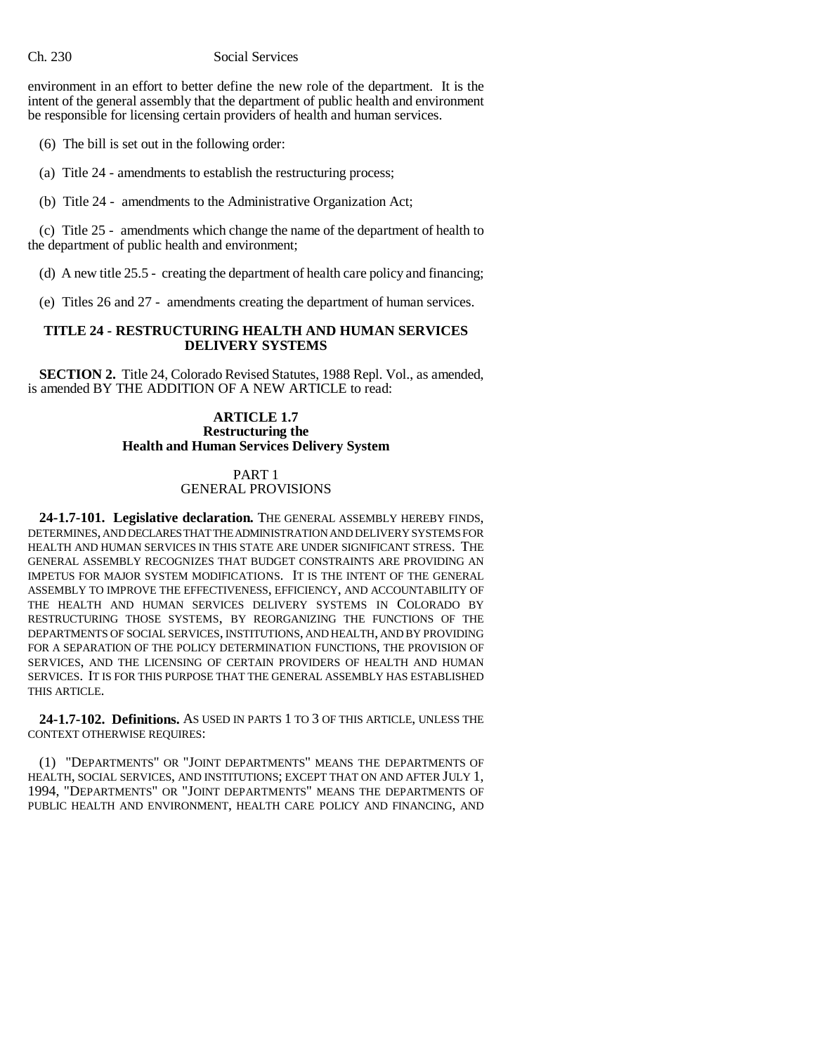environment in an effort to better define the new role of the department. It is the intent of the general assembly that the department of public health and environment be responsible for licensing certain providers of health and human services.

(6) The bill is set out in the following order:

(a) Title 24 - amendments to establish the restructuring process;

(b) Title 24 - amendments to the Administrative Organization Act;

(c) Title 25 - amendments which change the name of the department of health to the department of public health and environment;

(d) A new title 25.5 - creating the department of health care policy and financing;

(e) Titles 26 and 27 - amendments creating the department of human services.

## TITLE 24 - RESTRUCTURING HEALTH AND HUMAN SERVICES DELIVERY SYSTEMS

**SECTION 2.** Title 24, Colorado Revised Statutes, 1988 Repl. Vol., as amended, is amended BY THE ADDITION OF A NEW ARTICLE to read:

### ARTICLE 1.7
### Restructuring the Health and Human Services Delivery System

#### PART 1
#### GENERAL PROVISIONS

**24-1.7-101. Legislative declaration.** THE GENERAL ASSEMBLY HEREBY FINDS, DETERMINES, AND DECLARES THAT THE ADMINISTRATION AND DELIVERY SYSTEMS FOR HEALTH AND HUMAN SERVICES IN THIS STATE ARE UNDER SIGNIFICANT STRESS. THE GENERAL ASSEMBLY RECOGNIZES THAT BUDGET CONSTRAINTS ARE PROVIDING AN IMPETUS FOR MAJOR SYSTEM MODIFICATIONS. IT IS THE INTENT OF THE GENERAL ASSEMBLY TO IMPROVE THE EFFECTIVENESS, EFFICIENCY, AND ACCOUNTABILITY OF THE HEALTH AND HUMAN SERVICES DELIVERY SYSTEMS IN COLORADO BY RESTRUCTURING THOSE SYSTEMS, BY REORGANIZING THE FUNCTIONS OF THE DEPARTMENTS OF SOCIAL SERVICES, INSTITUTIONS, AND HEALTH, AND BY PROVIDING FOR A SEPARATION OF THE POLICY DETERMINATION FUNCTIONS, THE PROVISION OF SERVICES, AND THE LICENSING OF CERTAIN PROVIDERS OF HEALTH AND HUMAN SERVICES. IT IS FOR THIS PURPOSE THAT THE GENERAL ASSEMBLY HAS ESTABLISHED THIS ARTICLE.

**24-1.7-102. Definitions.** AS USED IN PARTS 1 TO 3 OF THIS ARTICLE, UNLESS THE CONTEXT OTHERWISE REQUIRES:

(1) "DEPARTMENTS" OR "JOINT DEPARTMENTS" MEANS THE DEPARTMENTS OF HEALTH, SOCIAL SERVICES, AND INSTITUTIONS; EXCEPT THAT ON AND AFTER JULY 1, 1994, "DEPARTMENTS" OR "JOINT DEPARTMENTS" MEANS THE DEPARTMENTS OF PUBLIC HEALTH AND ENVIRONMENT, HEALTH CARE POLICY AND FINANCING, AND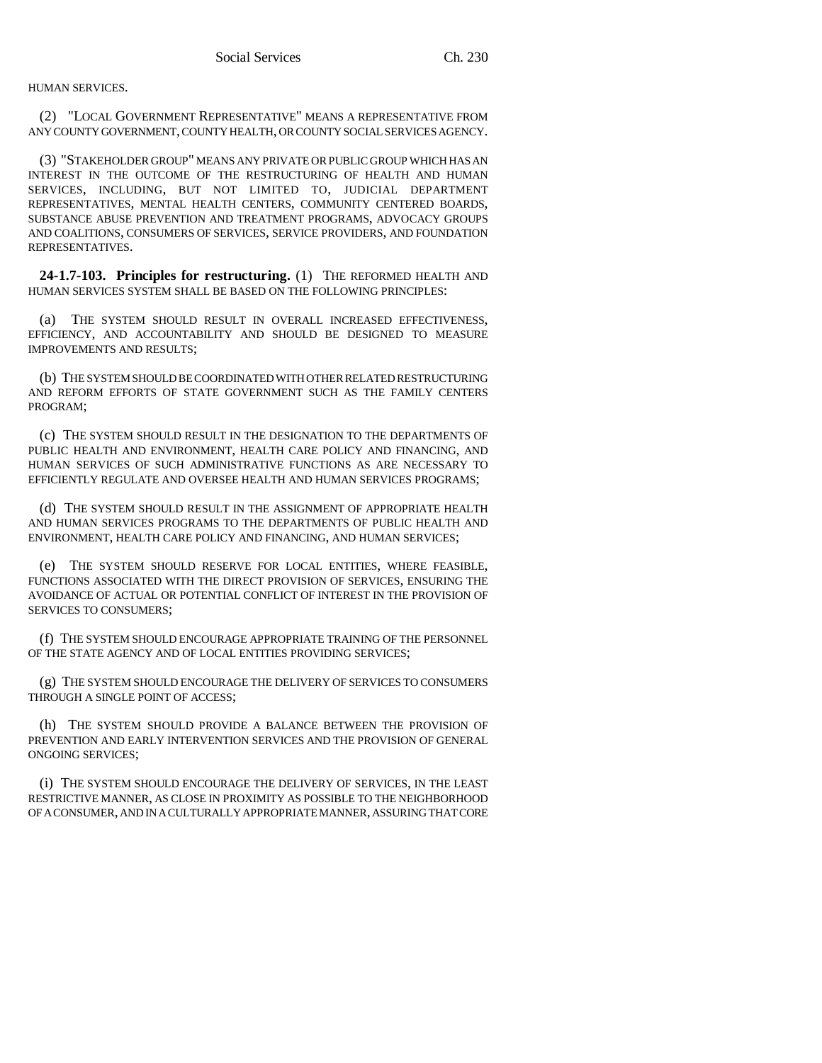HUMAN SERVICES.

(2) "LOCAL GOVERNMENT REPRESENTATIVE" MEANS A REPRESENTATIVE FROM ANY COUNTY GOVERNMENT, COUNTY HEALTH, OR COUNTY SOCIAL SERVICES AGENCY.

(3) "STAKEHOLDER GROUP" MEANS ANY PRIVATE OR PUBLIC GROUP WHICH HAS AN INTEREST IN THE OUTCOME OF THE RESTRUCTURING OF HEALTH AND HUMAN SERVICES, INCLUDING, BUT NOT LIMITED TO, JUDICIAL DEPARTMENT REPRESENTATIVES, MENTAL HEALTH CENTERS, COMMUNITY CENTERED BOARDS, SUBSTANCE ABUSE PREVENTION AND TREATMENT PROGRAMS, ADVOCACY GROUPS AND COALITIONS, CONSUMERS OF SERVICES, SERVICE PROVIDERS, AND FOUNDATION REPRESENTATIVES.

**24-1.7-103. Principles for restructuring.** (1) THE REFORMED HEALTH AND HUMAN SERVICES SYSTEM SHALL BE BASED ON THE FOLLOWING PRINCIPLES:

(a) THE SYSTEM SHOULD RESULT IN OVERALL INCREASED EFFECTIVENESS, EFFICIENCY, AND ACCOUNTABILITY AND SHOULD BE DESIGNED TO MEASURE IMPROVEMENTS AND RESULTS;

(b) THE SYSTEM SHOULD BE COORDINATED WITH OTHER RELATED RESTRUCTURING AND REFORM EFFORTS OF STATE GOVERNMENT SUCH AS THE FAMILY CENTERS PROGRAM;

(c) THE SYSTEM SHOULD RESULT IN THE DESIGNATION TO THE DEPARTMENTS OF PUBLIC HEALTH AND ENVIRONMENT, HEALTH CARE POLICY AND FINANCING, AND HUMAN SERVICES OF SUCH ADMINISTRATIVE FUNCTIONS AS ARE NECESSARY TO EFFICIENTLY REGULATE AND OVERSEE HEALTH AND HUMAN SERVICES PROGRAMS;

(d) THE SYSTEM SHOULD RESULT IN THE ASSIGNMENT OF APPROPRIATE HEALTH AND HUMAN SERVICES PROGRAMS TO THE DEPARTMENTS OF PUBLIC HEALTH AND ENVIRONMENT, HEALTH CARE POLICY AND FINANCING, AND HUMAN SERVICES;

(e) THE SYSTEM SHOULD RESERVE FOR LOCAL ENTITIES, WHERE FEASIBLE, FUNCTIONS ASSOCIATED WITH THE DIRECT PROVISION OF SERVICES, ENSURING THE AVOIDANCE OF ACTUAL OR POTENTIAL CONFLICT OF INTEREST IN THE PROVISION OF SERVICES TO CONSUMERS;

(f) THE SYSTEM SHOULD ENCOURAGE APPROPRIATE TRAINING OF THE PERSONNEL OF THE STATE AGENCY AND OF LOCAL ENTITIES PROVIDING SERVICES;

(g) THE SYSTEM SHOULD ENCOURAGE THE DELIVERY OF SERVICES TO CONSUMERS THROUGH A SINGLE POINT OF ACCESS;

(h) THE SYSTEM SHOULD PROVIDE A BALANCE BETWEEN THE PROVISION OF PREVENTION AND EARLY INTERVENTION SERVICES AND THE PROVISION OF GENERAL ONGOING SERVICES;

(i) THE SYSTEM SHOULD ENCOURAGE THE DELIVERY OF SERVICES, IN THE LEAST RESTRICTIVE MANNER, AS CLOSE IN PROXIMITY AS POSSIBLE TO THE NEIGHBORHOOD OF A CONSUMER, AND IN A CULTURALLY APPROPRIATE MANNER, ASSURING THAT CORE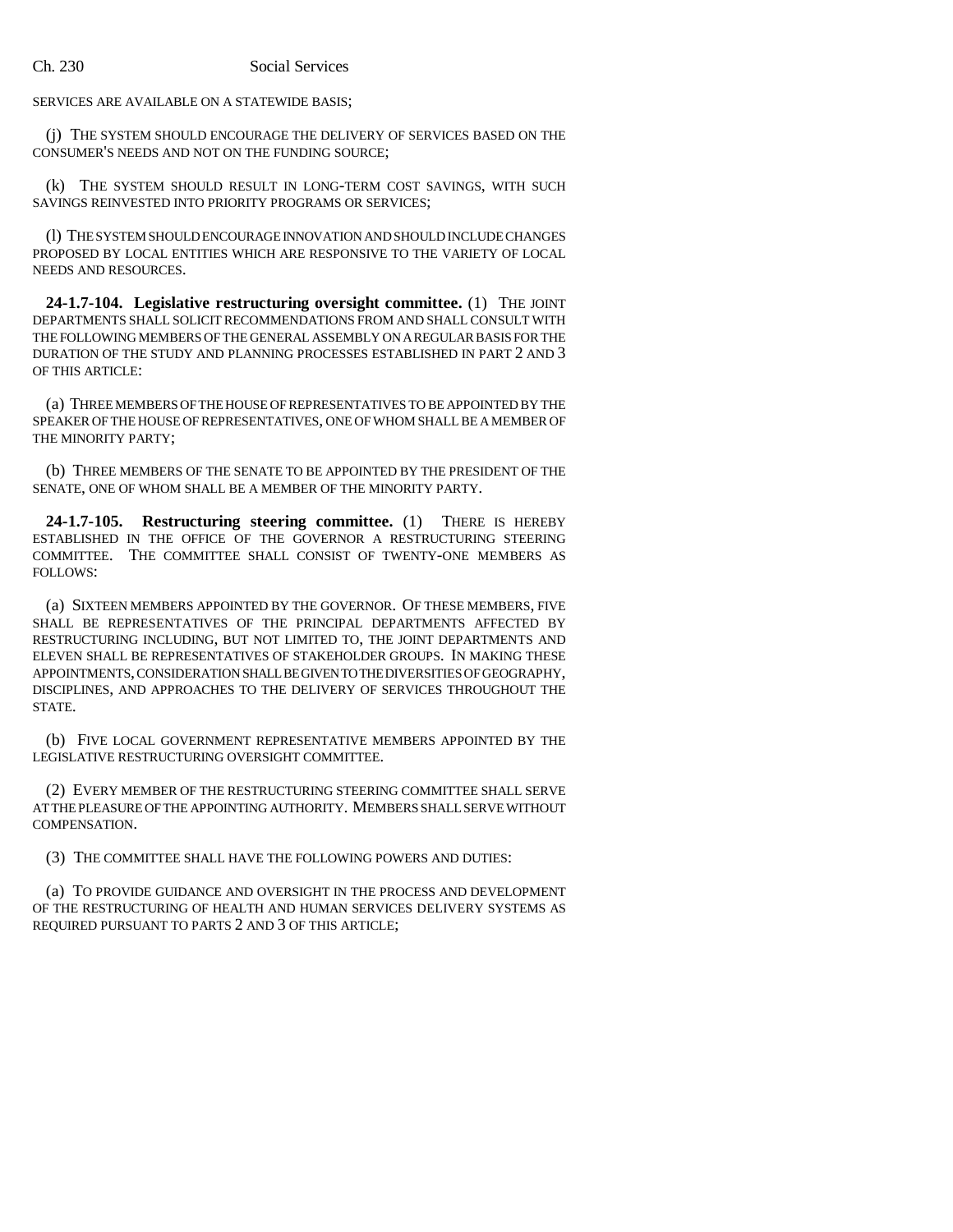SERVICES ARE AVAILABLE ON A STATEWIDE BASIS;

(j) THE SYSTEM SHOULD ENCOURAGE THE DELIVERY OF SERVICES BASED ON THE CONSUMER'S NEEDS AND NOT ON THE FUNDING SOURCE;

(k) THE SYSTEM SHOULD RESULT IN LONG-TERM COST SAVINGS, WITH SUCH SAVINGS REINVESTED INTO PRIORITY PROGRAMS OR SERVICES;

(l) THE SYSTEM SHOULD ENCOURAGE INNOVATION AND SHOULD INCLUDE CHANGES PROPOSED BY LOCAL ENTITIES WHICH ARE RESPONSIVE TO THE VARIETY OF LOCAL NEEDS AND RESOURCES.

**24-1.7-104. Legislative restructuring oversight committee.** (1) THE JOINT DEPARTMENTS SHALL SOLICIT RECOMMENDATIONS FROM AND SHALL CONSULT WITH THE FOLLOWING MEMBERS OF THE GENERAL ASSEMBLY ON A REGULAR BASIS FOR THE DURATION OF THE STUDY AND PLANNING PROCESSES ESTABLISHED IN PART 2 AND 3 OF THIS ARTICLE:

(a) THREE MEMBERS OF THE HOUSE OF REPRESENTATIVES TO BE APPOINTED BY THE SPEAKER OF THE HOUSE OF REPRESENTATIVES, ONE OF WHOM SHALL BE A MEMBER OF THE MINORITY PARTY;

(b) THREE MEMBERS OF THE SENATE TO BE APPOINTED BY THE PRESIDENT OF THE SENATE, ONE OF WHOM SHALL BE A MEMBER OF THE MINORITY PARTY.

**24-1.7-105. Restructuring steering committee.** (1) THERE IS HEREBY ESTABLISHED IN THE OFFICE OF THE GOVERNOR A RESTRUCTURING STEERING COMMITTEE. THE COMMITTEE SHALL CONSIST OF TWENTY-ONE MEMBERS AS FOLLOWS:

(a) SIXTEEN MEMBERS APPOINTED BY THE GOVERNOR. OF THESE MEMBERS, FIVE SHALL BE REPRESENTATIVES OF THE PRINCIPAL DEPARTMENTS AFFECTED BY RESTRUCTURING INCLUDING, BUT NOT LIMITED TO, THE JOINT DEPARTMENTS AND ELEVEN SHALL BE REPRESENTATIVES OF STAKEHOLDER GROUPS. IN MAKING THESE APPOINTMENTS, CONSIDERATION SHALL BE GIVEN TO THE DIVERSITIES OF GEOGRAPHY, DISCIPLINES, AND APPROACHES TO THE DELIVERY OF SERVICES THROUGHOUT THE STATE.

(b) FIVE LOCAL GOVERNMENT REPRESENTATIVE MEMBERS APPOINTED BY THE LEGISLATIVE RESTRUCTURING OVERSIGHT COMMITTEE.

(2) EVERY MEMBER OF THE RESTRUCTURING STEERING COMMITTEE SHALL SERVE AT THE PLEASURE OF THE APPOINTING AUTHORITY. MEMBERS SHALL SERVE WITHOUT COMPENSATION.

(3) THE COMMITTEE SHALL HAVE THE FOLLOWING POWERS AND DUTIES:

(a) TO PROVIDE GUIDANCE AND OVERSIGHT IN THE PROCESS AND DEVELOPMENT OF THE RESTRUCTURING OF HEALTH AND HUMAN SERVICES DELIVERY SYSTEMS AS REQUIRED PURSUANT TO PARTS 2 AND 3 OF THIS ARTICLE;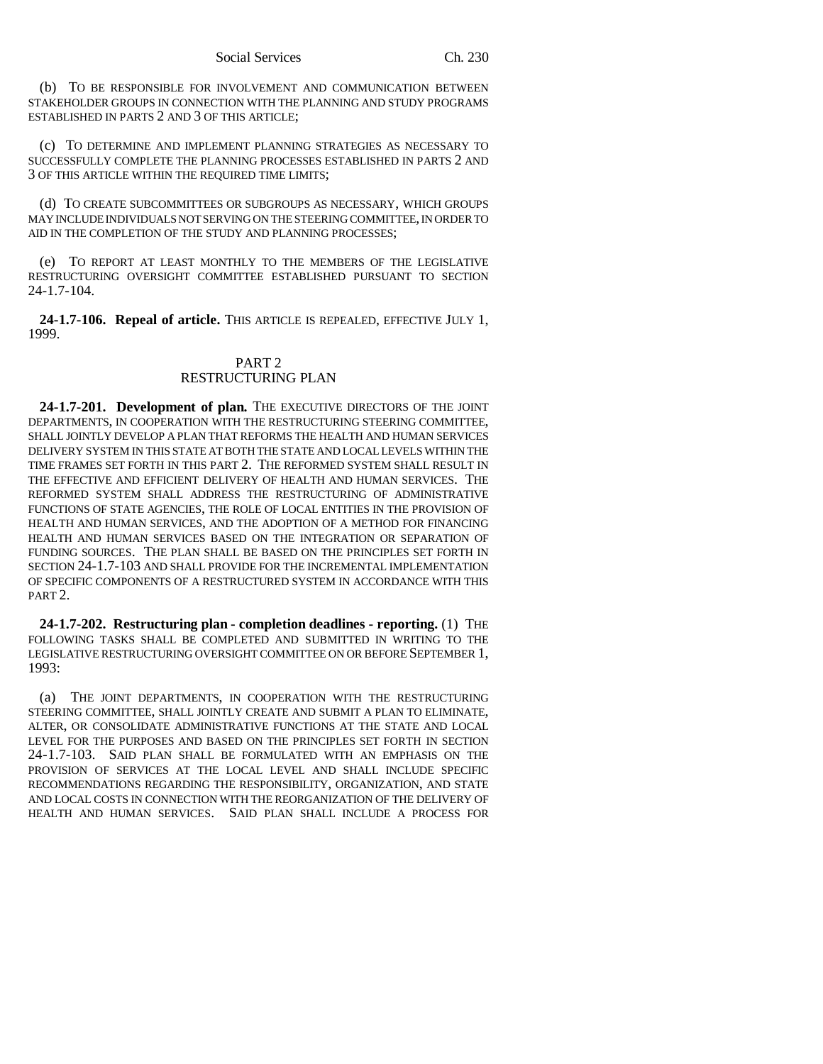(b) TO BE RESPONSIBLE FOR INVOLVEMENT AND COMMUNICATION BETWEEN STAKEHOLDER GROUPS IN CONNECTION WITH THE PLANNING AND STUDY PROGRAMS ESTABLISHED IN PARTS 2 AND 3 OF THIS ARTICLE;

(c) TO DETERMINE AND IMPLEMENT PLANNING STRATEGIES AS NECESSARY TO SUCCESSFULLY COMPLETE THE PLANNING PROCESSES ESTABLISHED IN PARTS 2 AND 3 OF THIS ARTICLE WITHIN THE REQUIRED TIME LIMITS;

(d) TO CREATE SUBCOMMITTEES OR SUBGROUPS AS NECESSARY, WHICH GROUPS MAY INCLUDE INDIVIDUALS NOT SERVING ON THE STEERING COMMITTEE, IN ORDER TO AID IN THE COMPLETION OF THE STUDY AND PLANNING PROCESSES;

(e) TO REPORT AT LEAST MONTHLY TO THE MEMBERS OF THE LEGISLATIVE RESTRUCTURING OVERSIGHT COMMITTEE ESTABLISHED PURSUANT TO SECTION 24-1.7-104.

**24-1.7-106. Repeal of article.** THIS ARTICLE IS REPEALED, EFFECTIVE JULY 1, 1999.

## PART 2
## RESTRUCTURING PLAN

**24-1.7-201. Development of plan.** THE EXECUTIVE DIRECTORS OF THE JOINT DEPARTMENTS, IN COOPERATION WITH THE RESTRUCTURING STEERING COMMITTEE, SHALL JOINTLY DEVELOP A PLAN THAT REFORMS THE HEALTH AND HUMAN SERVICES DELIVERY SYSTEM IN THIS STATE AT BOTH THE STATE AND LOCAL LEVELS WITHIN THE TIME FRAMES SET FORTH IN THIS PART 2. THE REFORMED SYSTEM SHALL RESULT IN THE EFFECTIVE AND EFFICIENT DELIVERY OF HEALTH AND HUMAN SERVICES. THE REFORMED SYSTEM SHALL ADDRESS THE RESTRUCTURING OF ADMINISTRATIVE FUNCTIONS OF STATE AGENCIES, THE ROLE OF LOCAL ENTITIES IN THE PROVISION OF HEALTH AND HUMAN SERVICES, AND THE ADOPTION OF A METHOD FOR FINANCING HEALTH AND HUMAN SERVICES BASED ON THE INTEGRATION OR SEPARATION OF FUNDING SOURCES. THE PLAN SHALL BE BASED ON THE PRINCIPLES SET FORTH IN SECTION 24-1.7-103 AND SHALL PROVIDE FOR THE INCREMENTAL IMPLEMENTATION OF SPECIFIC COMPONENTS OF A RESTRUCTURED SYSTEM IN ACCORDANCE WITH THIS PART 2.

**24-1.7-202. Restructuring plan - completion deadlines - reporting.** (1) THE FOLLOWING TASKS SHALL BE COMPLETED AND SUBMITTED IN WRITING TO THE LEGISLATIVE RESTRUCTURING OVERSIGHT COMMITTEE ON OR BEFORE SEPTEMBER 1, 1993:

(a) THE JOINT DEPARTMENTS, IN COOPERATION WITH THE RESTRUCTURING STEERING COMMITTEE, SHALL JOINTLY CREATE AND SUBMIT A PLAN TO ELIMINATE, ALTER, OR CONSOLIDATE ADMINISTRATIVE FUNCTIONS AT THE STATE AND LOCAL LEVEL FOR THE PURPOSES AND BASED ON THE PRINCIPLES SET FORTH IN SECTION 24-1.7-103. SAID PLAN SHALL BE FORMULATED WITH AN EMPHASIS ON THE PROVISION OF SERVICES AT THE LOCAL LEVEL AND SHALL INCLUDE SPECIFIC RECOMMENDATIONS REGARDING THE RESPONSIBILITY, ORGANIZATION, AND STATE AND LOCAL COSTS IN CONNECTION WITH THE REORGANIZATION OF THE DELIVERY OF HEALTH AND HUMAN SERVICES. SAID PLAN SHALL INCLUDE A PROCESS FOR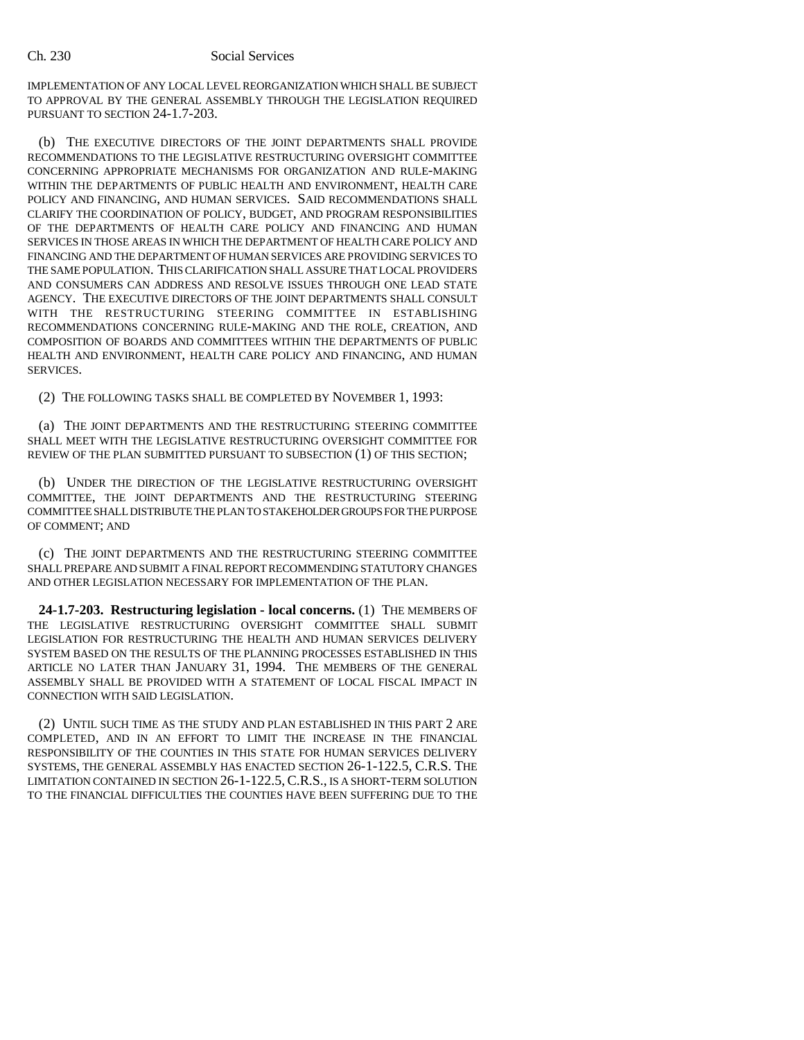IMPLEMENTATION OF ANY LOCAL LEVEL REORGANIZATION WHICH SHALL BE SUBJECT TO APPROVAL BY THE GENERAL ASSEMBLY THROUGH THE LEGISLATION REQUIRED PURSUANT TO SECTION 24-1.7-203.

(b) THE EXECUTIVE DIRECTORS OF THE JOINT DEPARTMENTS SHALL PROVIDE RECOMMENDATIONS TO THE LEGISLATIVE RESTRUCTURING OVERSIGHT COMMITTEE CONCERNING APPROPRIATE MECHANISMS FOR ORGANIZATION AND RULE-MAKING WITHIN THE DEPARTMENTS OF PUBLIC HEALTH AND ENVIRONMENT, HEALTH CARE POLICY AND FINANCING, AND HUMAN SERVICES. SAID RECOMMENDATIONS SHALL CLARIFY THE COORDINATION OF POLICY, BUDGET, AND PROGRAM RESPONSIBILITIES OF THE DEPARTMENTS OF HEALTH CARE POLICY AND FINANCING AND HUMAN SERVICES IN THOSE AREAS IN WHICH THE DEPARTMENT OF HEALTH CARE POLICY AND FINANCING AND THE DEPARTMENT OF HUMAN SERVICES ARE PROVIDING SERVICES TO THE SAME POPULATION. THIS CLARIFICATION SHALL ASSURE THAT LOCAL PROVIDERS AND CONSUMERS CAN ADDRESS AND RESOLVE ISSUES THROUGH ONE LEAD STATE AGENCY. THE EXECUTIVE DIRECTORS OF THE JOINT DEPARTMENTS SHALL CONSULT WITH THE RESTRUCTURING STEERING COMMITTEE IN ESTABLISHING RECOMMENDATIONS CONCERNING RULE-MAKING AND THE ROLE, CREATION, AND COMPOSITION OF BOARDS AND COMMITTEES WITHIN THE DEPARTMENTS OF PUBLIC HEALTH AND ENVIRONMENT, HEALTH CARE POLICY AND FINANCING, AND HUMAN SERVICES.

(2) THE FOLLOWING TASKS SHALL BE COMPLETED BY NOVEMBER 1, 1993:

(a) THE JOINT DEPARTMENTS AND THE RESTRUCTURING STEERING COMMITTEE SHALL MEET WITH THE LEGISLATIVE RESTRUCTURING OVERSIGHT COMMITTEE FOR REVIEW OF THE PLAN SUBMITTED PURSUANT TO SUBSECTION (1) OF THIS SECTION;

(b) UNDER THE DIRECTION OF THE LEGISLATIVE RESTRUCTURING OVERSIGHT COMMITTEE, THE JOINT DEPARTMENTS AND THE RESTRUCTURING STEERING COMMITTEE SHALL DISTRIBUTE THE PLAN TO STAKEHOLDER GROUPS FOR THE PURPOSE OF COMMENT; AND

(c) THE JOINT DEPARTMENTS AND THE RESTRUCTURING STEERING COMMITTEE SHALL PREPARE AND SUBMIT A FINAL REPORT RECOMMENDING STATUTORY CHANGES AND OTHER LEGISLATION NECESSARY FOR IMPLEMENTATION OF THE PLAN.

**24-1.7-203. Restructuring legislation - local concerns.** (1) THE MEMBERS OF THE LEGISLATIVE RESTRUCTURING OVERSIGHT COMMITTEE SHALL SUBMIT LEGISLATION FOR RESTRUCTURING THE HEALTH AND HUMAN SERVICES DELIVERY SYSTEM BASED ON THE RESULTS OF THE PLANNING PROCESSES ESTABLISHED IN THIS ARTICLE NO LATER THAN JANUARY 31, 1994. THE MEMBERS OF THE GENERAL ASSEMBLY SHALL BE PROVIDED WITH A STATEMENT OF LOCAL FISCAL IMPACT IN CONNECTION WITH SAID LEGISLATION.

(2) UNTIL SUCH TIME AS THE STUDY AND PLAN ESTABLISHED IN THIS PART 2 ARE COMPLETED, AND IN AN EFFORT TO LIMIT THE INCREASE IN THE FINANCIAL RESPONSIBILITY OF THE COUNTIES IN THIS STATE FOR HUMAN SERVICES DELIVERY SYSTEMS, THE GENERAL ASSEMBLY HAS ENACTED SECTION 26-1-122.5, C.R.S. THE LIMITATION CONTAINED IN SECTION 26-1-122.5, C.R.S., IS A SHORT-TERM SOLUTION TO THE FINANCIAL DIFFICULTIES THE COUNTIES HAVE BEEN SUFFERING DUE TO THE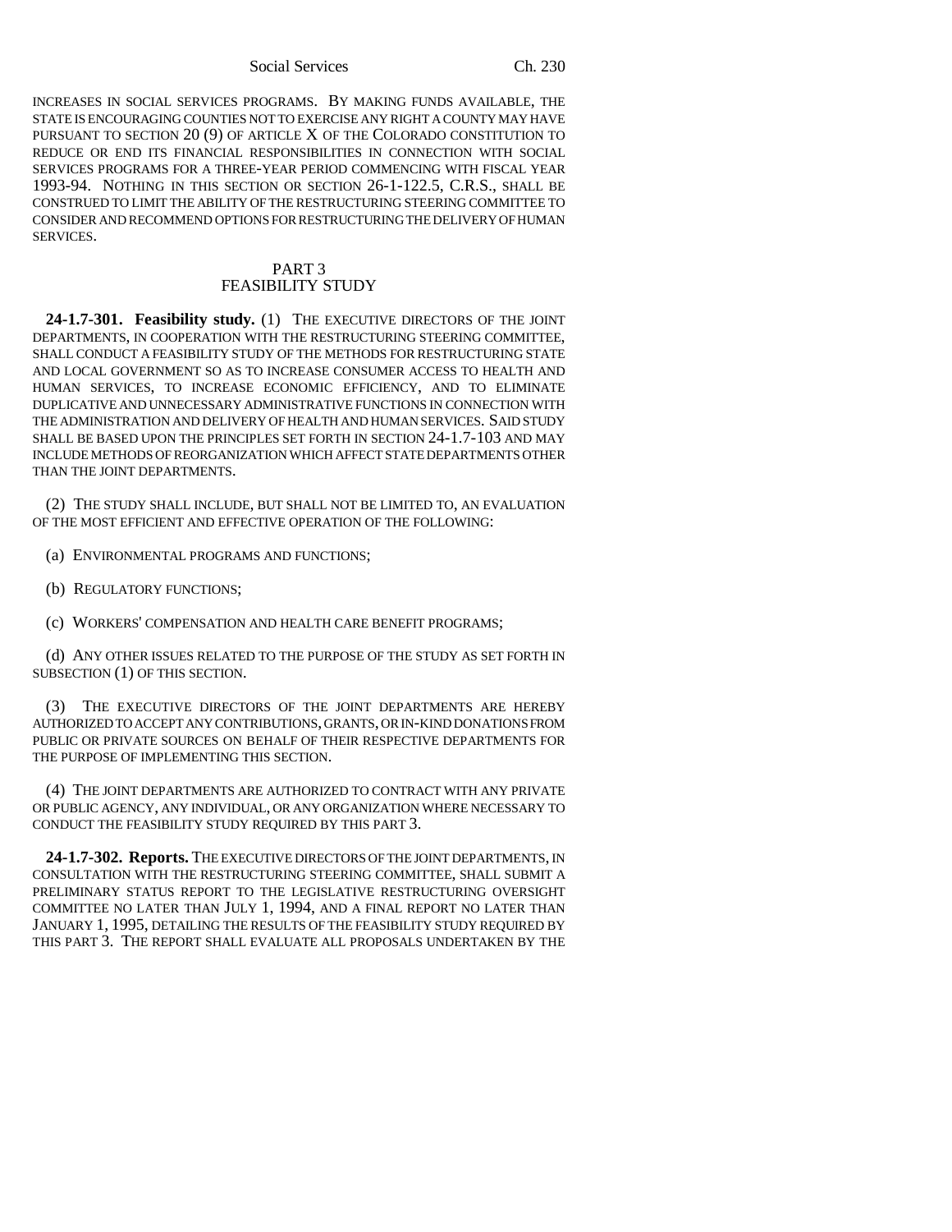INCREASES IN SOCIAL SERVICES PROGRAMS. BY MAKING FUNDS AVAILABLE, THE STATE IS ENCOURAGING COUNTIES NOT TO EXERCISE ANY RIGHT A COUNTY MAY HAVE PURSUANT TO SECTION 20 (9) OF ARTICLE X OF THE COLORADO CONSTITUTION TO REDUCE OR END ITS FINANCIAL RESPONSIBILITIES IN CONNECTION WITH SOCIAL SERVICES PROGRAMS FOR A THREE-YEAR PERIOD COMMENCING WITH FISCAL YEAR 1993-94. NOTHING IN THIS SECTION OR SECTION 26-1-122.5, C.R.S., SHALL BE CONSTRUED TO LIMIT THE ABILITY OF THE RESTRUCTURING STEERING COMMITTEE TO CONSIDER AND RECOMMEND OPTIONS FOR RESTRUCTURING THE DELIVERY OF HUMAN SERVICES.

## PART 3
## FEASIBILITY STUDY

**24-1.7-301. Feasibility study.** (1) THE EXECUTIVE DIRECTORS OF THE JOINT DEPARTMENTS, IN COOPERATION WITH THE RESTRUCTURING STEERING COMMITTEE, SHALL CONDUCT A FEASIBILITY STUDY OF THE METHODS FOR RESTRUCTURING STATE AND LOCAL GOVERNMENT SO AS TO INCREASE CONSUMER ACCESS TO HEALTH AND HUMAN SERVICES, TO INCREASE ECONOMIC EFFICIENCY, AND TO ELIMINATE DUPLICATIVE AND UNNECESSARY ADMINISTRATIVE FUNCTIONS IN CONNECTION WITH THE ADMINISTRATION AND DELIVERY OF HEALTH AND HUMAN SERVICES. SAID STUDY SHALL BE BASED UPON THE PRINCIPLES SET FORTH IN SECTION 24-1.7-103 AND MAY INCLUDE METHODS OF REORGANIZATION WHICH AFFECT STATE DEPARTMENTS OTHER THAN THE JOINT DEPARTMENTS.

(2) THE STUDY SHALL INCLUDE, BUT SHALL NOT BE LIMITED TO, AN EVALUATION OF THE MOST EFFICIENT AND EFFECTIVE OPERATION OF THE FOLLOWING:

(a) ENVIRONMENTAL PROGRAMS AND FUNCTIONS;

(b) REGULATORY FUNCTIONS;

(c) WORKERS' COMPENSATION AND HEALTH CARE BENEFIT PROGRAMS;

(d) ANY OTHER ISSUES RELATED TO THE PURPOSE OF THE STUDY AS SET FORTH IN SUBSECTION (1) OF THIS SECTION.

(3) THE EXECUTIVE DIRECTORS OF THE JOINT DEPARTMENTS ARE HEREBY AUTHORIZED TO ACCEPT ANY CONTRIBUTIONS, GRANTS, OR IN-KIND DONATIONS FROM PUBLIC OR PRIVATE SOURCES ON BEHALF OF THEIR RESPECTIVE DEPARTMENTS FOR THE PURPOSE OF IMPLEMENTING THIS SECTION.

(4) THE JOINT DEPARTMENTS ARE AUTHORIZED TO CONTRACT WITH ANY PRIVATE OR PUBLIC AGENCY, ANY INDIVIDUAL, OR ANY ORGANIZATION WHERE NECESSARY TO CONDUCT THE FEASIBILITY STUDY REQUIRED BY THIS PART 3.

**24-1.7-302. Reports.** THE EXECUTIVE DIRECTORS OF THE JOINT DEPARTMENTS, IN CONSULTATION WITH THE RESTRUCTURING STEERING COMMITTEE, SHALL SUBMIT A PRELIMINARY STATUS REPORT TO THE LEGISLATIVE RESTRUCTURING OVERSIGHT COMMITTEE NO LATER THAN JULY 1, 1994, AND A FINAL REPORT NO LATER THAN JANUARY 1, 1995, DETAILING THE RESULTS OF THE FEASIBILITY STUDY REQUIRED BY THIS PART 3. THE REPORT SHALL EVALUATE ALL PROPOSALS UNDERTAKEN BY THE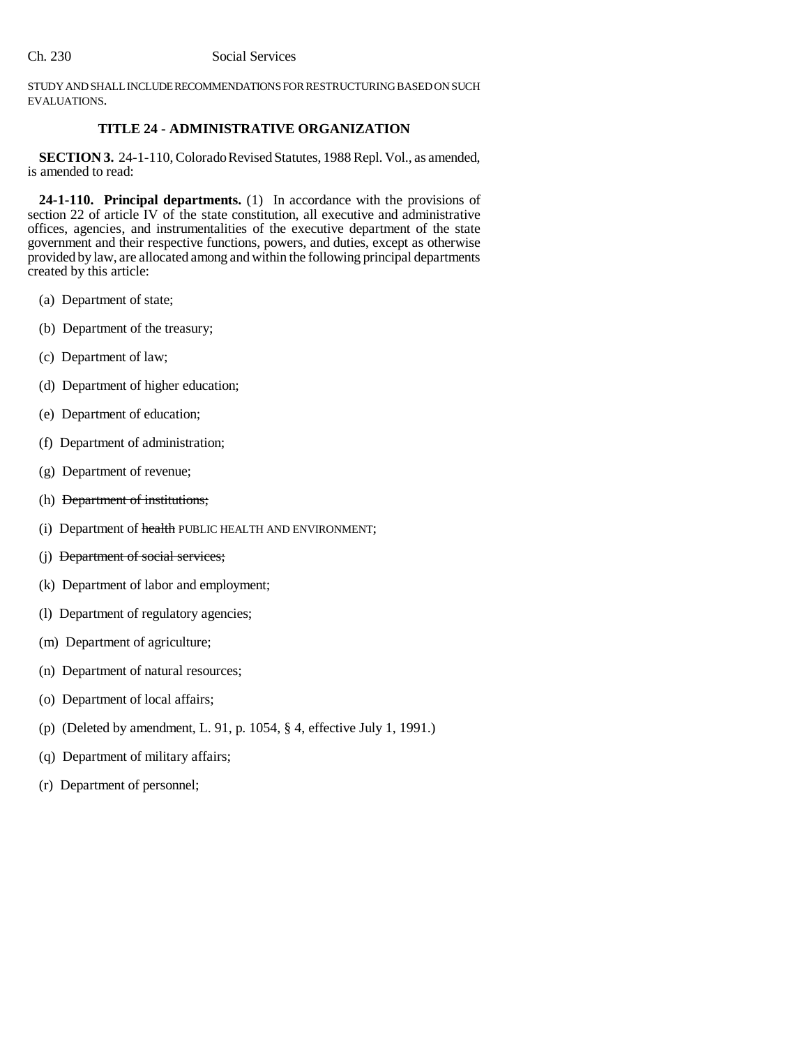STUDY AND SHALL INCLUDE RECOMMENDATIONS FOR RESTRUCTURING BASED ON SUCH EVALUATIONS.

## TITLE 24 - ADMINISTRATIVE ORGANIZATION

**SECTION 3.** 24-1-110, Colorado Revised Statutes, 1988 Repl. Vol., as amended, is amended to read:

**24-1-110. Principal departments.** (1) In accordance with the provisions of section 22 of article IV of the state constitution, all executive and administrative offices, agencies, and instrumentalities of the executive department of the state government and their respective functions, powers, and duties, except as otherwise provided by law, are allocated among and within the following principal departments created by this article:

(a) Department of state;

(b) Department of the treasury;

(c) Department of law;

(d) Department of higher education;

(e) Department of education;

(f) Department of administration;

(g) Department of revenue;

(h) ~~Department of institutions;~~

(i) Department of ~~health~~ PUBLIC HEALTH AND ENVIRONMENT;

(j) ~~Department of social services;~~

(k) Department of labor and employment;

(l) Department of regulatory agencies;

(m) Department of agriculture;

(n) Department of natural resources;

(o) Department of local affairs;

(p) (Deleted by amendment, L. 91, p. 1054, § 4, effective July 1, 1991.)

(q) Department of military affairs;

(r) Department of personnel;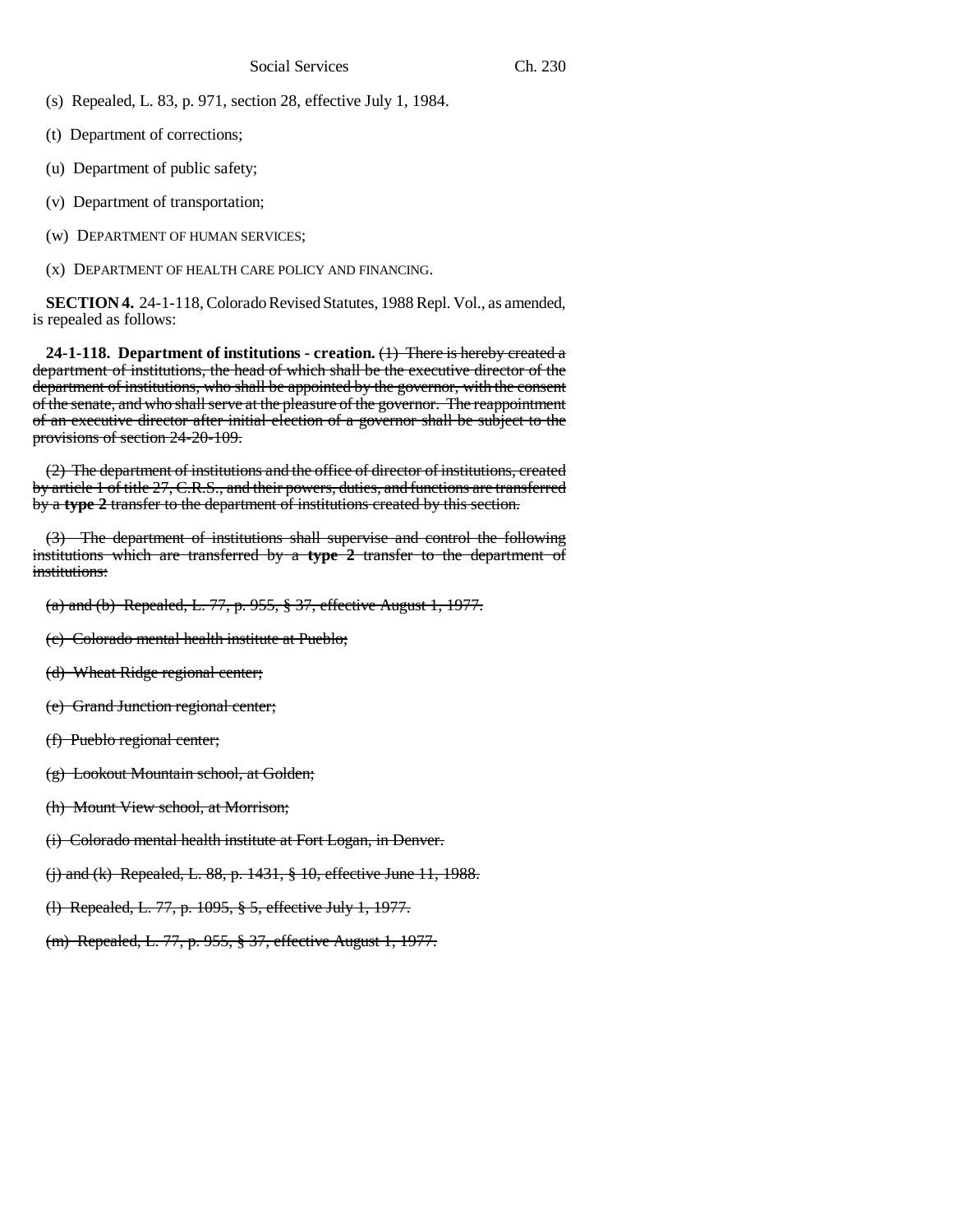(s) Repealed, L. 83, p. 971, section 28, effective July 1, 1984.

(t) Department of corrections;

(u) Department of public safety;

(v) Department of transportation;

(w) DEPARTMENT OF HUMAN SERVICES;

(x) DEPARTMENT OF HEALTH CARE POLICY AND FINANCING.

**SECTION 4.** 24-1-118, Colorado Revised Statutes, 1988 Repl. Vol., as amended, is repealed as follows:

**24-1-118. Department of institutions - creation.** ~~(1) There is hereby created a department of institutions, the head of which shall be the executive director of the department of institutions, who shall be appointed by the governor, with the consent of the senate, and who shall serve at the pleasure of the governor. The reappointment of an executive director after initial election of a governor shall be subject to the provisions of section 24-20-109.~~

~~(2) The department of institutions and the office of director of institutions, created by article 1 of title 27, C.R.S., and their powers, duties, and functions are transferred by a **type 2** transfer to the department of institutions created by this section.~~

~~(3) The department of institutions shall supervise and control the following institutions which are transferred by a **type 2** transfer to the department of institutions:~~

~~(a) and (b) Repealed, L. 77, p. 955, § 37, effective August 1, 1977.~~

~~(c) Colorado mental health institute at Pueblo;~~

~~(d) Wheat Ridge regional center;~~

~~(e) Grand Junction regional center;~~

~~(f) Pueblo regional center;~~

~~(g) Lookout Mountain school, at Golden;~~

~~(h) Mount View school, at Morrison;~~

~~(i) Colorado mental health institute at Fort Logan, in Denver.~~

~~(j) and (k) Repealed, L. 88, p. 1431, § 10, effective June 11, 1988.~~

~~(l) Repealed, L. 77, p. 1095, § 5, effective July 1, 1977.~~

~~(m) Repealed, L. 77, p. 955, § 37, effective August 1, 1977.~~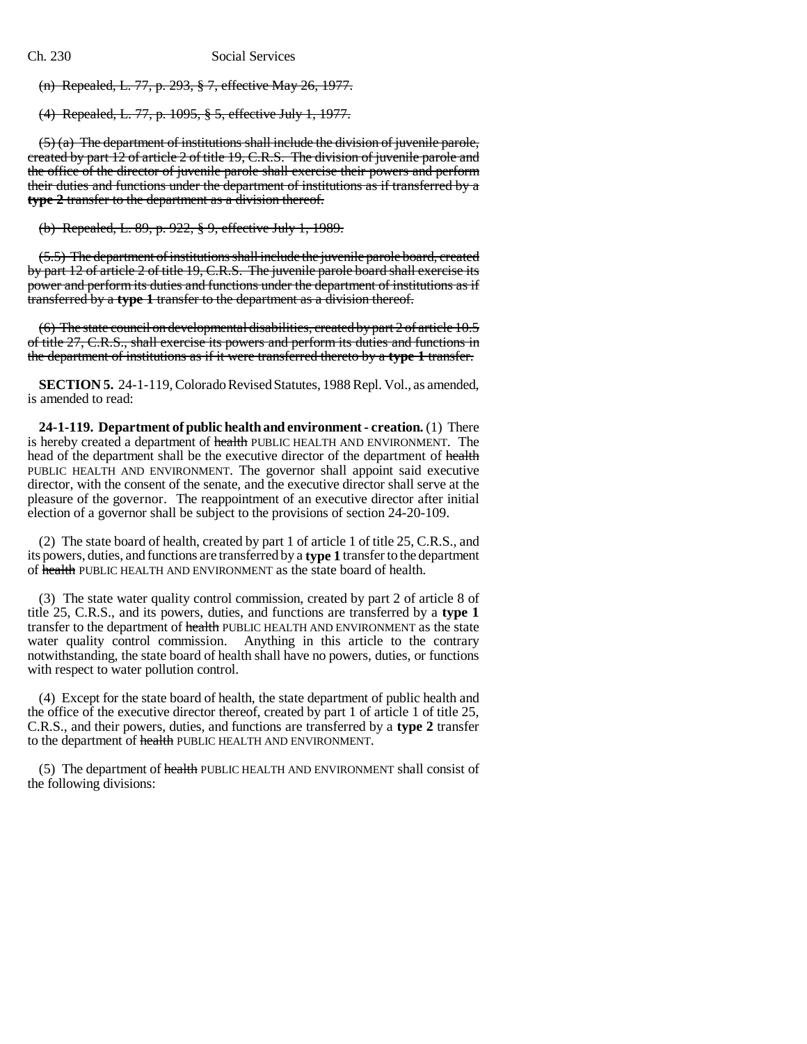(n) Repealed, L. 77, p. 293, § 7, effective May 26, 1977.

(4) Repealed, L. 77, p. 1095, § 5, effective July 1, 1977.

(5) (a) The department of institutions shall include the division of juvenile parole, created by part 12 of article 2 of title 19, C.R.S. The division of juvenile parole and the office of the director of juvenile parole shall exercise their powers and perform their duties and functions under the department of institutions as if transferred by a **type 2** transfer to the department as a division thereof.

(b) Repealed, L. 89, p. 922, § 9, effective July 1, 1989.

(5.5) The department of institutions shall include the juvenile parole board, created by part 12 of article 2 of title 19, C.R.S. The juvenile parole board shall exercise its power and perform its duties and functions under the department of institutions as if transferred by a **type 1** transfer to the department as a division thereof.

(6) The state council on developmental disabilities, created by part 2 of article 10.5 of title 27, C.R.S., shall exercise its powers and perform its duties and functions in the department of institutions as if it were transferred thereto by a **type 1** transfer.

**SECTION 5.** 24-1-119, Colorado Revised Statutes, 1988 Repl. Vol., as amended, is amended to read:

**24-1-119. Department of public health and environment - creation.** (1) There is hereby created a department of health PUBLIC HEALTH AND ENVIRONMENT. The head of the department shall be the executive director of the department of health PUBLIC HEALTH AND ENVIRONMENT. The governor shall appoint said executive director, with the consent of the senate, and the executive director shall serve at the pleasure of the governor. The reappointment of an executive director after initial election of a governor shall be subject to the provisions of section 24-20-109.

(2) The state board of health, created by part 1 of article 1 of title 25, C.R.S., and its powers, duties, and functions are transferred by a **type 1** transfer to the department of health PUBLIC HEALTH AND ENVIRONMENT as the state board of health.

(3) The state water quality control commission, created by part 2 of article 8 of title 25, C.R.S., and its powers, duties, and functions are transferred by a **type 1** transfer to the department of health PUBLIC HEALTH AND ENVIRONMENT as the state water quality control commission. Anything in this article to the contrary notwithstanding, the state board of health shall have no powers, duties, or functions with respect to water pollution control.

(4) Except for the state board of health, the state department of public health and the office of the executive director thereof, created by part 1 of article 1 of title 25, C.R.S., and their powers, duties, and functions are transferred by a **type 2** transfer to the department of health PUBLIC HEALTH AND ENVIRONMENT.

(5) The department of health PUBLIC HEALTH AND ENVIRONMENT shall consist of the following divisions: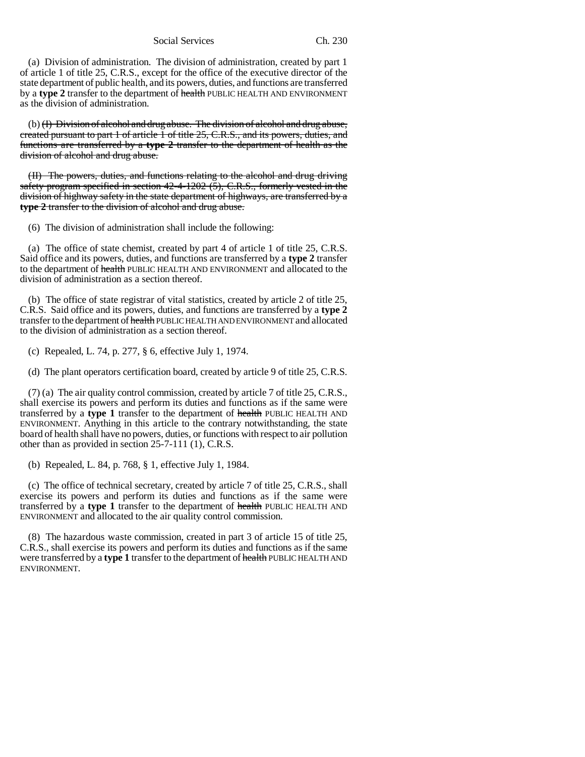(a) Division of administration. The division of administration, created by part 1 of article 1 of title 25, C.R.S., except for the office of the executive director of the state department of public health, and its powers, duties, and functions are transferred by a **type 2** transfer to the department of ~~health~~ PUBLIC HEALTH AND ENVIRONMENT as the division of administration.

(b) ~~(I) Division of alcohol and drug abuse. The division of alcohol and drug abuse, created pursuant to part 1 of article 1 of title 25, C.R.S., and its powers, duties, and functions are transferred by a **type 2** transfer to the department of health as the division of alcohol and drug abuse.~~

~~(II) The powers, duties, and functions relating to the alcohol and drug driving safety program specified in section 42-4-1202 (5), C.R.S., formerly vested in the division of highway safety in the state department of highways, are transferred by a **type 2** transfer to the division of alcohol and drug abuse.~~

(6) The division of administration shall include the following:

(a) The office of state chemist, created by part 4 of article 1 of title 25, C.R.S. Said office and its powers, duties, and functions are transferred by a **type 2** transfer to the department of ~~health~~ PUBLIC HEALTH AND ENVIRONMENT and allocated to the division of administration as a section thereof.

(b) The office of state registrar of vital statistics, created by article 2 of title 25, C.R.S. Said office and its powers, duties, and functions are transferred by a **type 2** transfer to the department of ~~health~~ PUBLIC HEALTH AND ENVIRONMENT and allocated to the division of administration as a section thereof.

(c) Repealed, L. 74, p. 277, § 6, effective July 1, 1974.

(d) The plant operators certification board, created by article 9 of title 25, C.R.S.

(7) (a) The air quality control commission, created by article 7 of title 25, C.R.S., shall exercise its powers and perform its duties and functions as if the same were transferred by a **type 1** transfer to the department of ~~health~~ PUBLIC HEALTH AND ENVIRONMENT. Anything in this article to the contrary notwithstanding, the state board of health shall have no powers, duties, or functions with respect to air pollution other than as provided in section 25-7-111 (1), C.R.S.

(b) Repealed, L. 84, p. 768, § 1, effective July 1, 1984.

(c) The office of technical secretary, created by article 7 of title 25, C.R.S., shall exercise its powers and perform its duties and functions as if the same were transferred by a **type 1** transfer to the department of ~~health~~ PUBLIC HEALTH AND ENVIRONMENT and allocated to the air quality control commission.

(8) The hazardous waste commission, created in part 3 of article 15 of title 25, C.R.S., shall exercise its powers and perform its duties and functions as if the same were transferred by a **type 1** transfer to the department of ~~health~~ PUBLIC HEALTH AND ENVIRONMENT.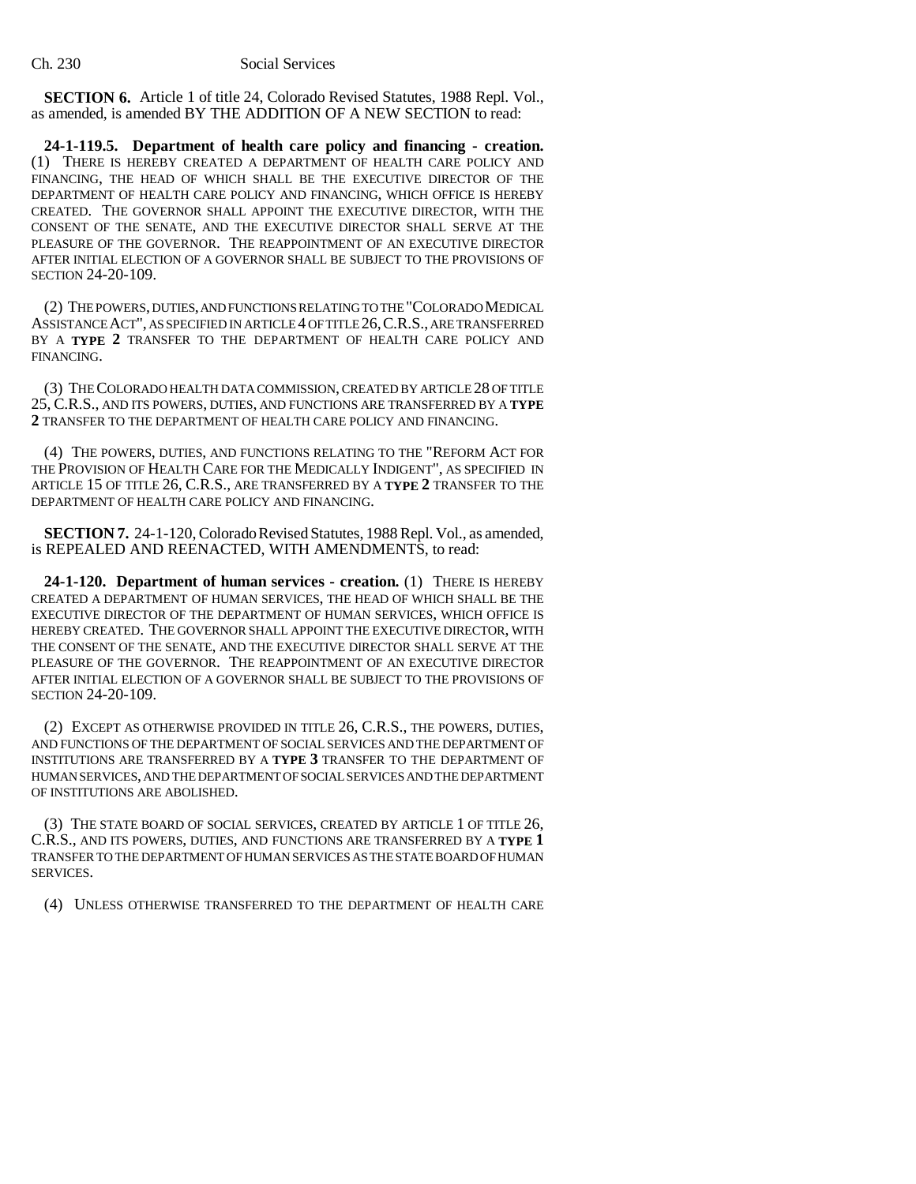**SECTION 6.** Article 1 of title 24, Colorado Revised Statutes, 1988 Repl. Vol., as amended, is amended BY THE ADDITION OF A NEW SECTION to read:

**24-1-119.5. Department of health care policy and financing - creation.** (1) THERE IS HEREBY CREATED A DEPARTMENT OF HEALTH CARE POLICY AND FINANCING, THE HEAD OF WHICH SHALL BE THE EXECUTIVE DIRECTOR OF THE DEPARTMENT OF HEALTH CARE POLICY AND FINANCING, WHICH OFFICE IS HEREBY CREATED. THE GOVERNOR SHALL APPOINT THE EXECUTIVE DIRECTOR, WITH THE CONSENT OF THE SENATE, AND THE EXECUTIVE DIRECTOR SHALL SERVE AT THE PLEASURE OF THE GOVERNOR. THE REAPPOINTMENT OF AN EXECUTIVE DIRECTOR AFTER INITIAL ELECTION OF A GOVERNOR SHALL BE SUBJECT TO THE PROVISIONS OF SECTION 24-20-109.

(2) THE POWERS, DUTIES, AND FUNCTIONS RELATING TO THE "COLORADO MEDICAL ASSISTANCE ACT", AS SPECIFIED IN ARTICLE 4 OF TITLE 26, C.R.S., ARE TRANSFERRED BY A **TYPE 2** TRANSFER TO THE DEPARTMENT OF HEALTH CARE POLICY AND FINANCING.

(3) THE COLORADO HEALTH DATA COMMISSION, CREATED BY ARTICLE 28 OF TITLE 25, C.R.S., AND ITS POWERS, DUTIES, AND FUNCTIONS ARE TRANSFERRED BY A **TYPE 2** TRANSFER TO THE DEPARTMENT OF HEALTH CARE POLICY AND FINANCING.

(4) THE POWERS, DUTIES, AND FUNCTIONS RELATING TO THE "REFORM ACT FOR THE PROVISION OF HEALTH CARE FOR THE MEDICALLY INDIGENT", AS SPECIFIED IN ARTICLE 15 OF TITLE 26, C.R.S., ARE TRANSFERRED BY A **TYPE 2** TRANSFER TO THE DEPARTMENT OF HEALTH CARE POLICY AND FINANCING.

**SECTION 7.** 24-1-120, Colorado Revised Statutes, 1988 Repl. Vol., as amended, is REPEALED AND REENACTED, WITH AMENDMENTS, to read:

**24-1-120. Department of human services - creation.** (1) THERE IS HEREBY CREATED A DEPARTMENT OF HUMAN SERVICES, THE HEAD OF WHICH SHALL BE THE EXECUTIVE DIRECTOR OF THE DEPARTMENT OF HUMAN SERVICES, WHICH OFFICE IS HEREBY CREATED. THE GOVERNOR SHALL APPOINT THE EXECUTIVE DIRECTOR, WITH THE CONSENT OF THE SENATE, AND THE EXECUTIVE DIRECTOR SHALL SERVE AT THE PLEASURE OF THE GOVERNOR. THE REAPPOINTMENT OF AN EXECUTIVE DIRECTOR AFTER INITIAL ELECTION OF A GOVERNOR SHALL BE SUBJECT TO THE PROVISIONS OF SECTION 24-20-109.

(2) EXCEPT AS OTHERWISE PROVIDED IN TITLE 26, C.R.S., THE POWERS, DUTIES, AND FUNCTIONS OF THE DEPARTMENT OF SOCIAL SERVICES AND THE DEPARTMENT OF INSTITUTIONS ARE TRANSFERRED BY A **TYPE 3** TRANSFER TO THE DEPARTMENT OF HUMAN SERVICES, AND THE DEPARTMENT OF SOCIAL SERVICES AND THE DEPARTMENT OF INSTITUTIONS ARE ABOLISHED.

(3) THE STATE BOARD OF SOCIAL SERVICES, CREATED BY ARTICLE 1 OF TITLE 26, C.R.S., AND ITS POWERS, DUTIES, AND FUNCTIONS ARE TRANSFERRED BY A **TYPE 1** TRANSFER TO THE DEPARTMENT OF HUMAN SERVICES AS THE STATE BOARD OF HUMAN SERVICES.

(4) UNLESS OTHERWISE TRANSFERRED TO THE DEPARTMENT OF HEALTH CARE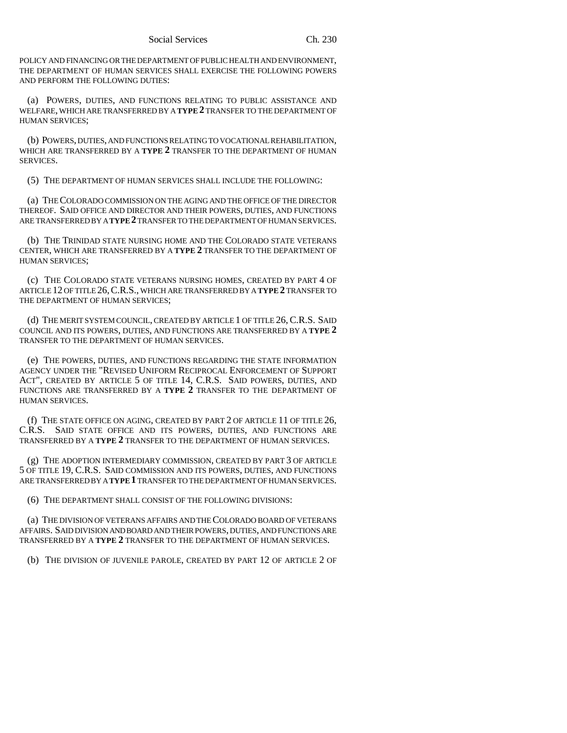POLICY AND FINANCING OR THE DEPARTMENT OF PUBLIC HEALTH AND ENVIRONMENT, THE DEPARTMENT OF HUMAN SERVICES SHALL EXERCISE THE FOLLOWING POWERS AND PERFORM THE FOLLOWING DUTIES:

(a) POWERS, DUTIES, AND FUNCTIONS RELATING TO PUBLIC ASSISTANCE AND WELFARE, WHICH ARE TRANSFERRED BY A **TYPE 2** TRANSFER TO THE DEPARTMENT OF HUMAN SERVICES;

(b) POWERS, DUTIES, AND FUNCTIONS RELATING TO VOCATIONAL REHABILITATION, WHICH ARE TRANSFERRED BY A **TYPE 2** TRANSFER TO THE DEPARTMENT OF HUMAN SERVICES.

(5) THE DEPARTMENT OF HUMAN SERVICES SHALL INCLUDE THE FOLLOWING:

(a) THE COLORADO COMMISSION ON THE AGING AND THE OFFICE OF THE DIRECTOR THEREOF. SAID OFFICE AND DIRECTOR AND THEIR POWERS, DUTIES, AND FUNCTIONS ARE TRANSFERRED BY A **TYPE 2** TRANSFER TO THE DEPARTMENT OF HUMAN SERVICES.

(b) THE TRINIDAD STATE NURSING HOME AND THE COLORADO STATE VETERANS CENTER, WHICH ARE TRANSFERRED BY A **TYPE 2** TRANSFER TO THE DEPARTMENT OF HUMAN SERVICES;

(c) THE COLORADO STATE VETERANS NURSING HOMES, CREATED BY PART 4 OF ARTICLE 12 OF TITLE 26, C.R.S., WHICH ARE TRANSFERRED BY A **TYPE 2** TRANSFER TO THE DEPARTMENT OF HUMAN SERVICES;

(d) THE MERIT SYSTEM COUNCIL, CREATED BY ARTICLE 1 OF TITLE 26, C.R.S. SAID COUNCIL AND ITS POWERS, DUTIES, AND FUNCTIONS ARE TRANSFERRED BY A **TYPE 2** TRANSFER TO THE DEPARTMENT OF HUMAN SERVICES.

(e) THE POWERS, DUTIES, AND FUNCTIONS REGARDING THE STATE INFORMATION AGENCY UNDER THE "REVISED UNIFORM RECIPROCAL ENFORCEMENT OF SUPPORT ACT", CREATED BY ARTICLE 5 OF TITLE 14, C.R.S. SAID POWERS, DUTIES, AND FUNCTIONS ARE TRANSFERRED BY A **TYPE 2** TRANSFER TO THE DEPARTMENT OF HUMAN SERVICES.

(f) THE STATE OFFICE ON AGING, CREATED BY PART 2 OF ARTICLE 11 OF TITLE 26, C.R.S. SAID STATE OFFICE AND ITS POWERS, DUTIES, AND FUNCTIONS ARE TRANSFERRED BY A **TYPE 2** TRANSFER TO THE DEPARTMENT OF HUMAN SERVICES.

(g) THE ADOPTION INTERMEDIARY COMMISSION, CREATED BY PART 3 OF ARTICLE 5 OF TITLE 19, C.R.S. SAID COMMISSION AND ITS POWERS, DUTIES, AND FUNCTIONS ARE TRANSFERRED BY A **TYPE 1** TRANSFER TO THE DEPARTMENT OF HUMAN SERVICES.

(6) THE DEPARTMENT SHALL CONSIST OF THE FOLLOWING DIVISIONS:

(a) THE DIVISION OF VETERANS AFFAIRS AND THE COLORADO BOARD OF VETERANS AFFAIRS. SAID DIVISION AND BOARD AND THEIR POWERS, DUTIES, AND FUNCTIONS ARE TRANSFERRED BY A **TYPE 2** TRANSFER TO THE DEPARTMENT OF HUMAN SERVICES.

(b) THE DIVISION OF JUVENILE PAROLE, CREATED BY PART 12 OF ARTICLE 2 OF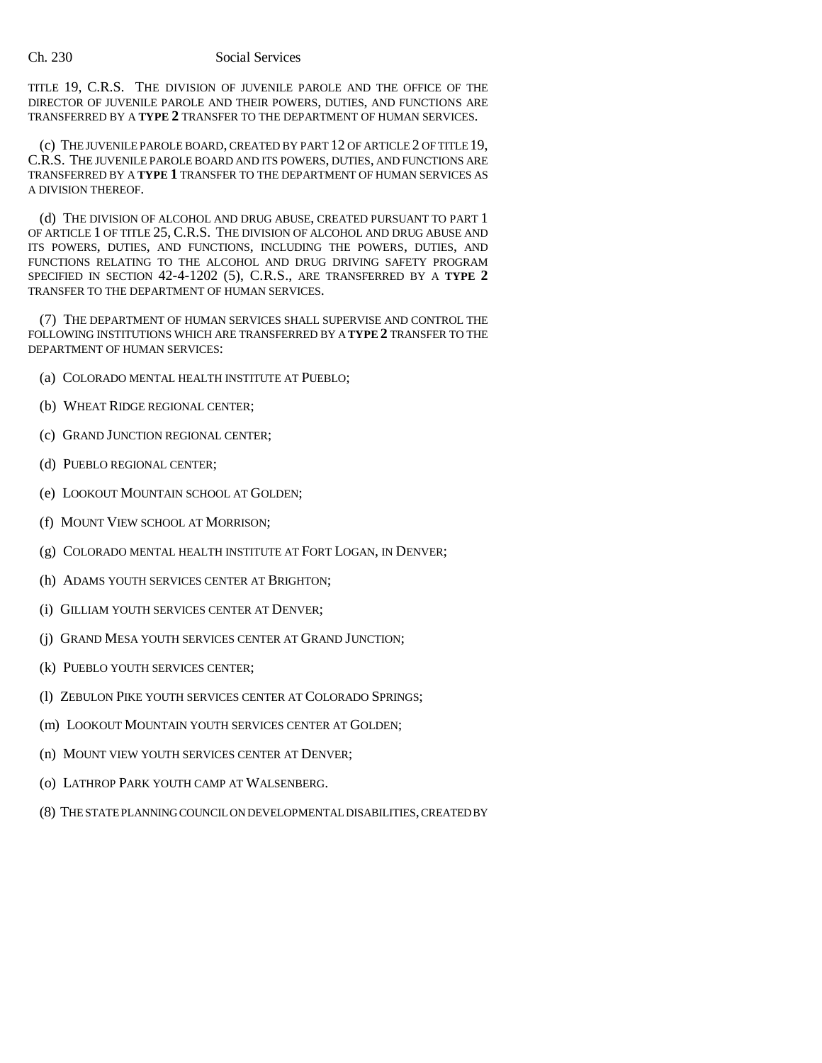TITLE 19, C.R.S. THE DIVISION OF JUVENILE PAROLE AND THE OFFICE OF THE DIRECTOR OF JUVENILE PAROLE AND THEIR POWERS, DUTIES, AND FUNCTIONS ARE TRANSFERRED BY A **TYPE 2** TRANSFER TO THE DEPARTMENT OF HUMAN SERVICES.

(c) THE JUVENILE PAROLE BOARD, CREATED BY PART 12 OF ARTICLE 2 OF TITLE 19, C.R.S. THE JUVENILE PAROLE BOARD AND ITS POWERS, DUTIES, AND FUNCTIONS ARE TRANSFERRED BY A **TYPE 1** TRANSFER TO THE DEPARTMENT OF HUMAN SERVICES AS A DIVISION THEREOF.

(d) THE DIVISION OF ALCOHOL AND DRUG ABUSE, CREATED PURSUANT TO PART 1 OF ARTICLE 1 OF TITLE 25, C.R.S. THE DIVISION OF ALCOHOL AND DRUG ABUSE AND ITS POWERS, DUTIES, AND FUNCTIONS, INCLUDING THE POWERS, DUTIES, AND FUNCTIONS RELATING TO THE ALCOHOL AND DRUG DRIVING SAFETY PROGRAM SPECIFIED IN SECTION 42-4-1202 (5), C.R.S., ARE TRANSFERRED BY A **TYPE 2** TRANSFER TO THE DEPARTMENT OF HUMAN SERVICES.

(7) THE DEPARTMENT OF HUMAN SERVICES SHALL SUPERVISE AND CONTROL THE FOLLOWING INSTITUTIONS WHICH ARE TRANSFERRED BY A **TYPE 2** TRANSFER TO THE DEPARTMENT OF HUMAN SERVICES:

(a) COLORADO MENTAL HEALTH INSTITUTE AT PUEBLO;

(b) WHEAT RIDGE REGIONAL CENTER;

(c) GRAND JUNCTION REGIONAL CENTER;

(d) PUEBLO REGIONAL CENTER;

(e) LOOKOUT MOUNTAIN SCHOOL AT GOLDEN;

(f) MOUNT VIEW SCHOOL AT MORRISON;

(g) COLORADO MENTAL HEALTH INSTITUTE AT FORT LOGAN, IN DENVER;

(h) ADAMS YOUTH SERVICES CENTER AT BRIGHTON;

(i) GILLIAM YOUTH SERVICES CENTER AT DENVER;

(j) GRAND MESA YOUTH SERVICES CENTER AT GRAND JUNCTION;

(k) PUEBLO YOUTH SERVICES CENTER;

(l) ZEBULON PIKE YOUTH SERVICES CENTER AT COLORADO SPRINGS;

(m) LOOKOUT MOUNTAIN YOUTH SERVICES CENTER AT GOLDEN;

(n) MOUNT VIEW YOUTH SERVICES CENTER AT DENVER;

(o) LATHROP PARK YOUTH CAMP AT WALSENBERG.

(8) THE STATE PLANNING COUNCIL ON DEVELOPMENTAL DISABILITIES, CREATED BY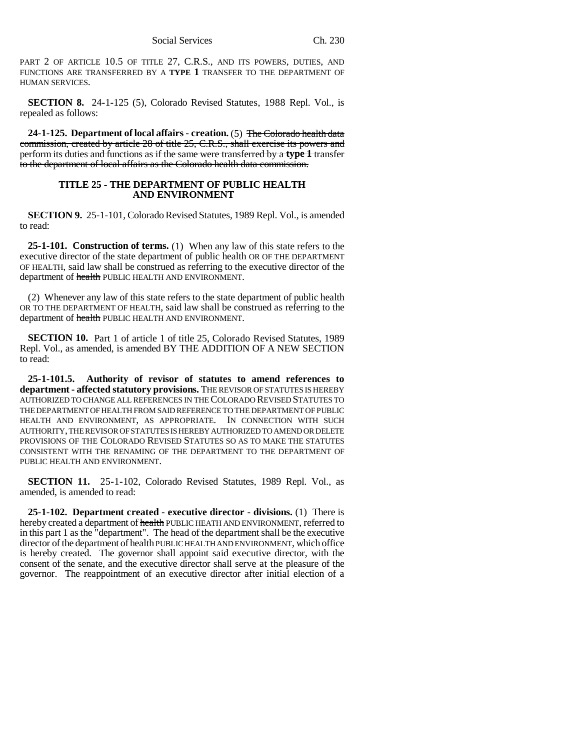PART 2 OF ARTICLE 10.5 OF TITLE 27, C.R.S., AND ITS POWERS, DUTIES, AND FUNCTIONS ARE TRANSFERRED BY A **TYPE 1** TRANSFER TO THE DEPARTMENT OF HUMAN SERVICES.

**SECTION 8.** 24-1-125 (5), Colorado Revised Statutes, 1988 Repl. Vol., is repealed as follows:

**24-1-125. Department of local affairs - creation.** (5) ~~The Colorado health data commission, created by article 28 of title 25, C.R.S., shall exercise its powers and perform its duties and functions as if the same were transferred by a **type 1** transfer to the department of local affairs as the Colorado health data commission.~~

## TITLE 25 - THE DEPARTMENT OF PUBLIC HEALTH AND ENVIRONMENT

**SECTION 9.** 25-1-101, Colorado Revised Statutes, 1989 Repl. Vol., is amended to read:

**25-1-101. Construction of terms.** (1) When any law of this state refers to the executive director of the state department of public health OR OF THE DEPARTMENT OF HEALTH, said law shall be construed as referring to the executive director of the department of ~~health~~ PUBLIC HEALTH AND ENVIRONMENT.

(2) Whenever any law of this state refers to the state department of public health OR TO THE DEPARTMENT OF HEALTH, said law shall be construed as referring to the department of ~~health~~ PUBLIC HEALTH AND ENVIRONMENT.

**SECTION 10.** Part 1 of article 1 of title 25, Colorado Revised Statutes, 1989 Repl. Vol., as amended, is amended BY THE ADDITION OF A NEW SECTION to read:

**25-1-101.5. Authority of revisor of statutes to amend references to department - affected statutory provisions.** THE REVISOR OF STATUTES IS HEREBY AUTHORIZED TO CHANGE ALL REFERENCES IN THE COLORADO REVISED STATUTES TO THE DEPARTMENT OF HEALTH FROM SAID REFERENCE TO THE DEPARTMENT OF PUBLIC HEALTH AND ENVIRONMENT, AS APPROPRIATE. IN CONNECTION WITH SUCH AUTHORITY, THE REVISOR OF STATUTES IS HEREBY AUTHORIZED TO AMEND OR DELETE PROVISIONS OF THE COLORADO REVISED STATUTES SO AS TO MAKE THE STATUTES CONSISTENT WITH THE RENAMING OF THE DEPARTMENT TO THE DEPARTMENT OF PUBLIC HEALTH AND ENVIRONMENT.

**SECTION 11.** 25-1-102, Colorado Revised Statutes, 1989 Repl. Vol., as amended, is amended to read:

**25-1-102. Department created - executive director - divisions.** (1) There is hereby created a department of ~~health~~ PUBLIC HEATH AND ENVIRONMENT, referred to in this part 1 as the "department". The head of the department shall be the executive director of the department of ~~health~~ PUBLIC HEALTH AND ENVIRONMENT, which office is hereby created. The governor shall appoint said executive director, with the consent of the senate, and the executive director shall serve at the pleasure of the governor. The reappointment of an executive director after initial election of a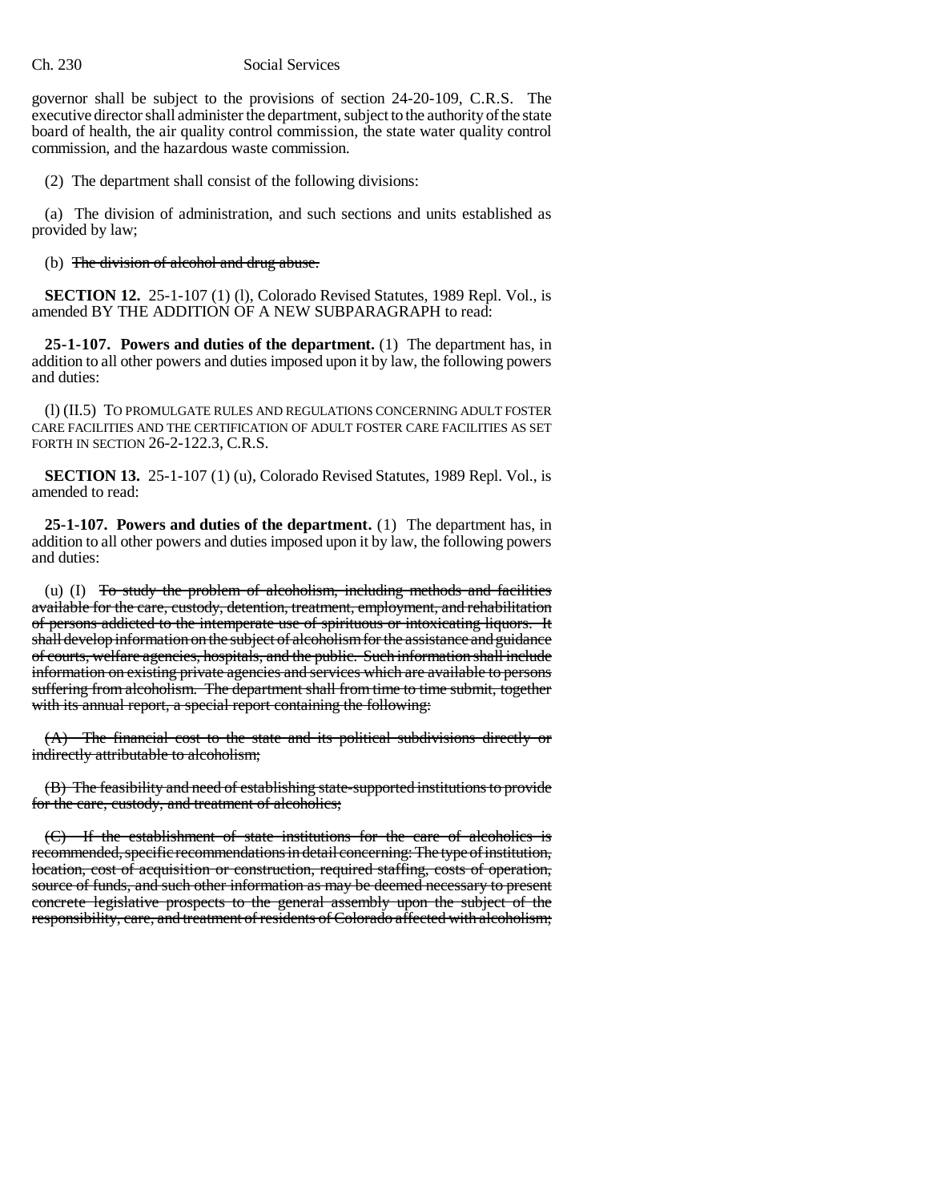governor shall be subject to the provisions of section 24-20-109, C.R.S. The executive director shall administer the department, subject to the authority of the state board of health, the air quality control commission, the state water quality control commission, and the hazardous waste commission.

(2) The department shall consist of the following divisions:

(a) The division of administration, and such sections and units established as provided by law;

(b) ~~The division of alcohol and drug abuse.~~

**SECTION 12.** 25-1-107 (1) (l), Colorado Revised Statutes, 1989 Repl. Vol., is amended BY THE ADDITION OF A NEW SUBPARAGRAPH to read:

**25-1-107. Powers and duties of the department.** (1) The department has, in addition to all other powers and duties imposed upon it by law, the following powers and duties:

(l) (II.5) TO PROMULGATE RULES AND REGULATIONS CONCERNING ADULT FOSTER CARE FACILITIES AND THE CERTIFICATION OF ADULT FOSTER CARE FACILITIES AS SET FORTH IN SECTION 26-2-122.3, C.R.S.

**SECTION 13.** 25-1-107 (1) (u), Colorado Revised Statutes, 1989 Repl. Vol., is amended to read:

**25-1-107. Powers and duties of the department.** (1) The department has, in addition to all other powers and duties imposed upon it by law, the following powers and duties:

(u) (I) ~~To study the problem of alcoholism, including methods and facilities available for the care, custody, detention, treatment, employment, and rehabilitation of persons addicted to the intemperate use of spirituous or intoxicating liquors. It shall develop information on the subject of alcoholism for the assistance and guidance of courts, welfare agencies, hospitals, and the public. Such information shall include information on existing private agencies and services which are available to persons suffering from alcoholism. The department shall from time to time submit, together with its annual report, a special report containing the following:~~

~~(A) The financial cost to the state and its political subdivisions directly or indirectly attributable to alcoholism;~~

~~(B) The feasibility and need of establishing state-supported institutions to provide for the care, custody, and treatment of alcoholics;~~

~~(C) If the establishment of state institutions for the care of alcoholics is recommended, specific recommendations in detail concerning: The type of institution, location, cost of acquisition or construction, required staffing, costs of operation, source of funds, and such other information as may be deemed necessary to present concrete legislative prospects to the general assembly upon the subject of the responsibility, care, and treatment of residents of Colorado affected with alcoholism;~~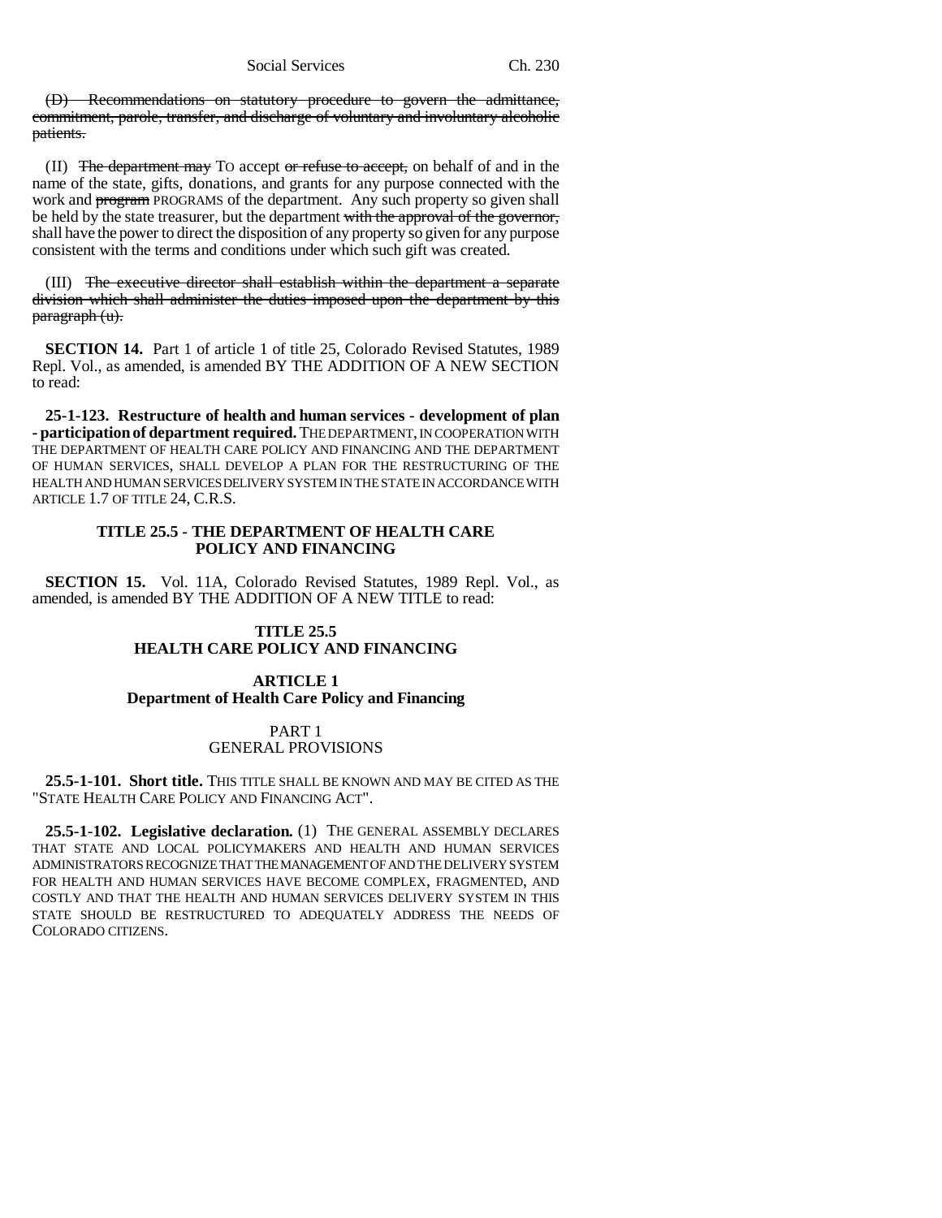~~(D) Recommendations on statutory procedure to govern the admittance, commitment, parole, transfer, and discharge of voluntary and involuntary alcoholic patients.~~

(II) ~~The department may~~ TO accept ~~or refuse to accept,~~ on behalf of and in the name of the state, gifts, donations, and grants for any purpose connected with the work and ~~program~~ PROGRAMS of the department. Any such property so given shall be held by the state treasurer, but the department ~~with the approval of the governor,~~ shall have the power to direct the disposition of any property so given for any purpose consistent with the terms and conditions under which such gift was created.

(III) ~~The executive director shall establish within the department a separate division which shall administer the duties imposed upon the department by this paragraph (u).~~

**SECTION 14.** Part 1 of article 1 of title 25, Colorado Revised Statutes, 1989 Repl. Vol., as amended, is amended BY THE ADDITION OF A NEW SECTION to read:

**25-1-123. Restructure of health and human services - development of plan - participation of department required.** THE DEPARTMENT, IN COOPERATION WITH THE DEPARTMENT OF HEALTH CARE POLICY AND FINANCING AND THE DEPARTMENT OF HUMAN SERVICES, SHALL DEVELOP A PLAN FOR THE RESTRUCTURING OF THE HEALTH AND HUMAN SERVICES DELIVERY SYSTEM IN THE STATE IN ACCORDANCE WITH ARTICLE 1.7 OF TITLE 24, C.R.S.

## TITLE 25.5 - THE DEPARTMENT OF HEALTH CARE POLICY AND FINANCING

**SECTION 15.** Vol. 11A, Colorado Revised Statutes, 1989 Repl. Vol., as amended, is amended BY THE ADDITION OF A NEW TITLE to read:

### TITLE 25.5
### HEALTH CARE POLICY AND FINANCING

### ARTICLE 1
### Department of Health Care Policy and Financing

### PART 1
### GENERAL PROVISIONS

**25.5-1-101. Short title.** THIS TITLE SHALL BE KNOWN AND MAY BE CITED AS THE "STATE HEALTH CARE POLICY AND FINANCING ACT".

**25.5-1-102. Legislative declaration.** (1) THE GENERAL ASSEMBLY DECLARES THAT STATE AND LOCAL POLICYMAKERS AND HEALTH AND HUMAN SERVICES ADMINISTRATORS RECOGNIZE THAT THE MANAGEMENT OF AND THE DELIVERY SYSTEM FOR HEALTH AND HUMAN SERVICES HAVE BECOME COMPLEX, FRAGMENTED, AND COSTLY AND THAT THE HEALTH AND HUMAN SERVICES DELIVERY SYSTEM IN THIS STATE SHOULD BE RESTRUCTURED TO ADEQUATELY ADDRESS THE NEEDS OF COLORADO CITIZENS.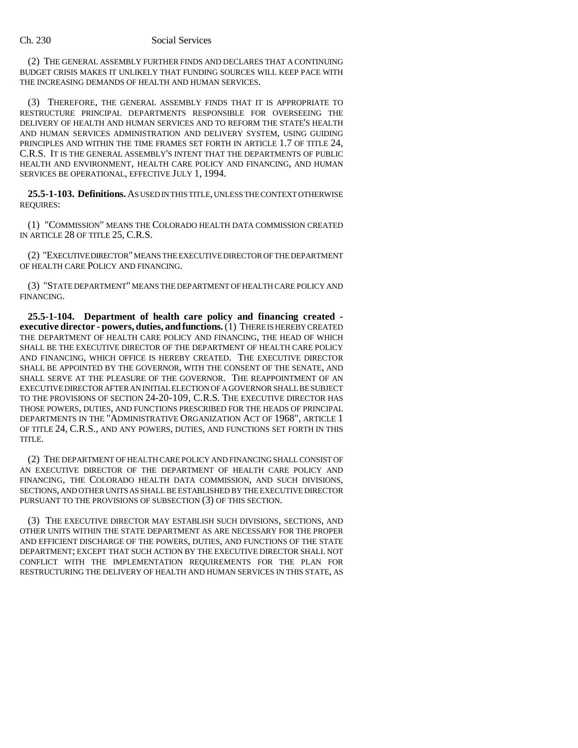(2) THE GENERAL ASSEMBLY FURTHER FINDS AND DECLARES THAT A CONTINUING BUDGET CRISIS MAKES IT UNLIKELY THAT FUNDING SOURCES WILL KEEP PACE WITH THE INCREASING DEMANDS OF HEALTH AND HUMAN SERVICES.

(3) THEREFORE, THE GENERAL ASSEMBLY FINDS THAT IT IS APPROPRIATE TO RESTRUCTURE PRINCIPAL DEPARTMENTS RESPONSIBLE FOR OVERSEEING THE DELIVERY OF HEALTH AND HUMAN SERVICES AND TO REFORM THE STATE'S HEALTH AND HUMAN SERVICES ADMINISTRATION AND DELIVERY SYSTEM, USING GUIDING PRINCIPLES AND WITHIN THE TIME FRAMES SET FORTH IN ARTICLE 1.7 OF TITLE 24, C.R.S. IT IS THE GENERAL ASSEMBLY'S INTENT THAT THE DEPARTMENTS OF PUBLIC HEALTH AND ENVIRONMENT, HEALTH CARE POLICY AND FINANCING, AND HUMAN SERVICES BE OPERATIONAL, EFFECTIVE JULY 1, 1994.

**25.5-1-103. Definitions.** AS USED IN THIS TITLE, UNLESS THE CONTEXT OTHERWISE REQUIRES:

(1) "COMMISSION" MEANS THE COLORADO HEALTH DATA COMMISSION CREATED IN ARTICLE 28 OF TITLE 25, C.R.S.

(2) "EXECUTIVE DIRECTOR" MEANS THE EXECUTIVE DIRECTOR OF THE DEPARTMENT OF HEALTH CARE POLICY AND FINANCING.

(3) "STATE DEPARTMENT" MEANS THE DEPARTMENT OF HEALTH CARE POLICY AND FINANCING.

**25.5-1-104. Department of health care policy and financing created - executive director - powers, duties, and functions.** (1) THERE IS HEREBY CREATED THE DEPARTMENT OF HEALTH CARE POLICY AND FINANCING, THE HEAD OF WHICH SHALL BE THE EXECUTIVE DIRECTOR OF THE DEPARTMENT OF HEALTH CARE POLICY AND FINANCING, WHICH OFFICE IS HEREBY CREATED. THE EXECUTIVE DIRECTOR SHALL BE APPOINTED BY THE GOVERNOR, WITH THE CONSENT OF THE SENATE, AND SHALL SERVE AT THE PLEASURE OF THE GOVERNOR. THE REAPPOINTMENT OF AN EXECUTIVE DIRECTOR AFTER AN INITIAL ELECTION OF A GOVERNOR SHALL BE SUBJECT TO THE PROVISIONS OF SECTION 24-20-109, C.R.S. THE EXECUTIVE DIRECTOR HAS THOSE POWERS, DUTIES, AND FUNCTIONS PRESCRIBED FOR THE HEADS OF PRINCIPAL DEPARTMENTS IN THE "ADMINISTRATIVE ORGANIZATION ACT OF 1968", ARTICLE 1 OF TITLE 24, C.R.S., AND ANY POWERS, DUTIES, AND FUNCTIONS SET FORTH IN THIS TITLE.

(2) THE DEPARTMENT OF HEALTH CARE POLICY AND FINANCING SHALL CONSIST OF AN EXECUTIVE DIRECTOR OF THE DEPARTMENT OF HEALTH CARE POLICY AND FINANCING, THE COLORADO HEALTH DATA COMMISSION, AND SUCH DIVISIONS, SECTIONS, AND OTHER UNITS AS SHALL BE ESTABLISHED BY THE EXECUTIVE DIRECTOR PURSUANT TO THE PROVISIONS OF SUBSECTION (3) OF THIS SECTION.

(3) THE EXECUTIVE DIRECTOR MAY ESTABLISH SUCH DIVISIONS, SECTIONS, AND OTHER UNITS WITHIN THE STATE DEPARTMENT AS ARE NECESSARY FOR THE PROPER AND EFFICIENT DISCHARGE OF THE POWERS, DUTIES, AND FUNCTIONS OF THE STATE DEPARTMENT; EXCEPT THAT SUCH ACTION BY THE EXECUTIVE DIRECTOR SHALL NOT CONFLICT WITH THE IMPLEMENTATION REQUIREMENTS FOR THE PLAN FOR RESTRUCTURING THE DELIVERY OF HEALTH AND HUMAN SERVICES IN THIS STATE, AS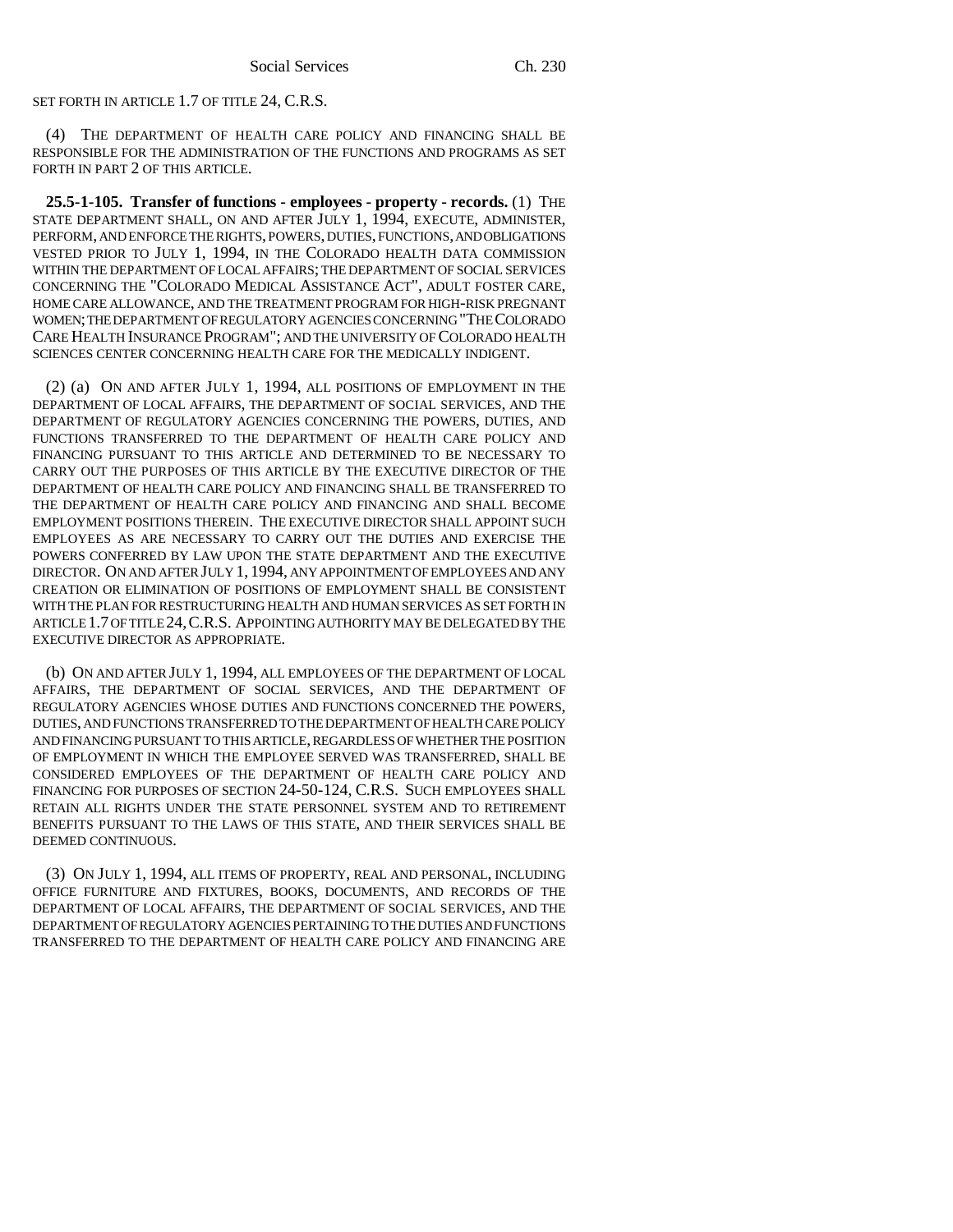SET FORTH IN ARTICLE 1.7 OF TITLE 24, C.R.S.

(4) THE DEPARTMENT OF HEALTH CARE POLICY AND FINANCING SHALL BE RESPONSIBLE FOR THE ADMINISTRATION OF THE FUNCTIONS AND PROGRAMS AS SET FORTH IN PART 2 OF THIS ARTICLE.

**25.5-1-105. Transfer of functions - employees - property - records.** (1) THE STATE DEPARTMENT SHALL, ON AND AFTER JULY 1, 1994, EXECUTE, ADMINISTER, PERFORM, AND ENFORCE THE RIGHTS, POWERS, DUTIES, FUNCTIONS, AND OBLIGATIONS VESTED PRIOR TO JULY 1, 1994, IN THE COLORADO HEALTH DATA COMMISSION WITHIN THE DEPARTMENT OF LOCAL AFFAIRS; THE DEPARTMENT OF SOCIAL SERVICES CONCERNING THE "COLORADO MEDICAL ASSISTANCE ACT", ADULT FOSTER CARE, HOME CARE ALLOWANCE, AND THE TREATMENT PROGRAM FOR HIGH-RISK PREGNANT WOMEN; THE DEPARTMENT OF REGULATORY AGENCIES CONCERNING "THE COLORADO CARE HEALTH INSURANCE PROGRAM"; AND THE UNIVERSITY OF COLORADO HEALTH SCIENCES CENTER CONCERNING HEALTH CARE FOR THE MEDICALLY INDIGENT.

(2) (a) ON AND AFTER JULY 1, 1994, ALL POSITIONS OF EMPLOYMENT IN THE DEPARTMENT OF LOCAL AFFAIRS, THE DEPARTMENT OF SOCIAL SERVICES, AND THE DEPARTMENT OF REGULATORY AGENCIES CONCERNING THE POWERS, DUTIES, AND FUNCTIONS TRANSFERRED TO THE DEPARTMENT OF HEALTH CARE POLICY AND FINANCING PURSUANT TO THIS ARTICLE AND DETERMINED TO BE NECESSARY TO CARRY OUT THE PURPOSES OF THIS ARTICLE BY THE EXECUTIVE DIRECTOR OF THE DEPARTMENT OF HEALTH CARE POLICY AND FINANCING SHALL BE TRANSFERRED TO THE DEPARTMENT OF HEALTH CARE POLICY AND FINANCING AND SHALL BECOME EMPLOYMENT POSITIONS THEREIN. THE EXECUTIVE DIRECTOR SHALL APPOINT SUCH EMPLOYEES AS ARE NECESSARY TO CARRY OUT THE DUTIES AND EXERCISE THE POWERS CONFERRED BY LAW UPON THE STATE DEPARTMENT AND THE EXECUTIVE DIRECTOR. ON AND AFTER JULY 1, 1994, ANY APPOINTMENT OF EMPLOYEES AND ANY CREATION OR ELIMINATION OF POSITIONS OF EMPLOYMENT SHALL BE CONSISTENT WITH THE PLAN FOR RESTRUCTURING HEALTH AND HUMAN SERVICES AS SET FORTH IN ARTICLE 1.7 OF TITLE 24, C.R.S. APPOINTING AUTHORITY MAY BE DELEGATED BY THE EXECUTIVE DIRECTOR AS APPROPRIATE.

(b) ON AND AFTER JULY 1, 1994, ALL EMPLOYEES OF THE DEPARTMENT OF LOCAL AFFAIRS, THE DEPARTMENT OF SOCIAL SERVICES, AND THE DEPARTMENT OF REGULATORY AGENCIES WHOSE DUTIES AND FUNCTIONS CONCERNED THE POWERS, DUTIES, AND FUNCTIONS TRANSFERRED TO THE DEPARTMENT OF HEALTH CARE POLICY AND FINANCING PURSUANT TO THIS ARTICLE, REGARDLESS OF WHETHER THE POSITION OF EMPLOYMENT IN WHICH THE EMPLOYEE SERVED WAS TRANSFERRED, SHALL BE CONSIDERED EMPLOYEES OF THE DEPARTMENT OF HEALTH CARE POLICY AND FINANCING FOR PURPOSES OF SECTION 24-50-124, C.R.S. SUCH EMPLOYEES SHALL RETAIN ALL RIGHTS UNDER THE STATE PERSONNEL SYSTEM AND TO RETIREMENT BENEFITS PURSUANT TO THE LAWS OF THIS STATE, AND THEIR SERVICES SHALL BE DEEMED CONTINUOUS.

(3) ON JULY 1, 1994, ALL ITEMS OF PROPERTY, REAL AND PERSONAL, INCLUDING OFFICE FURNITURE AND FIXTURES, BOOKS, DOCUMENTS, AND RECORDS OF THE DEPARTMENT OF LOCAL AFFAIRS, THE DEPARTMENT OF SOCIAL SERVICES, AND THE DEPARTMENT OF REGULATORY AGENCIES PERTAINING TO THE DUTIES AND FUNCTIONS TRANSFERRED TO THE DEPARTMENT OF HEALTH CARE POLICY AND FINANCING ARE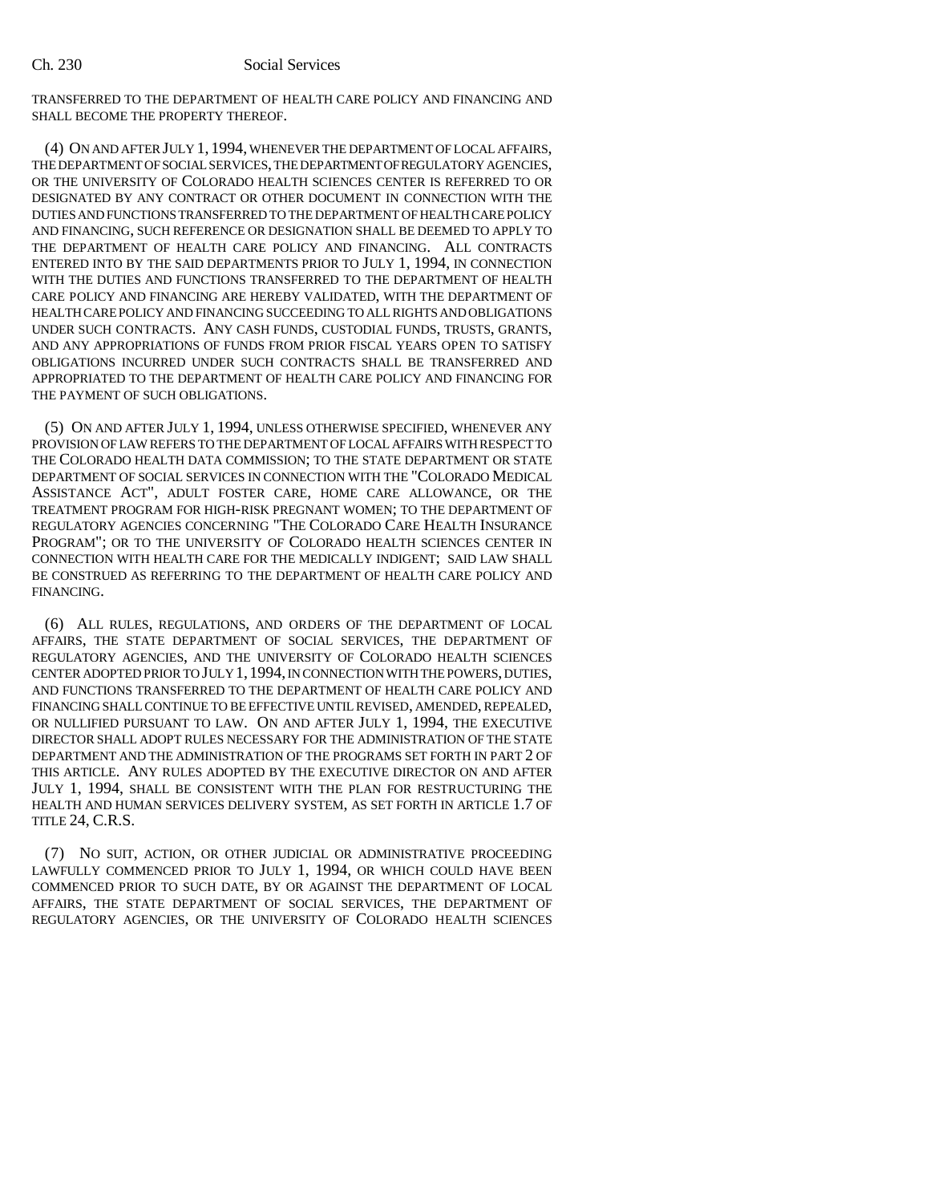TRANSFERRED TO THE DEPARTMENT OF HEALTH CARE POLICY AND FINANCING AND SHALL BECOME THE PROPERTY THEREOF.

(4) ON AND AFTER JULY 1, 1994, WHENEVER THE DEPARTMENT OF LOCAL AFFAIRS, THE DEPARTMENT OF SOCIAL SERVICES, THE DEPARTMENT OF REGULATORY AGENCIES, OR THE UNIVERSITY OF COLORADO HEALTH SCIENCES CENTER IS REFERRED TO OR DESIGNATED BY ANY CONTRACT OR OTHER DOCUMENT IN CONNECTION WITH THE DUTIES AND FUNCTIONS TRANSFERRED TO THE DEPARTMENT OF HEALTH CARE POLICY AND FINANCING, SUCH REFERENCE OR DESIGNATION SHALL BE DEEMED TO APPLY TO THE DEPARTMENT OF HEALTH CARE POLICY AND FINANCING. ALL CONTRACTS ENTERED INTO BY THE SAID DEPARTMENTS PRIOR TO JULY 1, 1994, IN CONNECTION WITH THE DUTIES AND FUNCTIONS TRANSFERRED TO THE DEPARTMENT OF HEALTH CARE POLICY AND FINANCING ARE HEREBY VALIDATED, WITH THE DEPARTMENT OF HEALTH CARE POLICY AND FINANCING SUCCEEDING TO ALL RIGHTS AND OBLIGATIONS UNDER SUCH CONTRACTS. ANY CASH FUNDS, CUSTODIAL FUNDS, TRUSTS, GRANTS, AND ANY APPROPRIATIONS OF FUNDS FROM PRIOR FISCAL YEARS OPEN TO SATISFY OBLIGATIONS INCURRED UNDER SUCH CONTRACTS SHALL BE TRANSFERRED AND APPROPRIATED TO THE DEPARTMENT OF HEALTH CARE POLICY AND FINANCING FOR THE PAYMENT OF SUCH OBLIGATIONS.

(5) ON AND AFTER JULY 1, 1994, UNLESS OTHERWISE SPECIFIED, WHENEVER ANY PROVISION OF LAW REFERS TO THE DEPARTMENT OF LOCAL AFFAIRS WITH RESPECT TO THE COLORADO HEALTH DATA COMMISSION; TO THE STATE DEPARTMENT OR STATE DEPARTMENT OF SOCIAL SERVICES IN CONNECTION WITH THE "COLORADO MEDICAL ASSISTANCE ACT", ADULT FOSTER CARE, HOME CARE ALLOWANCE, OR THE TREATMENT PROGRAM FOR HIGH-RISK PREGNANT WOMEN; TO THE DEPARTMENT OF REGULATORY AGENCIES CONCERNING "THE COLORADO CARE HEALTH INSURANCE PROGRAM"; OR TO THE UNIVERSITY OF COLORADO HEALTH SCIENCES CENTER IN CONNECTION WITH HEALTH CARE FOR THE MEDICALLY INDIGENT; SAID LAW SHALL BE CONSTRUED AS REFERRING TO THE DEPARTMENT OF HEALTH CARE POLICY AND FINANCING.

(6) ALL RULES, REGULATIONS, AND ORDERS OF THE DEPARTMENT OF LOCAL AFFAIRS, THE STATE DEPARTMENT OF SOCIAL SERVICES, THE DEPARTMENT OF REGULATORY AGENCIES, AND THE UNIVERSITY OF COLORADO HEALTH SCIENCES CENTER ADOPTED PRIOR TO JULY 1, 1994, IN CONNECTION WITH THE POWERS, DUTIES, AND FUNCTIONS TRANSFERRED TO THE DEPARTMENT OF HEALTH CARE POLICY AND FINANCING SHALL CONTINUE TO BE EFFECTIVE UNTIL REVISED, AMENDED, REPEALED, OR NULLIFIED PURSUANT TO LAW. ON AND AFTER JULY 1, 1994, THE EXECUTIVE DIRECTOR SHALL ADOPT RULES NECESSARY FOR THE ADMINISTRATION OF THE STATE DEPARTMENT AND THE ADMINISTRATION OF THE PROGRAMS SET FORTH IN PART 2 OF THIS ARTICLE. ANY RULES ADOPTED BY THE EXECUTIVE DIRECTOR ON AND AFTER JULY 1, 1994, SHALL BE CONSISTENT WITH THE PLAN FOR RESTRUCTURING THE HEALTH AND HUMAN SERVICES DELIVERY SYSTEM, AS SET FORTH IN ARTICLE 1.7 OF TITLE 24, C.R.S.

(7) NO SUIT, ACTION, OR OTHER JUDICIAL OR ADMINISTRATIVE PROCEEDING LAWFULLY COMMENCED PRIOR TO JULY 1, 1994, OR WHICH COULD HAVE BEEN COMMENCED PRIOR TO SUCH DATE, BY OR AGAINST THE DEPARTMENT OF LOCAL AFFAIRS, THE STATE DEPARTMENT OF SOCIAL SERVICES, THE DEPARTMENT OF REGULATORY AGENCIES, OR THE UNIVERSITY OF COLORADO HEALTH SCIENCES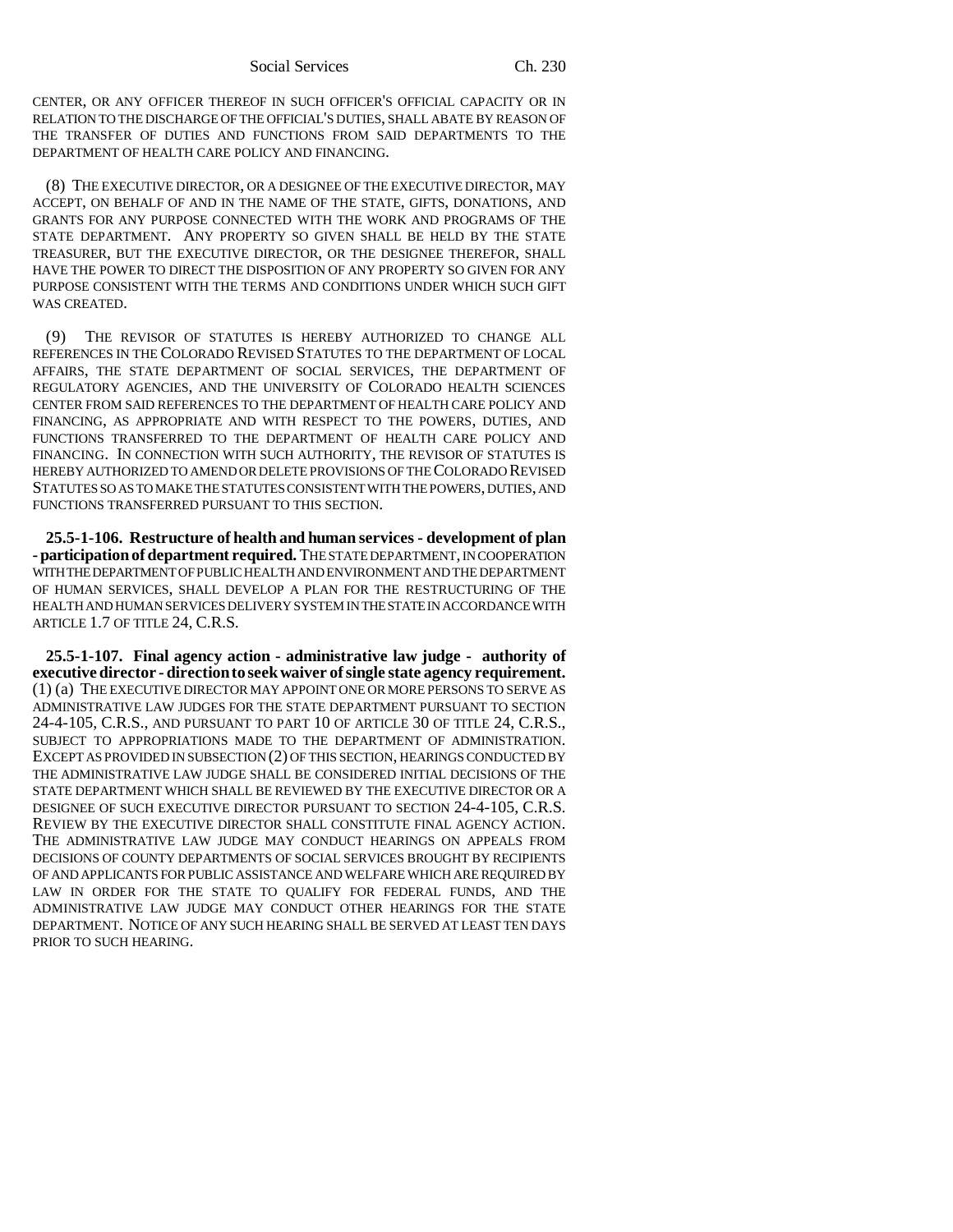CENTER, OR ANY OFFICER THEREOF IN SUCH OFFICER'S OFFICIAL CAPACITY OR IN RELATION TO THE DISCHARGE OF THE OFFICIAL'S DUTIES, SHALL ABATE BY REASON OF THE TRANSFER OF DUTIES AND FUNCTIONS FROM SAID DEPARTMENTS TO THE DEPARTMENT OF HEALTH CARE POLICY AND FINANCING.

(8) THE EXECUTIVE DIRECTOR, OR A DESIGNEE OF THE EXECUTIVE DIRECTOR, MAY ACCEPT, ON BEHALF OF AND IN THE NAME OF THE STATE, GIFTS, DONATIONS, AND GRANTS FOR ANY PURPOSE CONNECTED WITH THE WORK AND PROGRAMS OF THE STATE DEPARTMENT. ANY PROPERTY SO GIVEN SHALL BE HELD BY THE STATE TREASURER, BUT THE EXECUTIVE DIRECTOR, OR THE DESIGNEE THEREFOR, SHALL HAVE THE POWER TO DIRECT THE DISPOSITION OF ANY PROPERTY SO GIVEN FOR ANY PURPOSE CONSISTENT WITH THE TERMS AND CONDITIONS UNDER WHICH SUCH GIFT WAS CREATED.

(9) THE REVISOR OF STATUTES IS HEREBY AUTHORIZED TO CHANGE ALL REFERENCES IN THE COLORADO REVISED STATUTES TO THE DEPARTMENT OF LOCAL AFFAIRS, THE STATE DEPARTMENT OF SOCIAL SERVICES, THE DEPARTMENT OF REGULATORY AGENCIES, AND THE UNIVERSITY OF COLORADO HEALTH SCIENCES CENTER FROM SAID REFERENCES TO THE DEPARTMENT OF HEALTH CARE POLICY AND FINANCING, AS APPROPRIATE AND WITH RESPECT TO THE POWERS, DUTIES, AND FUNCTIONS TRANSFERRED TO THE DEPARTMENT OF HEALTH CARE POLICY AND FINANCING. IN CONNECTION WITH SUCH AUTHORITY, THE REVISOR OF STATUTES IS HEREBY AUTHORIZED TO AMEND OR DELETE PROVISIONS OF THE COLORADO REVISED STATUTES SO AS TO MAKE THE STATUTES CONSISTENT WITH THE POWERS, DUTIES, AND FUNCTIONS TRANSFERRED PURSUANT TO THIS SECTION.

**25.5-1-106. Restructure of health and human services - development of plan - participation of department required.** THE STATE DEPARTMENT, IN COOPERATION WITH THE DEPARTMENT OF PUBLIC HEALTH AND ENVIRONMENT AND THE DEPARTMENT OF HUMAN SERVICES, SHALL DEVELOP A PLAN FOR THE RESTRUCTURING OF THE HEALTH AND HUMAN SERVICES DELIVERY SYSTEM IN THE STATE IN ACCORDANCE WITH ARTICLE 1.7 OF TITLE 24, C.R.S.

**25.5-1-107. Final agency action - administrative law judge - authority of executive director - direction to seek waiver of single state agency requirement.** (1) (a) THE EXECUTIVE DIRECTOR MAY APPOINT ONE OR MORE PERSONS TO SERVE AS ADMINISTRATIVE LAW JUDGES FOR THE STATE DEPARTMENT PURSUANT TO SECTION 24-4-105, C.R.S., AND PURSUANT TO PART 10 OF ARTICLE 30 OF TITLE 24, C.R.S., SUBJECT TO APPROPRIATIONS MADE TO THE DEPARTMENT OF ADMINISTRATION. EXCEPT AS PROVIDED IN SUBSECTION (2) OF THIS SECTION, HEARINGS CONDUCTED BY THE ADMINISTRATIVE LAW JUDGE SHALL BE CONSIDERED INITIAL DECISIONS OF THE STATE DEPARTMENT WHICH SHALL BE REVIEWED BY THE EXECUTIVE DIRECTOR OR A DESIGNEE OF SUCH EXECUTIVE DIRECTOR PURSUANT TO SECTION 24-4-105, C.R.S. REVIEW BY THE EXECUTIVE DIRECTOR SHALL CONSTITUTE FINAL AGENCY ACTION. THE ADMINISTRATIVE LAW JUDGE MAY CONDUCT HEARINGS ON APPEALS FROM DECISIONS OF COUNTY DEPARTMENTS OF SOCIAL SERVICES BROUGHT BY RECIPIENTS OF AND APPLICANTS FOR PUBLIC ASSISTANCE AND WELFARE WHICH ARE REQUIRED BY LAW IN ORDER FOR THE STATE TO QUALIFY FOR FEDERAL FUNDS, AND THE ADMINISTRATIVE LAW JUDGE MAY CONDUCT OTHER HEARINGS FOR THE STATE DEPARTMENT. NOTICE OF ANY SUCH HEARING SHALL BE SERVED AT LEAST TEN DAYS PRIOR TO SUCH HEARING.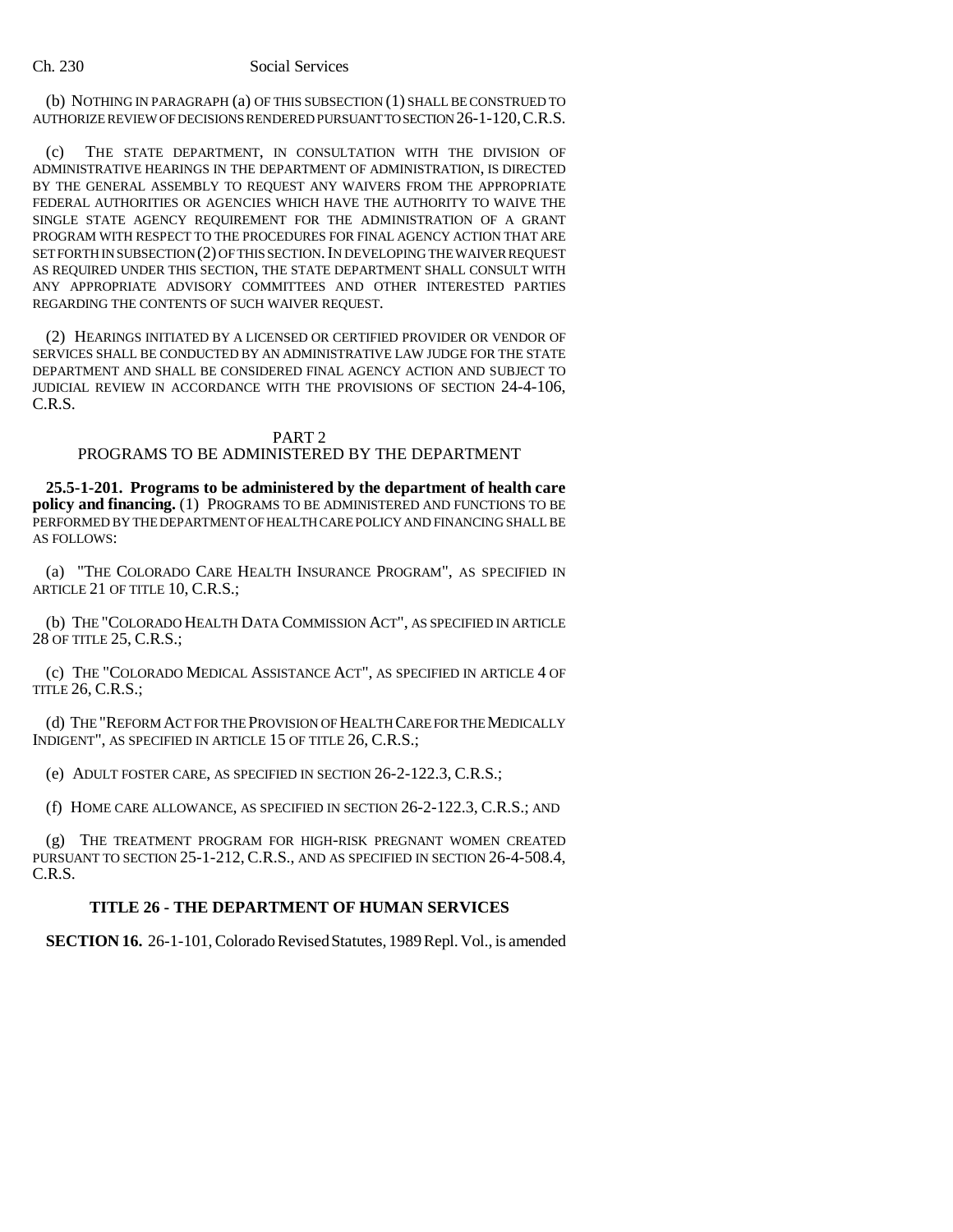(b) NOTHING IN PARAGRAPH (a) OF THIS SUBSECTION (1) SHALL BE CONSTRUED TO AUTHORIZE REVIEW OF DECISIONS RENDERED PURSUANT TO SECTION 26-1-120, C.R.S.

(c) THE STATE DEPARTMENT, IN CONSULTATION WITH THE DIVISION OF ADMINISTRATIVE HEARINGS IN THE DEPARTMENT OF ADMINISTRATION, IS DIRECTED BY THE GENERAL ASSEMBLY TO REQUEST ANY WAIVERS FROM THE APPROPRIATE FEDERAL AUTHORITIES OR AGENCIES WHICH HAVE THE AUTHORITY TO WAIVE THE SINGLE STATE AGENCY REQUIREMENT FOR THE ADMINISTRATION OF A GRANT PROGRAM WITH RESPECT TO THE PROCEDURES FOR FINAL AGENCY ACTION THAT ARE SET FORTH IN SUBSECTION (2) OF THIS SECTION. IN DEVELOPING THE WAIVER REQUEST AS REQUIRED UNDER THIS SECTION, THE STATE DEPARTMENT SHALL CONSULT WITH ANY APPROPRIATE ADVISORY COMMITTEES AND OTHER INTERESTED PARTIES REGARDING THE CONTENTS OF SUCH WAIVER REQUEST.

(2) HEARINGS INITIATED BY A LICENSED OR CERTIFIED PROVIDER OR VENDOR OF SERVICES SHALL BE CONDUCTED BY AN ADMINISTRATIVE LAW JUDGE FOR THE STATE DEPARTMENT AND SHALL BE CONSIDERED FINAL AGENCY ACTION AND SUBJECT TO JUDICIAL REVIEW IN ACCORDANCE WITH THE PROVISIONS OF SECTION 24-4-106, C.R.S.

PART 2
PROGRAMS TO BE ADMINISTERED BY THE DEPARTMENT

**25.5-1-201. Programs to be administered by the department of health care policy and financing.** (1) PROGRAMS TO BE ADMINISTERED AND FUNCTIONS TO BE PERFORMED BY THE DEPARTMENT OF HEALTH CARE POLICY AND FINANCING SHALL BE AS FOLLOWS:

(a) "THE COLORADO CARE HEALTH INSURANCE PROGRAM", AS SPECIFIED IN ARTICLE 21 OF TITLE 10, C.R.S.;

(b) THE "COLORADO HEALTH DATA COMMISSION ACT", AS SPECIFIED IN ARTICLE 28 OF TITLE 25, C.R.S.;

(c) THE "COLORADO MEDICAL ASSISTANCE ACT", AS SPECIFIED IN ARTICLE 4 OF TITLE 26, C.R.S.;

(d) THE "REFORM ACT FOR THE PROVISION OF HEALTH CARE FOR THE MEDICALLY INDIGENT", AS SPECIFIED IN ARTICLE 15 OF TITLE 26, C.R.S.;

(e) ADULT FOSTER CARE, AS SPECIFIED IN SECTION 26-2-122.3, C.R.S.;

(f) HOME CARE ALLOWANCE, AS SPECIFIED IN SECTION 26-2-122.3, C.R.S.; AND

(g) THE TREATMENT PROGRAM FOR HIGH-RISK PREGNANT WOMEN CREATED PURSUANT TO SECTION 25-1-212, C.R.S., AND AS SPECIFIED IN SECTION 26-4-508.4, C.R.S.

**TITLE 26 - THE DEPARTMENT OF HUMAN SERVICES**

**SECTION 16.** 26-1-101, Colorado Revised Statutes, 1989 Repl. Vol., is amended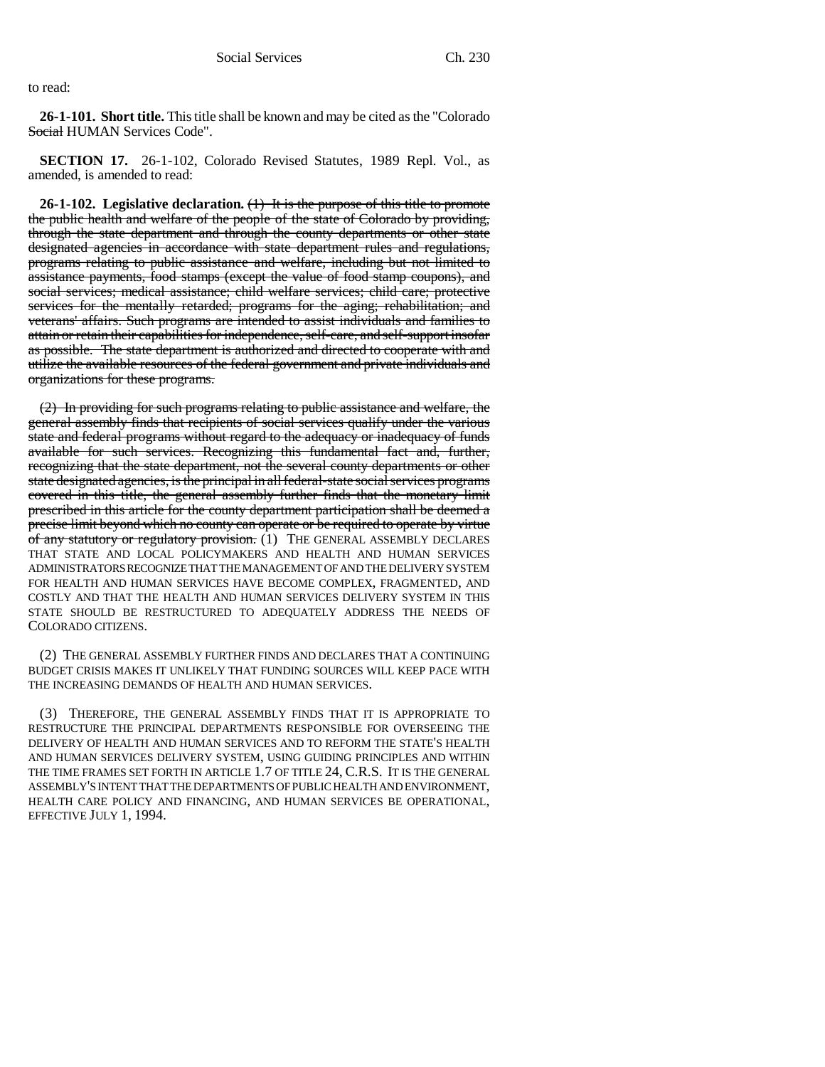to read:

**26-1-101. Short title.** This title shall be known and may be cited as the "Colorado ~~Social~~ HUMAN Services Code".

**SECTION 17.** 26-1-102, Colorado Revised Statutes, 1989 Repl. Vol., as amended, is amended to read:

**26-1-102. Legislative declaration.** ~~(1) It is the purpose of this title to promote the public health and welfare of the people of the state of Colorado by providing, through the state department and through the county departments or other state designated agencies in accordance with state department rules and regulations, programs relating to public assistance and welfare, including but not limited to assistance payments, food stamps (except the value of food stamp coupons), and social services; medical assistance; child welfare services; child care; protective services for the mentally retarded; programs for the aging; rehabilitation; and veterans' affairs. Such programs are intended to assist individuals and families to attain or retain their capabilities for independence, self-care, and self-support insofar as possible. The state department is authorized and directed to cooperate with and utilize the available resources of the federal government and private individuals and organizations for these programs.~~

~~(2) In providing for such programs relating to public assistance and welfare, the general assembly finds that recipients of social services qualify under the various state and federal programs without regard to the adequacy or inadequacy of funds available for such services. Recognizing this fundamental fact and, further, recognizing that the state department, not the several county departments or other state designated agencies, is the principal in all federal-state social services programs covered in this title, the general assembly further finds that the monetary limit prescribed in this article for the county department participation shall be deemed a precise limit beyond which no county can operate or be required to operate by virtue of any statutory or regulatory provision.~~ (1) THE GENERAL ASSEMBLY DECLARES THAT STATE AND LOCAL POLICYMAKERS AND HEALTH AND HUMAN SERVICES ADMINISTRATORS RECOGNIZE THAT THE MANAGEMENT OF AND THE DELIVERY SYSTEM FOR HEALTH AND HUMAN SERVICES HAVE BECOME COMPLEX, FRAGMENTED, AND COSTLY AND THAT THE HEALTH AND HUMAN SERVICES DELIVERY SYSTEM IN THIS STATE SHOULD BE RESTRUCTURED TO ADEQUATELY ADDRESS THE NEEDS OF COLORADO CITIZENS.

(2) THE GENERAL ASSEMBLY FURTHER FINDS AND DECLARES THAT A CONTINUING BUDGET CRISIS MAKES IT UNLIKELY THAT FUNDING SOURCES WILL KEEP PACE WITH THE INCREASING DEMANDS OF HEALTH AND HUMAN SERVICES.

(3) THEREFORE, THE GENERAL ASSEMBLY FINDS THAT IT IS APPROPRIATE TO RESTRUCTURE THE PRINCIPAL DEPARTMENTS RESPONSIBLE FOR OVERSEEING THE DELIVERY OF HEALTH AND HUMAN SERVICES AND TO REFORM THE STATE'S HEALTH AND HUMAN SERVICES DELIVERY SYSTEM, USING GUIDING PRINCIPLES AND WITHIN THE TIME FRAMES SET FORTH IN ARTICLE 1.7 OF TITLE 24, C.R.S. IT IS THE GENERAL ASSEMBLY'S INTENT THAT THE DEPARTMENTS OF PUBLIC HEALTH AND ENVIRONMENT, HEALTH CARE POLICY AND FINANCING, AND HUMAN SERVICES BE OPERATIONAL, EFFECTIVE JULY 1, 1994.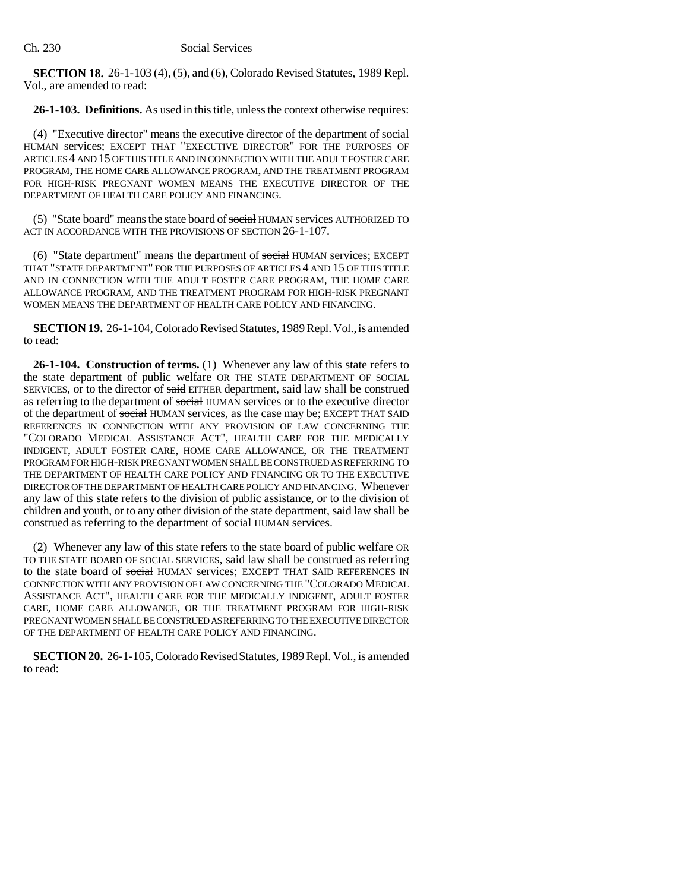**SECTION 18.** 26-1-103 (4), (5), and (6), Colorado Revised Statutes, 1989 Repl. Vol., are amended to read:

**26-1-103. Definitions.** As used in this title, unless the context otherwise requires:

(4) "Executive director" means the executive director of the department of ~~social~~ HUMAN services; EXCEPT THAT "EXECUTIVE DIRECTOR" FOR THE PURPOSES OF ARTICLES 4 AND 15 OF THIS TITLE AND IN CONNECTION WITH THE ADULT FOSTER CARE PROGRAM, THE HOME CARE ALLOWANCE PROGRAM, AND THE TREATMENT PROGRAM FOR HIGH-RISK PREGNANT WOMEN MEANS THE EXECUTIVE DIRECTOR OF THE DEPARTMENT OF HEALTH CARE POLICY AND FINANCING.

(5) "State board" means the state board of ~~social~~ HUMAN services AUTHORIZED TO ACT IN ACCORDANCE WITH THE PROVISIONS OF SECTION 26-1-107.

(6) "State department" means the department of ~~social~~ HUMAN services; EXCEPT THAT "STATE DEPARTMENT" FOR THE PURPOSES OF ARTICLES 4 AND 15 OF THIS TITLE AND IN CONNECTION WITH THE ADULT FOSTER CARE PROGRAM, THE HOME CARE ALLOWANCE PROGRAM, AND THE TREATMENT PROGRAM FOR HIGH-RISK PREGNANT WOMEN MEANS THE DEPARTMENT OF HEALTH CARE POLICY AND FINANCING.

**SECTION 19.** 26-1-104, Colorado Revised Statutes, 1989 Repl. Vol., is amended to read:

**26-1-104. Construction of terms.** (1) Whenever any law of this state refers to the state department of public welfare OR THE STATE DEPARTMENT OF SOCIAL SERVICES, or to the director of ~~said~~ EITHER department, said law shall be construed as referring to the department of ~~social~~ HUMAN services or to the executive director of the department of ~~social~~ HUMAN services, as the case may be; EXCEPT THAT SAID REFERENCES IN CONNECTION WITH ANY PROVISION OF LAW CONCERNING THE "COLORADO MEDICAL ASSISTANCE ACT", HEALTH CARE FOR THE MEDICALLY INDIGENT, ADULT FOSTER CARE, HOME CARE ALLOWANCE, OR THE TREATMENT PROGRAM FOR HIGH-RISK PREGNANT WOMEN SHALL BE CONSTRUED AS REFERRING TO THE DEPARTMENT OF HEALTH CARE POLICY AND FINANCING OR TO THE EXECUTIVE DIRECTOR OF THE DEPARTMENT OF HEALTH CARE POLICY AND FINANCING. Whenever any law of this state refers to the division of public assistance, or to the division of children and youth, or to any other division of the state department, said law shall be construed as referring to the department of ~~social~~ HUMAN services.

(2) Whenever any law of this state refers to the state board of public welfare OR TO THE STATE BOARD OF SOCIAL SERVICES, said law shall be construed as referring to the state board of ~~social~~ HUMAN services; EXCEPT THAT SAID REFERENCES IN CONNECTION WITH ANY PROVISION OF LAW CONCERNING THE "COLORADO MEDICAL ASSISTANCE ACT", HEALTH CARE FOR THE MEDICALLY INDIGENT, ADULT FOSTER CARE, HOME CARE ALLOWANCE, OR THE TREATMENT PROGRAM FOR HIGH-RISK PREGNANT WOMEN SHALL BE CONSTRUED AS REFERRING TO THE EXECUTIVE DIRECTOR OF THE DEPARTMENT OF HEALTH CARE POLICY AND FINANCING.

**SECTION 20.** 26-1-105, Colorado Revised Statutes, 1989 Repl. Vol., is amended to read: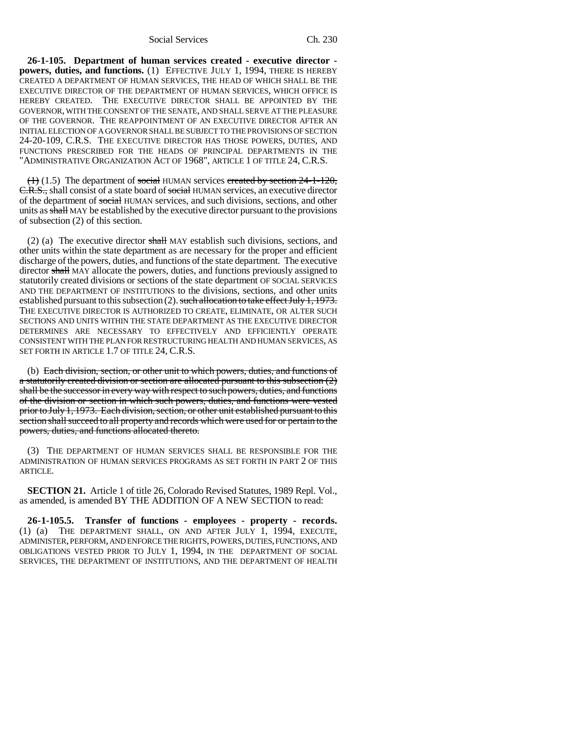**26-1-105. Department of human services created - executive director - powers, duties, and functions.** (1) EFFECTIVE JULY 1, 1994, THERE IS HEREBY CREATED A DEPARTMENT OF HUMAN SERVICES, THE HEAD OF WHICH SHALL BE THE EXECUTIVE DIRECTOR OF THE DEPARTMENT OF HUMAN SERVICES, WHICH OFFICE IS HEREBY CREATED. THE EXECUTIVE DIRECTOR SHALL BE APPOINTED BY THE GOVERNOR, WITH THE CONSENT OF THE SENATE, AND SHALL SERVE AT THE PLEASURE OF THE GOVERNOR. THE REAPPOINTMENT OF AN EXECUTIVE DIRECTOR AFTER AN INITIAL ELECTION OF A GOVERNOR SHALL BE SUBJECT TO THE PROVISIONS OF SECTION 24-20-109, C.R.S. THE EXECUTIVE DIRECTOR HAS THOSE POWERS, DUTIES, AND FUNCTIONS PRESCRIBED FOR THE HEADS OF PRINCIPAL DEPARTMENTS IN THE "ADMINISTRATIVE ORGANIZATION ACT OF 1968", ARTICLE 1 OF TITLE 24, C.R.S.

~~(1)~~ (1.5) The department of ~~social~~ HUMAN services ~~created by section 24-1-120, C.R.S.,~~ shall consist of a state board of ~~social~~ HUMAN services, an executive director of the department of ~~social~~ HUMAN services, and such divisions, sections, and other units as ~~shall~~ MAY be established by the executive director pursuant to the provisions of subsection (2) of this section.

(2) (a) The executive director ~~shall~~ MAY establish such divisions, sections, and other units within the state department as are necessary for the proper and efficient discharge of the powers, duties, and functions of the state department. The executive director ~~shall~~ MAY allocate the powers, duties, and functions previously assigned to statutorily created divisions or sections of the state department OF SOCIAL SERVICES AND THE DEPARTMENT OF INSTITUTIONS to the divisions, sections, and other units established pursuant to this subsection (2). ~~such allocation to take effect July 1, 1973.~~ THE EXECUTIVE DIRECTOR IS AUTHORIZED TO CREATE, ELIMINATE, OR ALTER SUCH SECTIONS AND UNITS WITHIN THE STATE DEPARTMENT AS THE EXECUTIVE DIRECTOR DETERMINES ARE NECESSARY TO EFFECTIVELY AND EFFICIENTLY OPERATE CONSISTENT WITH THE PLAN FOR RESTRUCTURING HEALTH AND HUMAN SERVICES, AS SET FORTH IN ARTICLE 1.7 OF TITLE 24, C.R.S.

(b) ~~Each division, section, or other unit to which powers, duties, and functions of a statutorily created division or section are allocated pursuant to this subsection (2) shall be the successor in every way with respect to such powers, duties, and functions of the division or section in which such powers, duties, and functions were vested prior to July 1, 1973. Each division, section, or other unit established pursuant to this section shall succeed to all property and records which were used for or pertain to the powers, duties, and functions allocated thereto.~~

(3) THE DEPARTMENT OF HUMAN SERVICES SHALL BE RESPONSIBLE FOR THE ADMINISTRATION OF HUMAN SERVICES PROGRAMS AS SET FORTH IN PART 2 OF THIS ARTICLE.

**SECTION 21.** Article 1 of title 26, Colorado Revised Statutes, 1989 Repl. Vol., as amended, is amended BY THE ADDITION OF A NEW SECTION to read:

**26-1-105.5. Transfer of functions - employees - property - records.** (1) (a) THE DEPARTMENT SHALL, ON AND AFTER JULY 1, 1994, EXECUTE, ADMINISTER, PERFORM, AND ENFORCE THE RIGHTS, POWERS, DUTIES, FUNCTIONS, AND OBLIGATIONS VESTED PRIOR TO JULY 1, 1994, IN THE DEPARTMENT OF SOCIAL SERVICES, THE DEPARTMENT OF INSTITUTIONS, AND THE DEPARTMENT OF HEALTH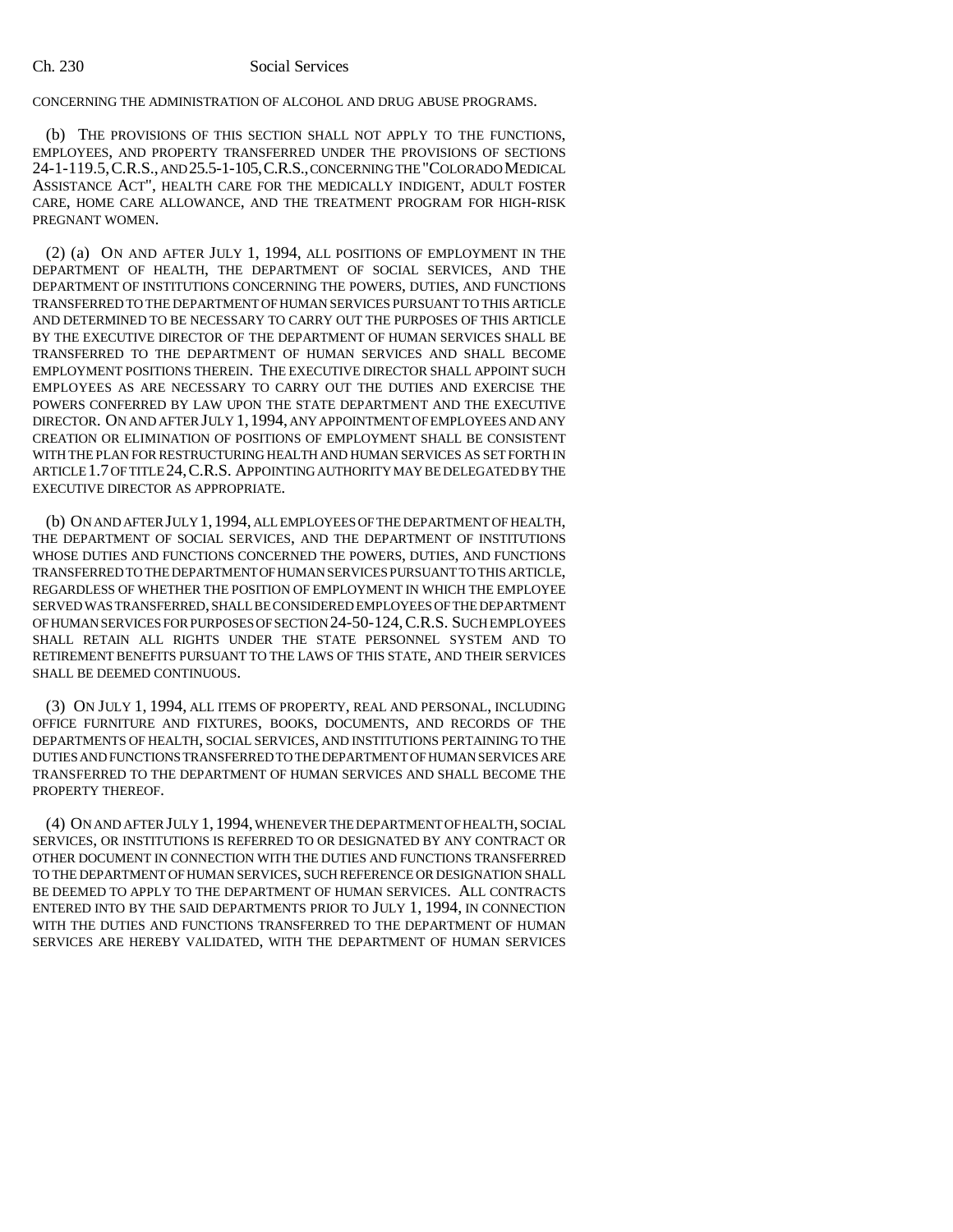CONCERNING THE ADMINISTRATION OF ALCOHOL AND DRUG ABUSE PROGRAMS.

(b) THE PROVISIONS OF THIS SECTION SHALL NOT APPLY TO THE FUNCTIONS, EMPLOYEES, AND PROPERTY TRANSFERRED UNDER THE PROVISIONS OF SECTIONS 24-1-119.5, C.R.S., AND 25.5-1-105, C.R.S., CONCERNING THE "COLORADO MEDICAL ASSISTANCE ACT", HEALTH CARE FOR THE MEDICALLY INDIGENT, ADULT FOSTER CARE, HOME CARE ALLOWANCE, AND THE TREATMENT PROGRAM FOR HIGH-RISK PREGNANT WOMEN.

(2) (a) ON AND AFTER JULY 1, 1994, ALL POSITIONS OF EMPLOYMENT IN THE DEPARTMENT OF HEALTH, THE DEPARTMENT OF SOCIAL SERVICES, AND THE DEPARTMENT OF INSTITUTIONS CONCERNING THE POWERS, DUTIES, AND FUNCTIONS TRANSFERRED TO THE DEPARTMENT OF HUMAN SERVICES PURSUANT TO THIS ARTICLE AND DETERMINED TO BE NECESSARY TO CARRY OUT THE PURPOSES OF THIS ARTICLE BY THE EXECUTIVE DIRECTOR OF THE DEPARTMENT OF HUMAN SERVICES SHALL BE TRANSFERRED TO THE DEPARTMENT OF HUMAN SERVICES AND SHALL BECOME EMPLOYMENT POSITIONS THEREIN. THE EXECUTIVE DIRECTOR SHALL APPOINT SUCH EMPLOYEES AS ARE NECESSARY TO CARRY OUT THE DUTIES AND EXERCISE THE POWERS CONFERRED BY LAW UPON THE STATE DEPARTMENT AND THE EXECUTIVE DIRECTOR. ON AND AFTER JULY 1, 1994, ANY APPOINTMENT OF EMPLOYEES AND ANY CREATION OR ELIMINATION OF POSITIONS OF EMPLOYMENT SHALL BE CONSISTENT WITH THE PLAN FOR RESTRUCTURING HEALTH AND HUMAN SERVICES AS SET FORTH IN ARTICLE 1.7 OF TITLE 24, C.R.S. APPOINTING AUTHORITY MAY BE DELEGATED BY THE EXECUTIVE DIRECTOR AS APPROPRIATE.

(b) ON AND AFTER JULY 1, 1994, ALL EMPLOYEES OF THE DEPARTMENT OF HEALTH, THE DEPARTMENT OF SOCIAL SERVICES, AND THE DEPARTMENT OF INSTITUTIONS WHOSE DUTIES AND FUNCTIONS CONCERNED THE POWERS, DUTIES, AND FUNCTIONS TRANSFERRED TO THE DEPARTMENT OF HUMAN SERVICES PURSUANT TO THIS ARTICLE, REGARDLESS OF WHETHER THE POSITION OF EMPLOYMENT IN WHICH THE EMPLOYEE SERVED WAS TRANSFERRED, SHALL BE CONSIDERED EMPLOYEES OF THE DEPARTMENT OF HUMAN SERVICES FOR PURPOSES OF SECTION 24-50-124, C.R.S. SUCH EMPLOYEES SHALL RETAIN ALL RIGHTS UNDER THE STATE PERSONNEL SYSTEM AND TO RETIREMENT BENEFITS PURSUANT TO THE LAWS OF THIS STATE, AND THEIR SERVICES SHALL BE DEEMED CONTINUOUS.

(3) ON JULY 1, 1994, ALL ITEMS OF PROPERTY, REAL AND PERSONAL, INCLUDING OFFICE FURNITURE AND FIXTURES, BOOKS, DOCUMENTS, AND RECORDS OF THE DEPARTMENTS OF HEALTH, SOCIAL SERVICES, AND INSTITUTIONS PERTAINING TO THE DUTIES AND FUNCTIONS TRANSFERRED TO THE DEPARTMENT OF HUMAN SERVICES ARE TRANSFERRED TO THE DEPARTMENT OF HUMAN SERVICES AND SHALL BECOME THE PROPERTY THEREOF.

(4) ON AND AFTER JULY 1, 1994, WHENEVER THE DEPARTMENT OF HEALTH, SOCIAL SERVICES, OR INSTITUTIONS IS REFERRED TO OR DESIGNATED BY ANY CONTRACT OR OTHER DOCUMENT IN CONNECTION WITH THE DUTIES AND FUNCTIONS TRANSFERRED TO THE DEPARTMENT OF HUMAN SERVICES, SUCH REFERENCE OR DESIGNATION SHALL BE DEEMED TO APPLY TO THE DEPARTMENT OF HUMAN SERVICES. ALL CONTRACTS ENTERED INTO BY THE SAID DEPARTMENTS PRIOR TO JULY 1, 1994, IN CONNECTION WITH THE DUTIES AND FUNCTIONS TRANSFERRED TO THE DEPARTMENT OF HUMAN SERVICES ARE HEREBY VALIDATED, WITH THE DEPARTMENT OF HUMAN SERVICES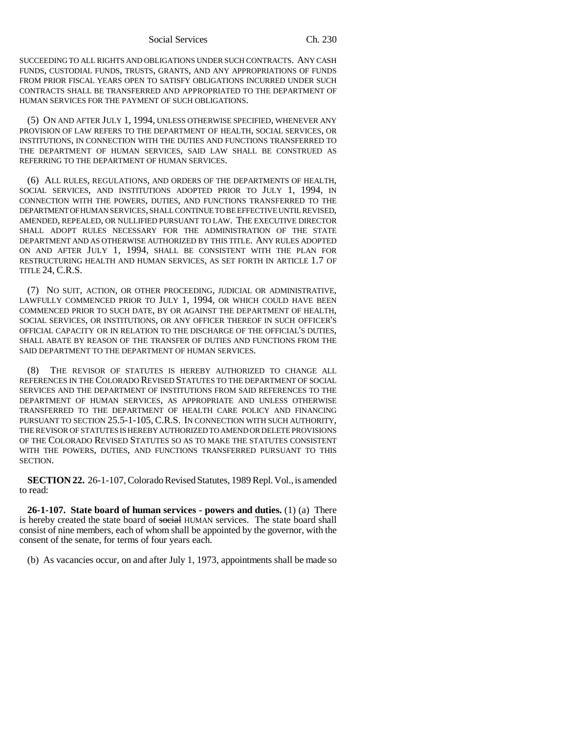SUCCEEDING TO ALL RIGHTS AND OBLIGATIONS UNDER SUCH CONTRACTS. ANY CASH FUNDS, CUSTODIAL FUNDS, TRUSTS, GRANTS, AND ANY APPROPRIATIONS OF FUNDS FROM PRIOR FISCAL YEARS OPEN TO SATISFY OBLIGATIONS INCURRED UNDER SUCH CONTRACTS SHALL BE TRANSFERRED AND APPROPRIATED TO THE DEPARTMENT OF HUMAN SERVICES FOR THE PAYMENT OF SUCH OBLIGATIONS.

(5) ON AND AFTER JULY 1, 1994, UNLESS OTHERWISE SPECIFIED, WHENEVER ANY PROVISION OF LAW REFERS TO THE DEPARTMENT OF HEALTH, SOCIAL SERVICES, OR INSTITUTIONS, IN CONNECTION WITH THE DUTIES AND FUNCTIONS TRANSFERRED TO THE DEPARTMENT OF HUMAN SERVICES, SAID LAW SHALL BE CONSTRUED AS REFERRING TO THE DEPARTMENT OF HUMAN SERVICES.

(6) ALL RULES, REGULATIONS, AND ORDERS OF THE DEPARTMENTS OF HEALTH, SOCIAL SERVICES, AND INSTITUTIONS ADOPTED PRIOR TO JULY 1, 1994, IN CONNECTION WITH THE POWERS, DUTIES, AND FUNCTIONS TRANSFERRED TO THE DEPARTMENT OF HUMAN SERVICES, SHALL CONTINUE TO BE EFFECTIVE UNTIL REVISED, AMENDED, REPEALED, OR NULLIFIED PURSUANT TO LAW. THE EXECUTIVE DIRECTOR SHALL ADOPT RULES NECESSARY FOR THE ADMINISTRATION OF THE STATE DEPARTMENT AND AS OTHERWISE AUTHORIZED BY THIS TITLE. ANY RULES ADOPTED ON AND AFTER JULY 1, 1994, SHALL BE CONSISTENT WITH THE PLAN FOR RESTRUCTURING HEALTH AND HUMAN SERVICES, AS SET FORTH IN ARTICLE 1.7 OF TITLE 24, C.R.S.

(7) NO SUIT, ACTION, OR OTHER PROCEEDING, JUDICIAL OR ADMINISTRATIVE, LAWFULLY COMMENCED PRIOR TO JULY 1, 1994, OR WHICH COULD HAVE BEEN COMMENCED PRIOR TO SUCH DATE, BY OR AGAINST THE DEPARTMENT OF HEALTH, SOCIAL SERVICES, OR INSTITUTIONS, OR ANY OFFICER THEREOF IN SUCH OFFICER'S OFFICIAL CAPACITY OR IN RELATION TO THE DISCHARGE OF THE OFFICIAL'S DUTIES, SHALL ABATE BY REASON OF THE TRANSFER OF DUTIES AND FUNCTIONS FROM THE SAID DEPARTMENT TO THE DEPARTMENT OF HUMAN SERVICES.

(8) THE REVISOR OF STATUTES IS HEREBY AUTHORIZED TO CHANGE ALL REFERENCES IN THE COLORADO REVISED STATUTES TO THE DEPARTMENT OF SOCIAL SERVICES AND THE DEPARTMENT OF INSTITUTIONS FROM SAID REFERENCES TO THE DEPARTMENT OF HUMAN SERVICES, AS APPROPRIATE AND UNLESS OTHERWISE TRANSFERRED TO THE DEPARTMENT OF HEALTH CARE POLICY AND FINANCING PURSUANT TO SECTION 25.5-1-105, C.R.S. IN CONNECTION WITH SUCH AUTHORITY, THE REVISOR OF STATUTES IS HEREBY AUTHORIZED TO AMEND OR DELETE PROVISIONS OF THE COLORADO REVISED STATUTES SO AS TO MAKE THE STATUTES CONSISTENT WITH THE POWERS, DUTIES, AND FUNCTIONS TRANSFERRED PURSUANT TO THIS SECTION.

**SECTION 22.** 26-1-107, Colorado Revised Statutes, 1989 Repl. Vol., is amended to read:

**26-1-107. State board of human services - powers and duties.** (1) (a) There is hereby created the state board of ~~social~~ HUMAN services. The state board shall consist of nine members, each of whom shall be appointed by the governor, with the consent of the senate, for terms of four years each.

(b) As vacancies occur, on and after July 1, 1973, appointments shall be made so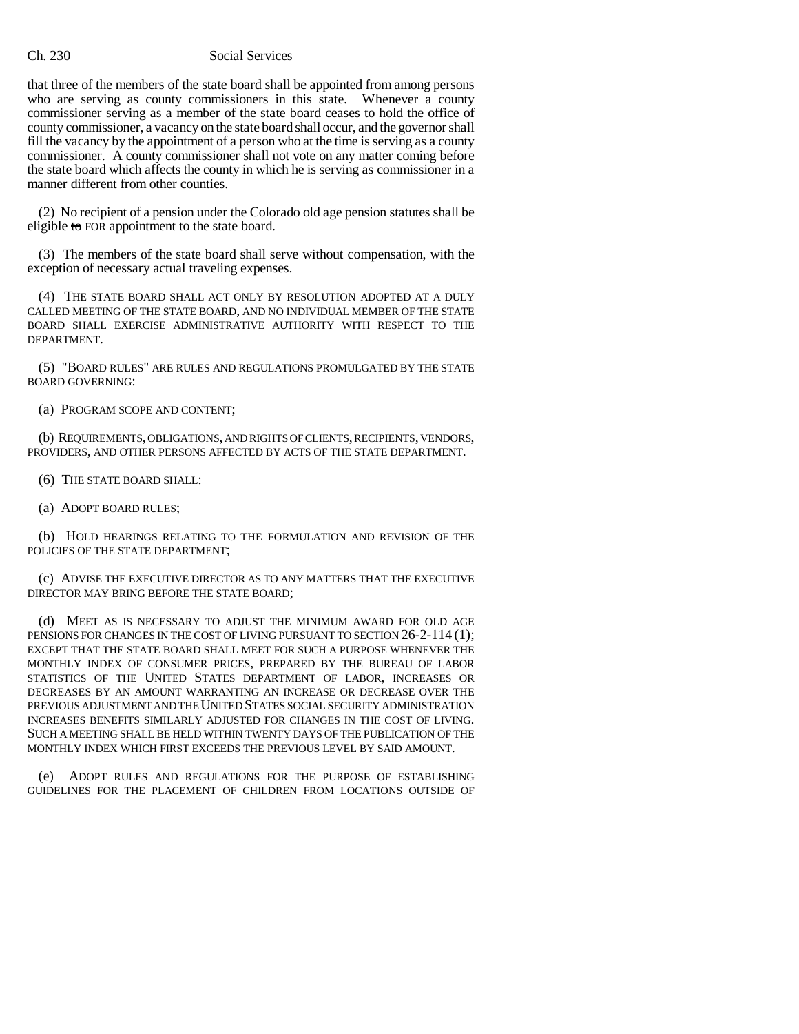that three of the members of the state board shall be appointed from among persons who are serving as county commissioners in this state. Whenever a county commissioner serving as a member of the state board ceases to hold the office of county commissioner, a vacancy on the state board shall occur, and the governor shall fill the vacancy by the appointment of a person who at the time is serving as a county commissioner. A county commissioner shall not vote on any matter coming before the state board which affects the county in which he is serving as commissioner in a manner different from other counties.

(2) No recipient of a pension under the Colorado old age pension statutes shall be eligible ~~to~~ FOR appointment to the state board.

(3) The members of the state board shall serve without compensation, with the exception of necessary actual traveling expenses.

(4) THE STATE BOARD SHALL ACT ONLY BY RESOLUTION ADOPTED AT A DULY CALLED MEETING OF THE STATE BOARD, AND NO INDIVIDUAL MEMBER OF THE STATE BOARD SHALL EXERCISE ADMINISTRATIVE AUTHORITY WITH RESPECT TO THE DEPARTMENT.

(5) "BOARD RULES" ARE RULES AND REGULATIONS PROMULGATED BY THE STATE BOARD GOVERNING:

(a) PROGRAM SCOPE AND CONTENT;

(b) REQUIREMENTS, OBLIGATIONS, AND RIGHTS OF CLIENTS, RECIPIENTS, VENDORS, PROVIDERS, AND OTHER PERSONS AFFECTED BY ACTS OF THE STATE DEPARTMENT.

(6) THE STATE BOARD SHALL:

(a) ADOPT BOARD RULES;

(b) HOLD HEARINGS RELATING TO THE FORMULATION AND REVISION OF THE POLICIES OF THE STATE DEPARTMENT;

(c) ADVISE THE EXECUTIVE DIRECTOR AS TO ANY MATTERS THAT THE EXECUTIVE DIRECTOR MAY BRING BEFORE THE STATE BOARD;

(d) MEET AS IS NECESSARY TO ADJUST THE MINIMUM AWARD FOR OLD AGE PENSIONS FOR CHANGES IN THE COST OF LIVING PURSUANT TO SECTION 26-2-114 (1); EXCEPT THAT THE STATE BOARD SHALL MEET FOR SUCH A PURPOSE WHENEVER THE MONTHLY INDEX OF CONSUMER PRICES, PREPARED BY THE BUREAU OF LABOR STATISTICS OF THE UNITED STATES DEPARTMENT OF LABOR, INCREASES OR DECREASES BY AN AMOUNT WARRANTING AN INCREASE OR DECREASE OVER THE PREVIOUS ADJUSTMENT AND THE UNITED STATES SOCIAL SECURITY ADMINISTRATION INCREASES BENEFITS SIMILARLY ADJUSTED FOR CHANGES IN THE COST OF LIVING. SUCH A MEETING SHALL BE HELD WITHIN TWENTY DAYS OF THE PUBLICATION OF THE MONTHLY INDEX WHICH FIRST EXCEEDS THE PREVIOUS LEVEL BY SAID AMOUNT.

(e) ADOPT RULES AND REGULATIONS FOR THE PURPOSE OF ESTABLISHING GUIDELINES FOR THE PLACEMENT OF CHILDREN FROM LOCATIONS OUTSIDE OF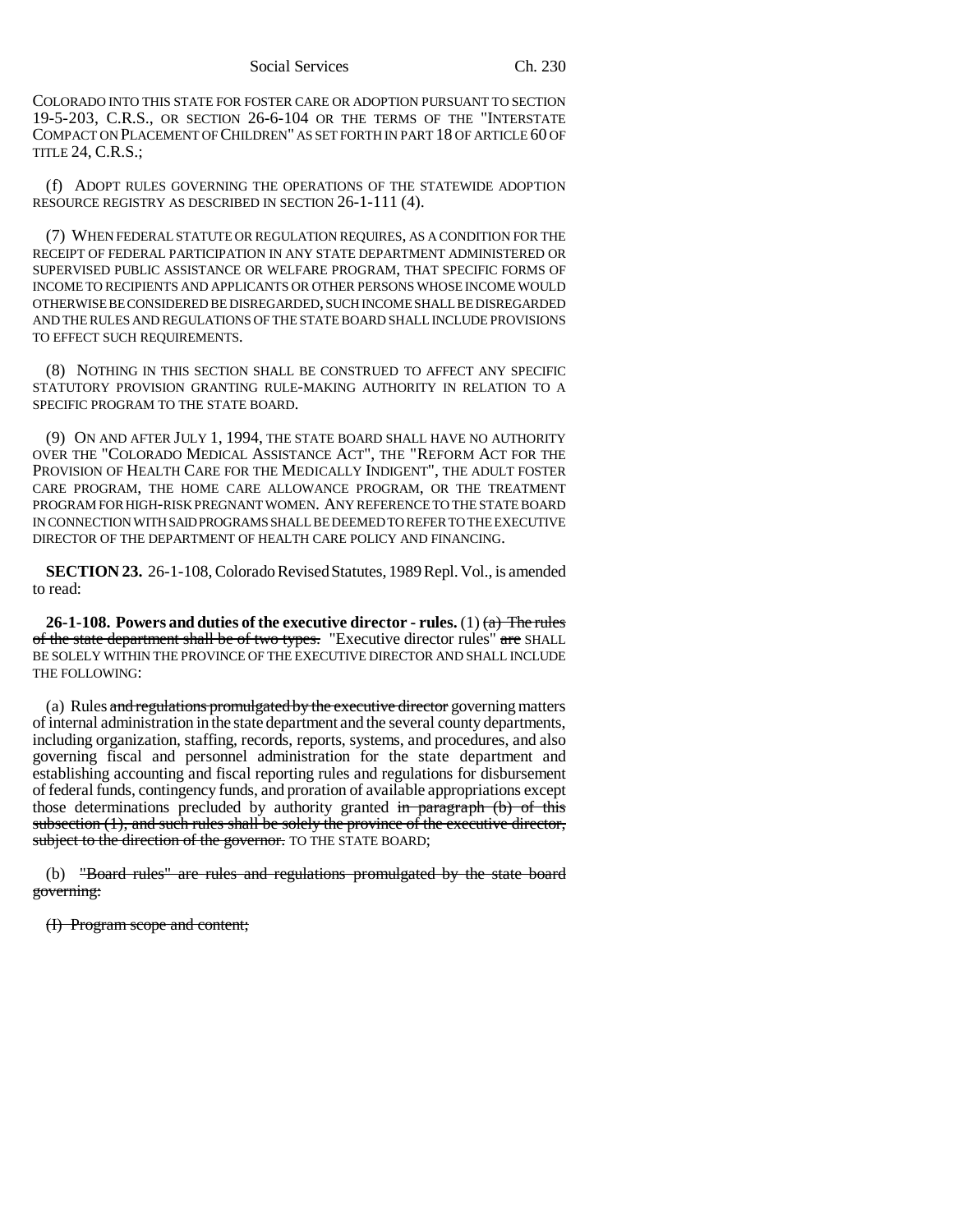COLORADO INTO THIS STATE FOR FOSTER CARE OR ADOPTION PURSUANT TO SECTION 19-5-203, C.R.S., OR SECTION 26-6-104 OR THE TERMS OF THE "INTERSTATE COMPACT ON PLACEMENT OF CHILDREN" AS SET FORTH IN PART 18 OF ARTICLE 60 OF TITLE 24, C.R.S.;

(f) ADOPT RULES GOVERNING THE OPERATIONS OF THE STATEWIDE ADOPTION RESOURCE REGISTRY AS DESCRIBED IN SECTION 26-1-111 (4).

(7) WHEN FEDERAL STATUTE OR REGULATION REQUIRES, AS A CONDITION FOR THE RECEIPT OF FEDERAL PARTICIPATION IN ANY STATE DEPARTMENT ADMINISTERED OR SUPERVISED PUBLIC ASSISTANCE OR WELFARE PROGRAM, THAT SPECIFIC FORMS OF INCOME TO RECIPIENTS AND APPLICANTS OR OTHER PERSONS WHOSE INCOME WOULD OTHERWISE BE CONSIDERED BE DISREGARDED, SUCH INCOME SHALL BE DISREGARDED AND THE RULES AND REGULATIONS OF THE STATE BOARD SHALL INCLUDE PROVISIONS TO EFFECT SUCH REQUIREMENTS.

(8) NOTHING IN THIS SECTION SHALL BE CONSTRUED TO AFFECT ANY SPECIFIC STATUTORY PROVISION GRANTING RULE-MAKING AUTHORITY IN RELATION TO A SPECIFIC PROGRAM TO THE STATE BOARD.

(9) ON AND AFTER JULY 1, 1994, THE STATE BOARD SHALL HAVE NO AUTHORITY OVER THE "COLORADO MEDICAL ASSISTANCE ACT", THE "REFORM ACT FOR THE PROVISION OF HEALTH CARE FOR THE MEDICALLY INDIGENT", THE ADULT FOSTER CARE PROGRAM, THE HOME CARE ALLOWANCE PROGRAM, OR THE TREATMENT PROGRAM FOR HIGH-RISK PREGNANT WOMEN. ANY REFERENCE TO THE STATE BOARD IN CONNECTION WITH SAID PROGRAMS SHALL BE DEEMED TO REFER TO THE EXECUTIVE DIRECTOR OF THE DEPARTMENT OF HEALTH CARE POLICY AND FINANCING.

**SECTION 23.** 26-1-108, Colorado Revised Statutes, 1989 Repl. Vol., is amended to read:

**26-1-108. Powers and duties of the executive director - rules.** (1) ~~(a) The rules of the state department shall be of two types.~~ "Executive director rules" ~~are~~ SHALL BE SOLELY WITHIN THE PROVINCE OF THE EXECUTIVE DIRECTOR AND SHALL INCLUDE THE FOLLOWING:

(a) Rules ~~and regulations promulgated by the executive director~~ governing matters of internal administration in the state department and the several county departments, including organization, staffing, records, reports, systems, and procedures, and also governing fiscal and personnel administration for the state department and establishing accounting and fiscal reporting rules and regulations for disbursement of federal funds, contingency funds, and proration of available appropriations except those determinations precluded by authority granted ~~in paragraph (b) of this subsection (1), and such rules shall be solely the province of the executive director, subject to the direction of the governor.~~ TO THE STATE BOARD;

(b) ~~"Board rules" are rules and regulations promulgated by the state board governing:~~

~~(I) Program scope and content;~~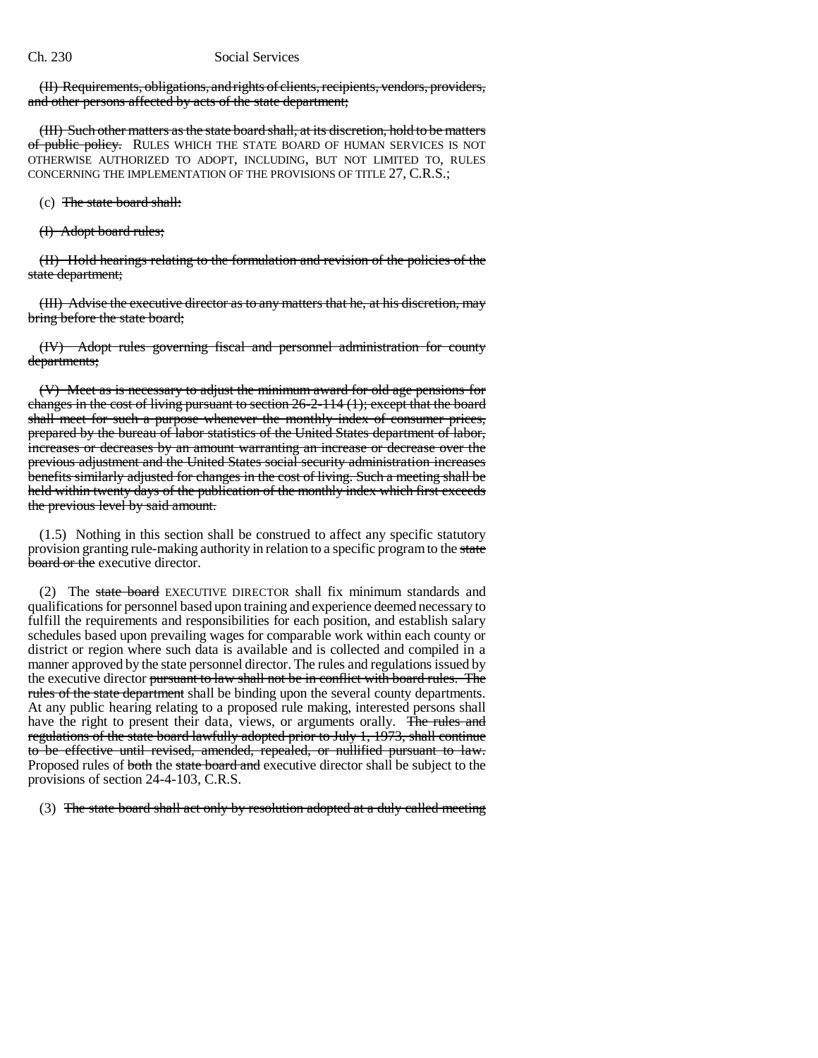(II) Requirements, obligations, and rights of clients, recipients, vendors, providers, and other persons affected by acts of the state department;

(III) Such other matters as the state board shall, at its discretion, hold to be matters of public policy. RULES WHICH THE STATE BOARD OF HUMAN SERVICES IS NOT OTHERWISE AUTHORIZED TO ADOPT, INCLUDING, BUT NOT LIMITED TO, RULES CONCERNING THE IMPLEMENTATION OF THE PROVISIONS OF TITLE 27, C.R.S.;

(c) The state board shall:

(I) Adopt board rules;

(II) Hold hearings relating to the formulation and revision of the policies of the state department;

(III) Advise the executive director as to any matters that he, at his discretion, may bring before the state board;

(IV) Adopt rules governing fiscal and personnel administration for county departments;

(V) Meet as is necessary to adjust the minimum award for old age pensions for changes in the cost of living pursuant to section 26-2-114 (1); except that the board shall meet for such a purpose whenever the monthly index of consumer prices, prepared by the bureau of labor statistics of the United States department of labor, increases or decreases by an amount warranting an increase or decrease over the previous adjustment and the United States social security administration increases benefits similarly adjusted for changes in the cost of living. Such a meeting shall be held within twenty days of the publication of the monthly index which first exceeds the previous level by said amount.

(1.5) Nothing in this section shall be construed to affect any specific statutory provision granting rule-making authority in relation to a specific program to the state board or the executive director.

(2) The state board EXECUTIVE DIRECTOR shall fix minimum standards and qualifications for personnel based upon training and experience deemed necessary to fulfill the requirements and responsibilities for each position, and establish salary schedules based upon prevailing wages for comparable work within each county or district or region where such data is available and is collected and compiled in a manner approved by the state personnel director. The rules and regulations issued by the executive director pursuant to law shall not be in conflict with board rules. The rules of the state department shall be binding upon the several county departments. At any public hearing relating to a proposed rule making, interested persons shall have the right to present their data, views, or arguments orally. The rules and regulations of the state board lawfully adopted prior to July 1, 1973, shall continue to be effective until revised, amended, repealed, or nullified pursuant to law. Proposed rules of both the state board and executive director shall be subject to the provisions of section 24-4-103, C.R.S.

(3) The state board shall act only by resolution adopted at a duly called meeting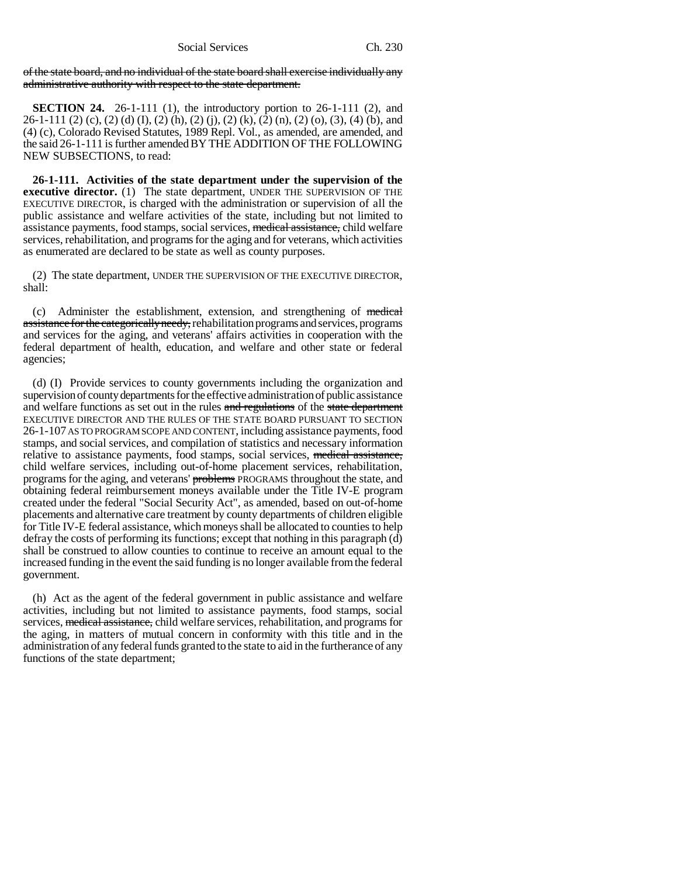~~of the state board, and no individual of the state board shall exercise individually any administrative authority with respect to the state department.~~

**SECTION 24.** 26-1-111 (1), the introductory portion to 26-1-111 (2), and 26-1-111 (2) (c), (2) (d) (I), (2) (h), (2) (j), (2) (k), (2) (n), (2) (o), (3), (4) (b), and (4) (c), Colorado Revised Statutes, 1989 Repl. Vol., as amended, are amended, and the said 26-1-111 is further amended BY THE ADDITION OF THE FOLLOWING NEW SUBSECTIONS, to read:

**26-1-111. Activities of the state department under the supervision of the executive director.** (1) The state department, UNDER THE SUPERVISION OF THE EXECUTIVE DIRECTOR, is charged with the administration or supervision of all the public assistance and welfare activities of the state, including but not limited to assistance payments, food stamps, social services, ~~medical assistance,~~ child welfare services, rehabilitation, and programs for the aging and for veterans, which activities as enumerated are declared to be state as well as county purposes.

(2) The state department, UNDER THE SUPERVISION OF THE EXECUTIVE DIRECTOR, shall:

(c) Administer the establishment, extension, and strengthening of ~~medical assistance for the categorically needy,~~ rehabilitation programs and services, programs and services for the aging, and veterans' affairs activities in cooperation with the federal department of health, education, and welfare and other state or federal agencies;

(d) (I) Provide services to county governments including the organization and supervision of county departments for the effective administration of public assistance and welfare functions as set out in the rules ~~and regulations~~ of the ~~state department~~ EXECUTIVE DIRECTOR AND THE RULES OF THE STATE BOARD PURSUANT TO SECTION 26-1-107 AS TO PROGRAM SCOPE AND CONTENT, including assistance payments, food stamps, and social services, and compilation of statistics and necessary information relative to assistance payments, food stamps, social services, ~~medical assistance,~~ child welfare services, including out-of-home placement services, rehabilitation, programs for the aging, and veterans' ~~problems~~ PROGRAMS throughout the state, and obtaining federal reimbursement moneys available under the Title IV-E program created under the federal "Social Security Act", as amended, based on out-of-home placements and alternative care treatment by county departments of children eligible for Title IV-E federal assistance, which moneys shall be allocated to counties to help defray the costs of performing its functions; except that nothing in this paragraph (d) shall be construed to allow counties to continue to receive an amount equal to the increased funding in the event the said funding is no longer available from the federal government.

(h) Act as the agent of the federal government in public assistance and welfare activities, including but not limited to assistance payments, food stamps, social services, ~~medical assistance,~~ child welfare services, rehabilitation, and programs for the aging, in matters of mutual concern in conformity with this title and in the administration of any federal funds granted to the state to aid in the furtherance of any functions of the state department;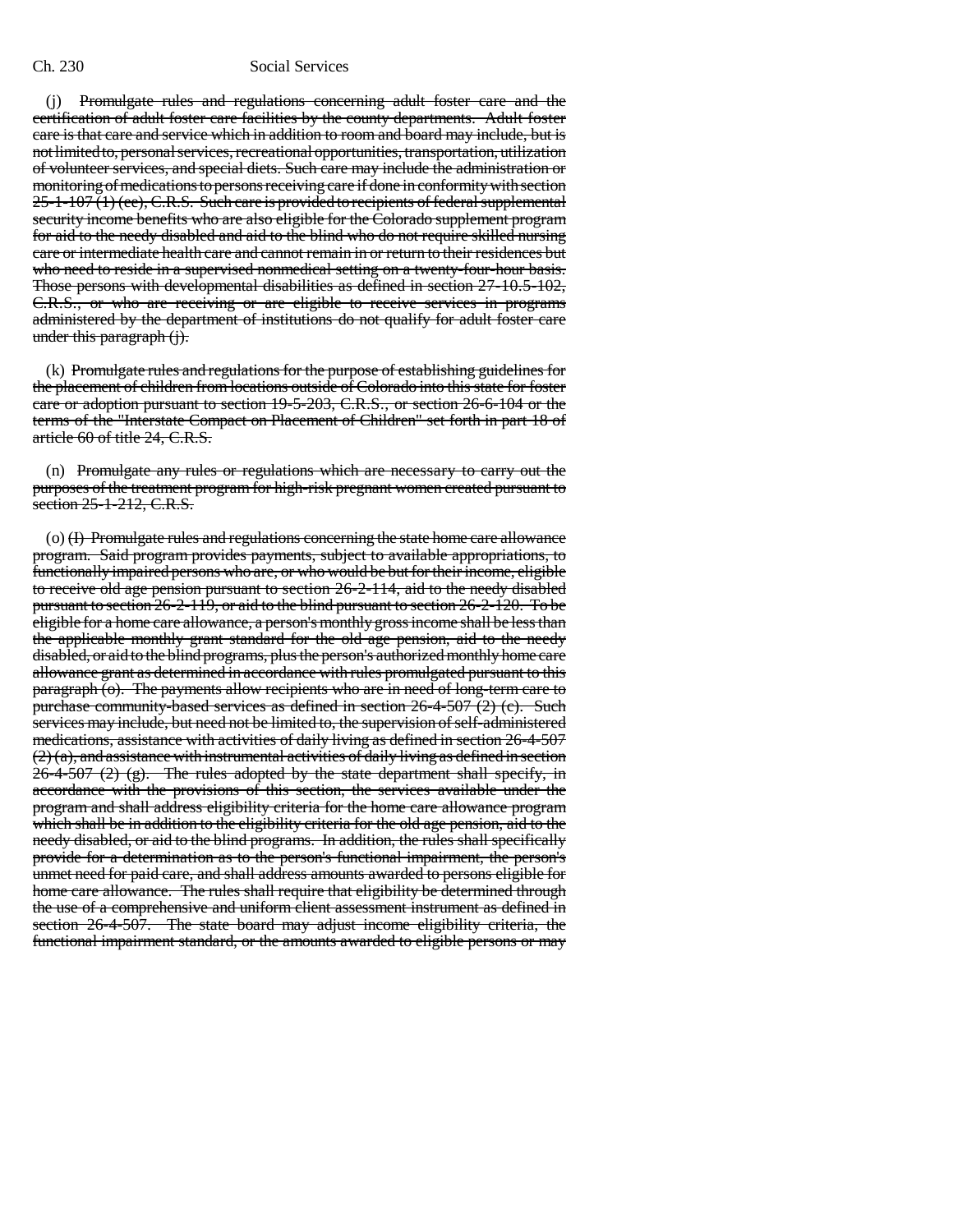(j) ~~Promulgate rules and regulations concerning adult foster care and the certification of adult foster care facilities by the county departments. Adult foster care is that care and service which in addition to room and board may include, but is not limited to, personal services, recreational opportunities, transportation, utilization of volunteer services, and special diets. Such care may include the administration or monitoring of medications to persons receiving care if done in conformity with section 25-1-107 (1) (ee), C.R.S. Such care is provided to recipients of federal supplemental security income benefits who are also eligible for the Colorado supplement program for aid to the needy disabled and aid to the blind who do not require skilled nursing care or intermediate health care and cannot remain in or return to their residences but who need to reside in a supervised nonmedical setting on a twenty-four-hour basis. Those persons with developmental disabilities as defined in section 27-10.5-102, C.R.S., or who are receiving or are eligible to receive services in programs administered by the department of institutions do not qualify for adult foster care under this paragraph (j).~~

(k) ~~Promulgate rules and regulations for the purpose of establishing guidelines for the placement of children from locations outside of Colorado into this state for foster care or adoption pursuant to section 19-5-203, C.R.S., or section 26-6-104 or the terms of the "Interstate Compact on Placement of Children" set forth in part 18 of article 60 of title 24, C.R.S.~~

(n) ~~Promulgate any rules or regulations which are necessary to carry out the purposes of the treatment program for high-risk pregnant women created pursuant to section 25-1-212, C.R.S.~~

(o) ~~(I) Promulgate rules and regulations concerning the state home care allowance program. Said program provides payments, subject to available appropriations, to functionally impaired persons who are, or who would be but for their income, eligible to receive old age pension pursuant to section 26-2-114, aid to the needy disabled pursuant to section 26-2-119, or aid to the blind pursuant to section 26-2-120. To be eligible for a home care allowance, a person's monthly gross income shall be less than the applicable monthly grant standard for the old age pension, aid to the needy disabled, or aid to the blind programs, plus the person's authorized monthly home care allowance grant as determined in accordance with rules promulgated pursuant to this paragraph (o). The payments allow recipients who are in need of long-term care to purchase community-based services as defined in section 26-4-507 (2) (c). Such services may include, but need not be limited to, the supervision of self-administered medications, assistance with activities of daily living as defined in section 26-4-507 (2) (a), and assistance with instrumental activities of daily living as defined in section 26-4-507 (2) (g). The rules adopted by the state department shall specify, in accordance with the provisions of this section, the services available under the program and shall address eligibility criteria for the home care allowance program which shall be in addition to the eligibility criteria for the old age pension, aid to the needy disabled, or aid to the blind programs. In addition, the rules shall specifically provide for a determination as to the person's functional impairment, the person's unmet need for paid care, and shall address amounts awarded to persons eligible for home care allowance. The rules shall require that eligibility be determined through the use of a comprehensive and uniform client assessment instrument as defined in section 26-4-507. The state board may adjust income eligibility criteria, the functional impairment standard, or the amounts awarded to eligible persons or may~~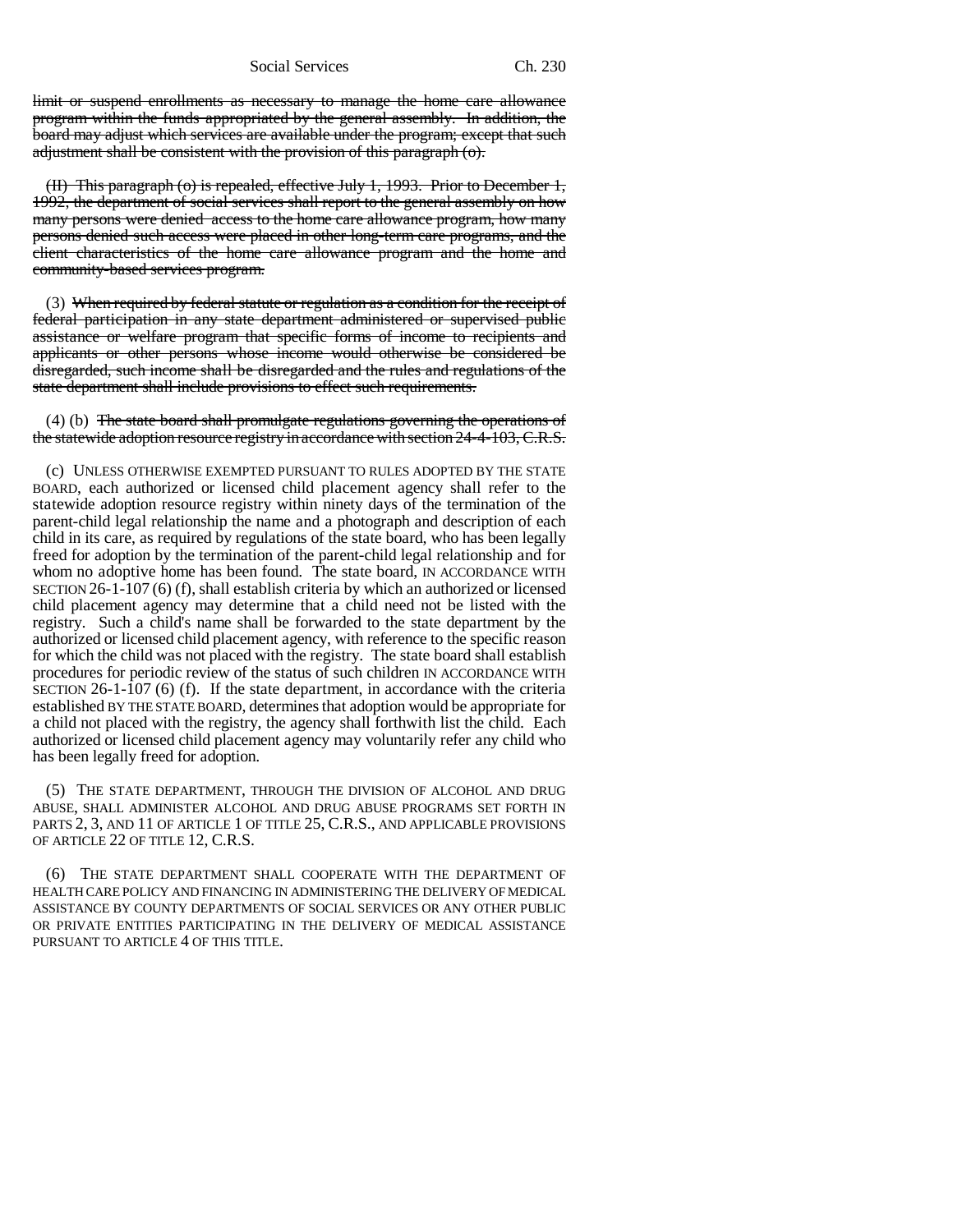limit or suspend enrollments as necessary to manage the home care allowance program within the funds appropriated by the general assembly. In addition, the board may adjust which services are available under the program; except that such adjustment shall be consistent with the provision of this paragraph (o).

(II) This paragraph (o) is repealed, effective July 1, 1993. Prior to December 1, 1992, the department of social services shall report to the general assembly on how many persons were denied access to the home care allowance program, how many persons denied such access were placed in other long-term care programs, and the client characteristics of the home care allowance program and the home and community-based services program.

(3) When required by federal statute or regulation as a condition for the receipt of federal participation in any state department administered or supervised public assistance or welfare program that specific forms of income to recipients and applicants or other persons whose income would otherwise be considered be disregarded, such income shall be disregarded and the rules and regulations of the state department shall include provisions to effect such requirements.

(4) (b) The state board shall promulgate regulations governing the operations of the statewide adoption resource registry in accordance with section 24-4-103, C.R.S.

(c) UNLESS OTHERWISE EXEMPTED PURSUANT TO RULES ADOPTED BY THE STATE BOARD, each authorized or licensed child placement agency shall refer to the statewide adoption resource registry within ninety days of the termination of the parent-child legal relationship the name and a photograph and description of each child in its care, as required by regulations of the state board, who has been legally freed for adoption by the termination of the parent-child legal relationship and for whom no adoptive home has been found. The state board, IN ACCORDANCE WITH SECTION 26-1-107 (6) (f), shall establish criteria by which an authorized or licensed child placement agency may determine that a child need not be listed with the registry. Such a child's name shall be forwarded to the state department by the authorized or licensed child placement agency, with reference to the specific reason for which the child was not placed with the registry. The state board shall establish procedures for periodic review of the status of such children IN ACCORDANCE WITH SECTION 26-1-107 (6) (f). If the state department, in accordance with the criteria established BY THE STATE BOARD, determines that adoption would be appropriate for a child not placed with the registry, the agency shall forthwith list the child. Each authorized or licensed child placement agency may voluntarily refer any child who has been legally freed for adoption.

(5) THE STATE DEPARTMENT, THROUGH THE DIVISION OF ALCOHOL AND DRUG ABUSE, SHALL ADMINISTER ALCOHOL AND DRUG ABUSE PROGRAMS SET FORTH IN PARTS 2, 3, AND 11 OF ARTICLE 1 OF TITLE 25, C.R.S., AND APPLICABLE PROVISIONS OF ARTICLE 22 OF TITLE 12, C.R.S.

(6) THE STATE DEPARTMENT SHALL COOPERATE WITH THE DEPARTMENT OF HEALTH CARE POLICY AND FINANCING IN ADMINISTERING THE DELIVERY OF MEDICAL ASSISTANCE BY COUNTY DEPARTMENTS OF SOCIAL SERVICES OR ANY OTHER PUBLIC OR PRIVATE ENTITIES PARTICIPATING IN THE DELIVERY OF MEDICAL ASSISTANCE PURSUANT TO ARTICLE 4 OF THIS TITLE.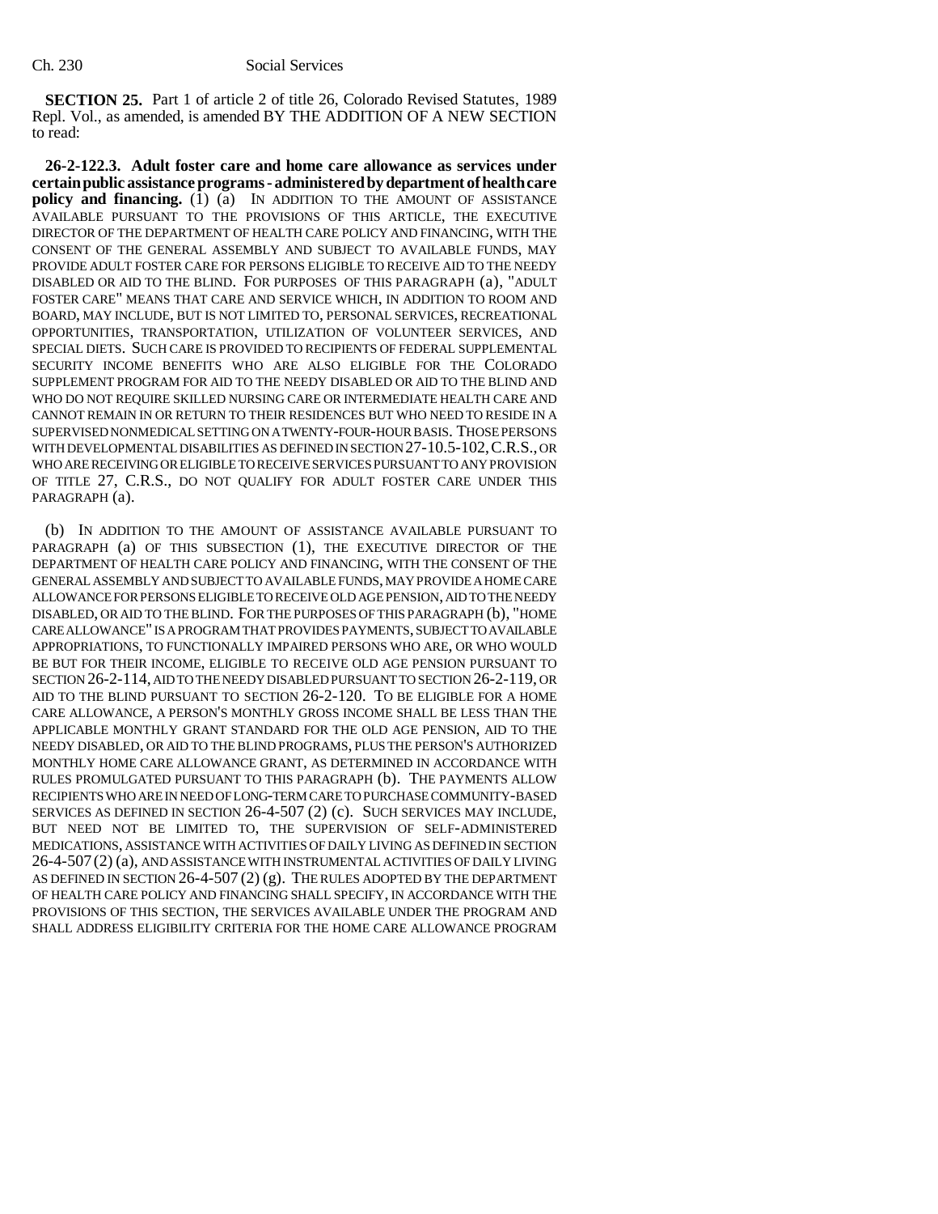**SECTION 25.** Part 1 of article 2 of title 26, Colorado Revised Statutes, 1989 Repl. Vol., as amended, is amended BY THE ADDITION OF A NEW SECTION to read:

**26-2-122.3. Adult foster care and home care allowance as services under certain public assistance programs - administered by department of health care policy and financing.** (1) (a) IN ADDITION TO THE AMOUNT OF ASSISTANCE AVAILABLE PURSUANT TO THE PROVISIONS OF THIS ARTICLE, THE EXECUTIVE DIRECTOR OF THE DEPARTMENT OF HEALTH CARE POLICY AND FINANCING, WITH THE CONSENT OF THE GENERAL ASSEMBLY AND SUBJECT TO AVAILABLE FUNDS, MAY PROVIDE ADULT FOSTER CARE FOR PERSONS ELIGIBLE TO RECEIVE AID TO THE NEEDY DISABLED OR AID TO THE BLIND. FOR PURPOSES OF THIS PARAGRAPH (a), "ADULT FOSTER CARE" MEANS THAT CARE AND SERVICE WHICH, IN ADDITION TO ROOM AND BOARD, MAY INCLUDE, BUT IS NOT LIMITED TO, PERSONAL SERVICES, RECREATIONAL OPPORTUNITIES, TRANSPORTATION, UTILIZATION OF VOLUNTEER SERVICES, AND SPECIAL DIETS. SUCH CARE IS PROVIDED TO RECIPIENTS OF FEDERAL SUPPLEMENTAL SECURITY INCOME BENEFITS WHO ARE ALSO ELIGIBLE FOR THE COLORADO SUPPLEMENT PROGRAM FOR AID TO THE NEEDY DISABLED OR AID TO THE BLIND AND WHO DO NOT REQUIRE SKILLED NURSING CARE OR INTERMEDIATE HEALTH CARE AND CANNOT REMAIN IN OR RETURN TO THEIR RESIDENCES BUT WHO NEED TO RESIDE IN A SUPERVISED NONMEDICAL SETTING ON A TWENTY-FOUR-HOUR BASIS. THOSE PERSONS WITH DEVELOPMENTAL DISABILITIES AS DEFINED IN SECTION 27-10.5-102, C.R.S., OR WHO ARE RECEIVING OR ELIGIBLE TO RECEIVE SERVICES PURSUANT TO ANY PROVISION OF TITLE 27, C.R.S., DO NOT QUALIFY FOR ADULT FOSTER CARE UNDER THIS PARAGRAPH (a).

(b) IN ADDITION TO THE AMOUNT OF ASSISTANCE AVAILABLE PURSUANT TO PARAGRAPH (a) OF THIS SUBSECTION (1), THE EXECUTIVE DIRECTOR OF THE DEPARTMENT OF HEALTH CARE POLICY AND FINANCING, WITH THE CONSENT OF THE GENERAL ASSEMBLY AND SUBJECT TO AVAILABLE FUNDS, MAY PROVIDE A HOME CARE ALLOWANCE FOR PERSONS ELIGIBLE TO RECEIVE OLD AGE PENSION, AID TO THE NEEDY DISABLED, OR AID TO THE BLIND. FOR THE PURPOSES OF THIS PARAGRAPH (b), "HOME CARE ALLOWANCE" IS A PROGRAM THAT PROVIDES PAYMENTS, SUBJECT TO AVAILABLE APPROPRIATIONS, TO FUNCTIONALLY IMPAIRED PERSONS WHO ARE, OR WHO WOULD BE BUT FOR THEIR INCOME, ELIGIBLE TO RECEIVE OLD AGE PENSION PURSUANT TO SECTION 26-2-114, AID TO THE NEEDY DISABLED PURSUANT TO SECTION 26-2-119, OR AID TO THE BLIND PURSUANT TO SECTION 26-2-120. TO BE ELIGIBLE FOR A HOME CARE ALLOWANCE, A PERSON'S MONTHLY GROSS INCOME SHALL BE LESS THAN THE APPLICABLE MONTHLY GRANT STANDARD FOR THE OLD AGE PENSION, AID TO THE NEEDY DISABLED, OR AID TO THE BLIND PROGRAMS, PLUS THE PERSON'S AUTHORIZED MONTHLY HOME CARE ALLOWANCE GRANT, AS DETERMINED IN ACCORDANCE WITH RULES PROMULGATED PURSUANT TO THIS PARAGRAPH (b). THE PAYMENTS ALLOW RECIPIENTS WHO ARE IN NEED OF LONG-TERM CARE TO PURCHASE COMMUNITY-BASED SERVICES AS DEFINED IN SECTION 26-4-507 (2) (c). SUCH SERVICES MAY INCLUDE, BUT NEED NOT BE LIMITED TO, THE SUPERVISION OF SELF-ADMINISTERED MEDICATIONS, ASSISTANCE WITH ACTIVITIES OF DAILY LIVING AS DEFINED IN SECTION 26-4-507 (2) (a), AND ASSISTANCE WITH INSTRUMENTAL ACTIVITIES OF DAILY LIVING AS DEFINED IN SECTION 26-4-507 (2) (g). THE RULES ADOPTED BY THE DEPARTMENT OF HEALTH CARE POLICY AND FINANCING SHALL SPECIFY, IN ACCORDANCE WITH THE PROVISIONS OF THIS SECTION, THE SERVICES AVAILABLE UNDER THE PROGRAM AND SHALL ADDRESS ELIGIBILITY CRITERIA FOR THE HOME CARE ALLOWANCE PROGRAM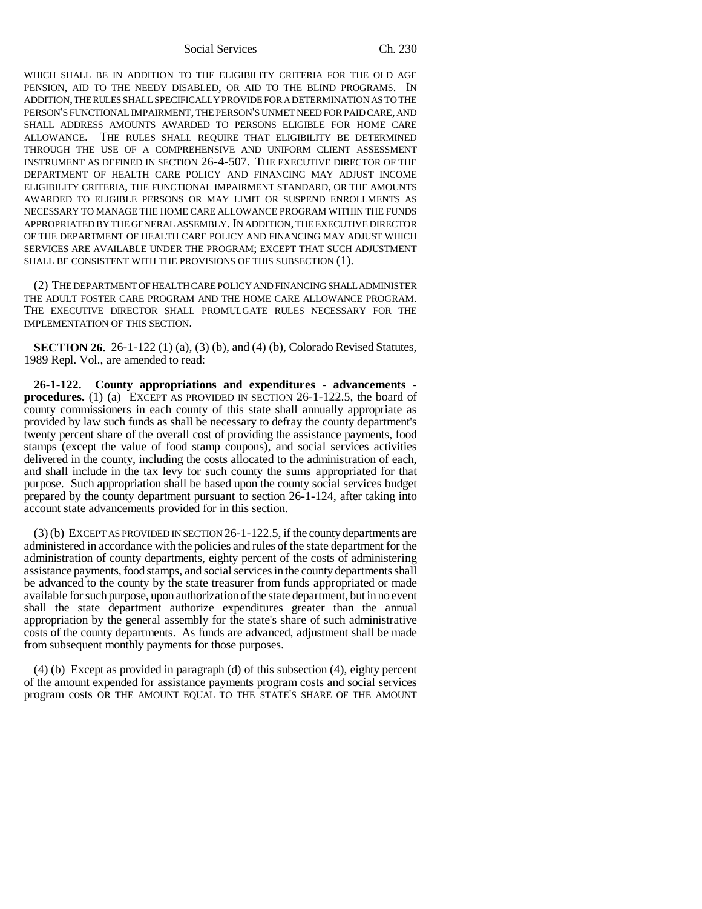WHICH SHALL BE IN ADDITION TO THE ELIGIBILITY CRITERIA FOR THE OLD AGE PENSION, AID TO THE NEEDY DISABLED, OR AID TO THE BLIND PROGRAMS. IN ADDITION, THE RULES SHALL SPECIFICALLY PROVIDE FOR A DETERMINATION AS TO THE PERSON'S FUNCTIONAL IMPAIRMENT, THE PERSON'S UNMET NEED FOR PAID CARE, AND SHALL ADDRESS AMOUNTS AWARDED TO PERSONS ELIGIBLE FOR HOME CARE ALLOWANCE. THE RULES SHALL REQUIRE THAT ELIGIBILITY BE DETERMINED THROUGH THE USE OF A COMPREHENSIVE AND UNIFORM CLIENT ASSESSMENT INSTRUMENT AS DEFINED IN SECTION 26-4-507. THE EXECUTIVE DIRECTOR OF THE DEPARTMENT OF HEALTH CARE POLICY AND FINANCING MAY ADJUST INCOME ELIGIBILITY CRITERIA, THE FUNCTIONAL IMPAIRMENT STANDARD, OR THE AMOUNTS AWARDED TO ELIGIBLE PERSONS OR MAY LIMIT OR SUSPEND ENROLLMENTS AS NECESSARY TO MANAGE THE HOME CARE ALLOWANCE PROGRAM WITHIN THE FUNDS APPROPRIATED BY THE GENERAL ASSEMBLY. IN ADDITION, THE EXECUTIVE DIRECTOR OF THE DEPARTMENT OF HEALTH CARE POLICY AND FINANCING MAY ADJUST WHICH SERVICES ARE AVAILABLE UNDER THE PROGRAM; EXCEPT THAT SUCH ADJUSTMENT SHALL BE CONSISTENT WITH THE PROVISIONS OF THIS SUBSECTION (1).

(2) THE DEPARTMENT OF HEALTH CARE POLICY AND FINANCING SHALL ADMINISTER THE ADULT FOSTER CARE PROGRAM AND THE HOME CARE ALLOWANCE PROGRAM. THE EXECUTIVE DIRECTOR SHALL PROMULGATE RULES NECESSARY FOR THE IMPLEMENTATION OF THIS SECTION.

**SECTION 26.** 26-1-122 (1) (a), (3) (b), and (4) (b), Colorado Revised Statutes, 1989 Repl. Vol., are amended to read:

**26-1-122. County appropriations and expenditures - advancements - procedures.** (1) (a) EXCEPT AS PROVIDED IN SECTION 26-1-122.5, the board of county commissioners in each county of this state shall annually appropriate as provided by law such funds as shall be necessary to defray the county department's twenty percent share of the overall cost of providing the assistance payments, food stamps (except the value of food stamp coupons), and social services activities delivered in the county, including the costs allocated to the administration of each, and shall include in the tax levy for such county the sums appropriated for that purpose. Such appropriation shall be based upon the county social services budget prepared by the county department pursuant to section 26-1-124, after taking into account state advancements provided for in this section.

(3) (b) EXCEPT AS PROVIDED IN SECTION 26-1-122.5, if the county departments are administered in accordance with the policies and rules of the state department for the administration of county departments, eighty percent of the costs of administering assistance payments, food stamps, and social services in the county departments shall be advanced to the county by the state treasurer from funds appropriated or made available for such purpose, upon authorization of the state department, but in no event shall the state department authorize expenditures greater than the annual appropriation by the general assembly for the state's share of such administrative costs of the county departments. As funds are advanced, adjustment shall be made from subsequent monthly payments for those purposes.

(4) (b) Except as provided in paragraph (d) of this subsection (4), eighty percent of the amount expended for assistance payments program costs and social services program costs OR THE AMOUNT EQUAL TO THE STATE'S SHARE OF THE AMOUNT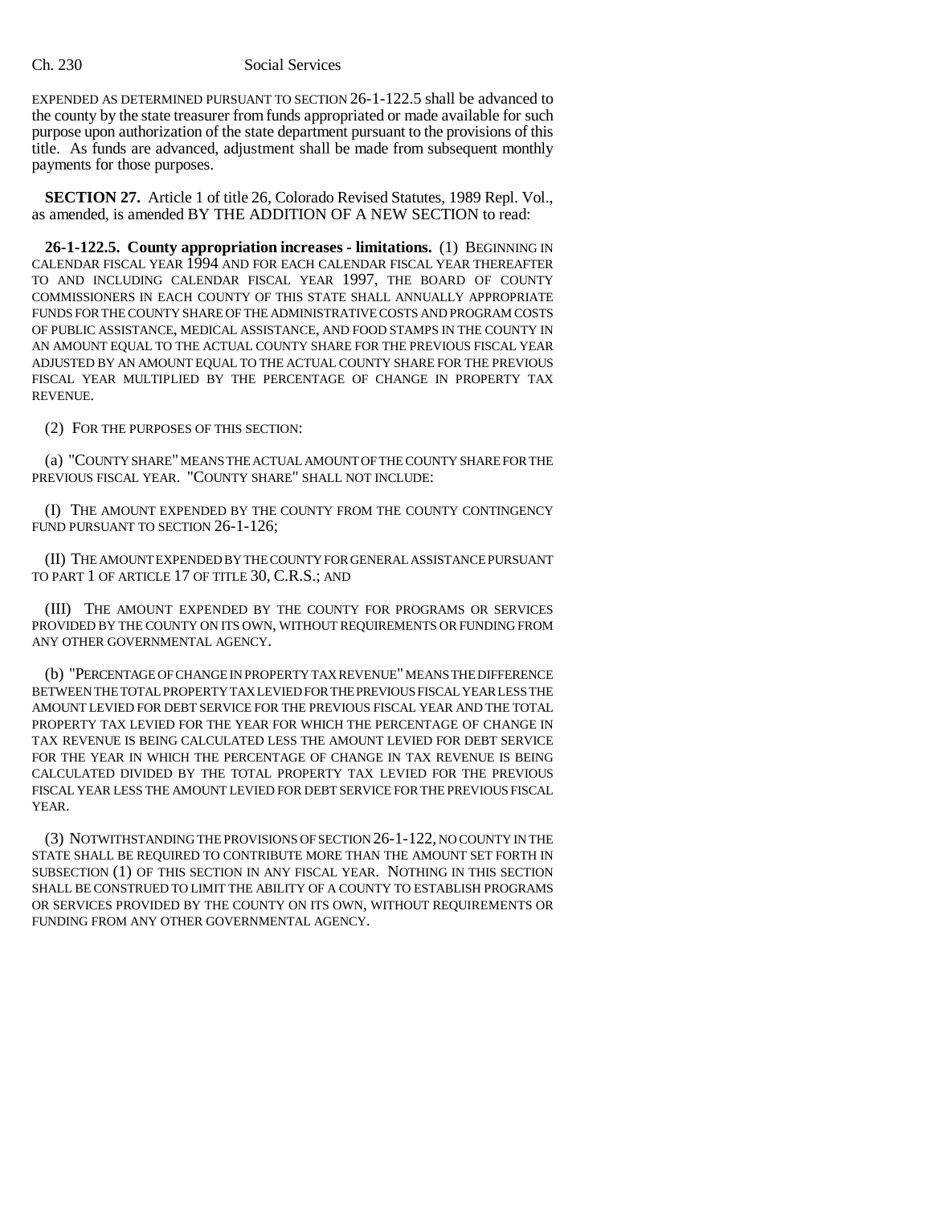EXPENDED AS DETERMINED PURSUANT TO SECTION 26-1-122.5 shall be advanced to the county by the state treasurer from funds appropriated or made available for such purpose upon authorization of the state department pursuant to the provisions of this title. As funds are advanced, adjustment shall be made from subsequent monthly payments for those purposes.

**SECTION 27.** Article 1 of title 26, Colorado Revised Statutes, 1989 Repl. Vol., as amended, is amended BY THE ADDITION OF A NEW SECTION to read:

**26-1-122.5. County appropriation increases - limitations.** (1) BEGINNING IN CALENDAR FISCAL YEAR 1994 AND FOR EACH CALENDAR FISCAL YEAR THEREAFTER TO AND INCLUDING CALENDAR FISCAL YEAR 1997, THE BOARD OF COUNTY COMMISSIONERS IN EACH COUNTY OF THIS STATE SHALL ANNUALLY APPROPRIATE FUNDS FOR THE COUNTY SHARE OF THE ADMINISTRATIVE COSTS AND PROGRAM COSTS OF PUBLIC ASSISTANCE, MEDICAL ASSISTANCE, AND FOOD STAMPS IN THE COUNTY IN AN AMOUNT EQUAL TO THE ACTUAL COUNTY SHARE FOR THE PREVIOUS FISCAL YEAR ADJUSTED BY AN AMOUNT EQUAL TO THE ACTUAL COUNTY SHARE FOR THE PREVIOUS FISCAL YEAR MULTIPLIED BY THE PERCENTAGE OF CHANGE IN PROPERTY TAX REVENUE.

(2) FOR THE PURPOSES OF THIS SECTION:

(a) "COUNTY SHARE" MEANS THE ACTUAL AMOUNT OF THE COUNTY SHARE FOR THE PREVIOUS FISCAL YEAR. "COUNTY SHARE" SHALL NOT INCLUDE:

(I) THE AMOUNT EXPENDED BY THE COUNTY FROM THE COUNTY CONTINGENCY FUND PURSUANT TO SECTION 26-1-126;

(II) THE AMOUNT EXPENDED BY THE COUNTY FOR GENERAL ASSISTANCE PURSUANT TO PART 1 OF ARTICLE 17 OF TITLE 30, C.R.S.; AND

(III) THE AMOUNT EXPENDED BY THE COUNTY FOR PROGRAMS OR SERVICES PROVIDED BY THE COUNTY ON ITS OWN, WITHOUT REQUIREMENTS OR FUNDING FROM ANY OTHER GOVERNMENTAL AGENCY.

(b) "PERCENTAGE OF CHANGE IN PROPERTY TAX REVENUE" MEANS THE DIFFERENCE BETWEEN THE TOTAL PROPERTY TAX LEVIED FOR THE PREVIOUS FISCAL YEAR LESS THE AMOUNT LEVIED FOR DEBT SERVICE FOR THE PREVIOUS FISCAL YEAR AND THE TOTAL PROPERTY TAX LEVIED FOR THE YEAR FOR WHICH THE PERCENTAGE OF CHANGE IN TAX REVENUE IS BEING CALCULATED LESS THE AMOUNT LEVIED FOR DEBT SERVICE FOR THE YEAR IN WHICH THE PERCENTAGE OF CHANGE IN TAX REVENUE IS BEING CALCULATED DIVIDED BY THE TOTAL PROPERTY TAX LEVIED FOR THE PREVIOUS FISCAL YEAR LESS THE AMOUNT LEVIED FOR DEBT SERVICE FOR THE PREVIOUS FISCAL YEAR.

(3) NOTWITHSTANDING THE PROVISIONS OF SECTION 26-1-122, NO COUNTY IN THE STATE SHALL BE REQUIRED TO CONTRIBUTE MORE THAN THE AMOUNT SET FORTH IN SUBSECTION (1) OF THIS SECTION IN ANY FISCAL YEAR. NOTHING IN THIS SECTION SHALL BE CONSTRUED TO LIMIT THE ABILITY OF A COUNTY TO ESTABLISH PROGRAMS OR SERVICES PROVIDED BY THE COUNTY ON ITS OWN, WITHOUT REQUIREMENTS OR FUNDING FROM ANY OTHER GOVERNMENTAL AGENCY.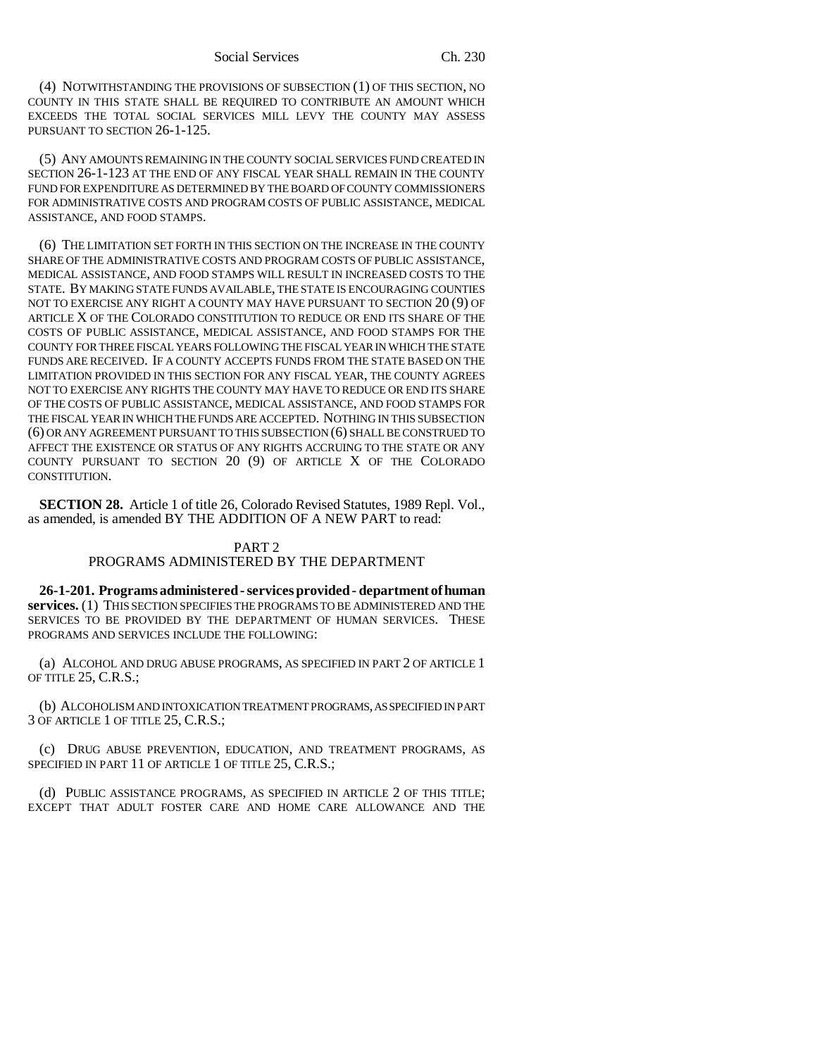(4) NOTWITHSTANDING THE PROVISIONS OF SUBSECTION (1) OF THIS SECTION, NO COUNTY IN THIS STATE SHALL BE REQUIRED TO CONTRIBUTE AN AMOUNT WHICH EXCEEDS THE TOTAL SOCIAL SERVICES MILL LEVY THE COUNTY MAY ASSESS PURSUANT TO SECTION 26-1-125.

(5) ANY AMOUNTS REMAINING IN THE COUNTY SOCIAL SERVICES FUND CREATED IN SECTION 26-1-123 AT THE END OF ANY FISCAL YEAR SHALL REMAIN IN THE COUNTY FUND FOR EXPENDITURE AS DETERMINED BY THE BOARD OF COUNTY COMMISSIONERS FOR ADMINISTRATIVE COSTS AND PROGRAM COSTS OF PUBLIC ASSISTANCE, MEDICAL ASSISTANCE, AND FOOD STAMPS.

(6) THE LIMITATION SET FORTH IN THIS SECTION ON THE INCREASE IN THE COUNTY SHARE OF THE ADMINISTRATIVE COSTS AND PROGRAM COSTS OF PUBLIC ASSISTANCE, MEDICAL ASSISTANCE, AND FOOD STAMPS WILL RESULT IN INCREASED COSTS TO THE STATE. BY MAKING STATE FUNDS AVAILABLE, THE STATE IS ENCOURAGING COUNTIES NOT TO EXERCISE ANY RIGHT A COUNTY MAY HAVE PURSUANT TO SECTION 20 (9) OF ARTICLE X OF THE COLORADO CONSTITUTION TO REDUCE OR END ITS SHARE OF THE COSTS OF PUBLIC ASSISTANCE, MEDICAL ASSISTANCE, AND FOOD STAMPS FOR THE COUNTY FOR THREE FISCAL YEARS FOLLOWING THE FISCAL YEAR IN WHICH THE STATE FUNDS ARE RECEIVED. IF A COUNTY ACCEPTS FUNDS FROM THE STATE BASED ON THE LIMITATION PROVIDED IN THIS SECTION FOR ANY FISCAL YEAR, THE COUNTY AGREES NOT TO EXERCISE ANY RIGHTS THE COUNTY MAY HAVE TO REDUCE OR END ITS SHARE OF THE COSTS OF PUBLIC ASSISTANCE, MEDICAL ASSISTANCE, AND FOOD STAMPS FOR THE FISCAL YEAR IN WHICH THE FUNDS ARE ACCEPTED. NOTHING IN THIS SUBSECTION (6) OR ANY AGREEMENT PURSUANT TO THIS SUBSECTION (6) SHALL BE CONSTRUED TO AFFECT THE EXISTENCE OR STATUS OF ANY RIGHTS ACCRUING TO THE STATE OR ANY COUNTY PURSUANT TO SECTION 20 (9) OF ARTICLE X OF THE COLORADO CONSTITUTION.

**SECTION 28.** Article 1 of title 26, Colorado Revised Statutes, 1989 Repl. Vol., as amended, is amended BY THE ADDITION OF A NEW PART to read:

PART 2
PROGRAMS ADMINISTERED BY THE DEPARTMENT

**26-1-201. Programs administered - services provided - department of human services.** (1) THIS SECTION SPECIFIES THE PROGRAMS TO BE ADMINISTERED AND THE SERVICES TO BE PROVIDED BY THE DEPARTMENT OF HUMAN SERVICES. THESE PROGRAMS AND SERVICES INCLUDE THE FOLLOWING:

(a) ALCOHOL AND DRUG ABUSE PROGRAMS, AS SPECIFIED IN PART 2 OF ARTICLE 1 OF TITLE 25, C.R.S.;

(b) ALCOHOLISM AND INTOXICATION TREATMENT PROGRAMS, AS SPECIFIED IN PART 3 OF ARTICLE 1 OF TITLE 25, C.R.S.;

(c) DRUG ABUSE PREVENTION, EDUCATION, AND TREATMENT PROGRAMS, AS SPECIFIED IN PART 11 OF ARTICLE 1 OF TITLE 25, C.R.S.;

(d) PUBLIC ASSISTANCE PROGRAMS, AS SPECIFIED IN ARTICLE 2 OF THIS TITLE; EXCEPT THAT ADULT FOSTER CARE AND HOME CARE ALLOWANCE AND THE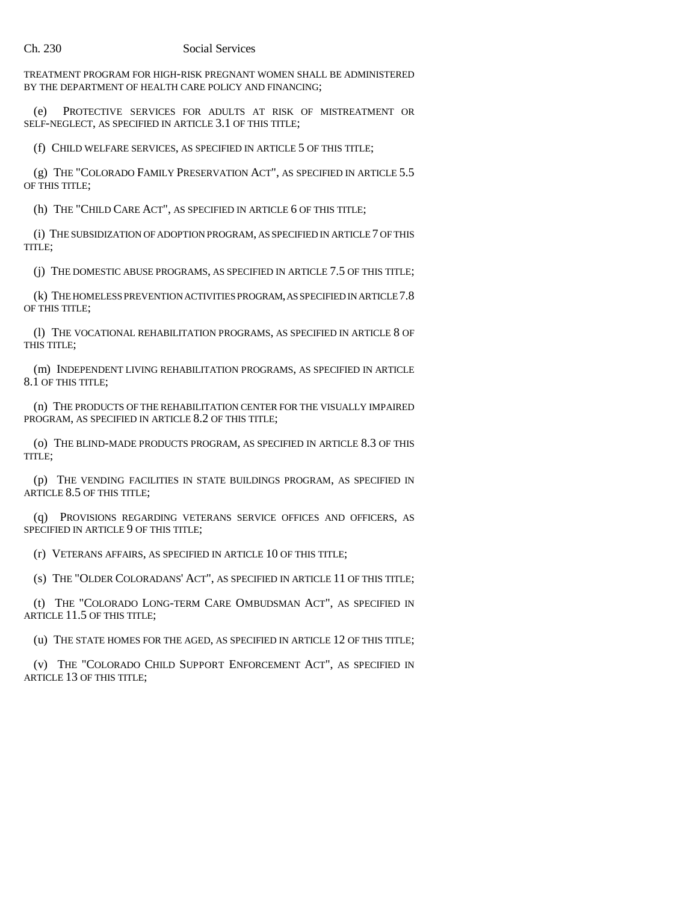TREATMENT PROGRAM FOR HIGH-RISK PREGNANT WOMEN SHALL BE ADMINISTERED BY THE DEPARTMENT OF HEALTH CARE POLICY AND FINANCING;

(e) PROTECTIVE SERVICES FOR ADULTS AT RISK OF MISTREATMENT OR SELF-NEGLECT, AS SPECIFIED IN ARTICLE 3.1 OF THIS TITLE;

(f) CHILD WELFARE SERVICES, AS SPECIFIED IN ARTICLE 5 OF THIS TITLE;

(g) THE "COLORADO FAMILY PRESERVATION ACT", AS SPECIFIED IN ARTICLE 5.5 OF THIS TITLE;

(h) THE "CHILD CARE ACT", AS SPECIFIED IN ARTICLE 6 OF THIS TITLE;

(i) THE SUBSIDIZATION OF ADOPTION PROGRAM, AS SPECIFIED IN ARTICLE 7 OF THIS TITLE;

(j) THE DOMESTIC ABUSE PROGRAMS, AS SPECIFIED IN ARTICLE 7.5 OF THIS TITLE;

(k) THE HOMELESS PREVENTION ACTIVITIES PROGRAM, AS SPECIFIED IN ARTICLE 7.8 OF THIS TITLE;

(l) THE VOCATIONAL REHABILITATION PROGRAMS, AS SPECIFIED IN ARTICLE 8 OF THIS TITLE;

(m) INDEPENDENT LIVING REHABILITATION PROGRAMS, AS SPECIFIED IN ARTICLE 8.1 OF THIS TITLE;

(n) THE PRODUCTS OF THE REHABILITATION CENTER FOR THE VISUALLY IMPAIRED PROGRAM, AS SPECIFIED IN ARTICLE 8.2 OF THIS TITLE;

(o) THE BLIND-MADE PRODUCTS PROGRAM, AS SPECIFIED IN ARTICLE 8.3 OF THIS TITLE;

(p) THE VENDING FACILITIES IN STATE BUILDINGS PROGRAM, AS SPECIFIED IN ARTICLE 8.5 OF THIS TITLE;

(q) PROVISIONS REGARDING VETERANS SERVICE OFFICES AND OFFICERS, AS SPECIFIED IN ARTICLE 9 OF THIS TITLE;

(r) VETERANS AFFAIRS, AS SPECIFIED IN ARTICLE 10 OF THIS TITLE;

(s) THE "OLDER COLORADANS' ACT", AS SPECIFIED IN ARTICLE 11 OF THIS TITLE;

(t) THE "COLORADO LONG-TERM CARE OMBUDSMAN ACT", AS SPECIFIED IN ARTICLE 11.5 OF THIS TITLE;

(u) THE STATE HOMES FOR THE AGED, AS SPECIFIED IN ARTICLE 12 OF THIS TITLE;

(v) THE "COLORADO CHILD SUPPORT ENFORCEMENT ACT", AS SPECIFIED IN ARTICLE 13 OF THIS TITLE;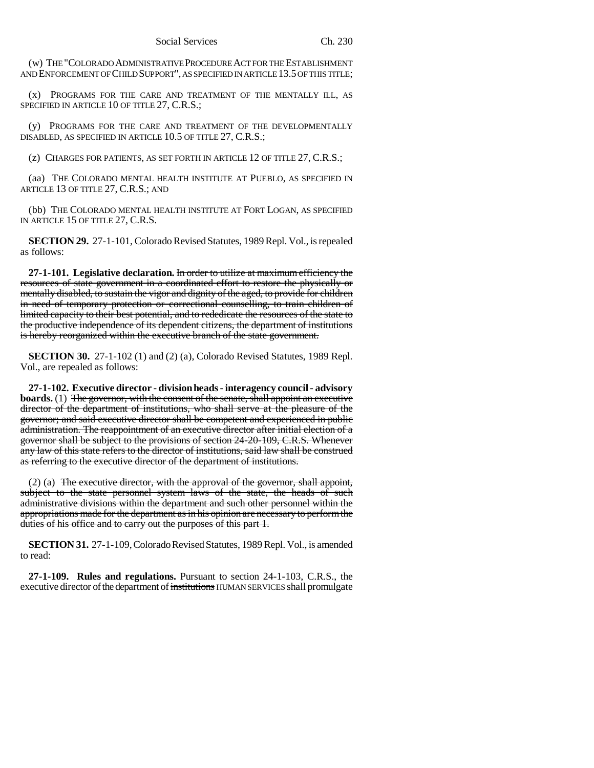(w) THE "COLORADO ADMINISTRATIVE PROCEDURE ACT FOR THE ESTABLISHMENT AND ENFORCEMENT OF CHILD SUPPORT", AS SPECIFIED IN ARTICLE 13.5 OF THIS TITLE;

(x) PROGRAMS FOR THE CARE AND TREATMENT OF THE MENTALLY ILL, AS SPECIFIED IN ARTICLE 10 OF TITLE 27, C.R.S.;

(y) PROGRAMS FOR THE CARE AND TREATMENT OF THE DEVELOPMENTALLY DISABLED, AS SPECIFIED IN ARTICLE 10.5 OF TITLE 27, C.R.S.;

(z) CHARGES FOR PATIENTS, AS SET FORTH IN ARTICLE 12 OF TITLE 27, C.R.S.;

(aa) THE COLORADO MENTAL HEALTH INSTITUTE AT PUEBLO, AS SPECIFIED IN ARTICLE 13 OF TITLE 27, C.R.S.; AND

(bb) THE COLORADO MENTAL HEALTH INSTITUTE AT FORT LOGAN, AS SPECIFIED IN ARTICLE 15 OF TITLE 27, C.R.S.

**SECTION 29.** 27-1-101, Colorado Revised Statutes, 1989 Repl. Vol., is repealed as follows:

**27-1-101. Legislative declaration.** ~~In order to utilize at maximum efficiency the resources of state government in a coordinated effort to restore the physically or mentally disabled, to sustain the vigor and dignity of the aged, to provide for children in need of temporary protection or correctional counselling, to train children of limited capacity to their best potential, and to rededicate the resources of the state to the productive independence of its dependent citizens, the department of institutions is hereby reorganized within the executive branch of the state government.~~

**SECTION 30.** 27-1-102 (1) and (2) (a), Colorado Revised Statutes, 1989 Repl. Vol., are repealed as follows:

**27-1-102. Executive director - division heads - interagency council - advisory boards.** (1) ~~The governor, with the consent of the senate, shall appoint an executive director of the department of institutions, who shall serve at the pleasure of the governor; and said executive director shall be competent and experienced in public administration. The reappointment of an executive director after initial election of a governor shall be subject to the provisions of section 24-20-109, C.R.S. Whenever any law of this state refers to the director of institutions, said law shall be construed as referring to the executive director of the department of institutions.~~

(2) (a) ~~The executive director, with the approval of the governor, shall appoint, subject to the state personnel system laws of the state, the heads of such administrative divisions within the department and such other personnel within the appropriations made for the department as in his opinion are necessary to perform the duties of his office and to carry out the purposes of this part 1.~~

**SECTION 31.** 27-1-109, Colorado Revised Statutes, 1989 Repl. Vol., is amended to read:

**27-1-109. Rules and regulations.** Pursuant to section 24-1-103, C.R.S., the executive director of the department of ~~institutions~~ HUMAN SERVICES shall promulgate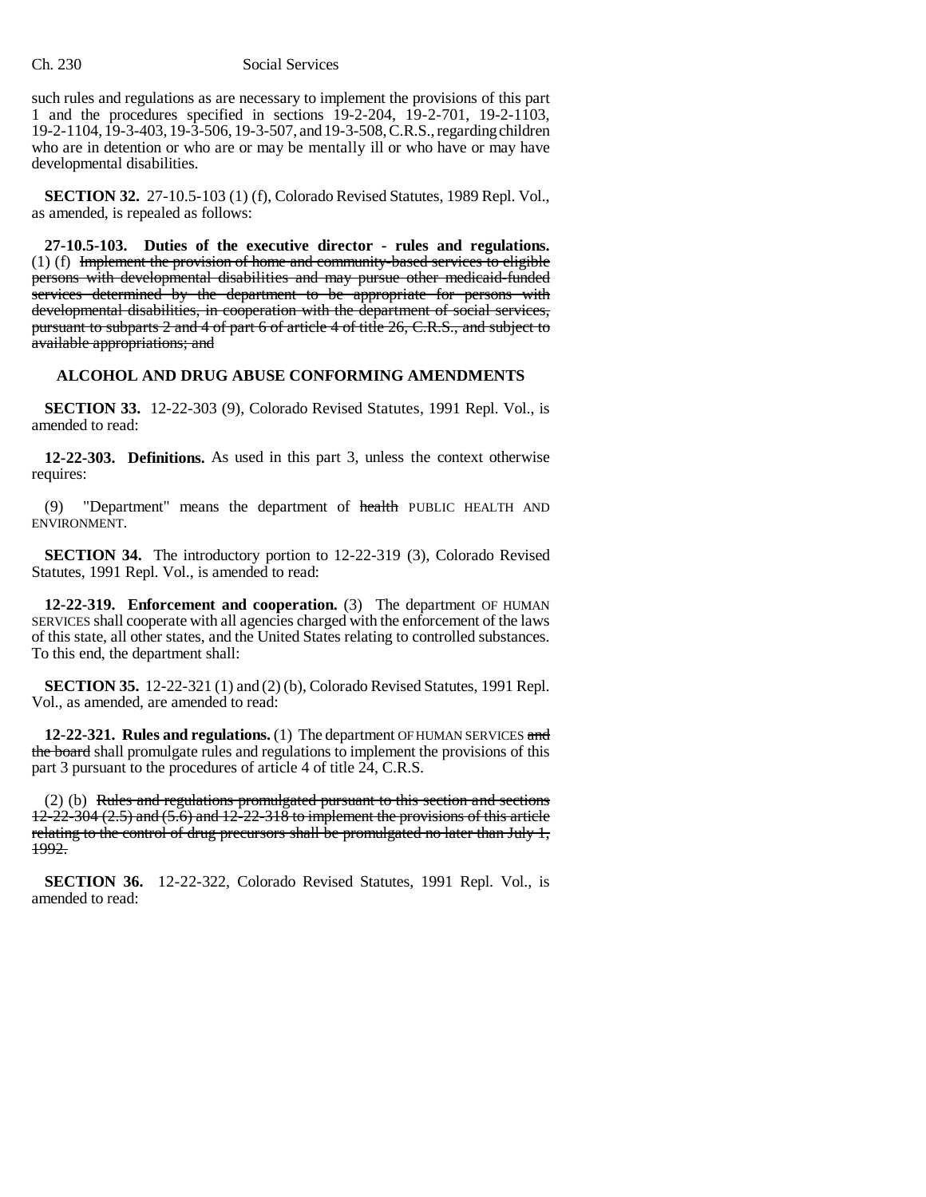such rules and regulations as are necessary to implement the provisions of this part 1 and the procedures specified in sections 19-2-204, 19-2-701, 19-2-1103, 19-2-1104, 19-3-403, 19-3-506, 19-3-507, and 19-3-508, C.R.S., regarding children who are in detention or who are or may be mentally ill or who have or may have developmental disabilities.

**SECTION 32.** 27-10.5-103 (1) (f), Colorado Revised Statutes, 1989 Repl. Vol., as amended, is repealed as follows:

**27-10.5-103. Duties of the executive director - rules and regulations.** (1) (f) ~~Implement the provision of home and community-based services to eligible persons with developmental disabilities and may pursue other medicaid-funded services determined by the department to be appropriate for persons with developmental disabilities, in cooperation with the department of social services, pursuant to subparts 2 and 4 of part 6 of article 4 of title 26, C.R.S., and subject to available appropriations; and~~

## ALCOHOL AND DRUG ABUSE CONFORMING AMENDMENTS

**SECTION 33.** 12-22-303 (9), Colorado Revised Statutes, 1991 Repl. Vol., is amended to read:

**12-22-303. Definitions.** As used in this part 3, unless the context otherwise requires:

(9) "Department" means the department of ~~health~~ PUBLIC HEALTH AND ENVIRONMENT.

**SECTION 34.** The introductory portion to 12-22-319 (3), Colorado Revised Statutes, 1991 Repl. Vol., is amended to read:

**12-22-319. Enforcement and cooperation.** (3) The department OF HUMAN SERVICES shall cooperate with all agencies charged with the enforcement of the laws of this state, all other states, and the United States relating to controlled substances. To this end, the department shall:

**SECTION 35.** 12-22-321 (1) and (2) (b), Colorado Revised Statutes, 1991 Repl. Vol., as amended, are amended to read:

**12-22-321. Rules and regulations.** (1) The department OF HUMAN SERVICES ~~and the board~~ shall promulgate rules and regulations to implement the provisions of this part 3 pursuant to the procedures of article 4 of title 24, C.R.S.

(2) (b) ~~Rules and regulations promulgated pursuant to this section and sections 12-22-304 (2.5) and (5.6) and 12-22-318 to implement the provisions of this article relating to the control of drug precursors shall be promulgated no later than July 1, 1992.~~

**SECTION 36.** 12-22-322, Colorado Revised Statutes, 1991 Repl. Vol., is amended to read: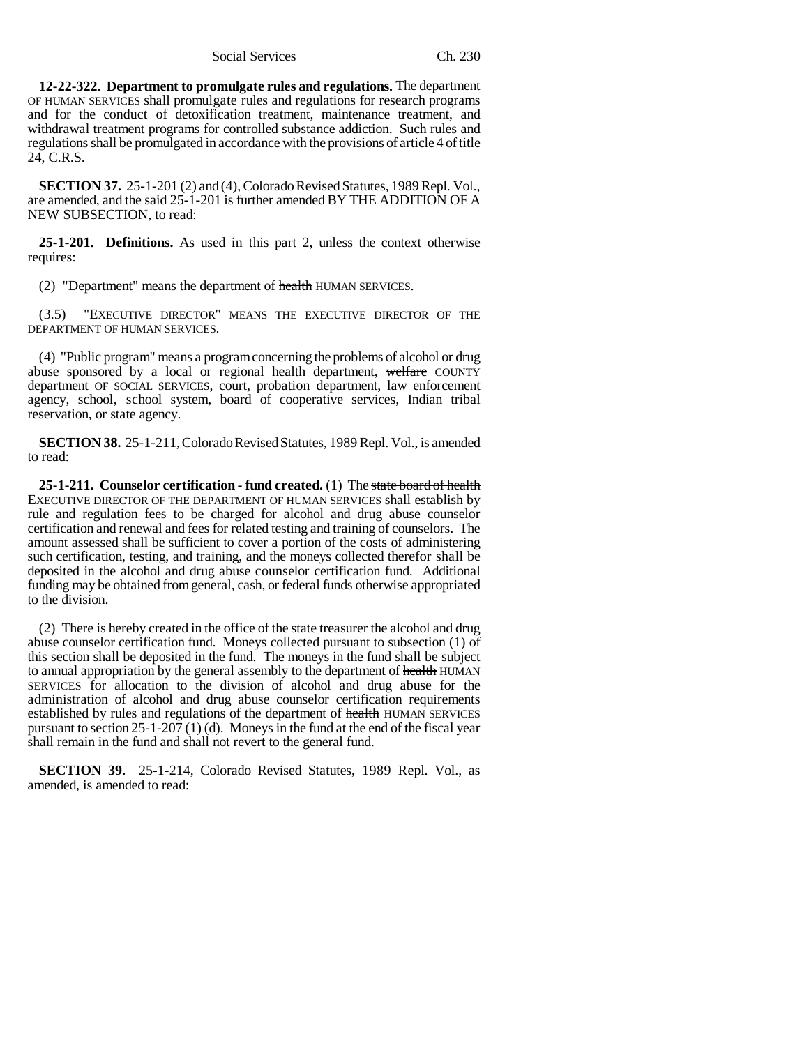**12-22-322. Department to promulgate rules and regulations.** The department OF HUMAN SERVICES shall promulgate rules and regulations for research programs and for the conduct of detoxification treatment, maintenance treatment, and withdrawal treatment programs for controlled substance addiction. Such rules and regulations shall be promulgated in accordance with the provisions of article 4 of title 24, C.R.S.

**SECTION 37.** 25-1-201 (2) and (4), Colorado Revised Statutes, 1989 Repl. Vol., are amended, and the said 25-1-201 is further amended BY THE ADDITION OF A NEW SUBSECTION, to read:

**25-1-201. Definitions.** As used in this part 2, unless the context otherwise requires:

(2) "Department" means the department of ~~health~~ HUMAN SERVICES.

(3.5) "EXECUTIVE DIRECTOR" MEANS THE EXECUTIVE DIRECTOR OF THE DEPARTMENT OF HUMAN SERVICES.

(4) "Public program" means a program concerning the problems of alcohol or drug abuse sponsored by a local or regional health department, ~~welfare~~ COUNTY department OF SOCIAL SERVICES, court, probation department, law enforcement agency, school, school system, board of cooperative services, Indian tribal reservation, or state agency.

**SECTION 38.** 25-1-211, Colorado Revised Statutes, 1989 Repl. Vol., is amended to read:

**25-1-211. Counselor certification - fund created.** (1) The ~~state board of health~~ EXECUTIVE DIRECTOR OF THE DEPARTMENT OF HUMAN SERVICES shall establish by rule and regulation fees to be charged for alcohol and drug abuse counselor certification and renewal and fees for related testing and training of counselors. The amount assessed shall be sufficient to cover a portion of the costs of administering such certification, testing, and training, and the moneys collected therefor shall be deposited in the alcohol and drug abuse counselor certification fund. Additional funding may be obtained from general, cash, or federal funds otherwise appropriated to the division.

(2) There is hereby created in the office of the state treasurer the alcohol and drug abuse counselor certification fund. Moneys collected pursuant to subsection (1) of this section shall be deposited in the fund. The moneys in the fund shall be subject to annual appropriation by the general assembly to the department of ~~health~~ HUMAN SERVICES for allocation to the division of alcohol and drug abuse for the administration of alcohol and drug abuse counselor certification requirements established by rules and regulations of the department of ~~health~~ HUMAN SERVICES pursuant to section 25-1-207 (1) (d). Moneys in the fund at the end of the fiscal year shall remain in the fund and shall not revert to the general fund.

**SECTION 39.** 25-1-214, Colorado Revised Statutes, 1989 Repl. Vol., as amended, is amended to read: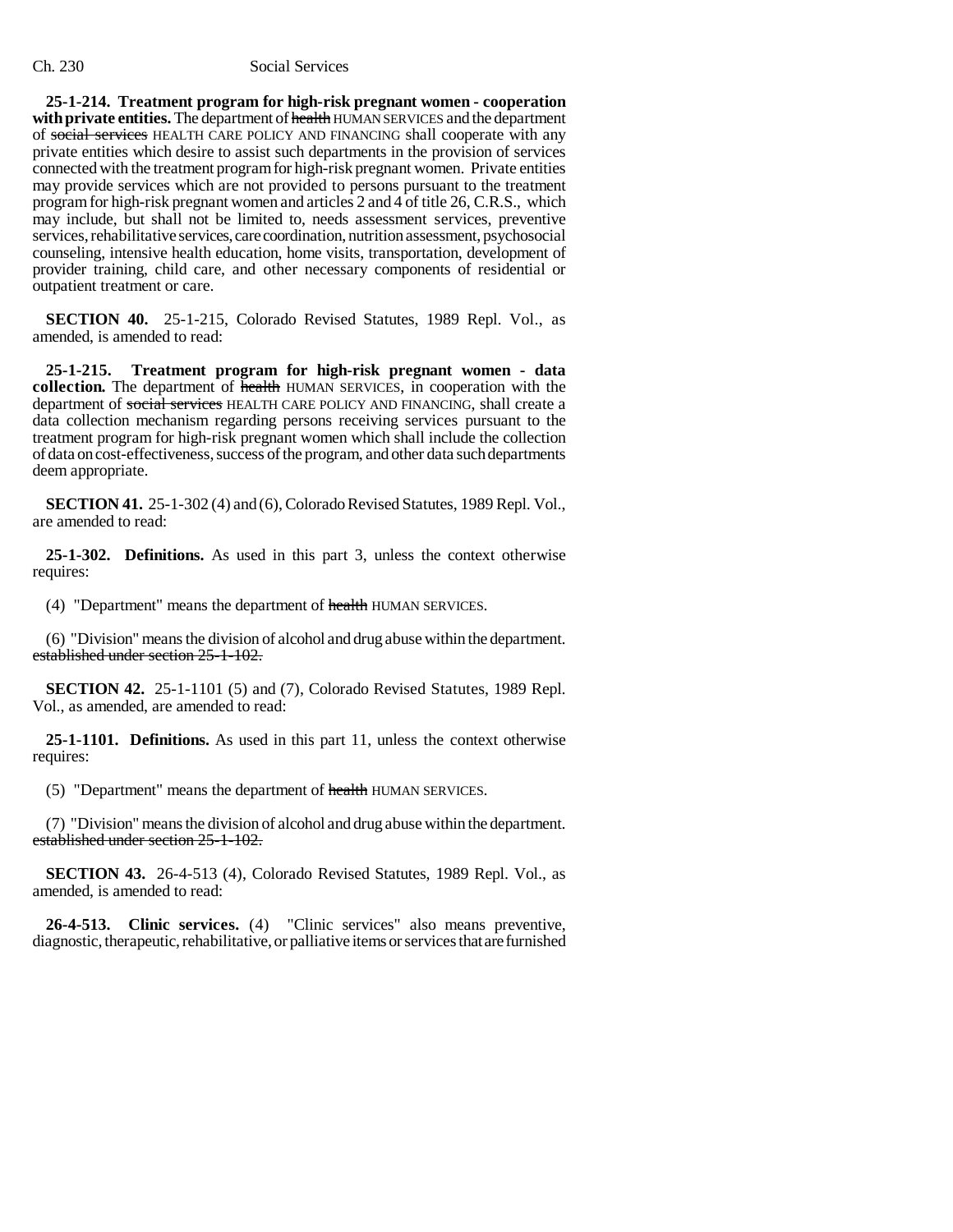**25-1-214. Treatment program for high-risk pregnant women - cooperation with private entities.** The department of ~~health~~ HUMAN SERVICES and the department of ~~social services~~ HEALTH CARE POLICY AND FINANCING shall cooperate with any private entities which desire to assist such departments in the provision of services connected with the treatment program for high-risk pregnant women. Private entities may provide services which are not provided to persons pursuant to the treatment program for high-risk pregnant women and articles 2 and 4 of title 26, C.R.S., which may include, but shall not be limited to, needs assessment services, preventive services, rehabilitative services, care coordination, nutrition assessment, psychosocial counseling, intensive health education, home visits, transportation, development of provider training, child care, and other necessary components of residential or outpatient treatment or care.

**SECTION 40.** 25-1-215, Colorado Revised Statutes, 1989 Repl. Vol., as amended, is amended to read:

**25-1-215. Treatment program for high-risk pregnant women - data collection.** The department of ~~health~~ HUMAN SERVICES, in cooperation with the department of ~~social services~~ HEALTH CARE POLICY AND FINANCING, shall create a data collection mechanism regarding persons receiving services pursuant to the treatment program for high-risk pregnant women which shall include the collection of data on cost-effectiveness, success of the program, and other data such departments deem appropriate.

**SECTION 41.** 25-1-302 (4) and (6), Colorado Revised Statutes, 1989 Repl. Vol., are amended to read:

**25-1-302. Definitions.** As used in this part 3, unless the context otherwise requires:

(4) "Department" means the department of ~~health~~ HUMAN SERVICES.

(6) "Division" means the division of alcohol and drug abuse within the department. ~~established under section 25-1-102.~~

**SECTION 42.** 25-1-1101 (5) and (7), Colorado Revised Statutes, 1989 Repl. Vol., as amended, are amended to read:

**25-1-1101. Definitions.** As used in this part 11, unless the context otherwise requires:

(5) "Department" means the department of ~~health~~ HUMAN SERVICES.

(7) "Division" means the division of alcohol and drug abuse within the department. ~~established under section 25-1-102.~~

**SECTION 43.** 26-4-513 (4), Colorado Revised Statutes, 1989 Repl. Vol., as amended, is amended to read:

**26-4-513. Clinic services.** (4) "Clinic services" also means preventive, diagnostic, therapeutic, rehabilitative, or palliative items or services that are furnished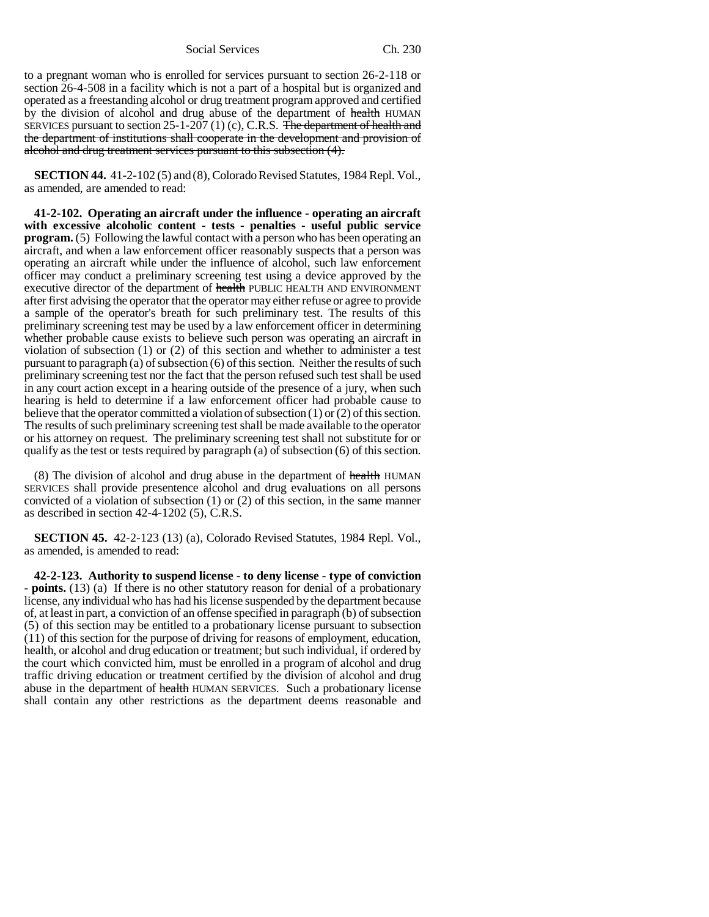to a pregnant woman who is enrolled for services pursuant to section 26-2-118 or section 26-4-508 in a facility which is not a part of a hospital but is organized and operated as a freestanding alcohol or drug treatment program approved and certified by the division of alcohol and drug abuse of the department of ~~health~~ HUMAN SERVICES pursuant to section 25-1-207 (1) (c), C.R.S. ~~The department of health and the department of institutions shall cooperate in the development and provision of alcohol and drug treatment services pursuant to this subsection (4).~~

**SECTION 44.** 41-2-102 (5) and (8), Colorado Revised Statutes, 1984 Repl. Vol., as amended, are amended to read:

**41-2-102. Operating an aircraft under the influence - operating an aircraft with excessive alcoholic content - tests - penalties - useful public service program.** (5) Following the lawful contact with a person who has been operating an aircraft, and when a law enforcement officer reasonably suspects that a person was operating an aircraft while under the influence of alcohol, such law enforcement officer may conduct a preliminary screening test using a device approved by the executive director of the department of ~~health~~ PUBLIC HEALTH AND ENVIRONMENT after first advising the operator that the operator may either refuse or agree to provide a sample of the operator's breath for such preliminary test. The results of this preliminary screening test may be used by a law enforcement officer in determining whether probable cause exists to believe such person was operating an aircraft in violation of subsection (1) or (2) of this section and whether to administer a test pursuant to paragraph (a) of subsection (6) of this section. Neither the results of such preliminary screening test nor the fact that the person refused such test shall be used in any court action except in a hearing outside of the presence of a jury, when such hearing is held to determine if a law enforcement officer had probable cause to believe that the operator committed a violation of subsection (1) or (2) of this section. The results of such preliminary screening test shall be made available to the operator or his attorney on request. The preliminary screening test shall not substitute for or qualify as the test or tests required by paragraph (a) of subsection (6) of this section.

(8) The division of alcohol and drug abuse in the department of ~~health~~ HUMAN SERVICES shall provide presentence alcohol and drug evaluations on all persons convicted of a violation of subsection (1) or (2) of this section, in the same manner as described in section 42-4-1202 (5), C.R.S.

**SECTION 45.** 42-2-123 (13) (a), Colorado Revised Statutes, 1984 Repl. Vol., as amended, is amended to read:

**42-2-123. Authority to suspend license - to deny license - type of conviction - points.** (13) (a) If there is no other statutory reason for denial of a probationary license, any individual who has had his license suspended by the department because of, at least in part, a conviction of an offense specified in paragraph (b) of subsection (5) of this section may be entitled to a probationary license pursuant to subsection (11) of this section for the purpose of driving for reasons of employment, education, health, or alcohol and drug education or treatment; but such individual, if ordered by the court which convicted him, must be enrolled in a program of alcohol and drug traffic driving education or treatment certified by the division of alcohol and drug abuse in the department of ~~health~~ HUMAN SERVICES. Such a probationary license shall contain any other restrictions as the department deems reasonable and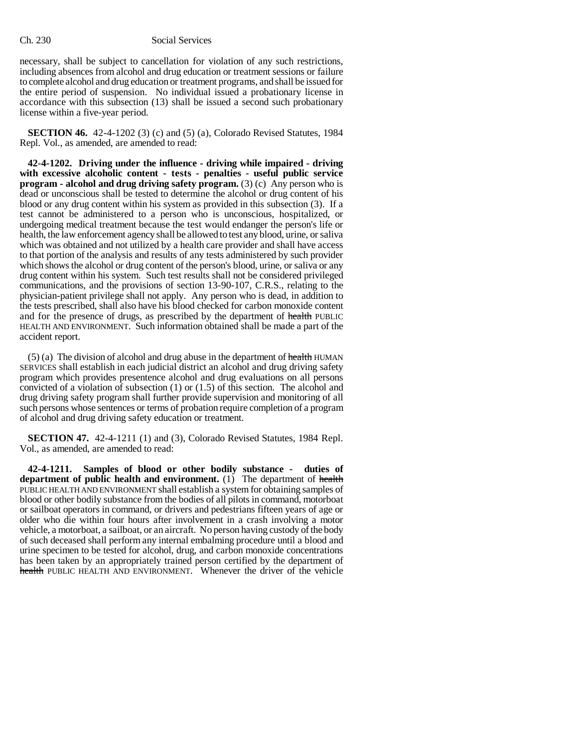necessary, shall be subject to cancellation for violation of any such restrictions, including absences from alcohol and drug education or treatment sessions or failure to complete alcohol and drug education or treatment programs, and shall be issued for the entire period of suspension. No individual issued a probationary license in accordance with this subsection (13) shall be issued a second such probationary license within a five-year period.

**SECTION 46.** 42-4-1202 (3) (c) and (5) (a), Colorado Revised Statutes, 1984 Repl. Vol., as amended, are amended to read:

**42-4-1202. Driving under the influence - driving while impaired - driving with excessive alcoholic content - tests - penalties - useful public service program - alcohol and drug driving safety program.** (3) (c) Any person who is dead or unconscious shall be tested to determine the alcohol or drug content of his blood or any drug content within his system as provided in this subsection (3). If a test cannot be administered to a person who is unconscious, hospitalized, or undergoing medical treatment because the test would endanger the person's life or health, the law enforcement agency shall be allowed to test any blood, urine, or saliva which was obtained and not utilized by a health care provider and shall have access to that portion of the analysis and results of any tests administered by such provider which shows the alcohol or drug content of the person's blood, urine, or saliva or any drug content within his system. Such test results shall not be considered privileged communications, and the provisions of section 13-90-107, C.R.S., relating to the physician-patient privilege shall not apply. Any person who is dead, in addition to the tests prescribed, shall also have his blood checked for carbon monoxide content and for the presence of drugs, as prescribed by the department of ~~health~~ PUBLIC HEALTH AND ENVIRONMENT. Such information obtained shall be made a part of the accident report.

(5) (a) The division of alcohol and drug abuse in the department of ~~health~~ HUMAN SERVICES shall establish in each judicial district an alcohol and drug driving safety program which provides presentence alcohol and drug evaluations on all persons convicted of a violation of subsection (1) or (1.5) of this section. The alcohol and drug driving safety program shall further provide supervision and monitoring of all such persons whose sentences or terms of probation require completion of a program of alcohol and drug driving safety education or treatment.

**SECTION 47.** 42-4-1211 (1) and (3), Colorado Revised Statutes, 1984 Repl. Vol., as amended, are amended to read:

**42-4-1211. Samples of blood or other bodily substance - duties of department of public health and environment.** (1) The department of ~~health~~ PUBLIC HEALTH AND ENVIRONMENT shall establish a system for obtaining samples of blood or other bodily substance from the bodies of all pilots in command, motorboat or sailboat operators in command, or drivers and pedestrians fifteen years of age or older who die within four hours after involvement in a crash involving a motor vehicle, a motorboat, a sailboat, or an aircraft. No person having custody of the body of such deceased shall perform any internal embalming procedure until a blood and urine specimen to be tested for alcohol, drug, and carbon monoxide concentrations has been taken by an appropriately trained person certified by the department of ~~health~~ PUBLIC HEALTH AND ENVIRONMENT. Whenever the driver of the vehicle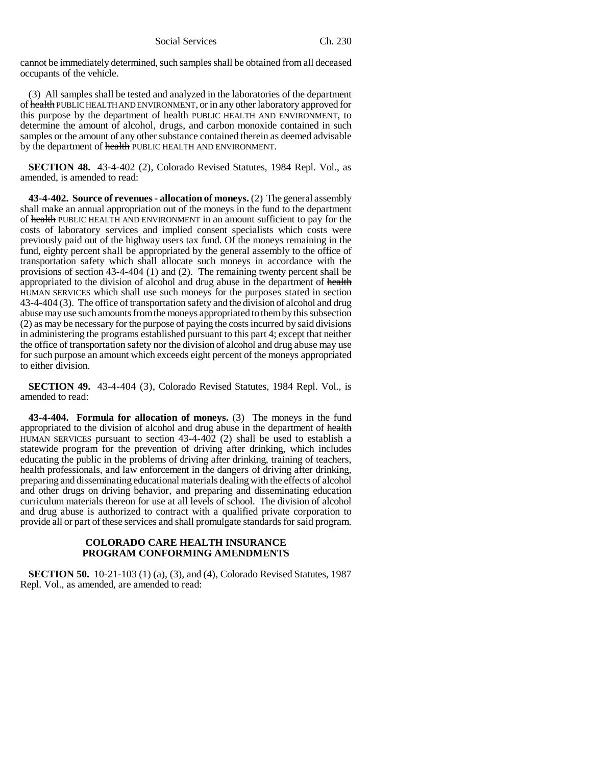cannot be immediately determined, such samples shall be obtained from all deceased occupants of the vehicle.

(3) All samples shall be tested and analyzed in the laboratories of the department of ~~health~~ PUBLIC HEALTH AND ENVIRONMENT, or in any other laboratory approved for this purpose by the department of ~~health~~ PUBLIC HEALTH AND ENVIRONMENT, to determine the amount of alcohol, drugs, and carbon monoxide contained in such samples or the amount of any other substance contained therein as deemed advisable by the department of ~~health~~ PUBLIC HEALTH AND ENVIRONMENT.

**SECTION 48.** 43-4-402 (2), Colorado Revised Statutes, 1984 Repl. Vol., as amended, is amended to read:

**43-4-402. Source of revenues - allocation of moneys.** (2) The general assembly shall make an annual appropriation out of the moneys in the fund to the department of ~~health~~ PUBLIC HEALTH AND ENVIRONMENT in an amount sufficient to pay for the costs of laboratory services and implied consent specialists which costs were previously paid out of the highway users tax fund. Of the moneys remaining in the fund, eighty percent shall be appropriated by the general assembly to the office of transportation safety which shall allocate such moneys in accordance with the provisions of section 43-4-404 (1) and (2). The remaining twenty percent shall be appropriated to the division of alcohol and drug abuse in the department of ~~health~~ HUMAN SERVICES which shall use such moneys for the purposes stated in section 43-4-404 (3). The office of transportation safety and the division of alcohol and drug abuse may use such amounts from the moneys appropriated to them by this subsection (2) as may be necessary for the purpose of paying the costs incurred by said divisions in administering the programs established pursuant to this part 4; except that neither the office of transportation safety nor the division of alcohol and drug abuse may use for such purpose an amount which exceeds eight percent of the moneys appropriated to either division.

**SECTION 49.** 43-4-404 (3), Colorado Revised Statutes, 1984 Repl. Vol., is amended to read:

**43-4-404. Formula for allocation of moneys.** (3) The moneys in the fund appropriated to the division of alcohol and drug abuse in the department of ~~health~~ HUMAN SERVICES pursuant to section 43-4-402 (2) shall be used to establish a statewide program for the prevention of driving after drinking, which includes educating the public in the problems of driving after drinking, training of teachers, health professionals, and law enforcement in the dangers of driving after drinking, preparing and disseminating educational materials dealing with the effects of alcohol and other drugs on driving behavior, and preparing and disseminating education curriculum materials thereon for use at all levels of school. The division of alcohol and drug abuse is authorized to contract with a qualified private corporation to provide all or part of these services and shall promulgate standards for said program.

**COLORADO CARE HEALTH INSURANCE PROGRAM CONFORMING AMENDMENTS**

**SECTION 50.** 10-21-103 (1) (a), (3), and (4), Colorado Revised Statutes, 1987 Repl. Vol., as amended, are amended to read: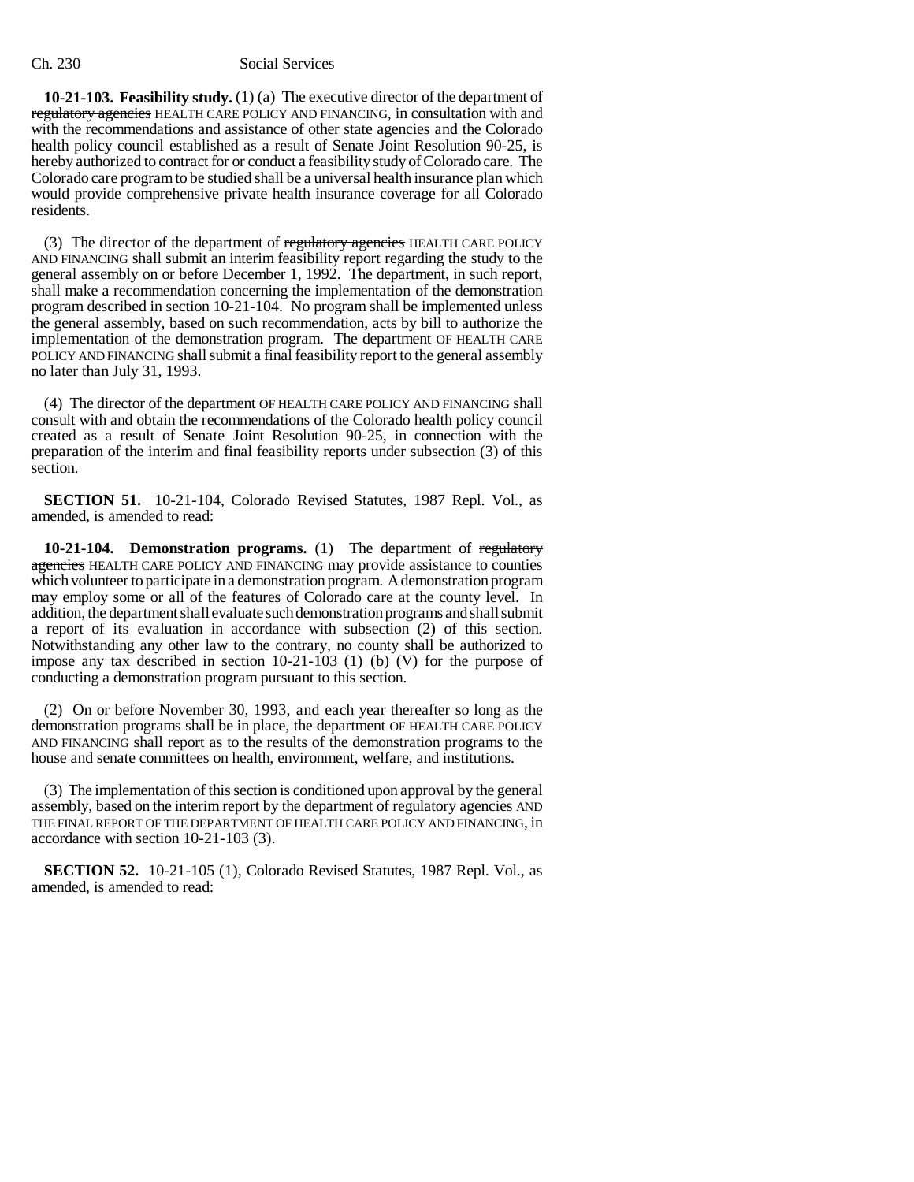**10-21-103. Feasibility study.** (1) (a) The executive director of the department of ~~regulatory agencies~~ HEALTH CARE POLICY AND FINANCING, in consultation with and with the recommendations and assistance of other state agencies and the Colorado health policy council established as a result of Senate Joint Resolution 90-25, is hereby authorized to contract for or conduct a feasibility study of Colorado care. The Colorado care program to be studied shall be a universal health insurance plan which would provide comprehensive private health insurance coverage for all Colorado residents.

(3) The director of the department of ~~regulatory agencies~~ HEALTH CARE POLICY AND FINANCING shall submit an interim feasibility report regarding the study to the general assembly on or before December 1, 1992. The department, in such report, shall make a recommendation concerning the implementation of the demonstration program described in section 10-21-104. No program shall be implemented unless the general assembly, based on such recommendation, acts by bill to authorize the implementation of the demonstration program. The department OF HEALTH CARE POLICY AND FINANCING shall submit a final feasibility report to the general assembly no later than July 31, 1993.

(4) The director of the department OF HEALTH CARE POLICY AND FINANCING shall consult with and obtain the recommendations of the Colorado health policy council created as a result of Senate Joint Resolution 90-25, in connection with the preparation of the interim and final feasibility reports under subsection (3) of this section.

**SECTION 51.** 10-21-104, Colorado Revised Statutes, 1987 Repl. Vol., as amended, is amended to read:

**10-21-104. Demonstration programs.** (1) The department of ~~regulatory agencies~~ HEALTH CARE POLICY AND FINANCING may provide assistance to counties which volunteer to participate in a demonstration program. A demonstration program may employ some or all of the features of Colorado care at the county level. In addition, the department shall evaluate such demonstration programs and shall submit a report of its evaluation in accordance with subsection (2) of this section. Notwithstanding any other law to the contrary, no county shall be authorized to impose any tax described in section 10-21-103 (1) (b) (V) for the purpose of conducting a demonstration program pursuant to this section.

(2) On or before November 30, 1993, and each year thereafter so long as the demonstration programs shall be in place, the department OF HEALTH CARE POLICY AND FINANCING shall report as to the results of the demonstration programs to the house and senate committees on health, environment, welfare, and institutions.

(3) The implementation of this section is conditioned upon approval by the general assembly, based on the interim report by the department of regulatory agencies AND THE FINAL REPORT OF THE DEPARTMENT OF HEALTH CARE POLICY AND FINANCING, in accordance with section 10-21-103 (3).

**SECTION 52.** 10-21-105 (1), Colorado Revised Statutes, 1987 Repl. Vol., as amended, is amended to read: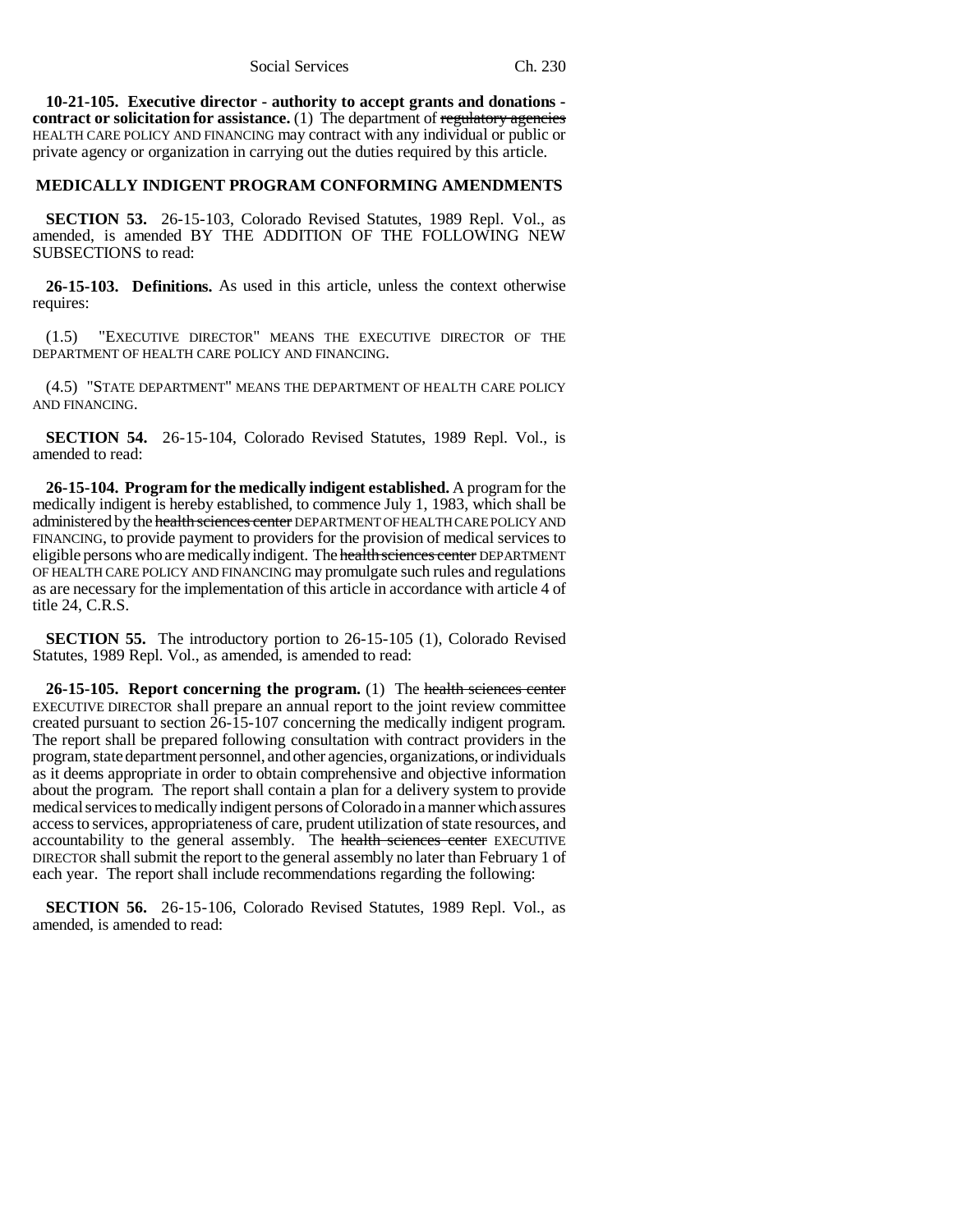**10-21-105. Executive director - authority to accept grants and donations - contract or solicitation for assistance.** (1) The department of ~~regulatory agencies~~ HEALTH CARE POLICY AND FINANCING may contract with any individual or public or private agency or organization in carrying out the duties required by this article.

**MEDICALLY INDIGENT PROGRAM CONFORMING AMENDMENTS**

**SECTION 53.** 26-15-103, Colorado Revised Statutes, 1989 Repl. Vol., as amended, is amended BY THE ADDITION OF THE FOLLOWING NEW SUBSECTIONS to read:

**26-15-103. Definitions.** As used in this article, unless the context otherwise requires:

(1.5) "EXECUTIVE DIRECTOR" MEANS THE EXECUTIVE DIRECTOR OF THE DEPARTMENT OF HEALTH CARE POLICY AND FINANCING.

(4.5) "STATE DEPARTMENT" MEANS THE DEPARTMENT OF HEALTH CARE POLICY AND FINANCING.

**SECTION 54.** 26-15-104, Colorado Revised Statutes, 1989 Repl. Vol., is amended to read:

**26-15-104. Program for the medically indigent established.** A program for the medically indigent is hereby established, to commence July 1, 1983, which shall be administered by the ~~health sciences center~~ DEPARTMENT OF HEALTH CARE POLICY AND FINANCING, to provide payment to providers for the provision of medical services to eligible persons who are medically indigent. The ~~health sciences center~~ DEPARTMENT OF HEALTH CARE POLICY AND FINANCING may promulgate such rules and regulations as are necessary for the implementation of this article in accordance with article 4 of title 24, C.R.S.

**SECTION 55.** The introductory portion to 26-15-105 (1), Colorado Revised Statutes, 1989 Repl. Vol., as amended, is amended to read:

**26-15-105. Report concerning the program.** (1) The ~~health sciences center~~ EXECUTIVE DIRECTOR shall prepare an annual report to the joint review committee created pursuant to section 26-15-107 concerning the medically indigent program. The report shall be prepared following consultation with contract providers in the program, state department personnel, and other agencies, organizations, or individuals as it deems appropriate in order to obtain comprehensive and objective information about the program. The report shall contain a plan for a delivery system to provide medical services to medically indigent persons of Colorado in a manner which assures access to services, appropriateness of care, prudent utilization of state resources, and accountability to the general assembly. The ~~health sciences center~~ EXECUTIVE DIRECTOR shall submit the report to the general assembly no later than February 1 of each year. The report shall include recommendations regarding the following:

**SECTION 56.** 26-15-106, Colorado Revised Statutes, 1989 Repl. Vol., as amended, is amended to read: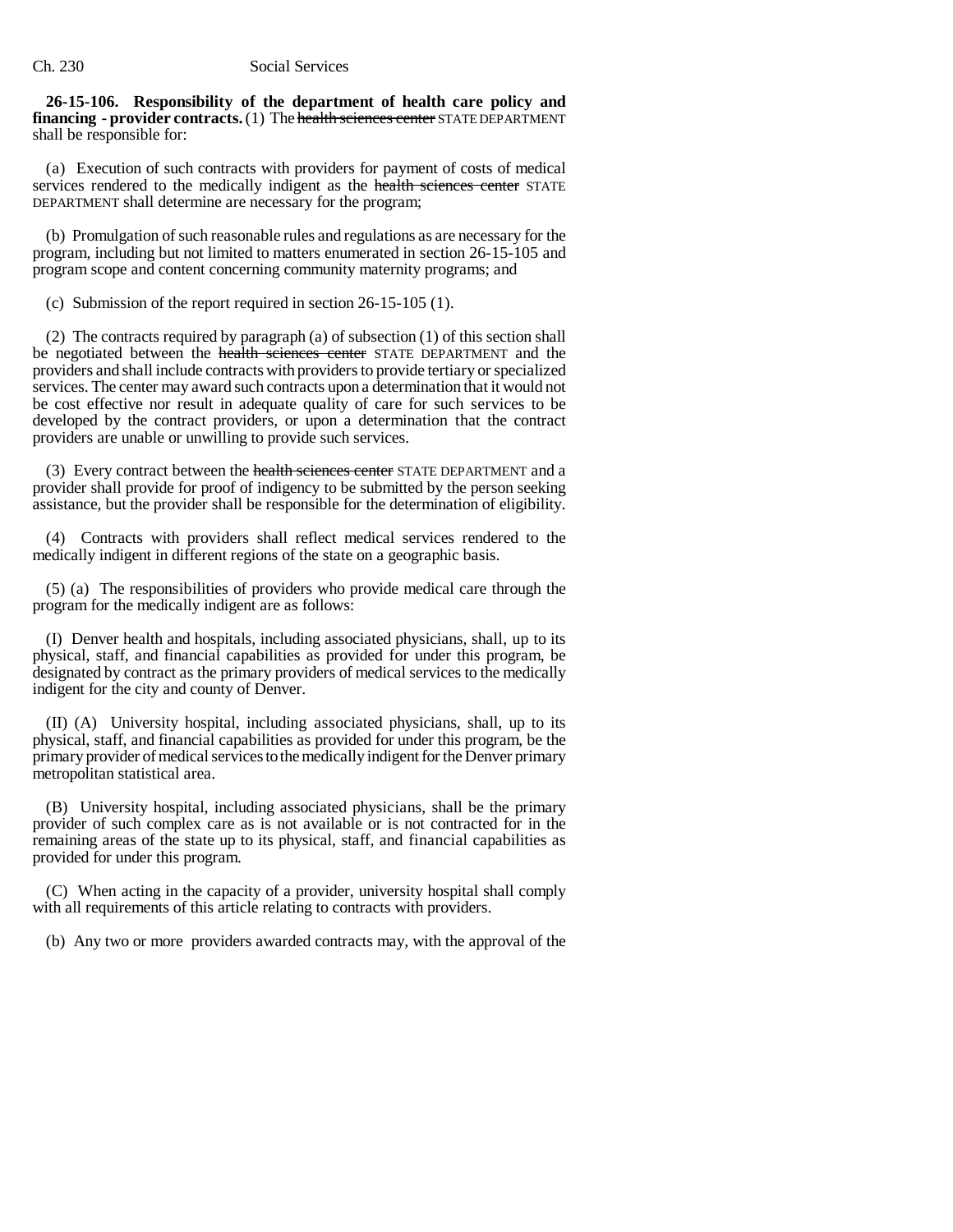**26-15-106. Responsibility of the department of health care policy and financing - provider contracts.** (1) The ~~health sciences center~~ STATE DEPARTMENT shall be responsible for:

(a) Execution of such contracts with providers for payment of costs of medical services rendered to the medically indigent as the ~~health sciences center~~ STATE DEPARTMENT shall determine are necessary for the program;

(b) Promulgation of such reasonable rules and regulations as are necessary for the program, including but not limited to matters enumerated in section 26-15-105 and program scope and content concerning community maternity programs; and

(c) Submission of the report required in section 26-15-105 (1).

(2) The contracts required by paragraph (a) of subsection (1) of this section shall be negotiated between the ~~health sciences center~~ STATE DEPARTMENT and the providers and shall include contracts with providers to provide tertiary or specialized services. The center may award such contracts upon a determination that it would not be cost effective nor result in adequate quality of care for such services to be developed by the contract providers, or upon a determination that the contract providers are unable or unwilling to provide such services.

(3) Every contract between the ~~health sciences center~~ STATE DEPARTMENT and a provider shall provide for proof of indigency to be submitted by the person seeking assistance, but the provider shall be responsible for the determination of eligibility.

(4) Contracts with providers shall reflect medical services rendered to the medically indigent in different regions of the state on a geographic basis.

(5) (a) The responsibilities of providers who provide medical care through the program for the medically indigent are as follows:

(I) Denver health and hospitals, including associated physicians, shall, up to its physical, staff, and financial capabilities as provided for under this program, be designated by contract as the primary providers of medical services to the medically indigent for the city and county of Denver.

(II) (A) University hospital, including associated physicians, shall, up to its physical, staff, and financial capabilities as provided for under this program, be the primary provider of medical services to the medically indigent for the Denver primary metropolitan statistical area.

(B) University hospital, including associated physicians, shall be the primary provider of such complex care as is not available or is not contracted for in the remaining areas of the state up to its physical, staff, and financial capabilities as provided for under this program.

(C) When acting in the capacity of a provider, university hospital shall comply with all requirements of this article relating to contracts with providers.

(b) Any two or more providers awarded contracts may, with the approval of the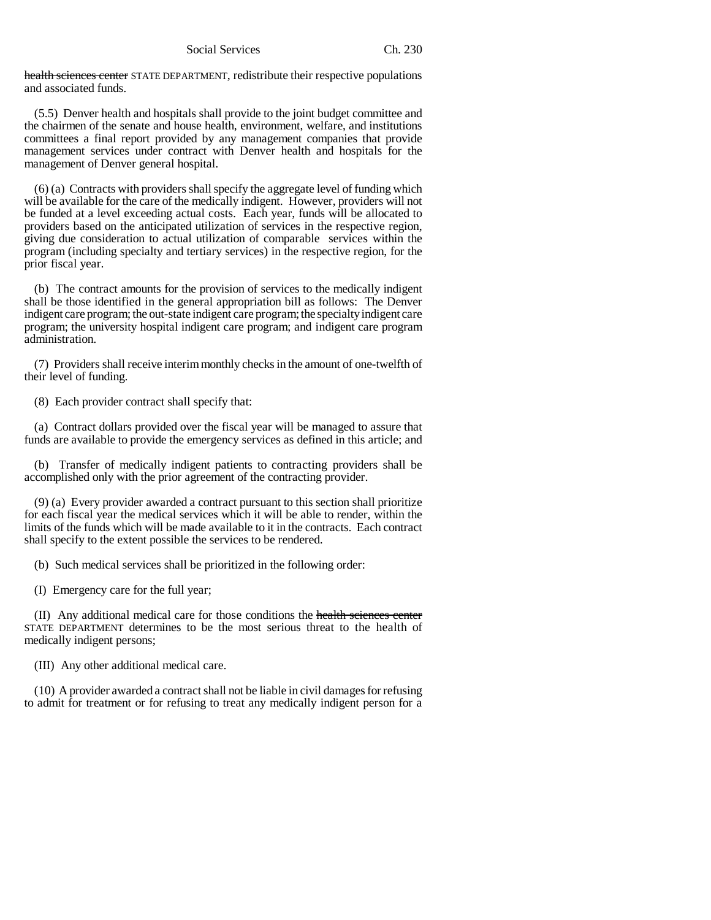~~health sciences center~~ STATE DEPARTMENT, redistribute their respective populations and associated funds.

(5.5) Denver health and hospitals shall provide to the joint budget committee and the chairmen of the senate and house health, environment, welfare, and institutions committees a final report provided by any management companies that provide management services under contract with Denver health and hospitals for the management of Denver general hospital.

(6) (a) Contracts with providers shall specify the aggregate level of funding which will be available for the care of the medically indigent. However, providers will not be funded at a level exceeding actual costs. Each year, funds will be allocated to providers based on the anticipated utilization of services in the respective region, giving due consideration to actual utilization of comparable services within the program (including specialty and tertiary services) in the respective region, for the prior fiscal year.

(b) The contract amounts for the provision of services to the medically indigent shall be those identified in the general appropriation bill as follows: The Denver indigent care program; the out-state indigent care program; the specialty indigent care program; the university hospital indigent care program; and indigent care program administration.

(7) Providers shall receive interim monthly checks in the amount of one-twelfth of their level of funding.

(8) Each provider contract shall specify that:

(a) Contract dollars provided over the fiscal year will be managed to assure that funds are available to provide the emergency services as defined in this article; and

(b) Transfer of medically indigent patients to contracting providers shall be accomplished only with the prior agreement of the contracting provider.

(9) (a) Every provider awarded a contract pursuant to this section shall prioritize for each fiscal year the medical services which it will be able to render, within the limits of the funds which will be made available to it in the contracts. Each contract shall specify to the extent possible the services to be rendered.

(b) Such medical services shall be prioritized in the following order:

(I) Emergency care for the full year;

(II) Any additional medical care for those conditions the ~~health sciences center~~ STATE DEPARTMENT determines to be the most serious threat to the health of medically indigent persons;

(III) Any other additional medical care.

(10) A provider awarded a contract shall not be liable in civil damages for refusing to admit for treatment or for refusing to treat any medically indigent person for a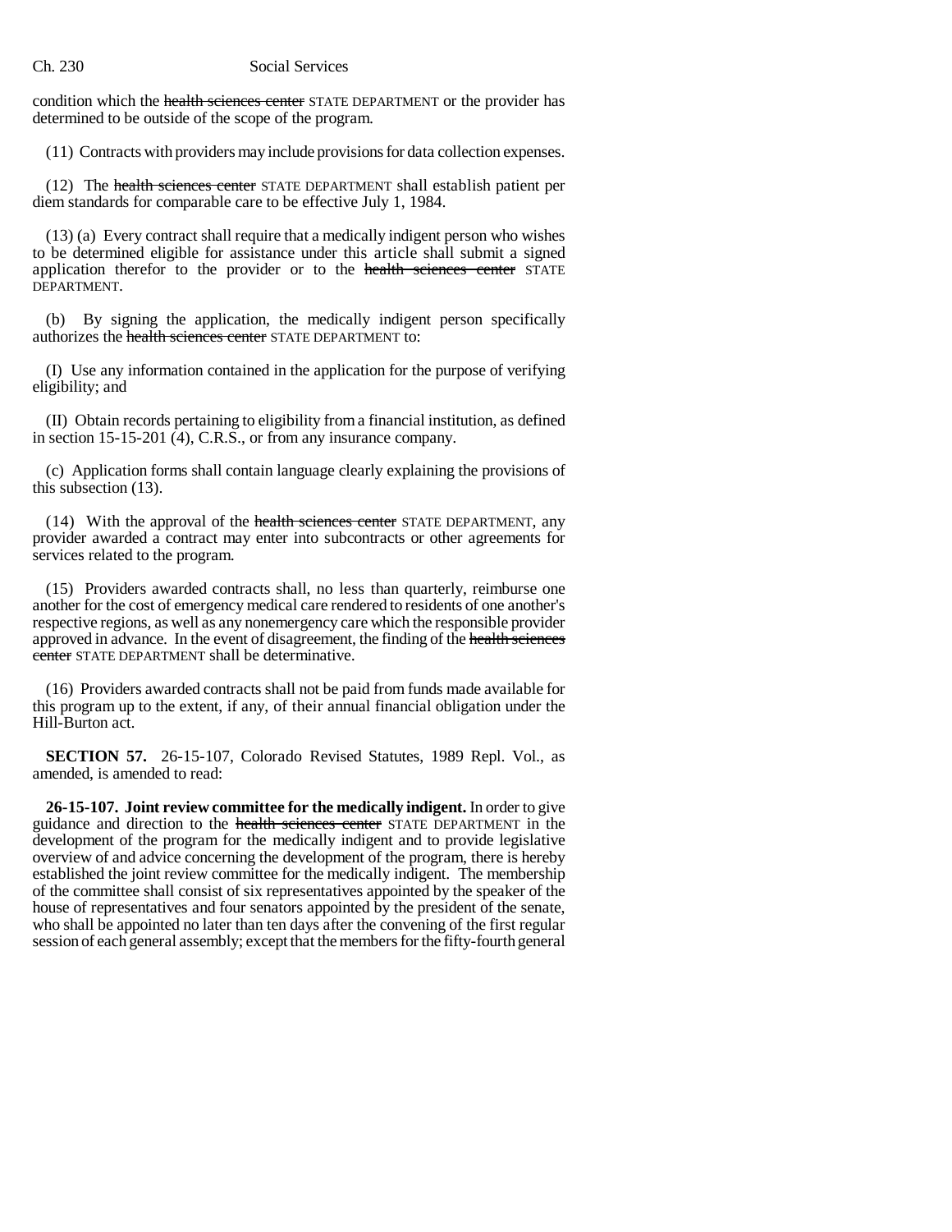condition which the ~~health sciences center~~ STATE DEPARTMENT or the provider has determined to be outside of the scope of the program.

(11) Contracts with providers may include provisions for data collection expenses.

(12) The ~~health sciences center~~ STATE DEPARTMENT shall establish patient per diem standards for comparable care to be effective July 1, 1984.

(13) (a) Every contract shall require that a medically indigent person who wishes to be determined eligible for assistance under this article shall submit a signed application therefor to the provider or to the ~~health sciences center~~ STATE DEPARTMENT.

(b) By signing the application, the medically indigent person specifically authorizes the ~~health sciences center~~ STATE DEPARTMENT to:

(I) Use any information contained in the application for the purpose of verifying eligibility; and

(II) Obtain records pertaining to eligibility from a financial institution, as defined in section 15-15-201 (4), C.R.S., or from any insurance company.

(c) Application forms shall contain language clearly explaining the provisions of this subsection (13).

(14) With the approval of the ~~health sciences center~~ STATE DEPARTMENT, any provider awarded a contract may enter into subcontracts or other agreements for services related to the program.

(15) Providers awarded contracts shall, no less than quarterly, reimburse one another for the cost of emergency medical care rendered to residents of one another's respective regions, as well as any nonemergency care which the responsible provider approved in advance. In the event of disagreement, the finding of the ~~health sciences center~~ STATE DEPARTMENT shall be determinative.

(16) Providers awarded contracts shall not be paid from funds made available for this program up to the extent, if any, of their annual financial obligation under the Hill-Burton act.

**SECTION 57.** 26-15-107, Colorado Revised Statutes, 1989 Repl. Vol., as amended, is amended to read:

**26-15-107. Joint review committee for the medically indigent.** In order to give guidance and direction to the ~~health sciences center~~ STATE DEPARTMENT in the development of the program for the medically indigent and to provide legislative overview of and advice concerning the development of the program, there is hereby established the joint review committee for the medically indigent. The membership of the committee shall consist of six representatives appointed by the speaker of the house of representatives and four senators appointed by the president of the senate, who shall be appointed no later than ten days after the convening of the first regular session of each general assembly; except that the members for the fifty-fourth general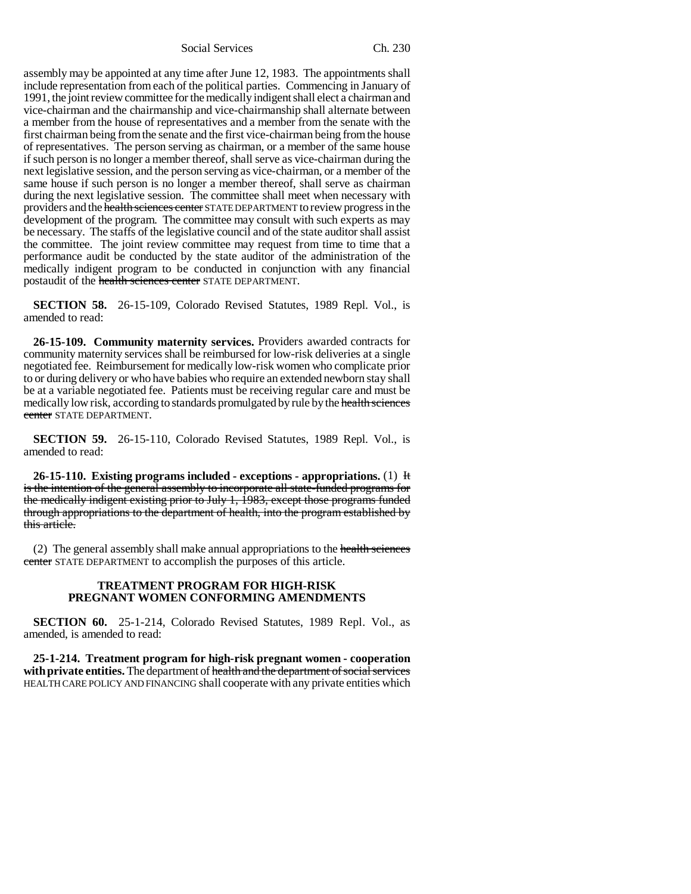assembly may be appointed at any time after June 12, 1983. The appointments shall include representation from each of the political parties. Commencing in January of 1991, the joint review committee for the medically indigent shall elect a chairman and vice-chairman and the chairmanship and vice-chairmanship shall alternate between a member from the house of representatives and a member from the senate with the first chairman being from the senate and the first vice-chairman being from the house of representatives. The person serving as chairman, or a member of the same house if such person is no longer a member thereof, shall serve as vice-chairman during the next legislative session, and the person serving as vice-chairman, or a member of the same house if such person is no longer a member thereof, shall serve as chairman during the next legislative session. The committee shall meet when necessary with providers and the ~~health sciences center~~ STATE DEPARTMENT to review progress in the development of the program. The committee may consult with such experts as may be necessary. The staffs of the legislative council and of the state auditor shall assist the committee. The joint review committee may request from time to time that a performance audit be conducted by the state auditor of the administration of the medically indigent program to be conducted in conjunction with any financial postaudit of the ~~health sciences center~~ STATE DEPARTMENT.

**SECTION 58.** 26-15-109, Colorado Revised Statutes, 1989 Repl. Vol., is amended to read:

**26-15-109. Community maternity services.** Providers awarded contracts for community maternity services shall be reimbursed for low-risk deliveries at a single negotiated fee. Reimbursement for medically low-risk women who complicate prior to or during delivery or who have babies who require an extended newborn stay shall be at a variable negotiated fee. Patients must be receiving regular care and must be medically low risk, according to standards promulgated by rule by the ~~health sciences center~~ STATE DEPARTMENT.

**SECTION 59.** 26-15-110, Colorado Revised Statutes, 1989 Repl. Vol., is amended to read:

**26-15-110. Existing programs included - exceptions - appropriations.** (1) ~~It is the intention of the general assembly to incorporate all state-funded programs for the medically indigent existing prior to July 1, 1983, except those programs funded through appropriations to the department of health, into the program established by this article.~~

(2) The general assembly shall make annual appropriations to the ~~health sciences center~~ STATE DEPARTMENT to accomplish the purposes of this article.

**TREATMENT PROGRAM FOR HIGH-RISK PREGNANT WOMEN CONFORMING AMENDMENTS**

**SECTION 60.** 25-1-214, Colorado Revised Statutes, 1989 Repl. Vol., as amended, is amended to read:

**25-1-214. Treatment program for high-risk pregnant women - cooperation with private entities.** The department of ~~health and the department of social services~~ HEALTH CARE POLICY AND FINANCING shall cooperate with any private entities which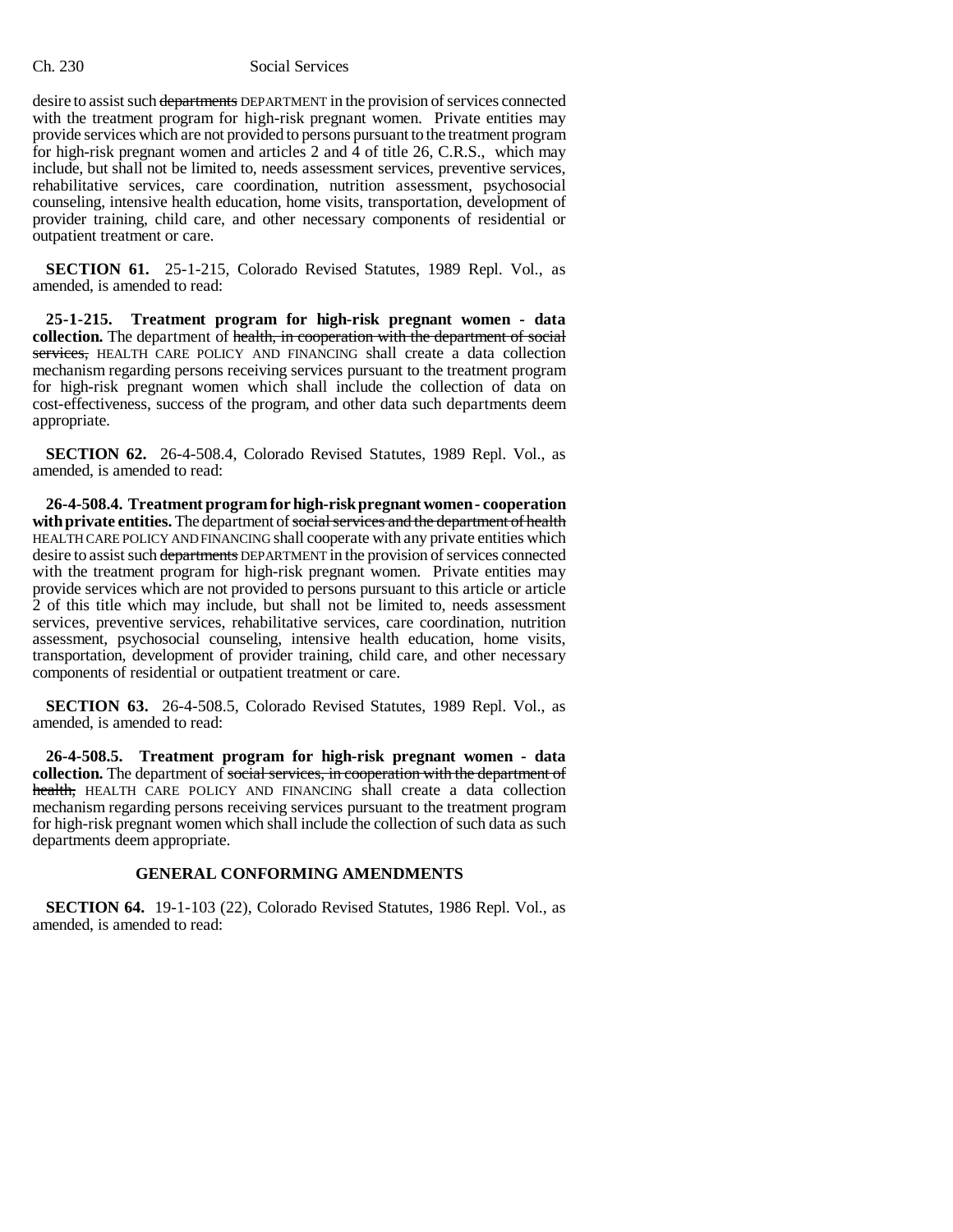desire to assist such ~~departments~~ DEPARTMENT in the provision of services connected with the treatment program for high-risk pregnant women. Private entities may provide services which are not provided to persons pursuant to the treatment program for high-risk pregnant women and articles 2 and 4 of title 26, C.R.S., which may include, but shall not be limited to, needs assessment services, preventive services, rehabilitative services, care coordination, nutrition assessment, psychosocial counseling, intensive health education, home visits, transportation, development of provider training, child care, and other necessary components of residential or outpatient treatment or care.

**SECTION 61.** 25-1-215, Colorado Revised Statutes, 1989 Repl. Vol., as amended, is amended to read:

**25-1-215. Treatment program for high-risk pregnant women - data collection.** The department of ~~health, in cooperation with the department of social services,~~ HEALTH CARE POLICY AND FINANCING shall create a data collection mechanism regarding persons receiving services pursuant to the treatment program for high-risk pregnant women which shall include the collection of data on cost-effectiveness, success of the program, and other data such departments deem appropriate.

**SECTION 62.** 26-4-508.4, Colorado Revised Statutes, 1989 Repl. Vol., as amended, is amended to read:

**26-4-508.4. Treatment program for high-risk pregnant women - cooperation with private entities.** The department of ~~social services and the department of health~~ HEALTH CARE POLICY AND FINANCING shall cooperate with any private entities which desire to assist such ~~departments~~ DEPARTMENT in the provision of services connected with the treatment program for high-risk pregnant women. Private entities may provide services which are not provided to persons pursuant to this article or article 2 of this title which may include, but shall not be limited to, needs assessment services, preventive services, rehabilitative services, care coordination, nutrition assessment, psychosocial counseling, intensive health education, home visits, transportation, development of provider training, child care, and other necessary components of residential or outpatient treatment or care.

**SECTION 63.** 26-4-508.5, Colorado Revised Statutes, 1989 Repl. Vol., as amended, is amended to read:

**26-4-508.5. Treatment program for high-risk pregnant women - data collection.** The department of ~~social services, in cooperation with the department of health,~~ HEALTH CARE POLICY AND FINANCING shall create a data collection mechanism regarding persons receiving services pursuant to the treatment program for high-risk pregnant women which shall include the collection of such data as such departments deem appropriate.

## GENERAL CONFORMING AMENDMENTS

**SECTION 64.** 19-1-103 (22), Colorado Revised Statutes, 1986 Repl. Vol., as amended, is amended to read: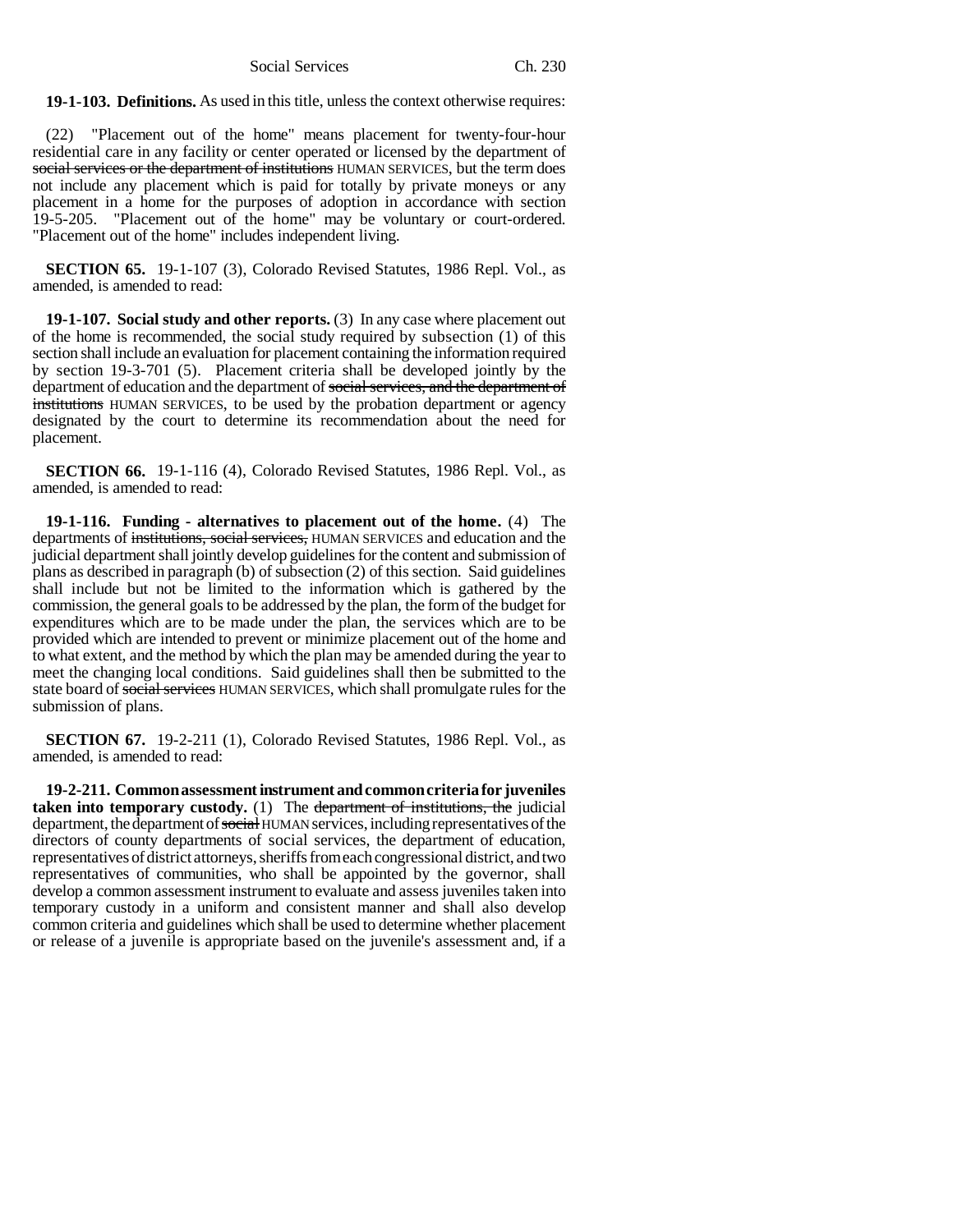**19-1-103. Definitions.** As used in this title, unless the context otherwise requires:

(22) "Placement out of the home" means placement for twenty-four-hour residential care in any facility or center operated or licensed by the department of ~~social services or the department of institutions~~ HUMAN SERVICES, but the term does not include any placement which is paid for totally by private moneys or any placement in a home for the purposes of adoption in accordance with section 19-5-205. "Placement out of the home" may be voluntary or court-ordered. "Placement out of the home" includes independent living.

**SECTION 65.** 19-1-107 (3), Colorado Revised Statutes, 1986 Repl. Vol., as amended, is amended to read:

**19-1-107. Social study and other reports.** (3) In any case where placement out of the home is recommended, the social study required by subsection (1) of this section shall include an evaluation for placement containing the information required by section 19-3-701 (5). Placement criteria shall be developed jointly by the department of education and the department of ~~social services, and the department of institutions~~ HUMAN SERVICES, to be used by the probation department or agency designated by the court to determine its recommendation about the need for placement.

**SECTION 66.** 19-1-116 (4), Colorado Revised Statutes, 1986 Repl. Vol., as amended, is amended to read:

**19-1-116. Funding - alternatives to placement out of the home.** (4) The departments of ~~institutions, social services,~~ HUMAN SERVICES and education and the judicial department shall jointly develop guidelines for the content and submission of plans as described in paragraph (b) of subsection (2) of this section. Said guidelines shall include but not be limited to the information which is gathered by the commission, the general goals to be addressed by the plan, the form of the budget for expenditures which are to be made under the plan, the services which are to be provided which are intended to prevent or minimize placement out of the home and to what extent, and the method by which the plan may be amended during the year to meet the changing local conditions. Said guidelines shall then be submitted to the state board of ~~social services~~ HUMAN SERVICES, which shall promulgate rules for the submission of plans.

**SECTION 67.** 19-2-211 (1), Colorado Revised Statutes, 1986 Repl. Vol., as amended, is amended to read:

**19-2-211. Common assessment instrument and common criteria for juveniles taken into temporary custody.** (1) The ~~department of institutions, the~~ judicial department, the department of ~~social~~ HUMAN services, including representatives of the directors of county departments of social services, the department of education, representatives of district attorneys, sheriffs from each congressional district, and two representatives of communities, who shall be appointed by the governor, shall develop a common assessment instrument to evaluate and assess juveniles taken into temporary custody in a uniform and consistent manner and shall also develop common criteria and guidelines which shall be used to determine whether placement or release of a juvenile is appropriate based on the juvenile's assessment and, if a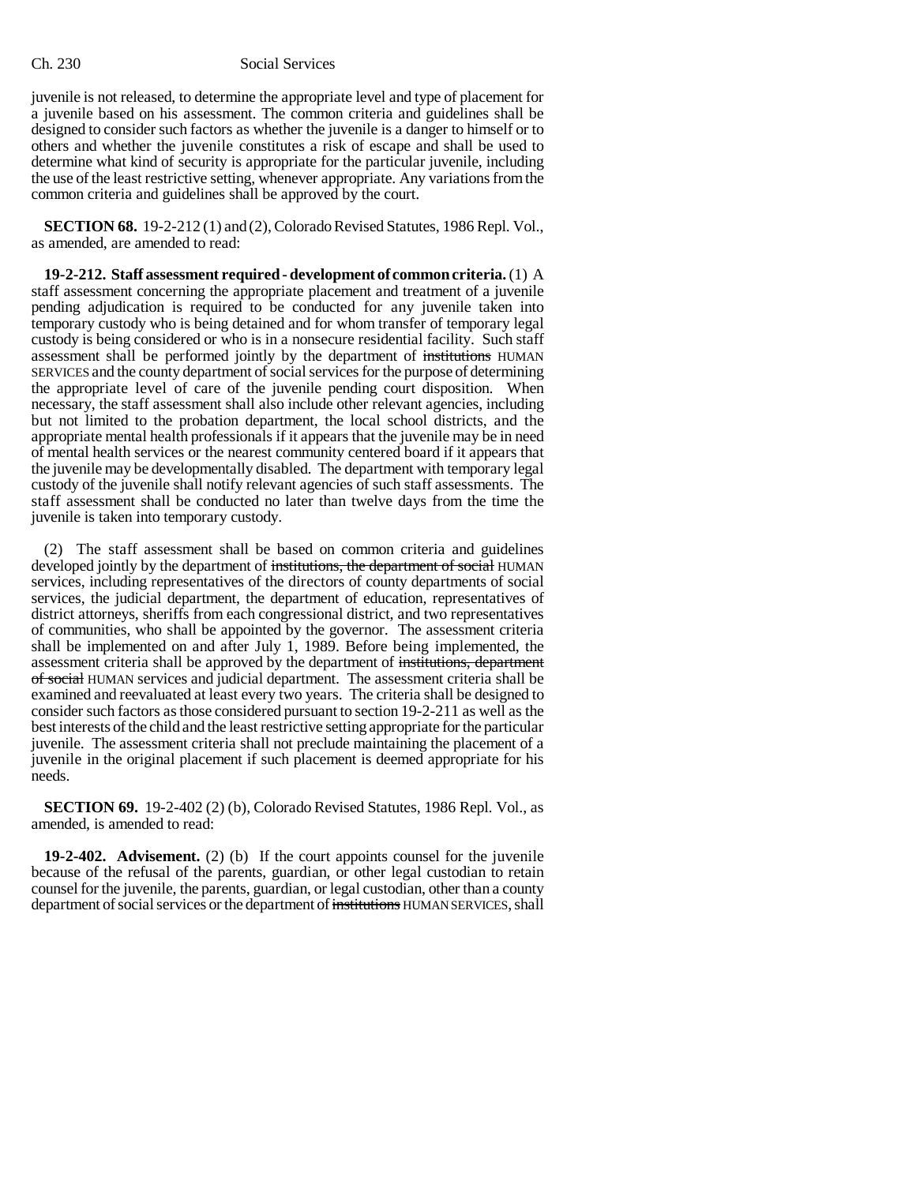juvenile is not released, to determine the appropriate level and type of placement for a juvenile based on his assessment. The common criteria and guidelines shall be designed to consider such factors as whether the juvenile is a danger to himself or to others and whether the juvenile constitutes a risk of escape and shall be used to determine what kind of security is appropriate for the particular juvenile, including the use of the least restrictive setting, whenever appropriate. Any variations from the common criteria and guidelines shall be approved by the court.

**SECTION 68.** 19-2-212 (1) and (2), Colorado Revised Statutes, 1986 Repl. Vol., as amended, are amended to read:

**19-2-212. Staff assessment required - development of common criteria.** (1) A staff assessment concerning the appropriate placement and treatment of a juvenile pending adjudication is required to be conducted for any juvenile taken into temporary custody who is being detained and for whom transfer of temporary legal custody is being considered or who is in a nonsecure residential facility. Such staff assessment shall be performed jointly by the department of ~~institutions~~ HUMAN SERVICES and the county department of social services for the purpose of determining the appropriate level of care of the juvenile pending court disposition. When necessary, the staff assessment shall also include other relevant agencies, including but not limited to the probation department, the local school districts, and the appropriate mental health professionals if it appears that the juvenile may be in need of mental health services or the nearest community centered board if it appears that the juvenile may be developmentally disabled. The department with temporary legal custody of the juvenile shall notify relevant agencies of such staff assessments. The staff assessment shall be conducted no later than twelve days from the time the juvenile is taken into temporary custody.

(2) The staff assessment shall be based on common criteria and guidelines developed jointly by the department of ~~institutions, the department of social~~ HUMAN services, including representatives of the directors of county departments of social services, the judicial department, the department of education, representatives of district attorneys, sheriffs from each congressional district, and two representatives of communities, who shall be appointed by the governor. The assessment criteria shall be implemented on and after July 1, 1989. Before being implemented, the assessment criteria shall be approved by the department of ~~institutions, department of social~~ HUMAN services and judicial department. The assessment criteria shall be examined and reevaluated at least every two years. The criteria shall be designed to consider such factors as those considered pursuant to section 19-2-211 as well as the best interests of the child and the least restrictive setting appropriate for the particular juvenile. The assessment criteria shall not preclude maintaining the placement of a juvenile in the original placement if such placement is deemed appropriate for his needs.

**SECTION 69.** 19-2-402 (2) (b), Colorado Revised Statutes, 1986 Repl. Vol., as amended, is amended to read:

**19-2-402. Advisement.** (2) (b) If the court appoints counsel for the juvenile because of the refusal of the parents, guardian, or other legal custodian to retain counsel for the juvenile, the parents, guardian, or legal custodian, other than a county department of social services or the department of ~~institutions~~ HUMAN SERVICES, shall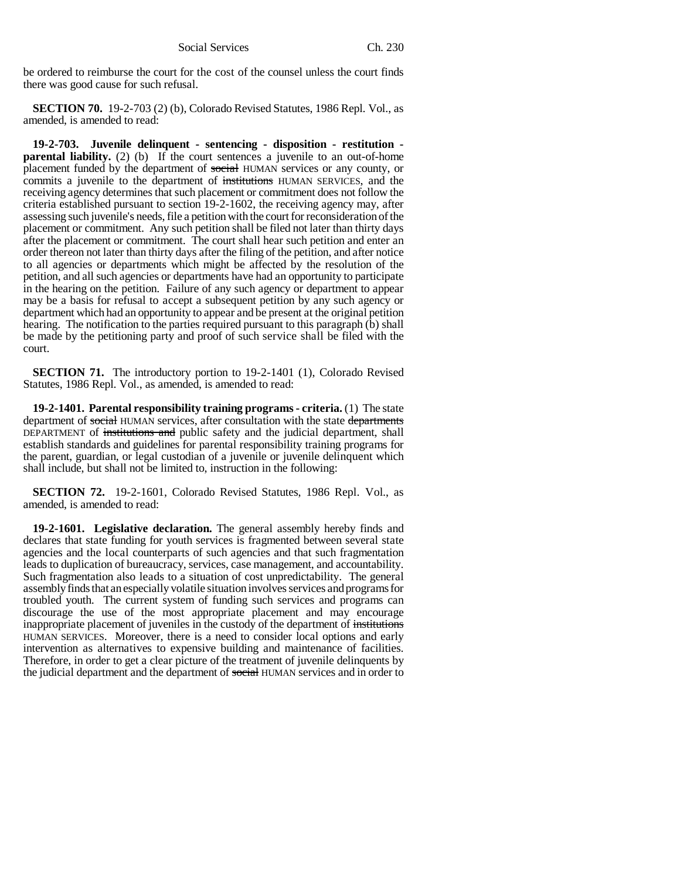be ordered to reimburse the court for the cost of the counsel unless the court finds there was good cause for such refusal.

**SECTION 70.** 19-2-703 (2) (b), Colorado Revised Statutes, 1986 Repl. Vol., as amended, is amended to read:

**19-2-703. Juvenile delinquent - sentencing - disposition - restitution - parental liability.** (2) (b) If the court sentences a juvenile to an out-of-home placement funded by the department of ~~social~~ HUMAN services or any county, or commits a juvenile to the department of ~~institutions~~ HUMAN SERVICES, and the receiving agency determines that such placement or commitment does not follow the criteria established pursuant to section 19-2-1602, the receiving agency may, after assessing such juvenile's needs, file a petition with the court for reconsideration of the placement or commitment. Any such petition shall be filed not later than thirty days after the placement or commitment. The court shall hear such petition and enter an order thereon not later than thirty days after the filing of the petition, and after notice to all agencies or departments which might be affected by the resolution of the petition, and all such agencies or departments have had an opportunity to participate in the hearing on the petition. Failure of any such agency or department to appear may be a basis for refusal to accept a subsequent petition by any such agency or department which had an opportunity to appear and be present at the original petition hearing. The notification to the parties required pursuant to this paragraph (b) shall be made by the petitioning party and proof of such service shall be filed with the court.

**SECTION 71.** The introductory portion to 19-2-1401 (1), Colorado Revised Statutes, 1986 Repl. Vol., as amended, is amended to read:

**19-2-1401. Parental responsibility training programs - criteria.** (1) The state department of ~~social~~ HUMAN services, after consultation with the state ~~departments~~ DEPARTMENT of ~~institutions and~~ public safety and the judicial department, shall establish standards and guidelines for parental responsibility training programs for the parent, guardian, or legal custodian of a juvenile or juvenile delinquent which shall include, but shall not be limited to, instruction in the following:

**SECTION 72.** 19-2-1601, Colorado Revised Statutes, 1986 Repl. Vol., as amended, is amended to read:

**19-2-1601. Legislative declaration.** The general assembly hereby finds and declares that state funding for youth services is fragmented between several state agencies and the local counterparts of such agencies and that such fragmentation leads to duplication of bureaucracy, services, case management, and accountability. Such fragmentation also leads to a situation of cost unpredictability. The general assembly finds that an especially volatile situation involves services and programs for troubled youth. The current system of funding such services and programs can discourage the use of the most appropriate placement and may encourage inappropriate placement of juveniles in the custody of the department of ~~institutions~~ HUMAN SERVICES. Moreover, there is a need to consider local options and early intervention as alternatives to expensive building and maintenance of facilities. Therefore, in order to get a clear picture of the treatment of juvenile delinquents by the judicial department and the department of ~~social~~ HUMAN services and in order to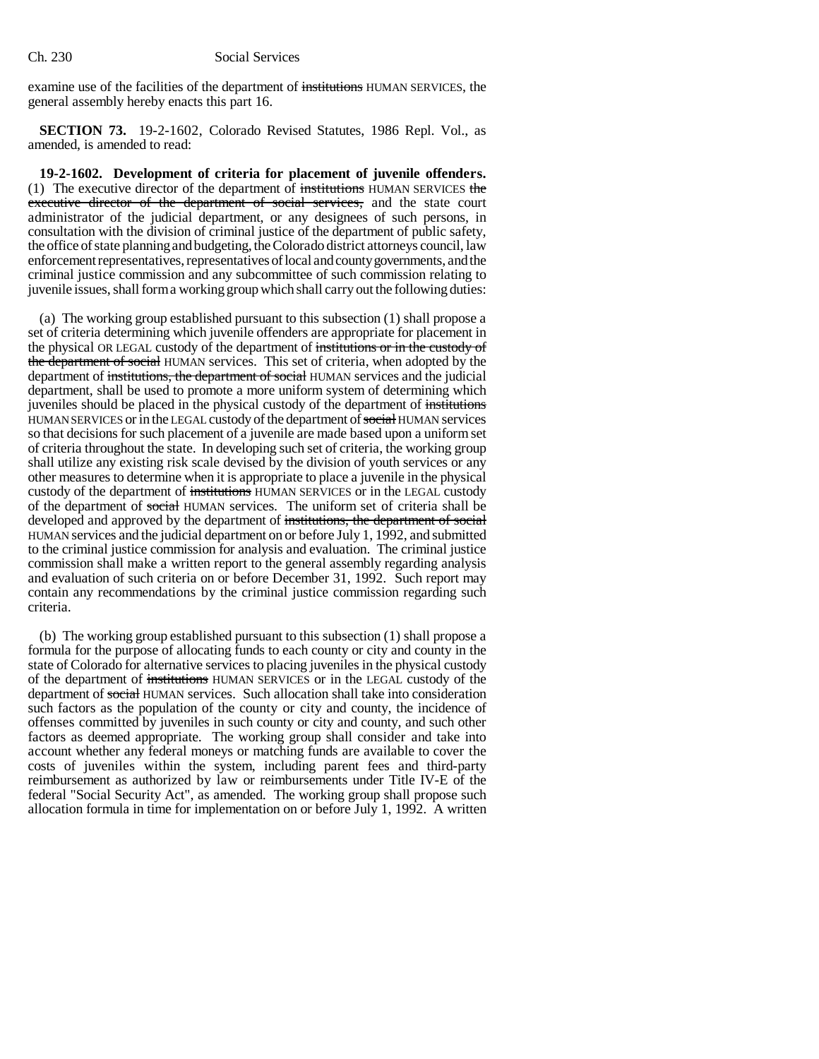examine use of the facilities of the department of ~~institutions~~ HUMAN SERVICES, the general assembly hereby enacts this part 16.

**SECTION 73.** 19-2-1602, Colorado Revised Statutes, 1986 Repl. Vol., as amended, is amended to read:

**19-2-1602. Development of criteria for placement of juvenile offenders.** (1) The executive director of the department of ~~institutions~~ HUMAN SERVICES ~~the executive director of the department of social services,~~ and the state court administrator of the judicial department, or any designees of such persons, in consultation with the division of criminal justice of the department of public safety, the office of state planning and budgeting, the Colorado district attorneys council, law enforcement representatives, representatives of local and county governments, and the criminal justice commission and any subcommittee of such commission relating to juvenile issues, shall form a working group which shall carry out the following duties:

(a) The working group established pursuant to this subsection (1) shall propose a set of criteria determining which juvenile offenders are appropriate for placement in the physical OR LEGAL custody of the department of ~~institutions or in the custody of the department of social~~ HUMAN services. This set of criteria, when adopted by the department of ~~institutions, the department of social~~ HUMAN services and the judicial department, shall be used to promote a more uniform system of determining which juveniles should be placed in the physical custody of the department of ~~institutions~~ HUMAN SERVICES or in the LEGAL custody of the department of ~~social~~ HUMAN services so that decisions for such placement of a juvenile are made based upon a uniform set of criteria throughout the state. In developing such set of criteria, the working group shall utilize any existing risk scale devised by the division of youth services or any other measures to determine when it is appropriate to place a juvenile in the physical custody of the department of ~~institutions~~ HUMAN SERVICES or in the LEGAL custody of the department of ~~social~~ HUMAN services. The uniform set of criteria shall be developed and approved by the department of ~~institutions, the department of social~~ HUMAN services and the judicial department on or before July 1, 1992, and submitted to the criminal justice commission for analysis and evaluation. The criminal justice commission shall make a written report to the general assembly regarding analysis and evaluation of such criteria on or before December 31, 1992. Such report may contain any recommendations by the criminal justice commission regarding such criteria.

(b) The working group established pursuant to this subsection (1) shall propose a formula for the purpose of allocating funds to each county or city and county in the state of Colorado for alternative services to placing juveniles in the physical custody of the department of ~~institutions~~ HUMAN SERVICES or in the LEGAL custody of the department of ~~social~~ HUMAN services. Such allocation shall take into consideration such factors as the population of the county or city and county, the incidence of offenses committed by juveniles in such county or city and county, and such other factors as deemed appropriate. The working group shall consider and take into account whether any federal moneys or matching funds are available to cover the costs of juveniles within the system, including parent fees and third-party reimbursement as authorized by law or reimbursements under Title IV-E of the federal "Social Security Act", as amended. The working group shall propose such allocation formula in time for implementation on or before July 1, 1992. A written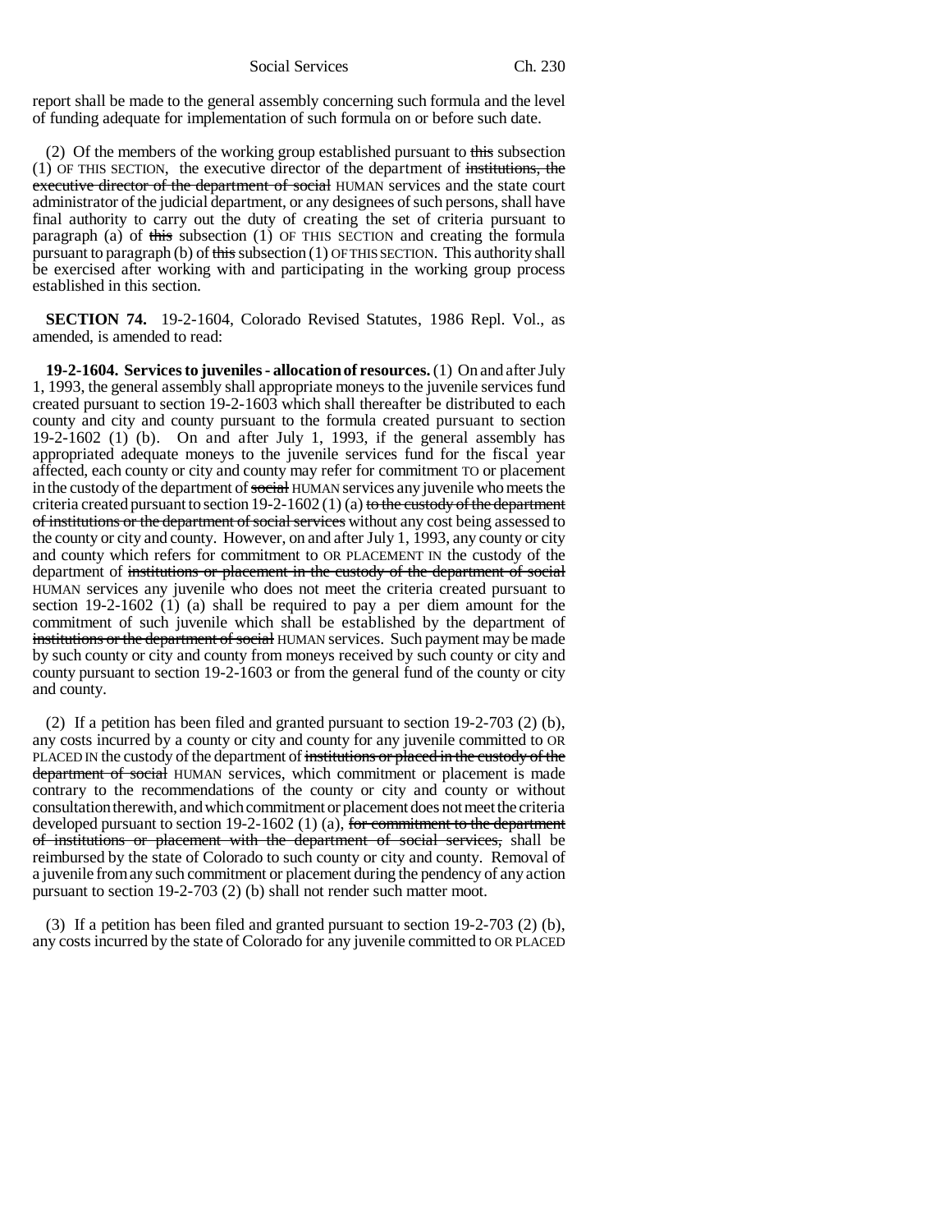report shall be made to the general assembly concerning such formula and the level of funding adequate for implementation of such formula on or before such date.

(2) Of the members of the working group established pursuant to ~~this~~ subsection (1) OF THIS SECTION, the executive director of the department of ~~institutions, the executive director of the department of social~~ HUMAN services and the state court administrator of the judicial department, or any designees of such persons, shall have final authority to carry out the duty of creating the set of criteria pursuant to paragraph (a) of ~~this~~ subsection (1) OF THIS SECTION and creating the formula pursuant to paragraph (b) of ~~this~~ subsection (1) OF THIS SECTION. This authority shall be exercised after working with and participating in the working group process established in this section.

**SECTION 74.** 19-2-1604, Colorado Revised Statutes, 1986 Repl. Vol., as amended, is amended to read:

**19-2-1604. Services to juveniles - allocation of resources.** (1) On and after July 1, 1993, the general assembly shall appropriate moneys to the juvenile services fund created pursuant to section 19-2-1603 which shall thereafter be distributed to each county and city and county pursuant to the formula created pursuant to section 19-2-1602 (1) (b). On and after July 1, 1993, if the general assembly has appropriated adequate moneys to the juvenile services fund for the fiscal year affected, each county or city and county may refer for commitment TO or placement in the custody of the department of ~~social~~ HUMAN services any juvenile who meets the criteria created pursuant to section 19-2-1602 (1) (a) ~~to the custody of the department of institutions or the department of social services~~ without any cost being assessed to the county or city and county. However, on and after July 1, 1993, any county or city and county which refers for commitment to OR PLACEMENT IN the custody of the department of ~~institutions or placement in the custody of the department of social~~ HUMAN services any juvenile who does not meet the criteria created pursuant to section 19-2-1602 (1) (a) shall be required to pay a per diem amount for the commitment of such juvenile which shall be established by the department of ~~institutions or the department of social~~ HUMAN services. Such payment may be made by such county or city and county from moneys received by such county or city and county pursuant to section 19-2-1603 or from the general fund of the county or city and county.

(2) If a petition has been filed and granted pursuant to section 19-2-703 (2) (b), any costs incurred by a county or city and county for any juvenile committed to OR PLACED IN the custody of the department of ~~institutions or placed in the custody of the department of social~~ HUMAN services, which commitment or placement is made contrary to the recommendations of the county or city and county or without consultation therewith, and which commitment or placement does not meet the criteria developed pursuant to section 19-2-1602 (1) (a), ~~for commitment to the department of institutions or placement with the department of social services,~~ shall be reimbursed by the state of Colorado to such county or city and county. Removal of a juvenile from any such commitment or placement during the pendency of any action pursuant to section 19-2-703 (2) (b) shall not render such matter moot.

(3) If a petition has been filed and granted pursuant to section 19-2-703 (2) (b), any costs incurred by the state of Colorado for any juvenile committed to OR PLACED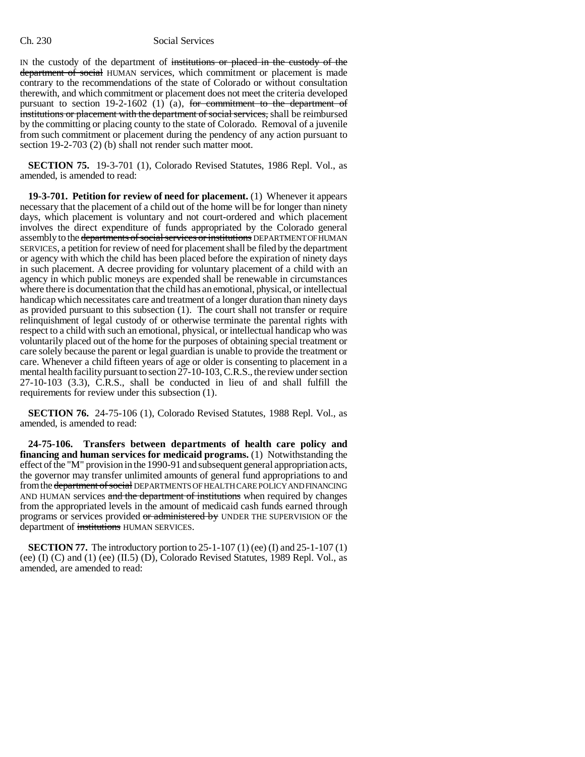IN the custody of the department of ~~institutions or placed in the custody of the department of social~~ HUMAN services, which commitment or placement is made contrary to the recommendations of the state of Colorado or without consultation therewith, and which commitment or placement does not meet the criteria developed pursuant to section 19-2-1602 (1) (a), ~~for commitment to the department of institutions or placement with the department of social services,~~ shall be reimbursed by the committing or placing county to the state of Colorado. Removal of a juvenile from such commitment or placement during the pendency of any action pursuant to section 19-2-703 (2) (b) shall not render such matter moot.

**SECTION 75.** 19-3-701 (1), Colorado Revised Statutes, 1986 Repl. Vol., as amended, is amended to read:

**19-3-701. Petition for review of need for placement.** (1) Whenever it appears necessary that the placement of a child out of the home will be for longer than ninety days, which placement is voluntary and not court-ordered and which placement involves the direct expenditure of funds appropriated by the Colorado general assembly to the ~~departments of social services or institutions~~ DEPARTMENT OF HUMAN SERVICES, a petition for review of need for placement shall be filed by the department or agency with which the child has been placed before the expiration of ninety days in such placement. A decree providing for voluntary placement of a child with an agency in which public moneys are expended shall be renewable in circumstances where there is documentation that the child has an emotional, physical, or intellectual handicap which necessitates care and treatment of a longer duration than ninety days as provided pursuant to this subsection (1). The court shall not transfer or require relinquishment of legal custody of or otherwise terminate the parental rights with respect to a child with such an emotional, physical, or intellectual handicap who was voluntarily placed out of the home for the purposes of obtaining special treatment or care solely because the parent or legal guardian is unable to provide the treatment or care. Whenever a child fifteen years of age or older is consenting to placement in a mental health facility pursuant to section 27-10-103, C.R.S., the review under section 27-10-103 (3.3), C.R.S., shall be conducted in lieu of and shall fulfill the requirements for review under this subsection (1).

**SECTION 76.** 24-75-106 (1), Colorado Revised Statutes, 1988 Repl. Vol., as amended, is amended to read:

**24-75-106. Transfers between departments of health care policy and financing and human services for medicaid programs.** (1) Notwithstanding the effect of the "M" provision in the 1990-91 and subsequent general appropriation acts, the governor may transfer unlimited amounts of general fund appropriations to and from the ~~department of social~~ DEPARTMENTS OF HEALTH CARE POLICY AND FINANCING AND HUMAN services ~~and the department of institutions~~ when required by changes from the appropriated levels in the amount of medicaid cash funds earned through programs or services provided ~~or administered by~~ UNDER THE SUPERVISION OF the department of ~~institutions~~ HUMAN SERVICES.

**SECTION 77.** The introductory portion to 25-1-107 (1) (ee) (I) and 25-1-107 (1) (ee) (I) (C) and (1) (ee) (II.5) (D), Colorado Revised Statutes, 1989 Repl. Vol., as amended, are amended to read: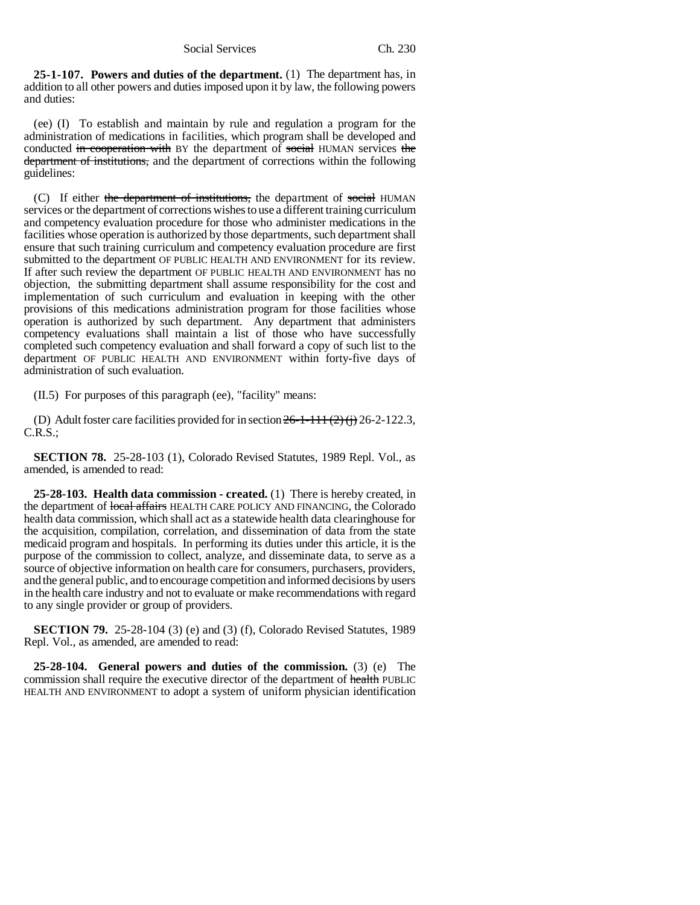**25-1-107. Powers and duties of the department.** (1) The department has, in addition to all other powers and duties imposed upon it by law, the following powers and duties:

(ee) (I) To establish and maintain by rule and regulation a program for the administration of medications in facilities, which program shall be developed and conducted ~~in cooperation with~~ BY the department of ~~social~~ HUMAN services ~~the department of institutions,~~ and the department of corrections within the following guidelines:

(C) If either ~~the department of institutions,~~ the department of ~~social~~ HUMAN services or the department of corrections wishes to use a different training curriculum and competency evaluation procedure for those who administer medications in the facilities whose operation is authorized by those departments, such department shall ensure that such training curriculum and competency evaluation procedure are first submitted to the department OF PUBLIC HEALTH AND ENVIRONMENT for its review. If after such review the department OF PUBLIC HEALTH AND ENVIRONMENT has no objection, the submitting department shall assume responsibility for the cost and implementation of such curriculum and evaluation in keeping with the other provisions of this medications administration program for those facilities whose operation is authorized by such department. Any department that administers competency evaluations shall maintain a list of those who have successfully completed such competency evaluation and shall forward a copy of such list to the department OF PUBLIC HEALTH AND ENVIRONMENT within forty-five days of administration of such evaluation.

(II.5) For purposes of this paragraph (ee), "facility" means:

(D) Adult foster care facilities provided for in section ~~26-1-111 (2) (j)~~ 26-2-122.3, C.R.S.;

**SECTION 78.** 25-28-103 (1), Colorado Revised Statutes, 1989 Repl. Vol., as amended, is amended to read:

**25-28-103. Health data commission - created.** (1) There is hereby created, in the department of ~~local affairs~~ HEALTH CARE POLICY AND FINANCING, the Colorado health data commission, which shall act as a statewide health data clearinghouse for the acquisition, compilation, correlation, and dissemination of data from the state medicaid program and hospitals. In performing its duties under this article, it is the purpose of the commission to collect, analyze, and disseminate data, to serve as a source of objective information on health care for consumers, purchasers, providers, and the general public, and to encourage competition and informed decisions by users in the health care industry and not to evaluate or make recommendations with regard to any single provider or group of providers.

**SECTION 79.** 25-28-104 (3) (e) and (3) (f), Colorado Revised Statutes, 1989 Repl. Vol., as amended, are amended to read:

**25-28-104. General powers and duties of the commission.** (3) (e) The commission shall require the executive director of the department of ~~health~~ PUBLIC HEALTH AND ENVIRONMENT to adopt a system of uniform physician identification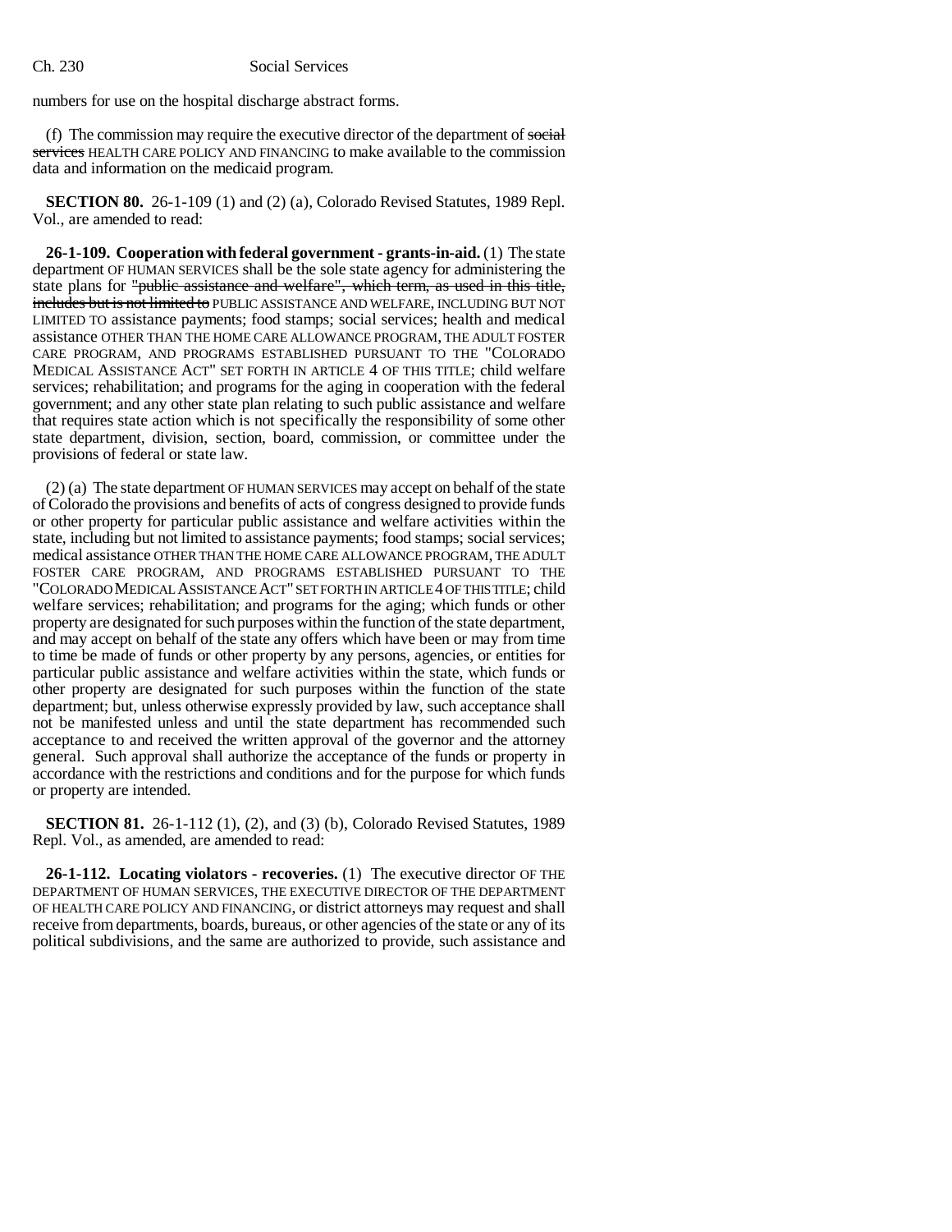numbers for use on the hospital discharge abstract forms.

(f) The commission may require the executive director of the department of ~~social services~~ HEALTH CARE POLICY AND FINANCING to make available to the commission data and information on the medicaid program.

**SECTION 80.** 26-1-109 (1) and (2) (a), Colorado Revised Statutes, 1989 Repl. Vol., are amended to read:

**26-1-109. Cooperation with federal government - grants-in-aid.** (1) The state department OF HUMAN SERVICES shall be the sole state agency for administering the state plans for ~~"public assistance and welfare", which term, as used in this title, includes but is not limited to~~ PUBLIC ASSISTANCE AND WELFARE, INCLUDING BUT NOT LIMITED TO assistance payments; food stamps; social services; health and medical assistance OTHER THAN THE HOME CARE ALLOWANCE PROGRAM, THE ADULT FOSTER CARE PROGRAM, AND PROGRAMS ESTABLISHED PURSUANT TO THE "COLORADO MEDICAL ASSISTANCE ACT" SET FORTH IN ARTICLE 4 OF THIS TITLE; child welfare services; rehabilitation; and programs for the aging in cooperation with the federal government; and any other state plan relating to such public assistance and welfare that requires state action which is not specifically the responsibility of some other state department, division, section, board, commission, or committee under the provisions of federal or state law.

(2) (a) The state department OF HUMAN SERVICES may accept on behalf of the state of Colorado the provisions and benefits of acts of congress designed to provide funds or other property for particular public assistance and welfare activities within the state, including but not limited to assistance payments; food stamps; social services; medical assistance OTHER THAN THE HOME CARE ALLOWANCE PROGRAM, THE ADULT FOSTER CARE PROGRAM, AND PROGRAMS ESTABLISHED PURSUANT TO THE "COLORADO MEDICAL ASSISTANCE ACT" SET FORTH IN ARTICLE 4 OF THIS TITLE; child welfare services; rehabilitation; and programs for the aging; which funds or other property are designated for such purposes within the function of the state department, and may accept on behalf of the state any offers which have been or may from time to time be made of funds or other property by any persons, agencies, or entities for particular public assistance and welfare activities within the state, which funds or other property are designated for such purposes within the function of the state department; but, unless otherwise expressly provided by law, such acceptance shall not be manifested unless and until the state department has recommended such acceptance to and received the written approval of the governor and the attorney general. Such approval shall authorize the acceptance of the funds or property in accordance with the restrictions and conditions and for the purpose for which funds or property are intended.

**SECTION 81.** 26-1-112 (1), (2), and (3) (b), Colorado Revised Statutes, 1989 Repl. Vol., as amended, are amended to read:

**26-1-112. Locating violators - recoveries.** (1) The executive director OF THE DEPARTMENT OF HUMAN SERVICES, THE EXECUTIVE DIRECTOR OF THE DEPARTMENT OF HEALTH CARE POLICY AND FINANCING, or district attorneys may request and shall receive from departments, boards, bureaus, or other agencies of the state or any of its political subdivisions, and the same are authorized to provide, such assistance and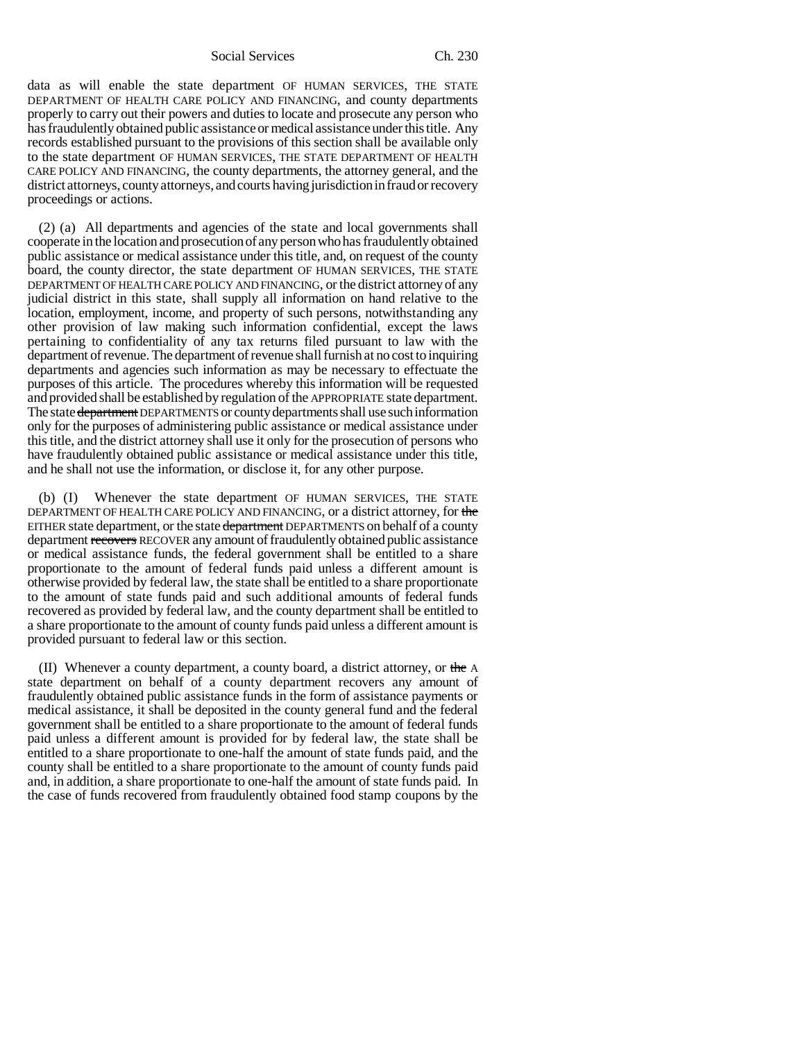data as will enable the state department OF HUMAN SERVICES, THE STATE DEPARTMENT OF HEALTH CARE POLICY AND FINANCING, and county departments properly to carry out their powers and duties to locate and prosecute any person who has fraudulently obtained public assistance or medical assistance under this title. Any records established pursuant to the provisions of this section shall be available only to the state department OF HUMAN SERVICES, THE STATE DEPARTMENT OF HEALTH CARE POLICY AND FINANCING, the county departments, the attorney general, and the district attorneys, county attorneys, and courts having jurisdiction in fraud or recovery proceedings or actions.

(2) (a) All departments and agencies of the state and local governments shall cooperate in the location and prosecution of any person who has fraudulently obtained public assistance or medical assistance under this title, and, on request of the county board, the county director, the state department OF HUMAN SERVICES, THE STATE DEPARTMENT OF HEALTH CARE POLICY AND FINANCING, or the district attorney of any judicial district in this state, shall supply all information on hand relative to the location, employment, income, and property of such persons, notwithstanding any other provision of law making such information confidential, except the laws pertaining to confidentiality of any tax returns filed pursuant to law with the department of revenue. The department of revenue shall furnish at no cost to inquiring departments and agencies such information as may be necessary to effectuate the purposes of this article. The procedures whereby this information will be requested and provided shall be established by regulation of the APPROPRIATE state department. The state ~~department~~ DEPARTMENTS or county departments shall use such information only for the purposes of administering public assistance or medical assistance under this title, and the district attorney shall use it only for the prosecution of persons who have fraudulently obtained public assistance or medical assistance under this title, and he shall not use the information, or disclose it, for any other purpose.

(b) (I) Whenever the state department OF HUMAN SERVICES, THE STATE DEPARTMENT OF HEALTH CARE POLICY AND FINANCING, or a district attorney, for ~~the~~ EITHER state department, or the state ~~department~~ DEPARTMENTS on behalf of a county department ~~recovers~~ RECOVER any amount of fraudulently obtained public assistance or medical assistance funds, the federal government shall be entitled to a share proportionate to the amount of federal funds paid unless a different amount is otherwise provided by federal law, the state shall be entitled to a share proportionate to the amount of state funds paid and such additional amounts of federal funds recovered as provided by federal law, and the county department shall be entitled to a share proportionate to the amount of county funds paid unless a different amount is provided pursuant to federal law or this section.

(II) Whenever a county department, a county board, a district attorney, or ~~the~~ A state department on behalf of a county department recovers any amount of fraudulently obtained public assistance funds in the form of assistance payments or medical assistance, it shall be deposited in the county general fund and the federal government shall be entitled to a share proportionate to the amount of federal funds paid unless a different amount is provided for by federal law, the state shall be entitled to a share proportionate to one-half the amount of state funds paid, and the county shall be entitled to a share proportionate to the amount of county funds paid and, in addition, a share proportionate to one-half the amount of state funds paid. In the case of funds recovered from fraudulently obtained food stamp coupons by the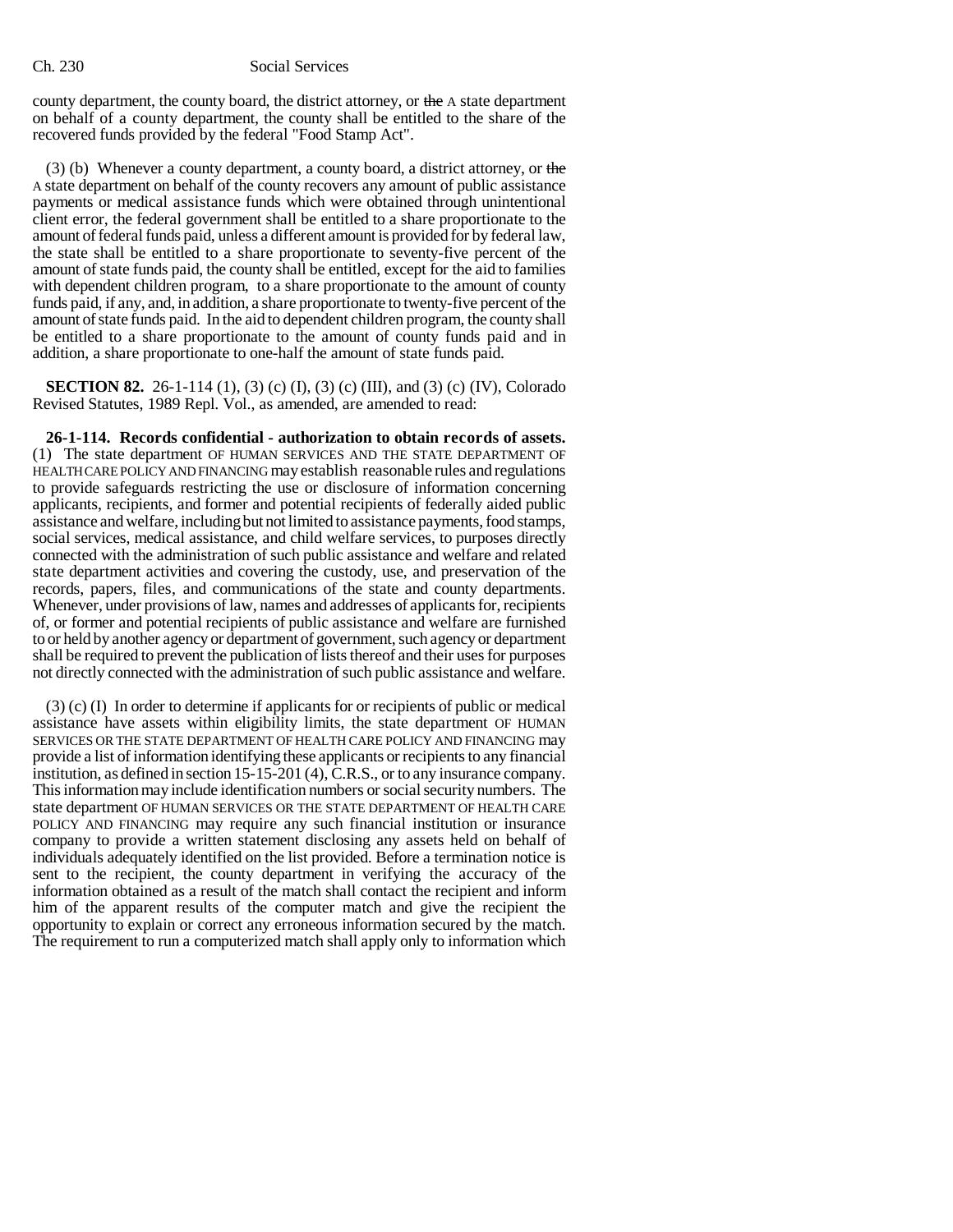county department, the county board, the district attorney, or the A state department on behalf of a county department, the county shall be entitled to the share of the recovered funds provided by the federal "Food Stamp Act".

(3) (b) Whenever a county department, a county board, a district attorney, or the A state department on behalf of the county recovers any amount of public assistance payments or medical assistance funds which were obtained through unintentional client error, the federal government shall be entitled to a share proportionate to the amount of federal funds paid, unless a different amount is provided for by federal law, the state shall be entitled to a share proportionate to seventy-five percent of the amount of state funds paid, the county shall be entitled, except for the aid to families with dependent children program, to a share proportionate to the amount of county funds paid, if any, and, in addition, a share proportionate to twenty-five percent of the amount of state funds paid. In the aid to dependent children program, the county shall be entitled to a share proportionate to the amount of county funds paid and in addition, a share proportionate to one-half the amount of state funds paid.

**SECTION 82.** 26-1-114 (1), (3) (c) (I), (3) (c) (III), and (3) (c) (IV), Colorado Revised Statutes, 1989 Repl. Vol., as amended, are amended to read:

**26-1-114. Records confidential - authorization to obtain records of assets.** (1) The state department OF HUMAN SERVICES AND THE STATE DEPARTMENT OF HEALTH CARE POLICY AND FINANCING may establish reasonable rules and regulations to provide safeguards restricting the use or disclosure of information concerning applicants, recipients, and former and potential recipients of federally aided public assistance and welfare, including but not limited to assistance payments, food stamps, social services, medical assistance, and child welfare services, to purposes directly connected with the administration of such public assistance and welfare and related state department activities and covering the custody, use, and preservation of the records, papers, files, and communications of the state and county departments. Whenever, under provisions of law, names and addresses of applicants for, recipients of, or former and potential recipients of public assistance and welfare are furnished to or held by another agency or department of government, such agency or department shall be required to prevent the publication of lists thereof and their uses for purposes not directly connected with the administration of such public assistance and welfare.

(3) (c) (I) In order to determine if applicants for or recipients of public or medical assistance have assets within eligibility limits, the state department OF HUMAN SERVICES OR THE STATE DEPARTMENT OF HEALTH CARE POLICY AND FINANCING may provide a list of information identifying these applicants or recipients to any financial institution, as defined in section 15-15-201 (4), C.R.S., or to any insurance company. This information may include identification numbers or social security numbers. The state department OF HUMAN SERVICES OR THE STATE DEPARTMENT OF HEALTH CARE POLICY AND FINANCING may require any such financial institution or insurance company to provide a written statement disclosing any assets held on behalf of individuals adequately identified on the list provided. Before a termination notice is sent to the recipient, the county department in verifying the accuracy of the information obtained as a result of the match shall contact the recipient and inform him of the apparent results of the computer match and give the recipient the opportunity to explain or correct any erroneous information secured by the match. The requirement to run a computerized match shall apply only to information which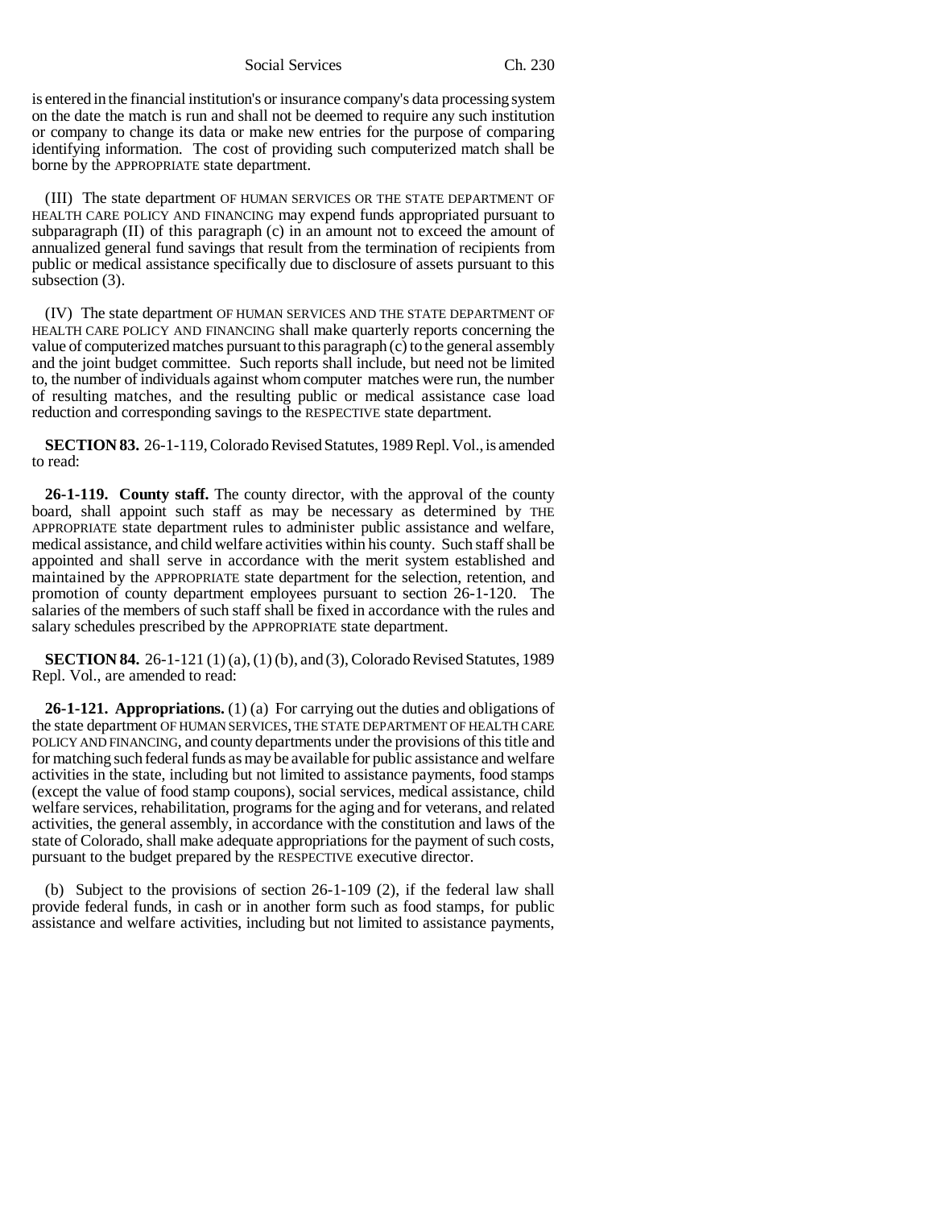is entered in the financial institution's or insurance company's data processing system on the date the match is run and shall not be deemed to require any such institution or company to change its data or make new entries for the purpose of comparing identifying information. The cost of providing such computerized match shall be borne by the APPROPRIATE state department.

(III) The state department OF HUMAN SERVICES OR THE STATE DEPARTMENT OF HEALTH CARE POLICY AND FINANCING may expend funds appropriated pursuant to subparagraph (II) of this paragraph (c) in an amount not to exceed the amount of annualized general fund savings that result from the termination of recipients from public or medical assistance specifically due to disclosure of assets pursuant to this subsection (3).

(IV) The state department OF HUMAN SERVICES AND THE STATE DEPARTMENT OF HEALTH CARE POLICY AND FINANCING shall make quarterly reports concerning the value of computerized matches pursuant to this paragraph (c) to the general assembly and the joint budget committee. Such reports shall include, but need not be limited to, the number of individuals against whom computer matches were run, the number of resulting matches, and the resulting public or medical assistance case load reduction and corresponding savings to the RESPECTIVE state department.

**SECTION 83.** 26-1-119, Colorado Revised Statutes, 1989 Repl. Vol., is amended to read:

**26-1-119. County staff.** The county director, with the approval of the county board, shall appoint such staff as may be necessary as determined by THE APPROPRIATE state department rules to administer public assistance and welfare, medical assistance, and child welfare activities within his county. Such staff shall be appointed and shall serve in accordance with the merit system established and maintained by the APPROPRIATE state department for the selection, retention, and promotion of county department employees pursuant to section 26-1-120. The salaries of the members of such staff shall be fixed in accordance with the rules and salary schedules prescribed by the APPROPRIATE state department.

**SECTION 84.** 26-1-121 (1) (a), (1) (b), and (3), Colorado Revised Statutes, 1989 Repl. Vol., are amended to read:

**26-1-121. Appropriations.** (1) (a) For carrying out the duties and obligations of the state department OF HUMAN SERVICES, THE STATE DEPARTMENT OF HEALTH CARE POLICY AND FINANCING, and county departments under the provisions of this title and for matching such federal funds as may be available for public assistance and welfare activities in the state, including but not limited to assistance payments, food stamps (except the value of food stamp coupons), social services, medical assistance, child welfare services, rehabilitation, programs for the aging and for veterans, and related activities, the general assembly, in accordance with the constitution and laws of the state of Colorado, shall make adequate appropriations for the payment of such costs, pursuant to the budget prepared by the RESPECTIVE executive director.

(b) Subject to the provisions of section 26-1-109 (2), if the federal law shall provide federal funds, in cash or in another form such as food stamps, for public assistance and welfare activities, including but not limited to assistance payments,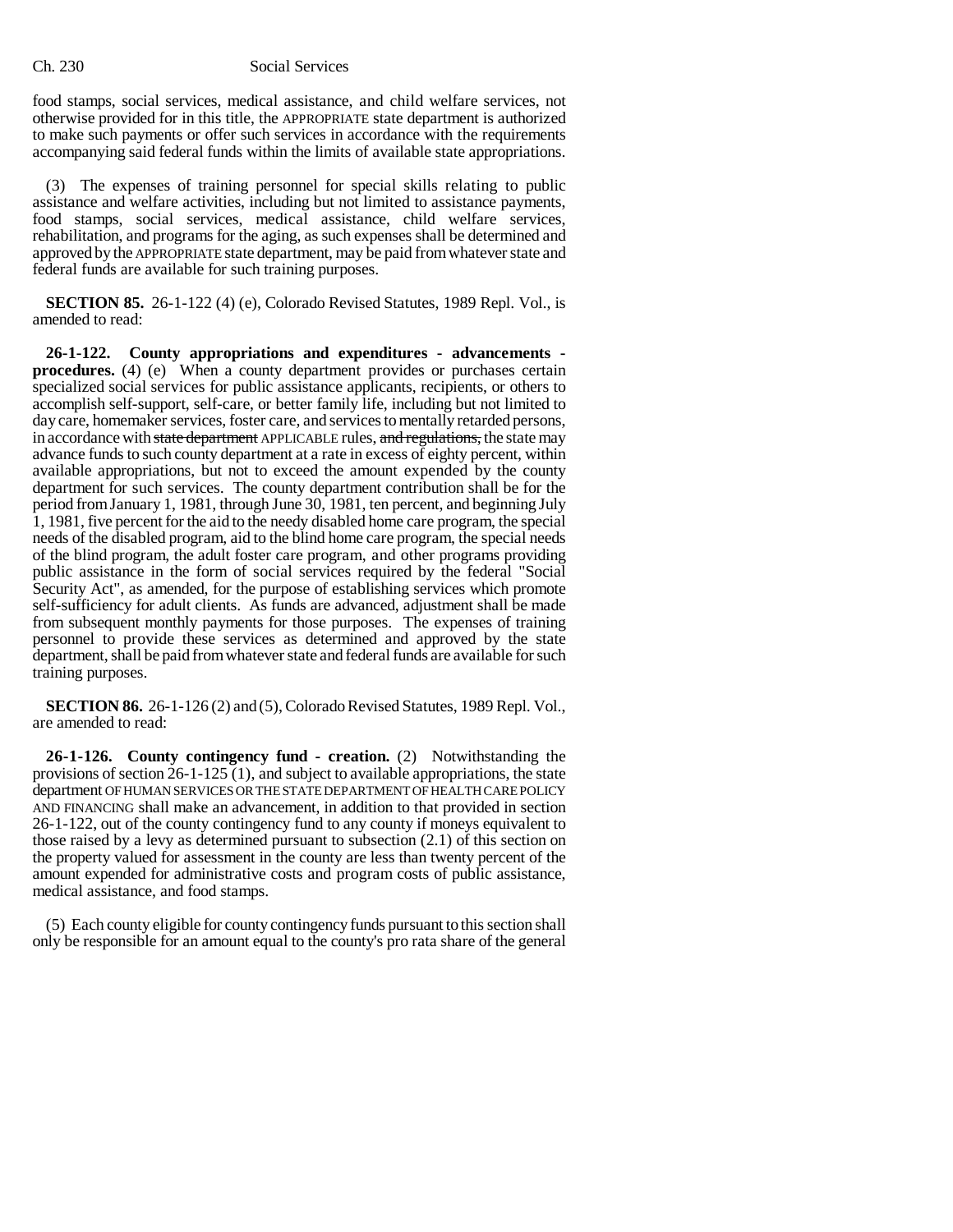food stamps, social services, medical assistance, and child welfare services, not otherwise provided for in this title, the APPROPRIATE state department is authorized to make such payments or offer such services in accordance with the requirements accompanying said federal funds within the limits of available state appropriations.

(3) The expenses of training personnel for special skills relating to public assistance and welfare activities, including but not limited to assistance payments, food stamps, social services, medical assistance, child welfare services, rehabilitation, and programs for the aging, as such expenses shall be determined and approved by the APPROPRIATE state department, may be paid from whatever state and federal funds are available for such training purposes.

**SECTION 85.** 26-1-122 (4) (e), Colorado Revised Statutes, 1989 Repl. Vol., is amended to read:

**26-1-122. County appropriations and expenditures - advancements - procedures.** (4) (e) When a county department provides or purchases certain specialized social services for public assistance applicants, recipients, or others to accomplish self-support, self-care, or better family life, including but not limited to day care, homemaker services, foster care, and services to mentally retarded persons, in accordance with ~~state department~~ APPLICABLE rules, ~~and regulations,~~ the state may advance funds to such county department at a rate in excess of eighty percent, within available appropriations, but not to exceed the amount expended by the county department for such services. The county department contribution shall be for the period from January 1, 1981, through June 30, 1981, ten percent, and beginning July 1, 1981, five percent for the aid to the needy disabled home care program, the special needs of the disabled program, aid to the blind home care program, the special needs of the blind program, the adult foster care program, and other programs providing public assistance in the form of social services required by the federal "Social Security Act", as amended, for the purpose of establishing services which promote self-sufficiency for adult clients. As funds are advanced, adjustment shall be made from subsequent monthly payments for those purposes. The expenses of training personnel to provide these services as determined and approved by the state department, shall be paid from whatever state and federal funds are available for such training purposes.

**SECTION 86.** 26-1-126 (2) and (5), Colorado Revised Statutes, 1989 Repl. Vol., are amended to read:

**26-1-126. County contingency fund - creation.** (2) Notwithstanding the provisions of section 26-1-125 (1), and subject to available appropriations, the state department OF HUMAN SERVICES OR THE STATE DEPARTMENT OF HEALTH CARE POLICY AND FINANCING shall make an advancement, in addition to that provided in section 26-1-122, out of the county contingency fund to any county if moneys equivalent to those raised by a levy as determined pursuant to subsection (2.1) of this section on the property valued for assessment in the county are less than twenty percent of the amount expended for administrative costs and program costs of public assistance, medical assistance, and food stamps.

(5) Each county eligible for county contingency funds pursuant to this section shall only be responsible for an amount equal to the county's pro rata share of the general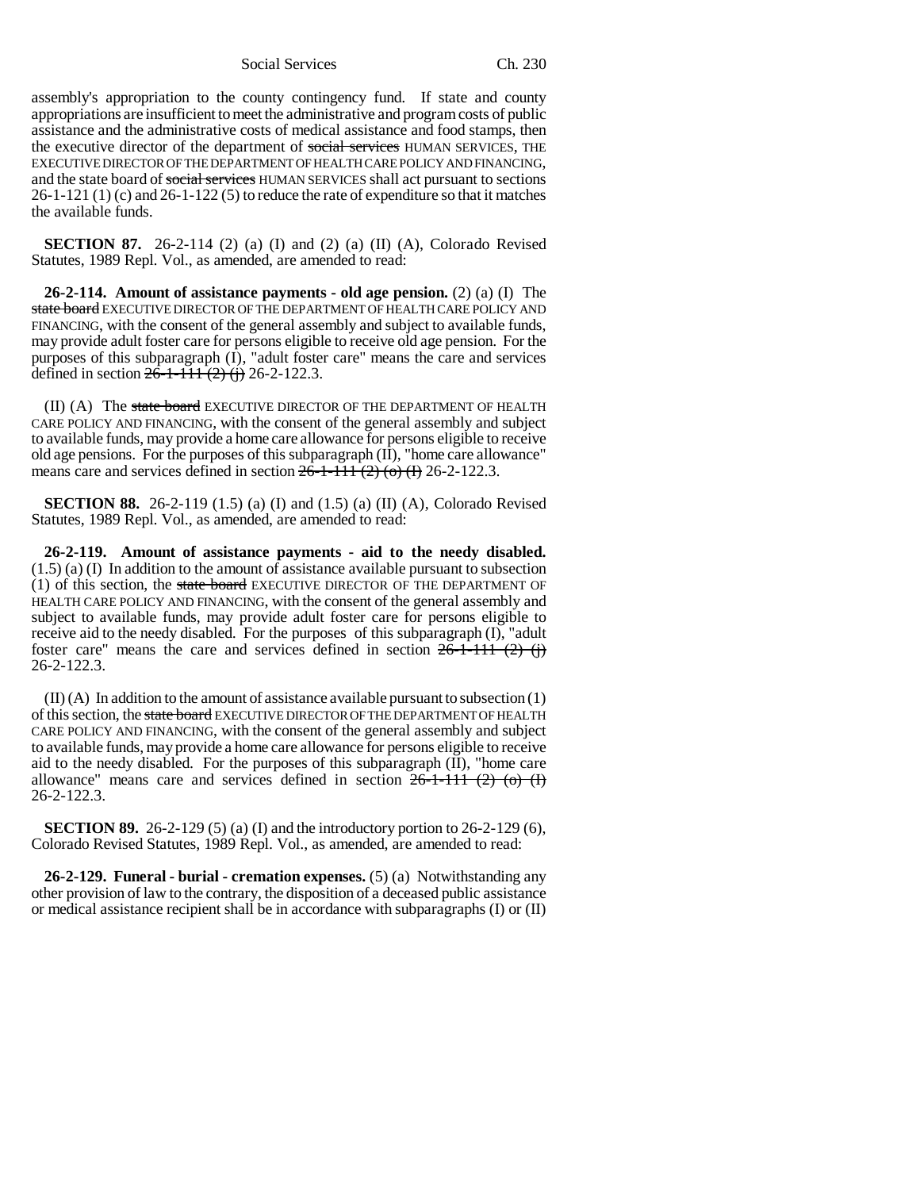assembly's appropriation to the county contingency fund. If state and county appropriations are insufficient to meet the administrative and program costs of public assistance and the administrative costs of medical assistance and food stamps, then the executive director of the department of ~~social services~~ HUMAN SERVICES, THE EXECUTIVE DIRECTOR OF THE DEPARTMENT OF HEALTH CARE POLICY AND FINANCING, and the state board of ~~social services~~ HUMAN SERVICES shall act pursuant to sections 26-1-121 (1) (c) and 26-1-122 (5) to reduce the rate of expenditure so that it matches the available funds.

**SECTION 87.** 26-2-114 (2) (a) (I) and (2) (a) (II) (A), Colorado Revised Statutes, 1989 Repl. Vol., as amended, are amended to read:

**26-2-114. Amount of assistance payments - old age pension.** (2) (a) (I) The ~~state board~~ EXECUTIVE DIRECTOR OF THE DEPARTMENT OF HEALTH CARE POLICY AND FINANCING, with the consent of the general assembly and subject to available funds, may provide adult foster care for persons eligible to receive old age pension. For the purposes of this subparagraph (I), "adult foster care" means the care and services defined in section ~~26-1-111 (2) (j)~~ 26-2-122.3.

(II) (A) The ~~state board~~ EXECUTIVE DIRECTOR OF THE DEPARTMENT OF HEALTH CARE POLICY AND FINANCING, with the consent of the general assembly and subject to available funds, may provide a home care allowance for persons eligible to receive old age pensions. For the purposes of this subparagraph (II), "home care allowance" means care and services defined in section ~~26-1-111 (2) (o) (I)~~ 26-2-122.3.

**SECTION 88.** 26-2-119 (1.5) (a) (I) and (1.5) (a) (II) (A), Colorado Revised Statutes, 1989 Repl. Vol., as amended, are amended to read:

**26-2-119. Amount of assistance payments - aid to the needy disabled.** (1.5) (a) (I) In addition to the amount of assistance available pursuant to subsection (1) of this section, the ~~state board~~ EXECUTIVE DIRECTOR OF THE DEPARTMENT OF HEALTH CARE POLICY AND FINANCING, with the consent of the general assembly and subject to available funds, may provide adult foster care for persons eligible to receive aid to the needy disabled. For the purposes of this subparagraph (I), "adult foster care" means the care and services defined in section ~~26-1-111 (2) (j)~~ 26-2-122.3.

(II) (A) In addition to the amount of assistance available pursuant to subsection (1) of this section, the ~~state board~~ EXECUTIVE DIRECTOR OF THE DEPARTMENT OF HEALTH CARE POLICY AND FINANCING, with the consent of the general assembly and subject to available funds, may provide a home care allowance for persons eligible to receive aid to the needy disabled. For the purposes of this subparagraph (II), "home care allowance" means care and services defined in section ~~26-1-111 (2) (o) (I)~~ 26-2-122.3.

**SECTION 89.** 26-2-129 (5) (a) (I) and the introductory portion to 26-2-129 (6), Colorado Revised Statutes, 1989 Repl. Vol., as amended, are amended to read:

**26-2-129. Funeral - burial - cremation expenses.** (5) (a) Notwithstanding any other provision of law to the contrary, the disposition of a deceased public assistance or medical assistance recipient shall be in accordance with subparagraphs (I) or (II)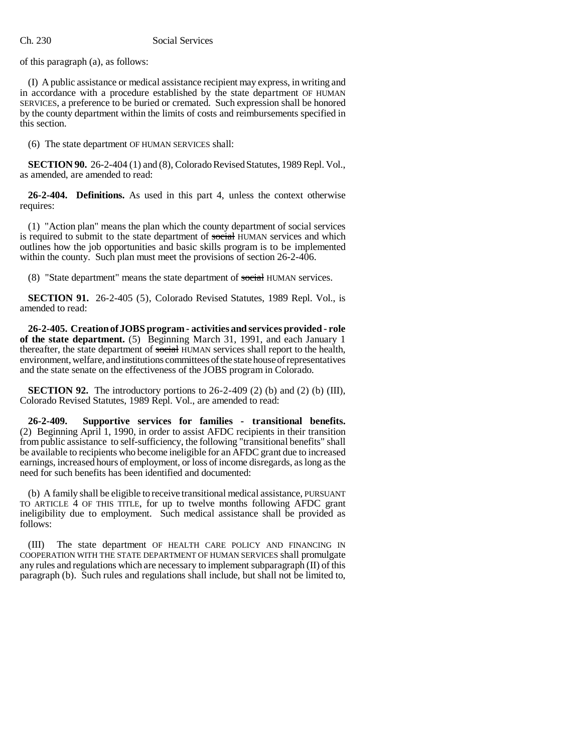of this paragraph (a), as follows:

(I) A public assistance or medical assistance recipient may express, in writing and in accordance with a procedure established by the state department OF HUMAN SERVICES, a preference to be buried or cremated. Such expression shall be honored by the county department within the limits of costs and reimbursements specified in this section.

(6) The state department OF HUMAN SERVICES shall:

**SECTION 90.** 26-2-404 (1) and (8), Colorado Revised Statutes, 1989 Repl. Vol., as amended, are amended to read:

**26-2-404. Definitions.** As used in this part 4, unless the context otherwise requires:

(1) "Action plan" means the plan which the county department of social services is required to submit to the state department of ~~social~~ HUMAN services and which outlines how the job opportunities and basic skills program is to be implemented within the county. Such plan must meet the provisions of section 26-2-406.

(8) "State department" means the state department of ~~social~~ HUMAN services.

**SECTION 91.** 26-2-405 (5), Colorado Revised Statutes, 1989 Repl. Vol., is amended to read:

**26-2-405. Creation of JOBS program - activities and services provided - role of the state department.** (5) Beginning March 31, 1991, and each January 1 thereafter, the state department of ~~social~~ HUMAN services shall report to the health, environment, welfare, and institutions committees of the state house of representatives and the state senate on the effectiveness of the JOBS program in Colorado.

**SECTION 92.** The introductory portions to 26-2-409 (2) (b) and (2) (b) (III), Colorado Revised Statutes, 1989 Repl. Vol., are amended to read:

**26-2-409. Supportive services for families - transitional benefits.** (2) Beginning April 1, 1990, in order to assist AFDC recipients in their transition from public assistance to self-sufficiency, the following "transitional benefits" shall be available to recipients who become ineligible for an AFDC grant due to increased earnings, increased hours of employment, or loss of income disregards, as long as the need for such benefits has been identified and documented:

(b) A family shall be eligible to receive transitional medical assistance, PURSUANT TO ARTICLE 4 OF THIS TITLE, for up to twelve months following AFDC grant ineligibility due to employment. Such medical assistance shall be provided as follows:

(III) The state department OF HEALTH CARE POLICY AND FINANCING IN COOPERATION WITH THE STATE DEPARTMENT OF HUMAN SERVICES shall promulgate any rules and regulations which are necessary to implement subparagraph (II) of this paragraph (b). Such rules and regulations shall include, but shall not be limited to,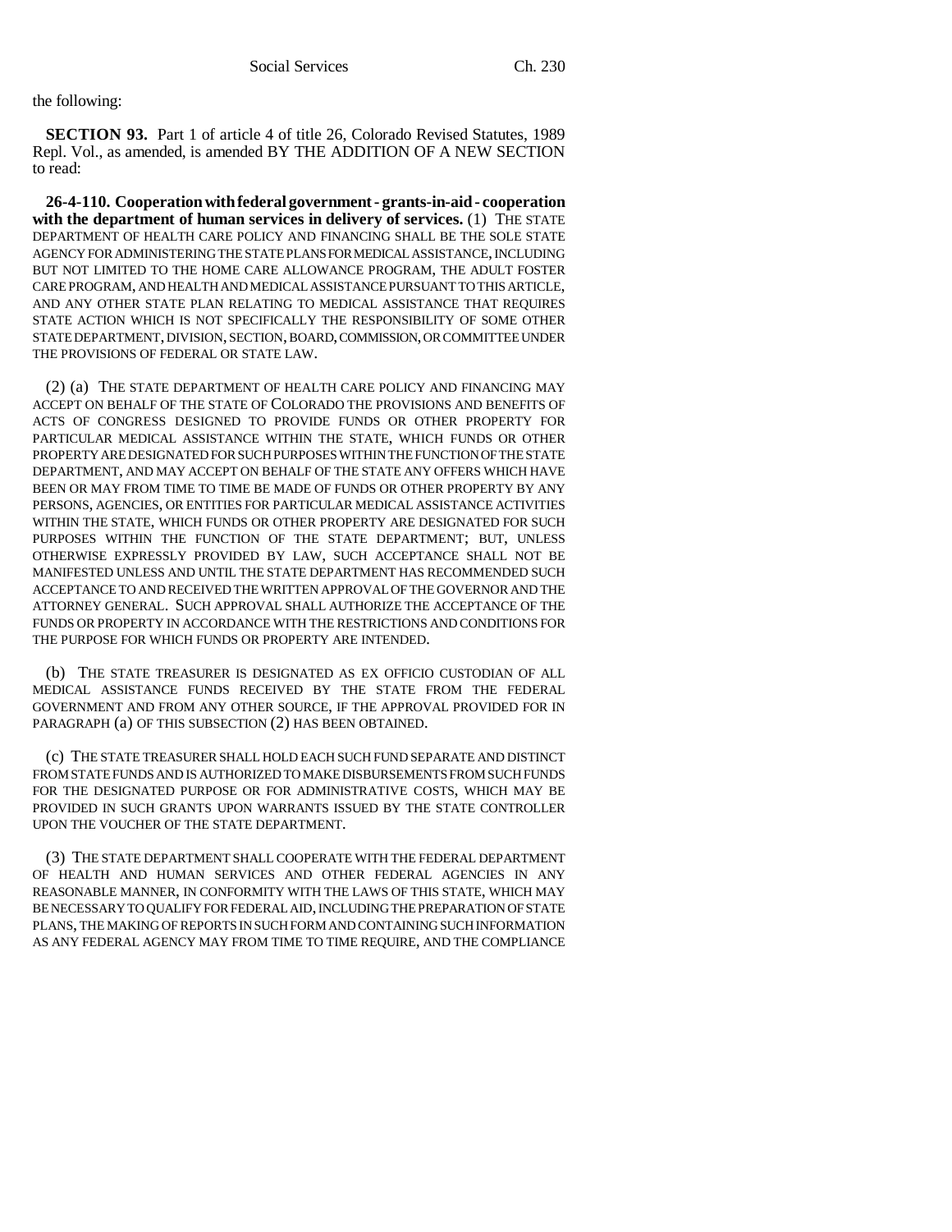the following:

**SECTION 93.** Part 1 of article 4 of title 26, Colorado Revised Statutes, 1989 Repl. Vol., as amended, is amended BY THE ADDITION OF A NEW SECTION to read:

**26-4-110. Cooperation with federal government - grants-in-aid - cooperation with the department of human services in delivery of services.** (1) THE STATE DEPARTMENT OF HEALTH CARE POLICY AND FINANCING SHALL BE THE SOLE STATE AGENCY FOR ADMINISTERING THE STATE PLANS FOR MEDICAL ASSISTANCE, INCLUDING BUT NOT LIMITED TO THE HOME CARE ALLOWANCE PROGRAM, THE ADULT FOSTER CARE PROGRAM, AND HEALTH AND MEDICAL ASSISTANCE PURSUANT TO THIS ARTICLE, AND ANY OTHER STATE PLAN RELATING TO MEDICAL ASSISTANCE THAT REQUIRES STATE ACTION WHICH IS NOT SPECIFICALLY THE RESPONSIBILITY OF SOME OTHER STATE DEPARTMENT, DIVISION, SECTION, BOARD, COMMISSION, OR COMMITTEE UNDER THE PROVISIONS OF FEDERAL OR STATE LAW.

(2) (a) THE STATE DEPARTMENT OF HEALTH CARE POLICY AND FINANCING MAY ACCEPT ON BEHALF OF THE STATE OF COLORADO THE PROVISIONS AND BENEFITS OF ACTS OF CONGRESS DESIGNED TO PROVIDE FUNDS OR OTHER PROPERTY FOR PARTICULAR MEDICAL ASSISTANCE WITHIN THE STATE, WHICH FUNDS OR OTHER PROPERTY ARE DESIGNATED FOR SUCH PURPOSES WITHIN THE FUNCTION OF THE STATE DEPARTMENT, AND MAY ACCEPT ON BEHALF OF THE STATE ANY OFFERS WHICH HAVE BEEN OR MAY FROM TIME TO TIME BE MADE OF FUNDS OR OTHER PROPERTY BY ANY PERSONS, AGENCIES, OR ENTITIES FOR PARTICULAR MEDICAL ASSISTANCE ACTIVITIES WITHIN THE STATE, WHICH FUNDS OR OTHER PROPERTY ARE DESIGNATED FOR SUCH PURPOSES WITHIN THE FUNCTION OF THE STATE DEPARTMENT; BUT, UNLESS OTHERWISE EXPRESSLY PROVIDED BY LAW, SUCH ACCEPTANCE SHALL NOT BE MANIFESTED UNLESS AND UNTIL THE STATE DEPARTMENT HAS RECOMMENDED SUCH ACCEPTANCE TO AND RECEIVED THE WRITTEN APPROVAL OF THE GOVERNOR AND THE ATTORNEY GENERAL. SUCH APPROVAL SHALL AUTHORIZE THE ACCEPTANCE OF THE FUNDS OR PROPERTY IN ACCORDANCE WITH THE RESTRICTIONS AND CONDITIONS FOR THE PURPOSE FOR WHICH FUNDS OR PROPERTY ARE INTENDED.

(b) THE STATE TREASURER IS DESIGNATED AS EX OFFICIO CUSTODIAN OF ALL MEDICAL ASSISTANCE FUNDS RECEIVED BY THE STATE FROM THE FEDERAL GOVERNMENT AND FROM ANY OTHER SOURCE, IF THE APPROVAL PROVIDED FOR IN PARAGRAPH (a) OF THIS SUBSECTION (2) HAS BEEN OBTAINED.

(c) THE STATE TREASURER SHALL HOLD EACH SUCH FUND SEPARATE AND DISTINCT FROM STATE FUNDS AND IS AUTHORIZED TO MAKE DISBURSEMENTS FROM SUCH FUNDS FOR THE DESIGNATED PURPOSE OR FOR ADMINISTRATIVE COSTS, WHICH MAY BE PROVIDED IN SUCH GRANTS UPON WARRANTS ISSUED BY THE STATE CONTROLLER UPON THE VOUCHER OF THE STATE DEPARTMENT.

(3) THE STATE DEPARTMENT SHALL COOPERATE WITH THE FEDERAL DEPARTMENT OF HEALTH AND HUMAN SERVICES AND OTHER FEDERAL AGENCIES IN ANY REASONABLE MANNER, IN CONFORMITY WITH THE LAWS OF THIS STATE, WHICH MAY BE NECESSARY TO QUALIFY FOR FEDERAL AID, INCLUDING THE PREPARATION OF STATE PLANS, THE MAKING OF REPORTS IN SUCH FORM AND CONTAINING SUCH INFORMATION AS ANY FEDERAL AGENCY MAY FROM TIME TO TIME REQUIRE, AND THE COMPLIANCE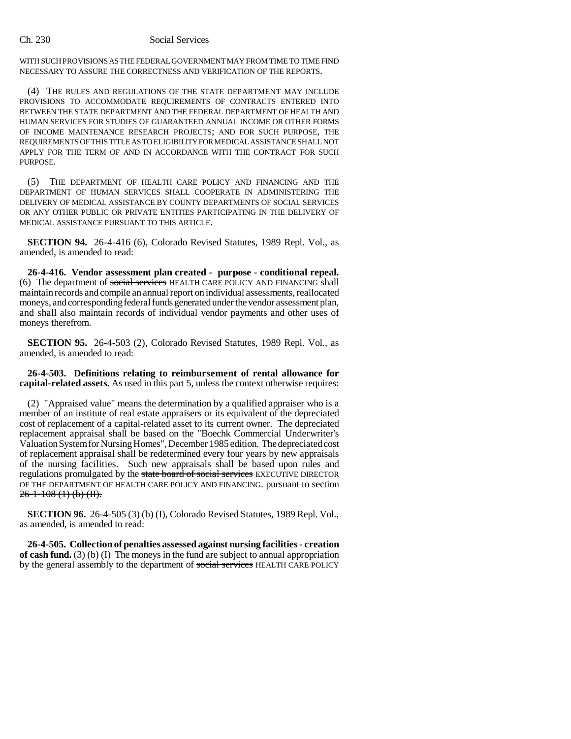WITH SUCH PROVISIONS AS THE FEDERAL GOVERNMENT MAY FROM TIME TO TIME FIND NECESSARY TO ASSURE THE CORRECTNESS AND VERIFICATION OF THE REPORTS.

(4) THE RULES AND REGULATIONS OF THE STATE DEPARTMENT MAY INCLUDE PROVISIONS TO ACCOMMODATE REQUIREMENTS OF CONTRACTS ENTERED INTO BETWEEN THE STATE DEPARTMENT AND THE FEDERAL DEPARTMENT OF HEALTH AND HUMAN SERVICES FOR STUDIES OF GUARANTEED ANNUAL INCOME OR OTHER FORMS OF INCOME MAINTENANCE RESEARCH PROJECTS; AND FOR SUCH PURPOSE, THE REQUIREMENTS OF THIS TITLE AS TO ELIGIBILITY FOR MEDICAL ASSISTANCE SHALL NOT APPLY FOR THE TERM OF AND IN ACCORDANCE WITH THE CONTRACT FOR SUCH PURPOSE.

(5) THE DEPARTMENT OF HEALTH CARE POLICY AND FINANCING AND THE DEPARTMENT OF HUMAN SERVICES SHALL COOPERATE IN ADMINISTERING THE DELIVERY OF MEDICAL ASSISTANCE BY COUNTY DEPARTMENTS OF SOCIAL SERVICES OR ANY OTHER PUBLIC OR PRIVATE ENTITIES PARTICIPATING IN THE DELIVERY OF MEDICAL ASSISTANCE PURSUANT TO THIS ARTICLE.

**SECTION 94.** 26-4-416 (6), Colorado Revised Statutes, 1989 Repl. Vol., as amended, is amended to read:

**26-4-416. Vendor assessment plan created - purpose - conditional repeal.** (6) The department of ~~social services~~ HEALTH CARE POLICY AND FINANCING shall maintain records and compile an annual report on individual assessments, reallocated moneys, and corresponding federal funds generated under the vendor assessment plan, and shall also maintain records of individual vendor payments and other uses of moneys therefrom.

**SECTION 95.** 26-4-503 (2), Colorado Revised Statutes, 1989 Repl. Vol., as amended, is amended to read:

**26-4-503. Definitions relating to reimbursement of rental allowance for capital-related assets.** As used in this part 5, unless the context otherwise requires:

(2) "Appraised value" means the determination by a qualified appraiser who is a member of an institute of real estate appraisers or its equivalent of the depreciated cost of replacement of a capital-related asset to its current owner. The depreciated replacement appraisal shall be based on the "Boechk Commercial Underwriter's Valuation System for Nursing Homes", December 1985 edition. The depreciated cost of replacement appraisal shall be redetermined every four years by new appraisals of the nursing facilities. Such new appraisals shall be based upon rules and regulations promulgated by the ~~state board of social services~~ EXECUTIVE DIRECTOR OF THE DEPARTMENT OF HEALTH CARE POLICY AND FINANCING. ~~pursuant to section 26-1-108 (1) (b) (II).~~

**SECTION 96.** 26-4-505 (3) (b) (I), Colorado Revised Statutes, 1989 Repl. Vol., as amended, is amended to read:

**26-4-505. Collection of penalties assessed against nursing facilities - creation of cash fund.** (3) (b) (I) The moneys in the fund are subject to annual appropriation by the general assembly to the department of ~~social services~~ HEALTH CARE POLICY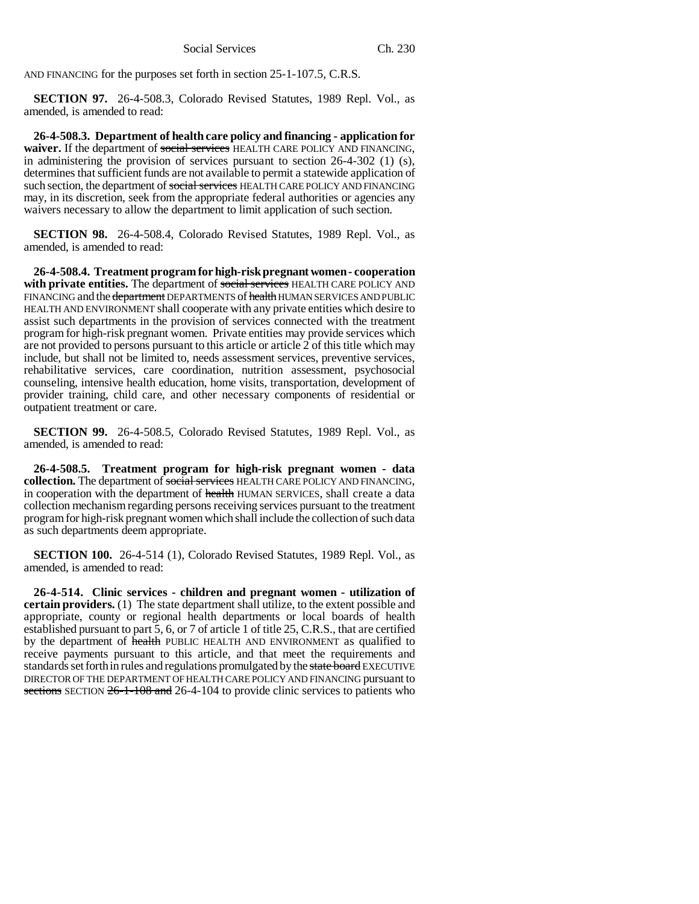AND FINANCING for the purposes set forth in section 25-1-107.5, C.R.S.

**SECTION 97.** 26-4-508.3, Colorado Revised Statutes, 1989 Repl. Vol., as amended, is amended to read:

**26-4-508.3. Department of health care policy and financing - application for waiver.** If the department of ~~social services~~ HEALTH CARE POLICY AND FINANCING, in administering the provision of services pursuant to section 26-4-302 (1) (s), determines that sufficient funds are not available to permit a statewide application of such section, the department of ~~social services~~ HEALTH CARE POLICY AND FINANCING may, in its discretion, seek from the appropriate federal authorities or agencies any waivers necessary to allow the department to limit application of such section.

**SECTION 98.** 26-4-508.4, Colorado Revised Statutes, 1989 Repl. Vol., as amended, is amended to read:

**26-4-508.4. Treatment program for high-risk pregnant women - cooperation with private entities.** The department of ~~social services~~ HEALTH CARE POLICY AND FINANCING and the ~~department~~ DEPARTMENTS of ~~health~~ HUMAN SERVICES AND PUBLIC HEALTH AND ENVIRONMENT shall cooperate with any private entities which desire to assist such departments in the provision of services connected with the treatment program for high-risk pregnant women. Private entities may provide services which are not provided to persons pursuant to this article or article 2 of this title which may include, but shall not be limited to, needs assessment services, preventive services, rehabilitative services, care coordination, nutrition assessment, psychosocial counseling, intensive health education, home visits, transportation, development of provider training, child care, and other necessary components of residential or outpatient treatment or care.

**SECTION 99.** 26-4-508.5, Colorado Revised Statutes, 1989 Repl. Vol., as amended, is amended to read:

**26-4-508.5. Treatment program for high-risk pregnant women - data collection.** The department of ~~social services~~ HEALTH CARE POLICY AND FINANCING, in cooperation with the department of ~~health~~ HUMAN SERVICES, shall create a data collection mechanism regarding persons receiving services pursuant to the treatment program for high-risk pregnant women which shall include the collection of such data as such departments deem appropriate.

**SECTION 100.** 26-4-514 (1), Colorado Revised Statutes, 1989 Repl. Vol., as amended, is amended to read:

**26-4-514. Clinic services - children and pregnant women - utilization of certain providers.** (1) The state department shall utilize, to the extent possible and appropriate, county or regional health departments or local boards of health established pursuant to part 5, 6, or 7 of article 1 of title 25, C.R.S., that are certified by the department of ~~health~~ PUBLIC HEALTH AND ENVIRONMENT as qualified to receive payments pursuant to this article, and that meet the requirements and standards set forth in rules and regulations promulgated by the ~~state board~~ EXECUTIVE DIRECTOR OF THE DEPARTMENT OF HEALTH CARE POLICY AND FINANCING pursuant to ~~sections~~ SECTION ~~26-1-108 and~~ 26-4-104 to provide clinic services to patients who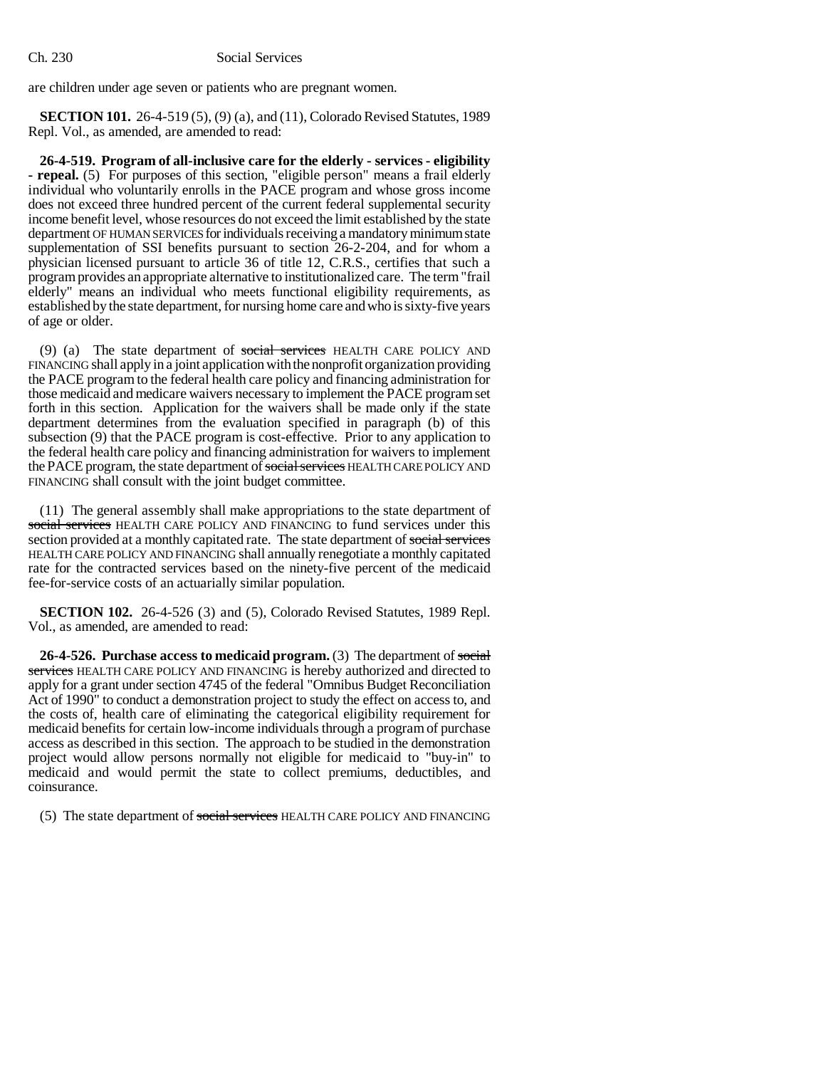are children under age seven or patients who are pregnant women.

**SECTION 101.** 26-4-519 (5), (9) (a), and (11), Colorado Revised Statutes, 1989 Repl. Vol., as amended, are amended to read:

**26-4-519. Program of all-inclusive care for the elderly - services - eligibility - repeal.** (5) For purposes of this section, "eligible person" means a frail elderly individual who voluntarily enrolls in the PACE program and whose gross income does not exceed three hundred percent of the current federal supplemental security income benefit level, whose resources do not exceed the limit established by the state department OF HUMAN SERVICES for individuals receiving a mandatory minimum state supplementation of SSI benefits pursuant to section 26-2-204, and for whom a physician licensed pursuant to article 36 of title 12, C.R.S., certifies that such a program provides an appropriate alternative to institutionalized care. The term "frail elderly" means an individual who meets functional eligibility requirements, as established by the state department, for nursing home care and who is sixty-five years of age or older.

(9) (a) The state department of ~~social services~~ HEALTH CARE POLICY AND FINANCING shall apply in a joint application with the nonprofit organization providing the PACE program to the federal health care policy and financing administration for those medicaid and medicare waivers necessary to implement the PACE program set forth in this section. Application for the waivers shall be made only if the state department determines from the evaluation specified in paragraph (b) of this subsection (9) that the PACE program is cost-effective. Prior to any application to the federal health care policy and financing administration for waivers to implement the PACE program, the state department of ~~social services~~ HEALTH CARE POLICY AND FINANCING shall consult with the joint budget committee.

(11) The general assembly shall make appropriations to the state department of ~~social services~~ HEALTH CARE POLICY AND FINANCING to fund services under this section provided at a monthly capitated rate. The state department of ~~social services~~ HEALTH CARE POLICY AND FINANCING shall annually renegotiate a monthly capitated rate for the contracted services based on the ninety-five percent of the medicaid fee-for-service costs of an actuarially similar population.

**SECTION 102.** 26-4-526 (3) and (5), Colorado Revised Statutes, 1989 Repl. Vol., as amended, are amended to read:

**26-4-526. Purchase access to medicaid program.** (3) The department of ~~social services~~ HEALTH CARE POLICY AND FINANCING is hereby authorized and directed to apply for a grant under section 4745 of the federal "Omnibus Budget Reconciliation Act of 1990" to conduct a demonstration project to study the effect on access to, and the costs of, health care of eliminating the categorical eligibility requirement for medicaid benefits for certain low-income individuals through a program of purchase access as described in this section. The approach to be studied in the demonstration project would allow persons normally not eligible for medicaid to "buy-in" to medicaid and would permit the state to collect premiums, deductibles, and coinsurance.

(5) The state department of ~~social services~~ HEALTH CARE POLICY AND FINANCING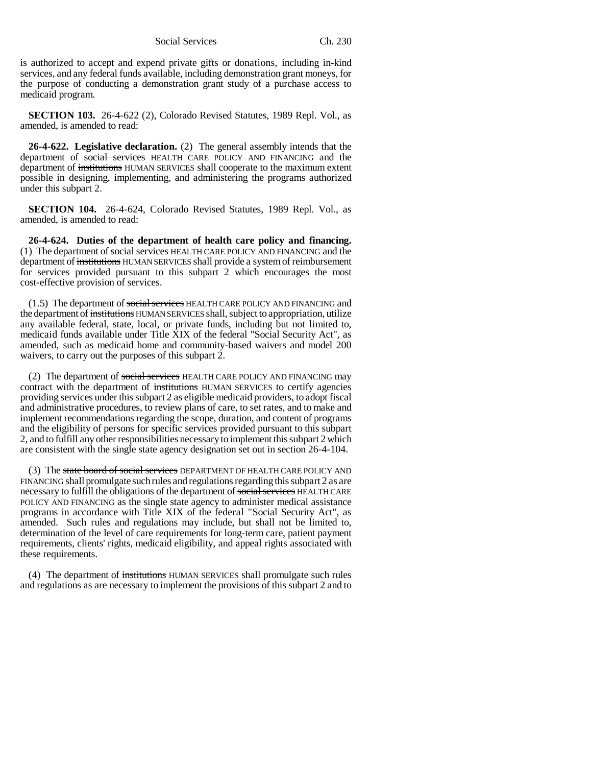is authorized to accept and expend private gifts or donations, including in-kind services, and any federal funds available, including demonstration grant moneys, for the purpose of conducting a demonstration grant study of a purchase access to medicaid program.

**SECTION 103.** 26-4-622 (2), Colorado Revised Statutes, 1989 Repl. Vol., as amended, is amended to read:

**26-4-622. Legislative declaration.** (2) The general assembly intends that the department of ~~social services~~ HEALTH CARE POLICY AND FINANCING and the department of ~~institutions~~ HUMAN SERVICES shall cooperate to the maximum extent possible in designing, implementing, and administering the programs authorized under this subpart 2.

**SECTION 104.** 26-4-624, Colorado Revised Statutes, 1989 Repl. Vol., as amended, is amended to read:

**26-4-624. Duties of the department of health care policy and financing.** (1) The department of ~~social services~~ HEALTH CARE POLICY AND FINANCING and the department of ~~institutions~~ HUMAN SERVICES shall provide a system of reimbursement for services provided pursuant to this subpart 2 which encourages the most cost-effective provision of services.

(1.5) The department of ~~social services~~ HEALTH CARE POLICY AND FINANCING and the department of ~~institutions~~ HUMAN SERVICES shall, subject to appropriation, utilize any available federal, state, local, or private funds, including but not limited to, medicaid funds available under Title XIX of the federal "Social Security Act", as amended, such as medicaid home and community-based waivers and model 200 waivers, to carry out the purposes of this subpart 2.

(2) The department of ~~social services~~ HEALTH CARE POLICY AND FINANCING may contract with the department of ~~institutions~~ HUMAN SERVICES to certify agencies providing services under this subpart 2 as eligible medicaid providers, to adopt fiscal and administrative procedures, to review plans of care, to set rates, and to make and implement recommendations regarding the scope, duration, and content of programs and the eligibility of persons for specific services provided pursuant to this subpart 2, and to fulfill any other responsibilities necessary to implement this subpart 2 which are consistent with the single state agency designation set out in section 26-4-104.

(3) The ~~state board of social services~~ DEPARTMENT OF HEALTH CARE POLICY AND FINANCING shall promulgate such rules and regulations regarding this subpart 2 as are necessary to fulfill the obligations of the department of ~~social services~~ HEALTH CARE POLICY AND FINANCING as the single state agency to administer medical assistance programs in accordance with Title XIX of the federal "Social Security Act", as amended. Such rules and regulations may include, but shall not be limited to, determination of the level of care requirements for long-term care, patient payment requirements, clients' rights, medicaid eligibility, and appeal rights associated with these requirements.

(4) The department of ~~institutions~~ HUMAN SERVICES shall promulgate such rules and regulations as are necessary to implement the provisions of this subpart 2 and to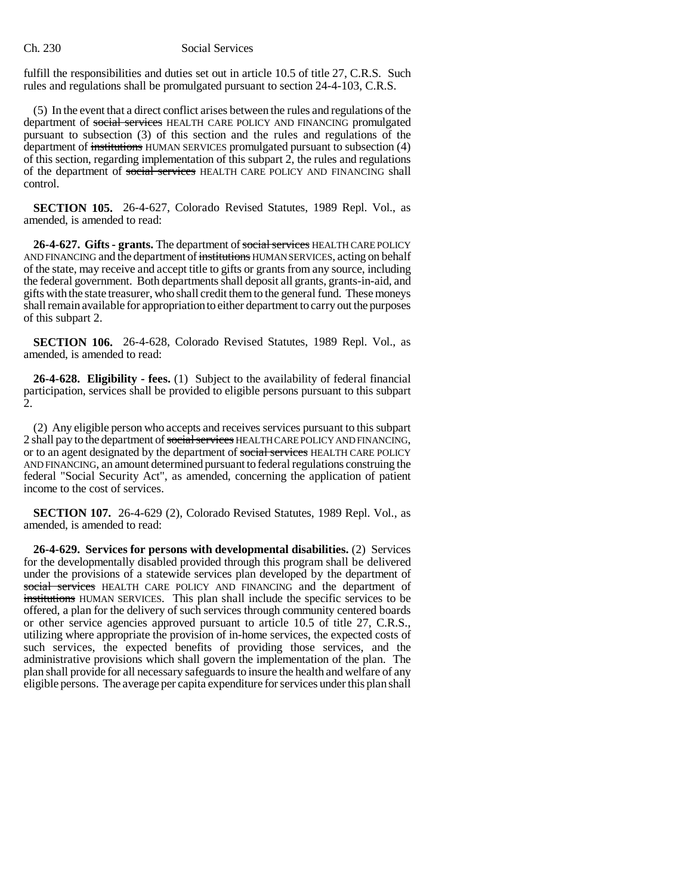fulfill the responsibilities and duties set out in article 10.5 of title 27, C.R.S. Such rules and regulations shall be promulgated pursuant to section 24-4-103, C.R.S.

(5) In the event that a direct conflict arises between the rules and regulations of the department of ~~social services~~ HEALTH CARE POLICY AND FINANCING promulgated pursuant to subsection (3) of this section and the rules and regulations of the department of ~~institutions~~ HUMAN SERVICES promulgated pursuant to subsection (4) of this section, regarding implementation of this subpart 2, the rules and regulations of the department of ~~social services~~ HEALTH CARE POLICY AND FINANCING shall control.

**SECTION 105.** 26-4-627, Colorado Revised Statutes, 1989 Repl. Vol., as amended, is amended to read:

**26-4-627. Gifts - grants.** The department of ~~social services~~ HEALTH CARE POLICY AND FINANCING and the department of ~~institutions~~ HUMAN SERVICES, acting on behalf of the state, may receive and accept title to gifts or grants from any source, including the federal government. Both departments shall deposit all grants, grants-in-aid, and gifts with the state treasurer, who shall credit them to the general fund. These moneys shall remain available for appropriation to either department to carry out the purposes of this subpart 2.

**SECTION 106.** 26-4-628, Colorado Revised Statutes, 1989 Repl. Vol., as amended, is amended to read:

**26-4-628. Eligibility - fees.** (1) Subject to the availability of federal financial participation, services shall be provided to eligible persons pursuant to this subpart 2.

(2) Any eligible person who accepts and receives services pursuant to this subpart 2 shall pay to the department of ~~social services~~ HEALTH CARE POLICY AND FINANCING, or to an agent designated by the department of ~~social services~~ HEALTH CARE POLICY AND FINANCING, an amount determined pursuant to federal regulations construing the federal "Social Security Act", as amended, concerning the application of patient income to the cost of services.

**SECTION 107.** 26-4-629 (2), Colorado Revised Statutes, 1989 Repl. Vol., as amended, is amended to read:

**26-4-629. Services for persons with developmental disabilities.** (2) Services for the developmentally disabled provided through this program shall be delivered under the provisions of a statewide services plan developed by the department of ~~social services~~ HEALTH CARE POLICY AND FINANCING and the department of ~~institutions~~ HUMAN SERVICES. This plan shall include the specific services to be offered, a plan for the delivery of such services through community centered boards or other service agencies approved pursuant to article 10.5 of title 27, C.R.S., utilizing where appropriate the provision of in-home services, the expected costs of such services, the expected benefits of providing those services, and the administrative provisions which shall govern the implementation of the plan. The plan shall provide for all necessary safeguards to insure the health and welfare of any eligible persons. The average per capita expenditure for services under this plan shall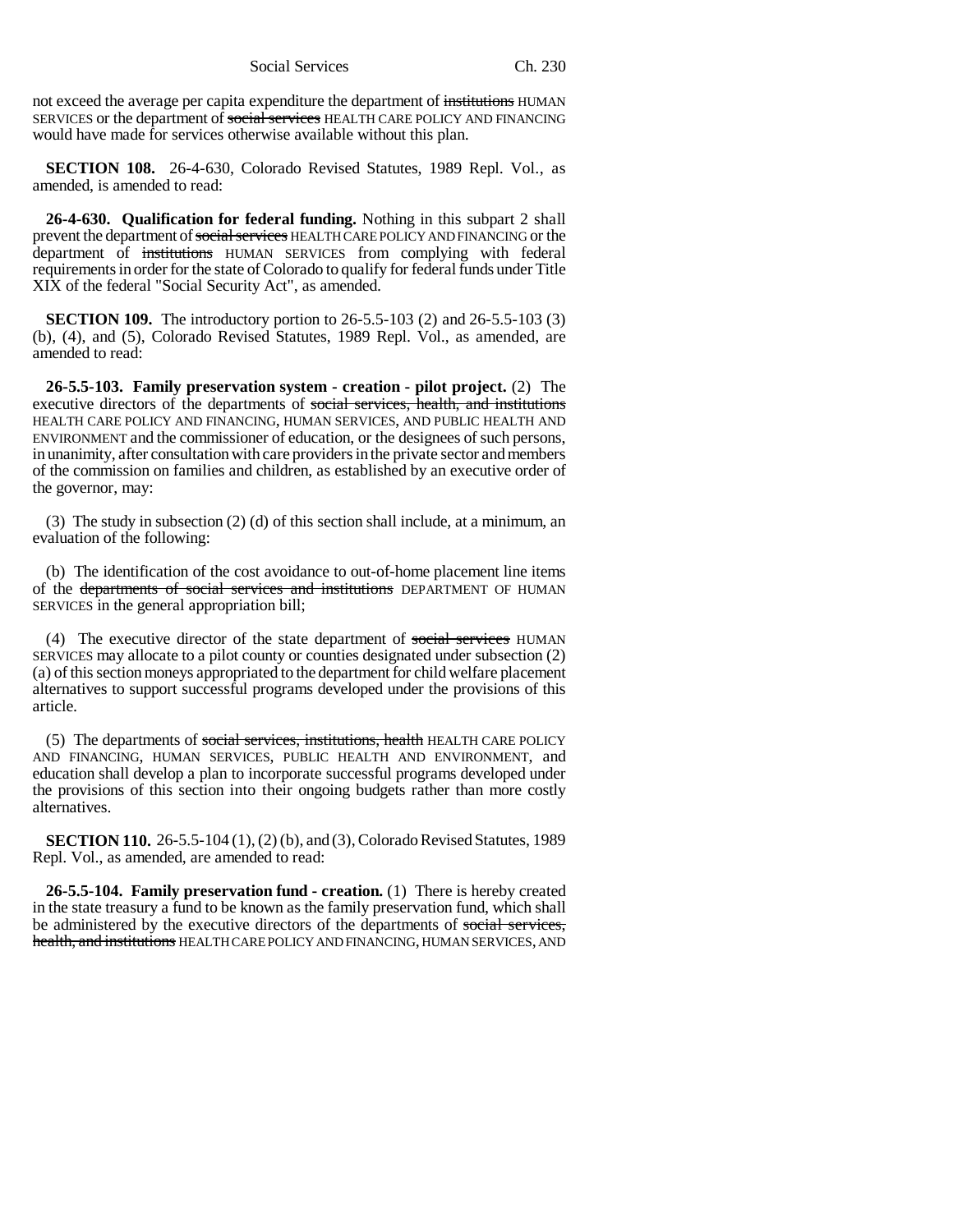not exceed the average per capita expenditure the department of ~~institutions~~ HUMAN SERVICES or the department of ~~social services~~ HEALTH CARE POLICY AND FINANCING would have made for services otherwise available without this plan.

**SECTION 108.** 26-4-630, Colorado Revised Statutes, 1989 Repl. Vol., as amended, is amended to read:

**26-4-630. Qualification for federal funding.** Nothing in this subpart 2 shall prevent the department of ~~social services~~ HEALTH CARE POLICY AND FINANCING or the department of ~~institutions~~ HUMAN SERVICES from complying with federal requirements in order for the state of Colorado to qualify for federal funds under Title XIX of the federal "Social Security Act", as amended.

**SECTION 109.** The introductory portion to 26-5.5-103 (2) and 26-5.5-103 (3) (b), (4), and (5), Colorado Revised Statutes, 1989 Repl. Vol., as amended, are amended to read:

**26-5.5-103. Family preservation system - creation - pilot project.** (2) The executive directors of the departments of ~~social services, health, and institutions~~ HEALTH CARE POLICY AND FINANCING, HUMAN SERVICES, AND PUBLIC HEALTH AND ENVIRONMENT and the commissioner of education, or the designees of such persons, in unanimity, after consultation with care providers in the private sector and members of the commission on families and children, as established by an executive order of the governor, may:

(3) The study in subsection (2) (d) of this section shall include, at a minimum, an evaluation of the following:

(b) The identification of the cost avoidance to out-of-home placement line items of the ~~departments of social services and institutions~~ DEPARTMENT OF HUMAN SERVICES in the general appropriation bill;

(4) The executive director of the state department of ~~social services~~ HUMAN SERVICES may allocate to a pilot county or counties designated under subsection (2) (a) of this section moneys appropriated to the department for child welfare placement alternatives to support successful programs developed under the provisions of this article.

(5) The departments of ~~social services, institutions, health~~ HEALTH CARE POLICY AND FINANCING, HUMAN SERVICES, PUBLIC HEALTH AND ENVIRONMENT, and education shall develop a plan to incorporate successful programs developed under the provisions of this section into their ongoing budgets rather than more costly alternatives.

**SECTION 110.** 26-5.5-104 (1), (2) (b), and (3), Colorado Revised Statutes, 1989 Repl. Vol., as amended, are amended to read:

**26-5.5-104. Family preservation fund - creation.** (1) There is hereby created in the state treasury a fund to be known as the family preservation fund, which shall be administered by the executive directors of the departments of ~~social services, health, and institutions~~ HEALTH CARE POLICY AND FINANCING, HUMAN SERVICES, AND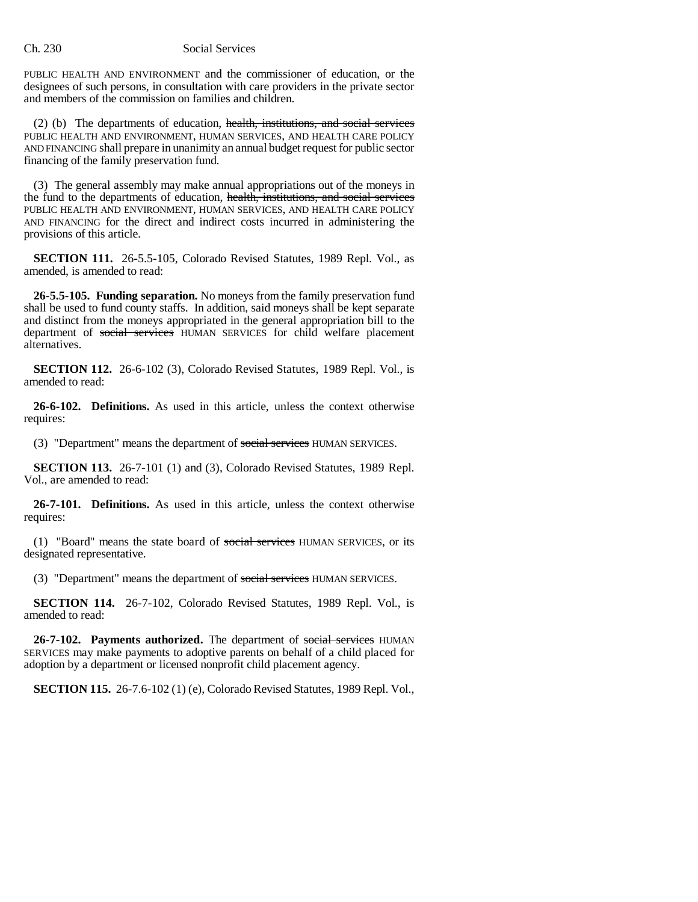PUBLIC HEALTH AND ENVIRONMENT and the commissioner of education, or the designees of such persons, in consultation with care providers in the private sector and members of the commission on families and children.

(2) (b) The departments of education, ~~health, institutions, and social services~~ PUBLIC HEALTH AND ENVIRONMENT, HUMAN SERVICES, AND HEALTH CARE POLICY AND FINANCING shall prepare in unanimity an annual budget request for public sector financing of the family preservation fund.

(3) The general assembly may make annual appropriations out of the moneys in the fund to the departments of education, ~~health, institutions, and social services~~ PUBLIC HEALTH AND ENVIRONMENT, HUMAN SERVICES, AND HEALTH CARE POLICY AND FINANCING for the direct and indirect costs incurred in administering the provisions of this article.

**SECTION 111.** 26-5.5-105, Colorado Revised Statutes, 1989 Repl. Vol., as amended, is amended to read:

**26-5.5-105. Funding separation.** No moneys from the family preservation fund shall be used to fund county staffs. In addition, said moneys shall be kept separate and distinct from the moneys appropriated in the general appropriation bill to the department of ~~social services~~ HUMAN SERVICES for child welfare placement alternatives.

**SECTION 112.** 26-6-102 (3), Colorado Revised Statutes, 1989 Repl. Vol., is amended to read:

**26-6-102. Definitions.** As used in this article, unless the context otherwise requires:

(3) "Department" means the department of ~~social services~~ HUMAN SERVICES.

**SECTION 113.** 26-7-101 (1) and (3), Colorado Revised Statutes, 1989 Repl. Vol., are amended to read:

**26-7-101. Definitions.** As used in this article, unless the context otherwise requires:

(1) "Board" means the state board of ~~social services~~ HUMAN SERVICES, or its designated representative.

(3) "Department" means the department of ~~social services~~ HUMAN SERVICES.

**SECTION 114.** 26-7-102, Colorado Revised Statutes, 1989 Repl. Vol., is amended to read:

**26-7-102. Payments authorized.** The department of ~~social services~~ HUMAN SERVICES may make payments to adoptive parents on behalf of a child placed for adoption by a department or licensed nonprofit child placement agency.

**SECTION 115.** 26-7.6-102 (1) (e), Colorado Revised Statutes, 1989 Repl. Vol.,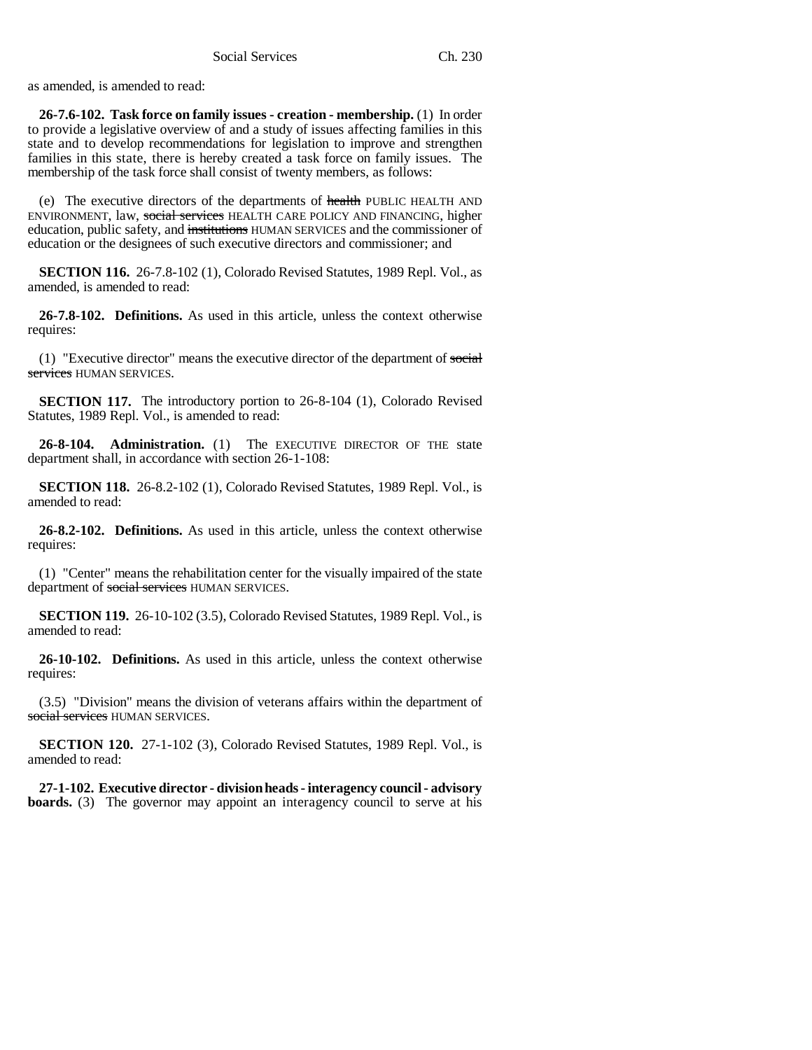as amended, is amended to read:

**26-7.6-102. Task force on family issues - creation - membership.** (1) In order to provide a legislative overview of and a study of issues affecting families in this state and to develop recommendations for legislation to improve and strengthen families in this state, there is hereby created a task force on family issues. The membership of the task force shall consist of twenty members, as follows:

(e) The executive directors of the departments of ~~health~~ PUBLIC HEALTH AND ENVIRONMENT, law, ~~social services~~ HEALTH CARE POLICY AND FINANCING, higher education, public safety, and ~~institutions~~ HUMAN SERVICES and the commissioner of education or the designees of such executive directors and commissioner; and

**SECTION 116.** 26-7.8-102 (1), Colorado Revised Statutes, 1989 Repl. Vol., as amended, is amended to read:

**26-7.8-102. Definitions.** As used in this article, unless the context otherwise requires:

(1) "Executive director" means the executive director of the department of ~~social services~~ HUMAN SERVICES.

**SECTION 117.** The introductory portion to 26-8-104 (1), Colorado Revised Statutes, 1989 Repl. Vol., is amended to read:

**26-8-104. Administration.** (1) The EXECUTIVE DIRECTOR OF THE state department shall, in accordance with section 26-1-108:

**SECTION 118.** 26-8.2-102 (1), Colorado Revised Statutes, 1989 Repl. Vol., is amended to read:

**26-8.2-102. Definitions.** As used in this article, unless the context otherwise requires:

(1) "Center" means the rehabilitation center for the visually impaired of the state department of ~~social services~~ HUMAN SERVICES.

**SECTION 119.** 26-10-102 (3.5), Colorado Revised Statutes, 1989 Repl. Vol., is amended to read:

**26-10-102. Definitions.** As used in this article, unless the context otherwise requires:

(3.5) "Division" means the division of veterans affairs within the department of ~~social services~~ HUMAN SERVICES.

**SECTION 120.** 27-1-102 (3), Colorado Revised Statutes, 1989 Repl. Vol., is amended to read:

**27-1-102. Executive director - division heads - interagency council - advisory boards.** (3) The governor may appoint an interagency council to serve at his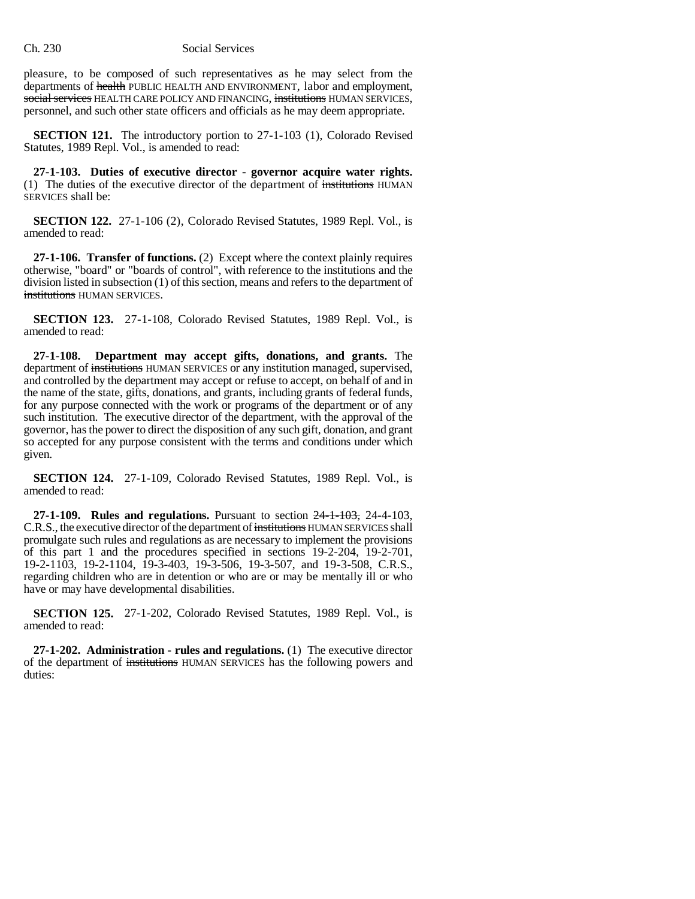pleasure, to be composed of such representatives as he may select from the departments of ~~health~~ PUBLIC HEALTH AND ENVIRONMENT, labor and employment, ~~social services~~ HEALTH CARE POLICY AND FINANCING, ~~institutions~~ HUMAN SERVICES, personnel, and such other state officers and officials as he may deem appropriate.

**SECTION 121.** The introductory portion to 27-1-103 (1), Colorado Revised Statutes, 1989 Repl. Vol., is amended to read:

**27-1-103. Duties of executive director - governor acquire water rights.** (1) The duties of the executive director of the department of ~~institutions~~ HUMAN SERVICES shall be:

**SECTION 122.** 27-1-106 (2), Colorado Revised Statutes, 1989 Repl. Vol., is amended to read:

**27-1-106. Transfer of functions.** (2) Except where the context plainly requires otherwise, "board" or "boards of control", with reference to the institutions and the division listed in subsection (1) of this section, means and refers to the department of ~~institutions~~ HUMAN SERVICES.

**SECTION 123.** 27-1-108, Colorado Revised Statutes, 1989 Repl. Vol., is amended to read:

**27-1-108. Department may accept gifts, donations, and grants.** The department of ~~institutions~~ HUMAN SERVICES or any institution managed, supervised, and controlled by the department may accept or refuse to accept, on behalf of and in the name of the state, gifts, donations, and grants, including grants of federal funds, for any purpose connected with the work or programs of the department or of any such institution. The executive director of the department, with the approval of the governor, has the power to direct the disposition of any such gift, donation, and grant so accepted for any purpose consistent with the terms and conditions under which given.

**SECTION 124.** 27-1-109, Colorado Revised Statutes, 1989 Repl. Vol., is amended to read:

**27-1-109. Rules and regulations.** Pursuant to section ~~24-1-103,~~ 24-4-103, C.R.S., the executive director of the department of ~~institutions~~ HUMAN SERVICES shall promulgate such rules and regulations as are necessary to implement the provisions of this part 1 and the procedures specified in sections 19-2-204, 19-2-701, 19-2-1103, 19-2-1104, 19-3-403, 19-3-506, 19-3-507, and 19-3-508, C.R.S., regarding children who are in detention or who are or may be mentally ill or who have or may have developmental disabilities.

**SECTION 125.** 27-1-202, Colorado Revised Statutes, 1989 Repl. Vol., is amended to read:

**27-1-202. Administration - rules and regulations.** (1) The executive director of the department of ~~institutions~~ HUMAN SERVICES has the following powers and duties: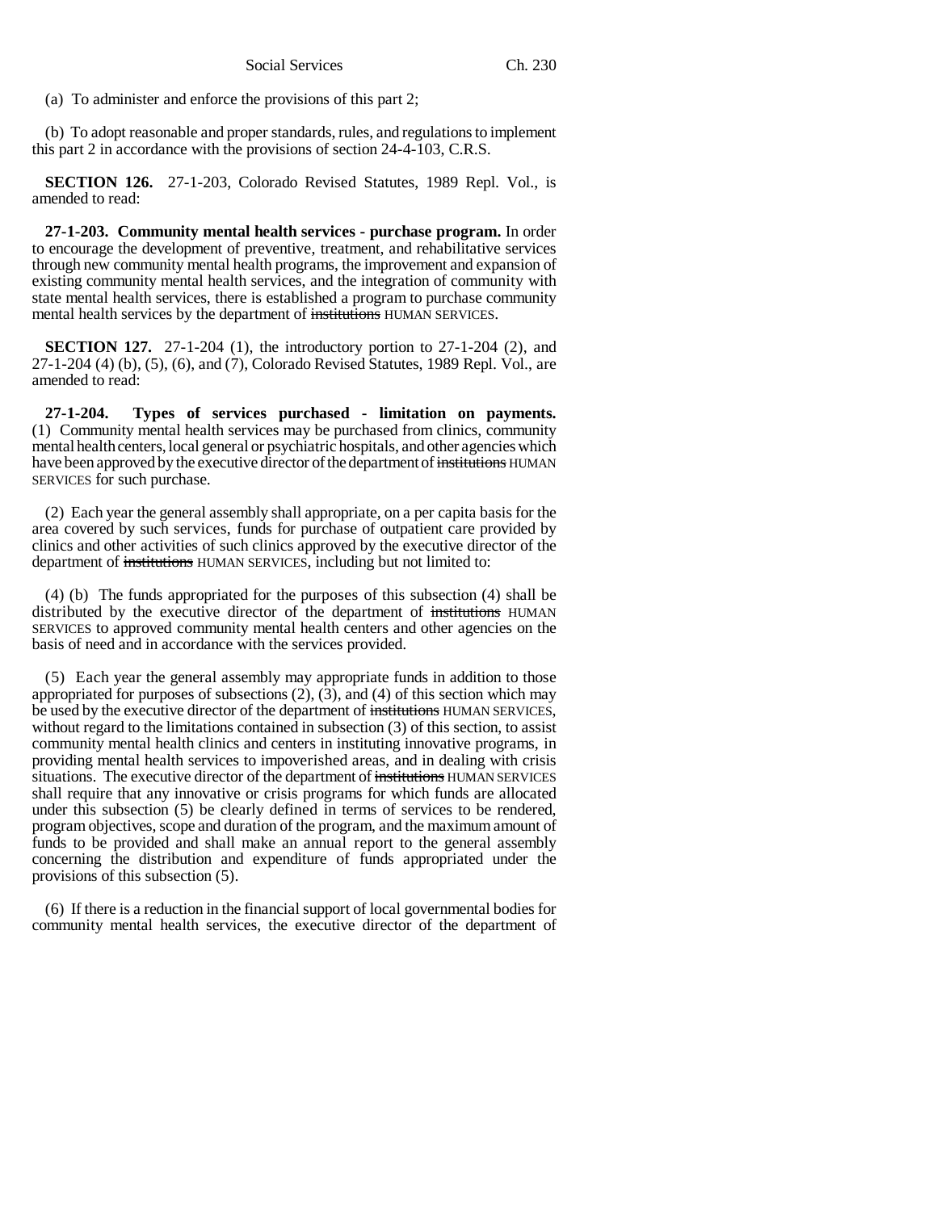(a) To administer and enforce the provisions of this part 2;

(b) To adopt reasonable and proper standards, rules, and regulations to implement this part 2 in accordance with the provisions of section 24-4-103, C.R.S.

**SECTION 126.** 27-1-203, Colorado Revised Statutes, 1989 Repl. Vol., is amended to read:

**27-1-203. Community mental health services - purchase program.** In order to encourage the development of preventive, treatment, and rehabilitative services through new community mental health programs, the improvement and expansion of existing community mental health services, and the integration of community with state mental health services, there is established a program to purchase community mental health services by the department of ~~institutions~~ HUMAN SERVICES.

**SECTION 127.** 27-1-204 (1), the introductory portion to 27-1-204 (2), and 27-1-204 (4) (b), (5), (6), and (7), Colorado Revised Statutes, 1989 Repl. Vol., are amended to read:

**27-1-204. Types of services purchased - limitation on payments.** (1) Community mental health services may be purchased from clinics, community mental health centers, local general or psychiatric hospitals, and other agencies which have been approved by the executive director of the department of ~~institutions~~ HUMAN SERVICES for such purchase.

(2) Each year the general assembly shall appropriate, on a per capita basis for the area covered by such services, funds for purchase of outpatient care provided by clinics and other activities of such clinics approved by the executive director of the department of ~~institutions~~ HUMAN SERVICES, including but not limited to:

(4) (b) The funds appropriated for the purposes of this subsection (4) shall be distributed by the executive director of the department of ~~institutions~~ HUMAN SERVICES to approved community mental health centers and other agencies on the basis of need and in accordance with the services provided.

(5) Each year the general assembly may appropriate funds in addition to those appropriated for purposes of subsections (2), (3), and (4) of this section which may be used by the executive director of the department of ~~institutions~~ HUMAN SERVICES, without regard to the limitations contained in subsection (3) of this section, to assist community mental health clinics and centers in instituting innovative programs, in providing mental health services to impoverished areas, and in dealing with crisis situations. The executive director of the department of ~~institutions~~ HUMAN SERVICES shall require that any innovative or crisis programs for which funds are allocated under this subsection (5) be clearly defined in terms of services to be rendered, program objectives, scope and duration of the program, and the maximum amount of funds to be provided and shall make an annual report to the general assembly concerning the distribution and expenditure of funds appropriated under the provisions of this subsection (5).

(6) If there is a reduction in the financial support of local governmental bodies for community mental health services, the executive director of the department of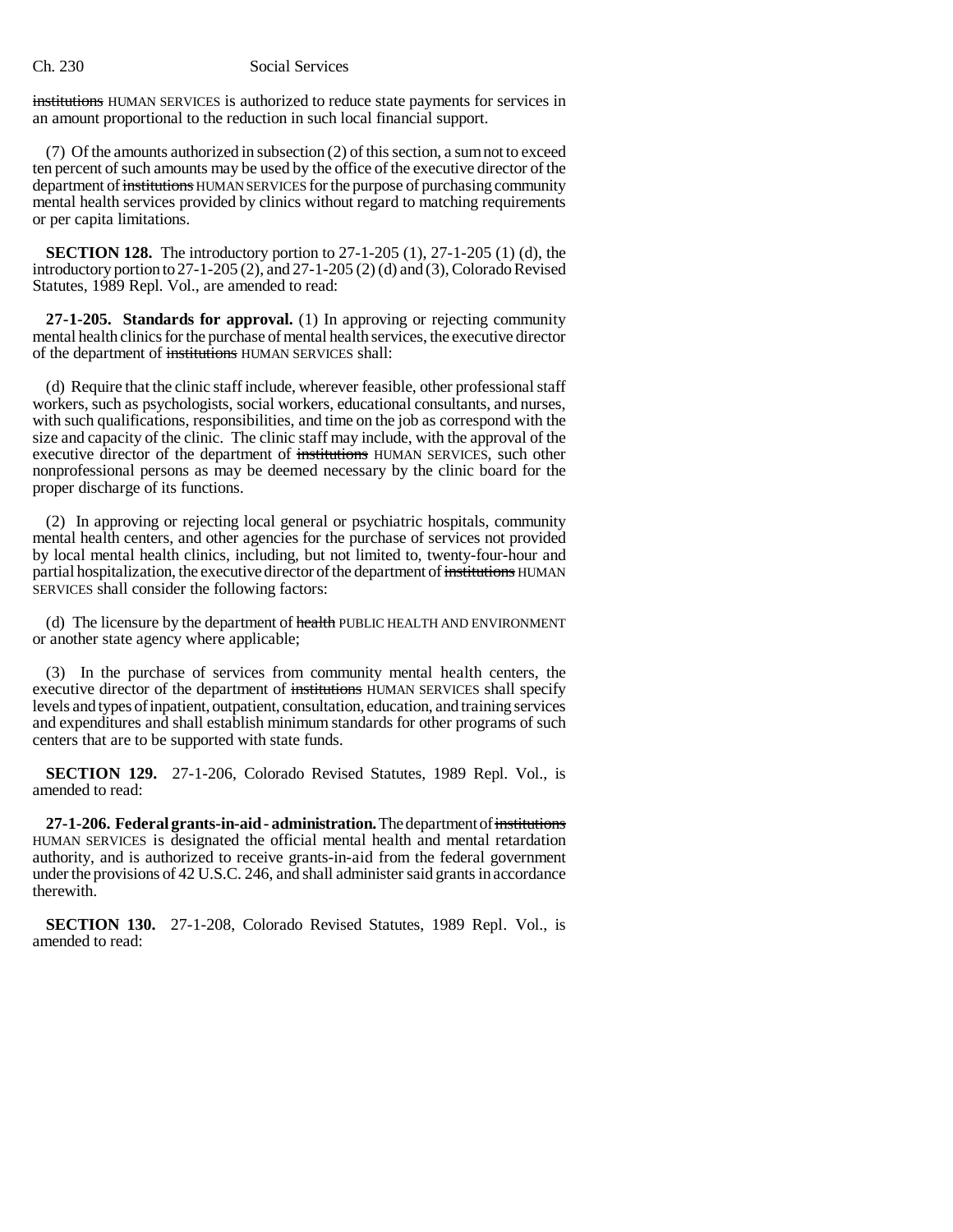~~institutions~~ HUMAN SERVICES is authorized to reduce state payments for services in an amount proportional to the reduction in such local financial support.

(7) Of the amounts authorized in subsection (2) of this section, a sum not to exceed ten percent of such amounts may be used by the office of the executive director of the department of ~~institutions~~ HUMAN SERVICES for the purpose of purchasing community mental health services provided by clinics without regard to matching requirements or per capita limitations.

**SECTION 128.** The introductory portion to 27-1-205 (1), 27-1-205 (1) (d), the introductory portion to 27-1-205 (2), and 27-1-205 (2) (d) and (3), Colorado Revised Statutes, 1989 Repl. Vol., are amended to read:

**27-1-205. Standards for approval.** (1) In approving or rejecting community mental health clinics for the purchase of mental health services, the executive director of the department of ~~institutions~~ HUMAN SERVICES shall:

(d) Require that the clinic staff include, wherever feasible, other professional staff workers, such as psychologists, social workers, educational consultants, and nurses, with such qualifications, responsibilities, and time on the job as correspond with the size and capacity of the clinic. The clinic staff may include, with the approval of the executive director of the department of ~~institutions~~ HUMAN SERVICES, such other nonprofessional persons as may be deemed necessary by the clinic board for the proper discharge of its functions.

(2) In approving or rejecting local general or psychiatric hospitals, community mental health centers, and other agencies for the purchase of services not provided by local mental health clinics, including, but not limited to, twenty-four-hour and partial hospitalization, the executive director of the department of ~~institutions~~ HUMAN SERVICES shall consider the following factors:

(d) The licensure by the department of ~~health~~ PUBLIC HEALTH AND ENVIRONMENT or another state agency where applicable;

(3) In the purchase of services from community mental health centers, the executive director of the department of ~~institutions~~ HUMAN SERVICES shall specify levels and types of inpatient, outpatient, consultation, education, and training services and expenditures and shall establish minimum standards for other programs of such centers that are to be supported with state funds.

**SECTION 129.** 27-1-206, Colorado Revised Statutes, 1989 Repl. Vol., is amended to read:

**27-1-206. Federal grants-in-aid - administration.** The department of ~~institutions~~ HUMAN SERVICES is designated the official mental health and mental retardation authority, and is authorized to receive grants-in-aid from the federal government under the provisions of 42 U.S.C. 246, and shall administer said grants in accordance therewith.

**SECTION 130.** 27-1-208, Colorado Revised Statutes, 1989 Repl. Vol., is amended to read: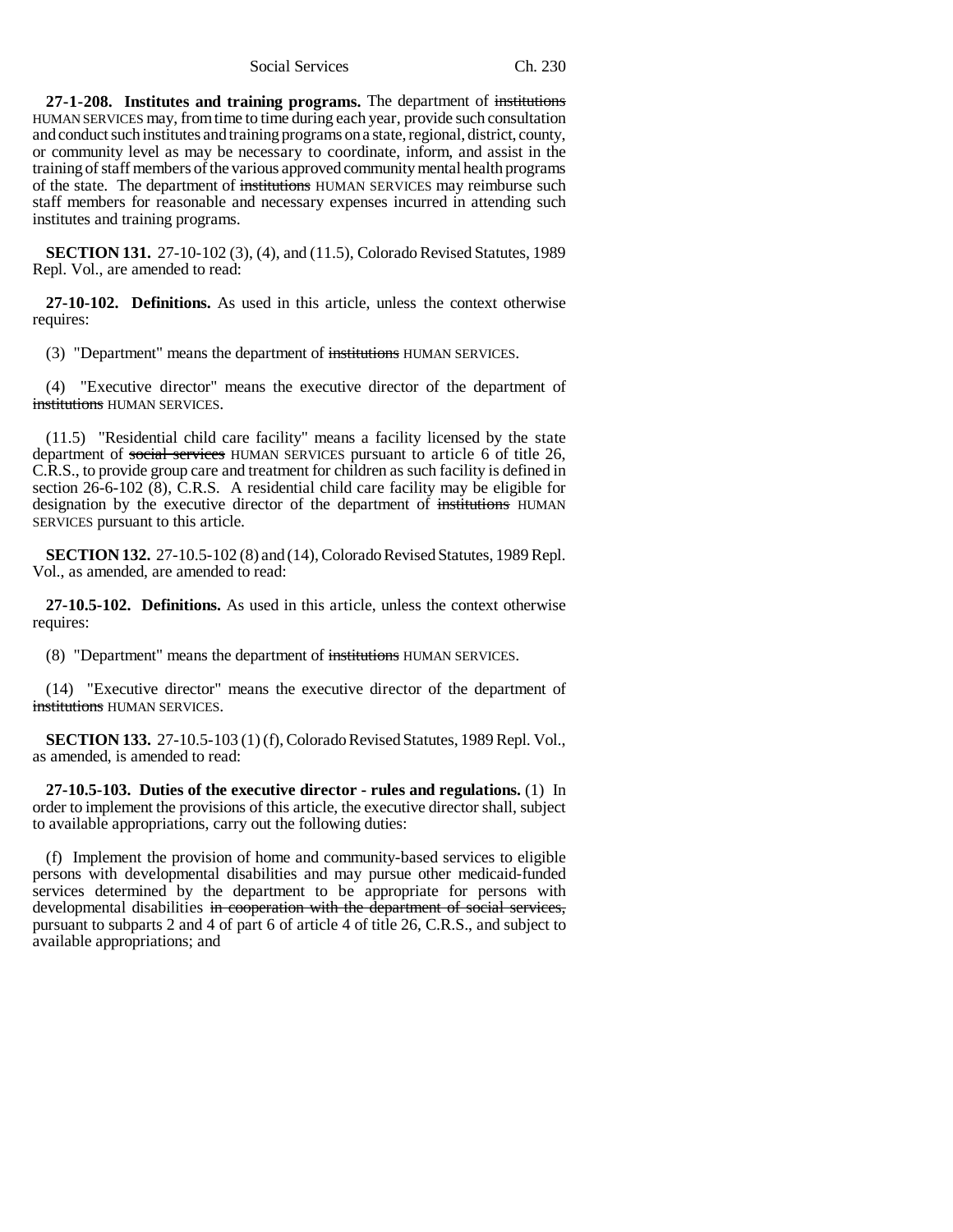**27-1-208. Institutes and training programs.** The department of ~~institutions~~ HUMAN SERVICES may, from time to time during each year, provide such consultation and conduct such institutes and training programs on a state, regional, district, county, or community level as may be necessary to coordinate, inform, and assist in the training of staff members of the various approved community mental health programs of the state. The department of ~~institutions~~ HUMAN SERVICES may reimburse such staff members for reasonable and necessary expenses incurred in attending such institutes and training programs.

**SECTION 131.** 27-10-102 (3), (4), and (11.5), Colorado Revised Statutes, 1989 Repl. Vol., are amended to read:

**27-10-102. Definitions.** As used in this article, unless the context otherwise requires:

(3) "Department" means the department of ~~institutions~~ HUMAN SERVICES.

(4) "Executive director" means the executive director of the department of ~~institutions~~ HUMAN SERVICES.

(11.5) "Residential child care facility" means a facility licensed by the state department of ~~social services~~ HUMAN SERVICES pursuant to article 6 of title 26, C.R.S., to provide group care and treatment for children as such facility is defined in section 26-6-102 (8), C.R.S. A residential child care facility may be eligible for designation by the executive director of the department of ~~institutions~~ HUMAN SERVICES pursuant to this article.

**SECTION 132.** 27-10.5-102 (8) and (14), Colorado Revised Statutes, 1989 Repl. Vol., as amended, are amended to read:

**27-10.5-102. Definitions.** As used in this article, unless the context otherwise requires:

(8) "Department" means the department of ~~institutions~~ HUMAN SERVICES.

(14) "Executive director" means the executive director of the department of ~~institutions~~ HUMAN SERVICES.

**SECTION 133.** 27-10.5-103 (1) (f), Colorado Revised Statutes, 1989 Repl. Vol., as amended, is amended to read:

**27-10.5-103. Duties of the executive director - rules and regulations.** (1) In order to implement the provisions of this article, the executive director shall, subject to available appropriations, carry out the following duties:

(f) Implement the provision of home and community-based services to eligible persons with developmental disabilities and may pursue other medicaid-funded services determined by the department to be appropriate for persons with developmental disabilities ~~in cooperation with the department of social services,~~ pursuant to subparts 2 and 4 of part 6 of article 4 of title 26, C.R.S., and subject to available appropriations; and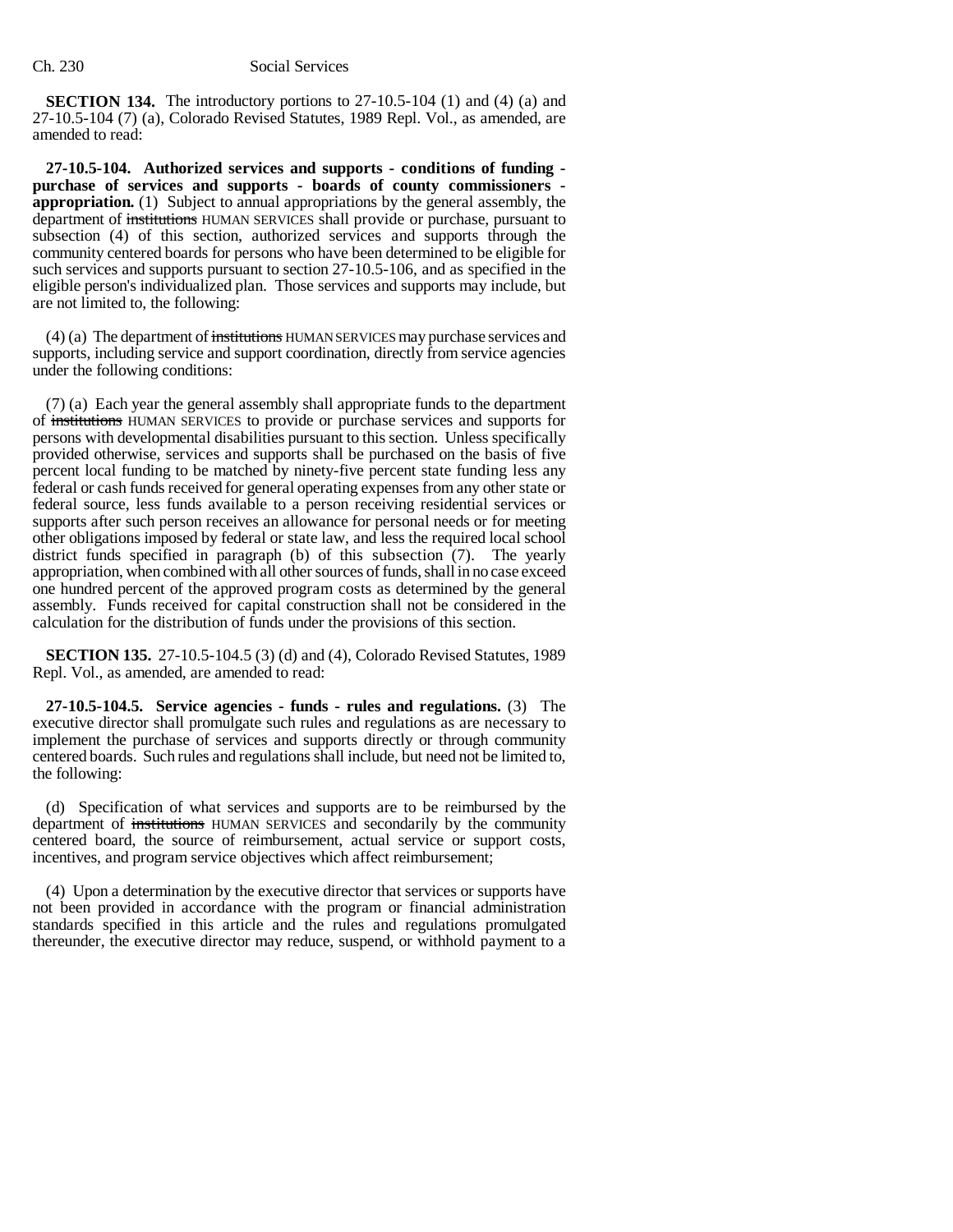**SECTION 134.** The introductory portions to 27-10.5-104 (1) and (4) (a) and 27-10.5-104 (7) (a), Colorado Revised Statutes, 1989 Repl. Vol., as amended, are amended to read:

**27-10.5-104. Authorized services and supports - conditions of funding - purchase of services and supports - boards of county commissioners - appropriation.** (1) Subject to annual appropriations by the general assembly, the department of ~~institutions~~ HUMAN SERVICES shall provide or purchase, pursuant to subsection (4) of this section, authorized services and supports through the community centered boards for persons who have been determined to be eligible for such services and supports pursuant to section 27-10.5-106, and as specified in the eligible person's individualized plan. Those services and supports may include, but are not limited to, the following:

(4) (a) The department of ~~institutions~~ HUMAN SERVICES may purchase services and supports, including service and support coordination, directly from service agencies under the following conditions:

(7) (a) Each year the general assembly shall appropriate funds to the department of ~~institutions~~ HUMAN SERVICES to provide or purchase services and supports for persons with developmental disabilities pursuant to this section. Unless specifically provided otherwise, services and supports shall be purchased on the basis of five percent local funding to be matched by ninety-five percent state funding less any federal or cash funds received for general operating expenses from any other state or federal source, less funds available to a person receiving residential services or supports after such person receives an allowance for personal needs or for meeting other obligations imposed by federal or state law, and less the required local school district funds specified in paragraph (b) of this subsection (7). The yearly appropriation, when combined with all other sources of funds, shall in no case exceed one hundred percent of the approved program costs as determined by the general assembly. Funds received for capital construction shall not be considered in the calculation for the distribution of funds under the provisions of this section.

**SECTION 135.** 27-10.5-104.5 (3) (d) and (4), Colorado Revised Statutes, 1989 Repl. Vol., as amended, are amended to read:

**27-10.5-104.5. Service agencies - funds - rules and regulations.** (3) The executive director shall promulgate such rules and regulations as are necessary to implement the purchase of services and supports directly or through community centered boards. Such rules and regulations shall include, but need not be limited to, the following:

(d) Specification of what services and supports are to be reimbursed by the department of ~~institutions~~ HUMAN SERVICES and secondarily by the community centered board, the source of reimbursement, actual service or support costs, incentives, and program service objectives which affect reimbursement;

(4) Upon a determination by the executive director that services or supports have not been provided in accordance with the program or financial administration standards specified in this article and the rules and regulations promulgated thereunder, the executive director may reduce, suspend, or withhold payment to a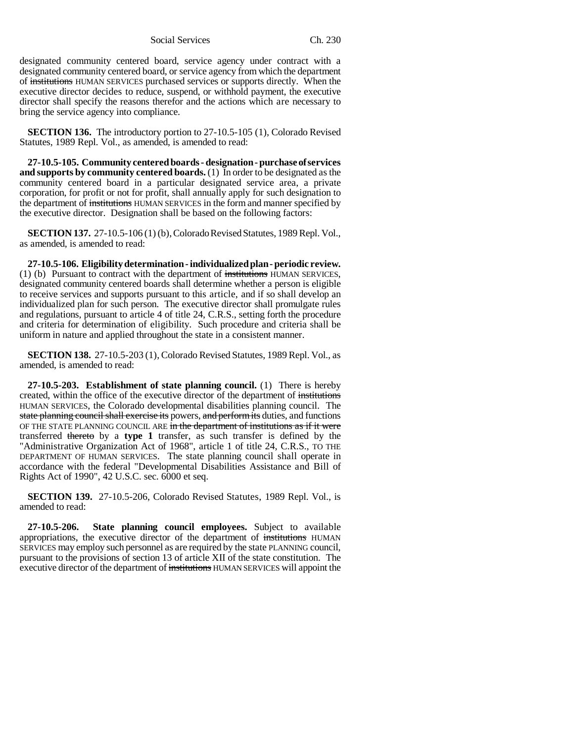designated community centered board, service agency under contract with a designated community centered board, or service agency from which the department of ~~institutions~~ HUMAN SERVICES purchased services or supports directly. When the executive director decides to reduce, suspend, or withhold payment, the executive director shall specify the reasons therefor and the actions which are necessary to bring the service agency into compliance.

**SECTION 136.** The introductory portion to 27-10.5-105 (1), Colorado Revised Statutes, 1989 Repl. Vol., as amended, is amended to read:

**27-10.5-105. Community centered boards - designation - purchase of services and supports by community centered boards.** (1) In order to be designated as the community centered board in a particular designated service area, a private corporation, for profit or not for profit, shall annually apply for such designation to the department of ~~institutions~~ HUMAN SERVICES in the form and manner specified by the executive director. Designation shall be based on the following factors:

**SECTION 137.** 27-10.5-106 (1) (b), Colorado Revised Statutes, 1989 Repl. Vol., as amended, is amended to read:

**27-10.5-106. Eligibility determination - individualized plan - periodic review.** (1) (b) Pursuant to contract with the department of ~~institutions~~ HUMAN SERVICES, designated community centered boards shall determine whether a person is eligible to receive services and supports pursuant to this article, and if so shall develop an individualized plan for such person. The executive director shall promulgate rules and regulations, pursuant to article 4 of title 24, C.R.S., setting forth the procedure and criteria for determination of eligibility. Such procedure and criteria shall be uniform in nature and applied throughout the state in a consistent manner.

**SECTION 138.** 27-10.5-203 (1), Colorado Revised Statutes, 1989 Repl. Vol., as amended, is amended to read:

**27-10.5-203. Establishment of state planning council.** (1) There is hereby created, within the office of the executive director of the department of ~~institutions~~ HUMAN SERVICES, the Colorado developmental disabilities planning council. The ~~state planning council shall exercise its~~ powers, ~~and perform its~~ duties, and functions OF THE STATE PLANNING COUNCIL ARE ~~in the department of institutions as if it were~~ transferred ~~thereto~~ by a **type 1** transfer, as such transfer is defined by the "Administrative Organization Act of 1968", article 1 of title 24, C.R.S., TO THE DEPARTMENT OF HUMAN SERVICES. The state planning council shall operate in accordance with the federal "Developmental Disabilities Assistance and Bill of Rights Act of 1990", 42 U.S.C. sec. 6000 et seq.

**SECTION 139.** 27-10.5-206, Colorado Revised Statutes, 1989 Repl. Vol., is amended to read:

**27-10.5-206. State planning council employees.** Subject to available appropriations, the executive director of the department of ~~institutions~~ HUMAN SERVICES may employ such personnel as are required by the state PLANNING council, pursuant to the provisions of section 13 of article XII of the state constitution. The executive director of the department of ~~institutions~~ HUMAN SERVICES will appoint the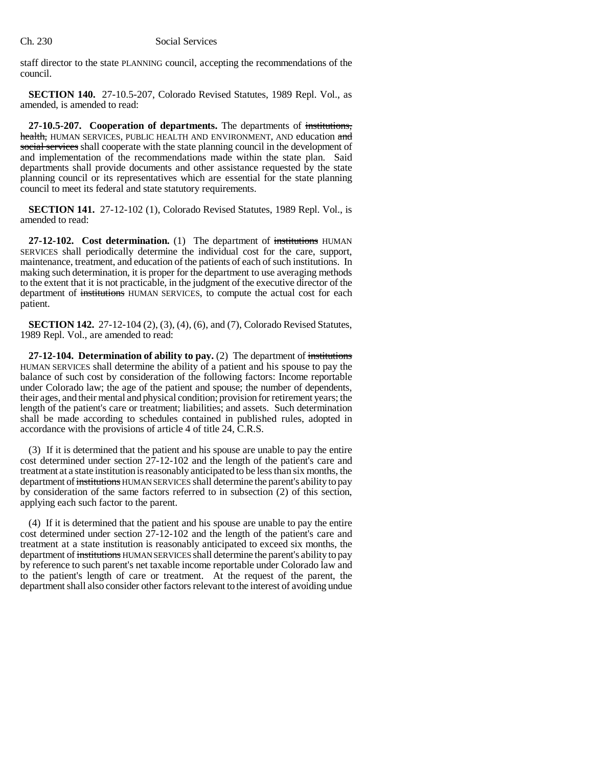staff director to the state PLANNING council, accepting the recommendations of the council.

**SECTION 140.** 27-10.5-207, Colorado Revised Statutes, 1989 Repl. Vol., as amended, is amended to read:

**27-10.5-207. Cooperation of departments.** The departments of ~~institutions, health,~~ HUMAN SERVICES, PUBLIC HEALTH AND ENVIRONMENT, AND education ~~and social services~~ shall cooperate with the state planning council in the development of and implementation of the recommendations made within the state plan. Said departments shall provide documents and other assistance requested by the state planning council or its representatives which are essential for the state planning council to meet its federal and state statutory requirements.

**SECTION 141.** 27-12-102 (1), Colorado Revised Statutes, 1989 Repl. Vol., is amended to read:

**27-12-102. Cost determination.** (1) The department of ~~institutions~~ HUMAN SERVICES shall periodically determine the individual cost for the care, support, maintenance, treatment, and education of the patients of each of such institutions. In making such determination, it is proper for the department to use averaging methods to the extent that it is not practicable, in the judgment of the executive director of the department of ~~institutions~~ HUMAN SERVICES, to compute the actual cost for each patient.

**SECTION 142.** 27-12-104 (2), (3), (4), (6), and (7), Colorado Revised Statutes, 1989 Repl. Vol., are amended to read:

**27-12-104. Determination of ability to pay.** (2) The department of ~~institutions~~ HUMAN SERVICES shall determine the ability of a patient and his spouse to pay the balance of such cost by consideration of the following factors: Income reportable under Colorado law; the age of the patient and spouse; the number of dependents, their ages, and their mental and physical condition; provision for retirement years; the length of the patient's care or treatment; liabilities; and assets. Such determination shall be made according to schedules contained in published rules, adopted in accordance with the provisions of article 4 of title 24, C.R.S.

(3) If it is determined that the patient and his spouse are unable to pay the entire cost determined under section 27-12-102 and the length of the patient's care and treatment at a state institution is reasonably anticipated to be less than six months, the department of ~~institutions~~ HUMAN SERVICES shall determine the parent's ability to pay by consideration of the same factors referred to in subsection (2) of this section, applying each such factor to the parent.

(4) If it is determined that the patient and his spouse are unable to pay the entire cost determined under section 27-12-102 and the length of the patient's care and treatment at a state institution is reasonably anticipated to exceed six months, the department of ~~institutions~~ HUMAN SERVICES shall determine the parent's ability to pay by reference to such parent's net taxable income reportable under Colorado law and to the patient's length of care or treatment. At the request of the parent, the department shall also consider other factors relevant to the interest of avoiding undue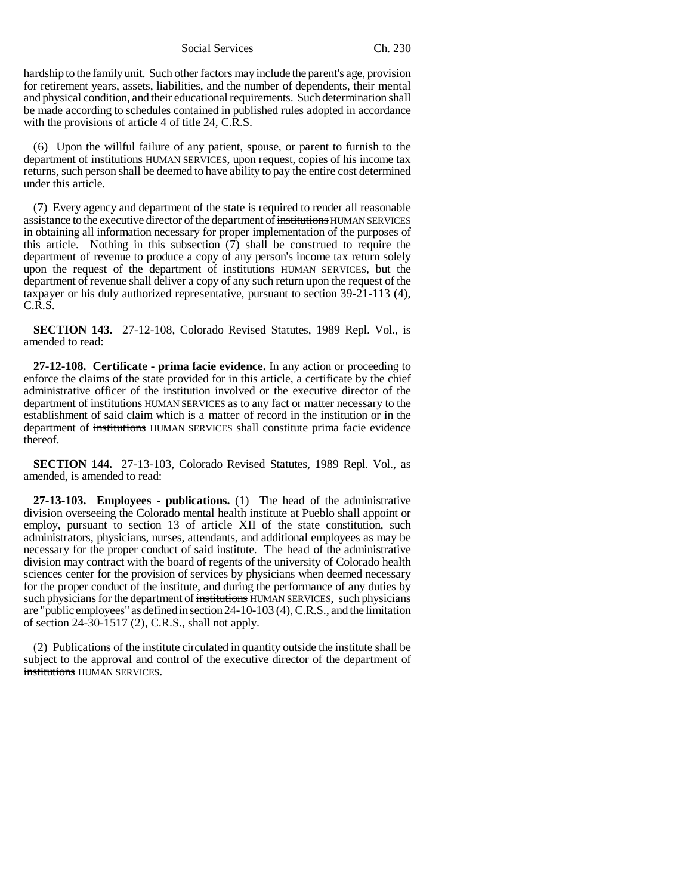hardship to the family unit. Such other factors may include the parent's age, provision for retirement years, assets, liabilities, and the number of dependents, their mental and physical condition, and their educational requirements. Such determination shall be made according to schedules contained in published rules adopted in accordance with the provisions of article 4 of title 24, C.R.S.

(6) Upon the willful failure of any patient, spouse, or parent to furnish to the department of ~~institutions~~ HUMAN SERVICES, upon request, copies of his income tax returns, such person shall be deemed to have ability to pay the entire cost determined under this article.

(7) Every agency and department of the state is required to render all reasonable assistance to the executive director of the department of ~~institutions~~ HUMAN SERVICES in obtaining all information necessary for proper implementation of the purposes of this article. Nothing in this subsection (7) shall be construed to require the department of revenue to produce a copy of any person's income tax return solely upon the request of the department of ~~institutions~~ HUMAN SERVICES, but the department of revenue shall deliver a copy of any such return upon the request of the taxpayer or his duly authorized representative, pursuant to section 39-21-113 (4), C.R.S.

**SECTION 143.** 27-12-108, Colorado Revised Statutes, 1989 Repl. Vol., is amended to read:

**27-12-108. Certificate - prima facie evidence.** In any action or proceeding to enforce the claims of the state provided for in this article, a certificate by the chief administrative officer of the institution involved or the executive director of the department of ~~institutions~~ HUMAN SERVICES as to any fact or matter necessary to the establishment of said claim which is a matter of record in the institution or in the department of ~~institutions~~ HUMAN SERVICES shall constitute prima facie evidence thereof.

**SECTION 144.** 27-13-103, Colorado Revised Statutes, 1989 Repl. Vol., as amended, is amended to read:

**27-13-103. Employees - publications.** (1) The head of the administrative division overseeing the Colorado mental health institute at Pueblo shall appoint or employ, pursuant to section 13 of article XII of the state constitution, such administrators, physicians, nurses, attendants, and additional employees as may be necessary for the proper conduct of said institute. The head of the administrative division may contract with the board of regents of the university of Colorado health sciences center for the provision of services by physicians when deemed necessary for the proper conduct of the institute, and during the performance of any duties by such physicians for the department of ~~institutions~~ HUMAN SERVICES, such physicians are "public employees" as defined in section 24-10-103 (4), C.R.S., and the limitation of section 24-30-1517 (2), C.R.S., shall not apply.

(2) Publications of the institute circulated in quantity outside the institute shall be subject to the approval and control of the executive director of the department of ~~institutions~~ HUMAN SERVICES.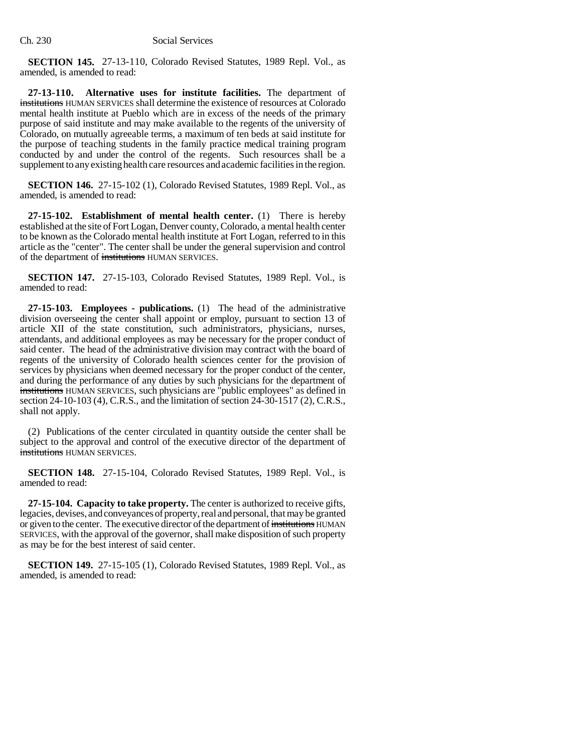**SECTION 145.** 27-13-110, Colorado Revised Statutes, 1989 Repl. Vol., as amended, is amended to read:

**27-13-110. Alternative uses for institute facilities.** The department of ~~institutions~~ HUMAN SERVICES shall determine the existence of resources at Colorado mental health institute at Pueblo which are in excess of the needs of the primary purpose of said institute and may make available to the regents of the university of Colorado, on mutually agreeable terms, a maximum of ten beds at said institute for the purpose of teaching students in the family practice medical training program conducted by and under the control of the regents. Such resources shall be a supplement to any existing health care resources and academic facilities in the region.

**SECTION 146.** 27-15-102 (1), Colorado Revised Statutes, 1989 Repl. Vol., as amended, is amended to read:

**27-15-102. Establishment of mental health center.** (1) There is hereby established at the site of Fort Logan, Denver county, Colorado, a mental health center to be known as the Colorado mental health institute at Fort Logan, referred to in this article as the "center". The center shall be under the general supervision and control of the department of ~~institutions~~ HUMAN SERVICES.

**SECTION 147.** 27-15-103, Colorado Revised Statutes, 1989 Repl. Vol., is amended to read:

**27-15-103. Employees - publications.** (1) The head of the administrative division overseeing the center shall appoint or employ, pursuant to section 13 of article XII of the state constitution, such administrators, physicians, nurses, attendants, and additional employees as may be necessary for the proper conduct of said center. The head of the administrative division may contract with the board of regents of the university of Colorado health sciences center for the provision of services by physicians when deemed necessary for the proper conduct of the center, and during the performance of any duties by such physicians for the department of ~~institutions~~ HUMAN SERVICES, such physicians are "public employees" as defined in section 24-10-103 (4), C.R.S., and the limitation of section 24-30-1517 (2), C.R.S., shall not apply.

(2) Publications of the center circulated in quantity outside the center shall be subject to the approval and control of the executive director of the department of ~~institutions~~ HUMAN SERVICES.

**SECTION 148.** 27-15-104, Colorado Revised Statutes, 1989 Repl. Vol., is amended to read:

**27-15-104. Capacity to take property.** The center is authorized to receive gifts, legacies, devises, and conveyances of property, real and personal, that may be granted or given to the center. The executive director of the department of ~~institutions~~ HUMAN SERVICES, with the approval of the governor, shall make disposition of such property as may be for the best interest of said center.

**SECTION 149.** 27-15-105 (1), Colorado Revised Statutes, 1989 Repl. Vol., as amended, is amended to read: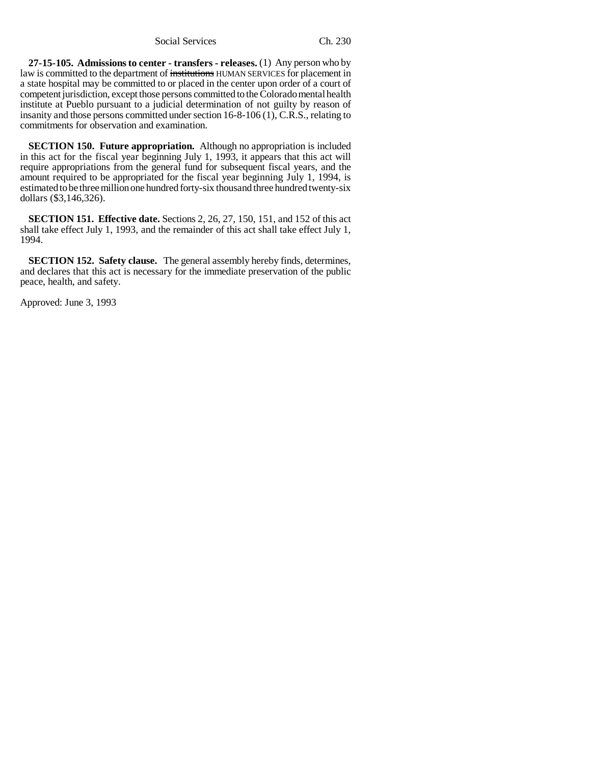**27-15-105. Admissions to center - transfers - releases.** (1) Any person who by law is committed to the department of ~~institutions~~ HUMAN SERVICES for placement in a state hospital may be committed to or placed in the center upon order of a court of competent jurisdiction, except those persons committed to the Colorado mental health institute at Pueblo pursuant to a judicial determination of not guilty by reason of insanity and those persons committed under section 16-8-106 (1), C.R.S., relating to commitments for observation and examination.

**SECTION 150. Future appropriation.** Although no appropriation is included in this act for the fiscal year beginning July 1, 1993, it appears that this act will require appropriations from the general fund for subsequent fiscal years, and the amount required to be appropriated for the fiscal year beginning July 1, 1994, is estimated to be three million one hundred forty-six thousand three hundred twenty-six dollars ($3,146,326).

**SECTION 151. Effective date.** Sections 2, 26, 27, 150, 151, and 152 of this act shall take effect July 1, 1993, and the remainder of this act shall take effect July 1, 1994.

**SECTION 152. Safety clause.** The general assembly hereby finds, determines, and declares that this act is necessary for the immediate preservation of the public peace, health, and safety.

Approved: June 3, 1993